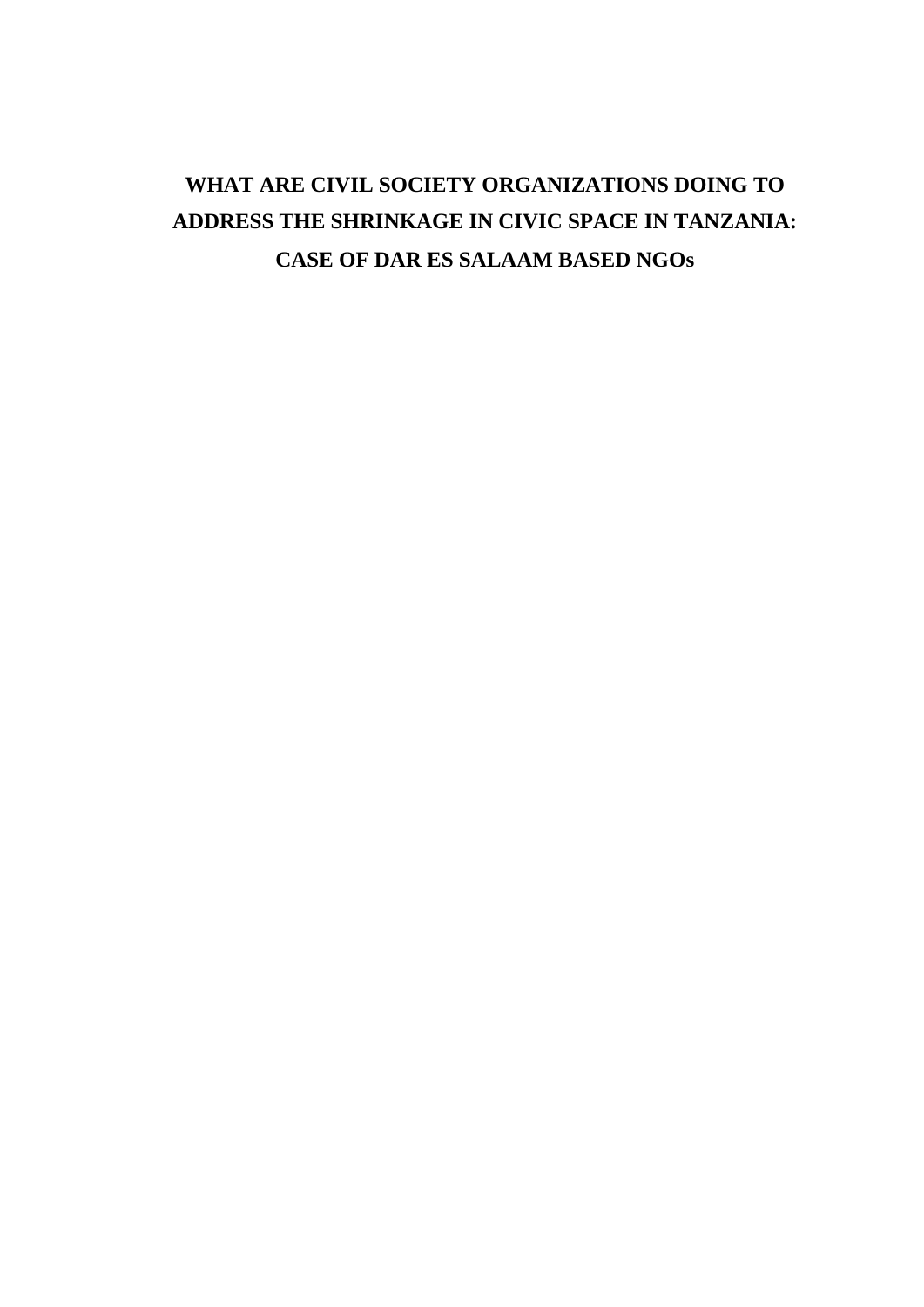# WHAT ARE CIVIL SOCIETY ORGANIZATIONS DOING TO ADDRESS THE SHRINKAGE IN CIVIC SPACE IN TANZANIA: CASE OF DAR ES SALAAM BASED NGOs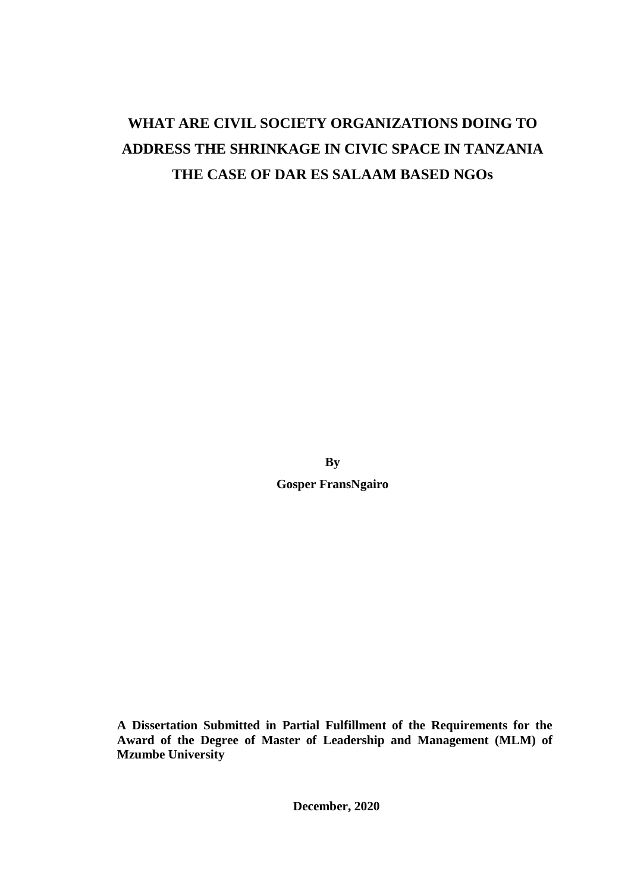# WHAT ARE CIVIL SOCIETY ORGANIZATIONS DOING TO ADDRESS THE SHRINKAGE IN CIVIC SPACE IN TANZANIA THE CASE OF DAR ES SALAAM BASED NGOs

**By**

**Gosper FransNgairo**

**A Dissertation Submitted in Partial Fulfillment of the Requirements for the Award of the Degree of Master of Leadership and Management (MLM) of Mzumbe University**

**December, 2020**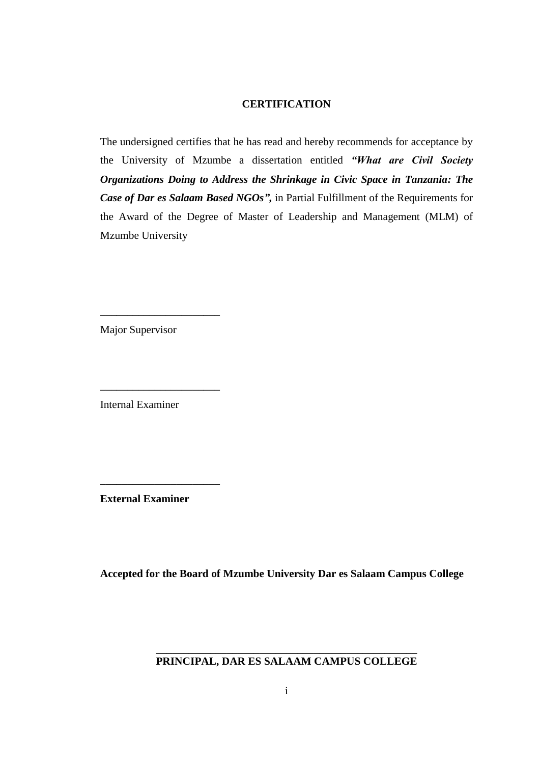## CERTIFICATION

The undersigned certifies that he has read and hereby recommends for acceptance by the University of Mzumbe a dissertation entitled ***"What are Civil Society Organizations Doing to Address the Shrinkage in Civic Space in Tanzania: The Case of Dar es Salaam Based NGOs",*** in Partial Fulfillment of the Requirements for the Award of the Degree of Master of Leadership and Management (MLM) of Mzumbe University

_____________________

Major Supervisor

_____________________

Internal Examiner

_____________________

**External Examiner**

**Accepted for the Board of Mzumbe University Dar es Salaam Campus College**

_____________________________________________

**PRINCIPAL, DAR ES SALAAM CAMPUS COLLEGE**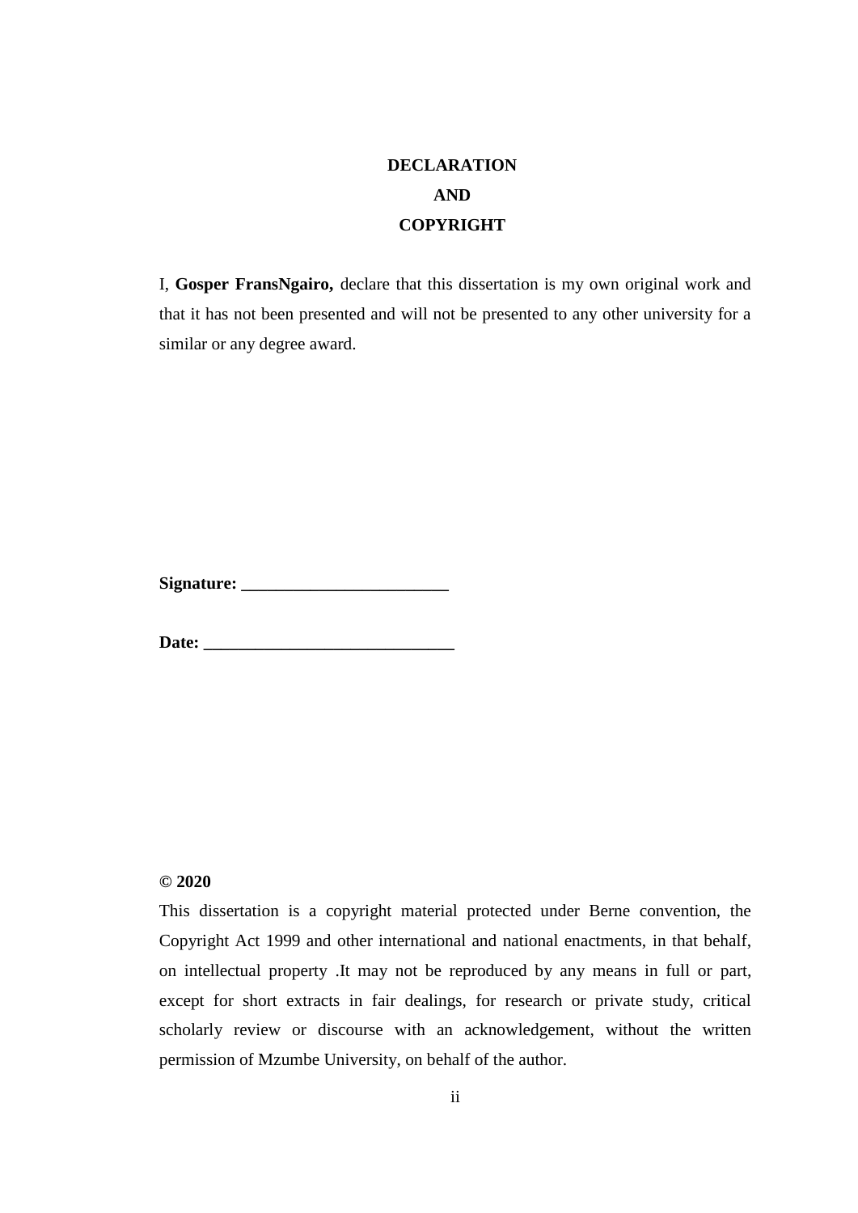# DECLARATION
# AND
# COPYRIGHT

I, **Gosper FransNgairo,** declare that this dissertation is my own original work and that it has not been presented and will not be presented to any other university for a similar or any degree award.

**Signature: ________________________**

**Date: _____________________________**

**© 2020**

This dissertation is a copyright material protected under Berne convention, the Copyright Act 1999 and other international and national enactments, in that behalf, on intellectual property .It may not be reproduced by any means in full or part, except for short extracts in fair dealings, for research or private study, critical scholarly review or discourse with an acknowledgement, without the written permission of Mzumbe University, on behalf of the author.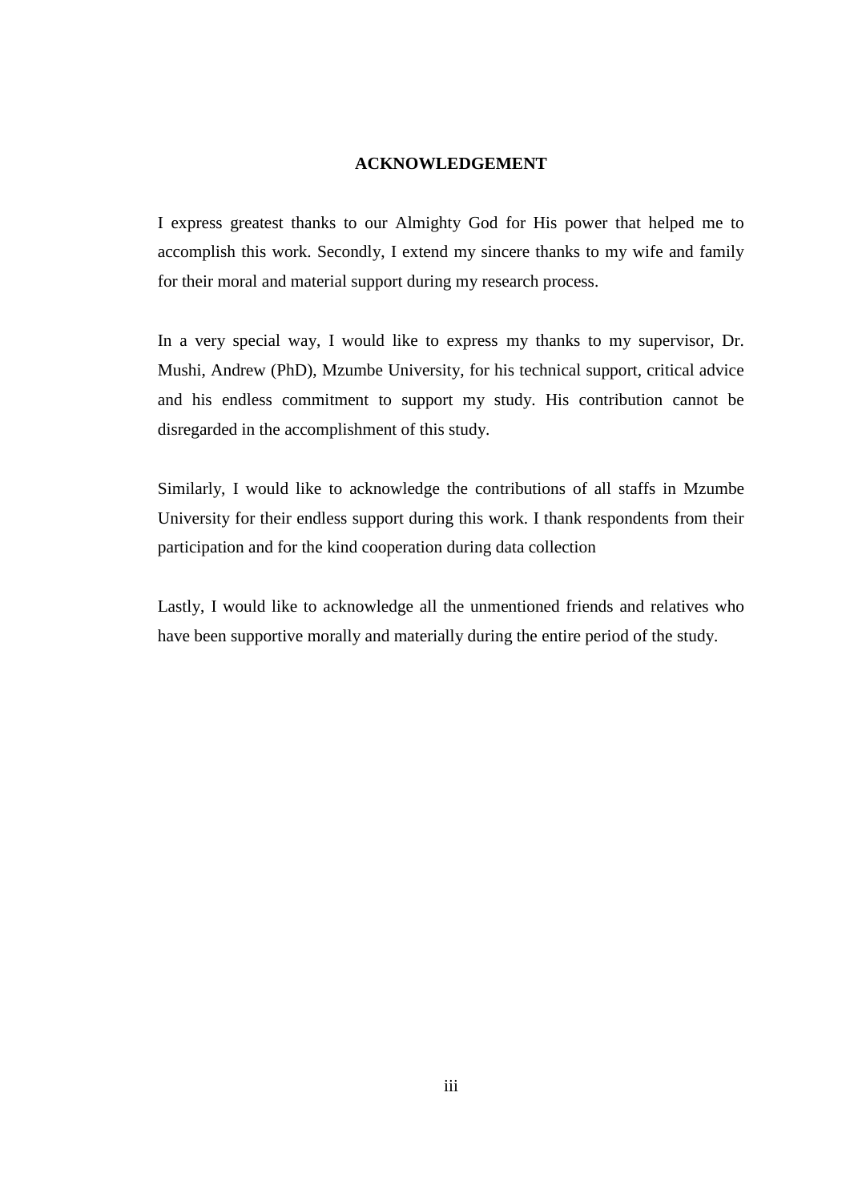## ACKNOWLEDGEMENT

I express greatest thanks to our Almighty God for His power that helped me to accomplish this work. Secondly, I extend my sincere thanks to my wife and family for their moral and material support during my research process.

In a very special way, I would like to express my thanks to my supervisor, Dr. Mushi, Andrew (PhD), Mzumbe University, for his technical support, critical advice and his endless commitment to support my study. His contribution cannot be disregarded in the accomplishment of this study.

Similarly, I would like to acknowledge the contributions of all staffs in Mzumbe University for their endless support during this work. I thank respondents from their participation and for the kind cooperation during data collection

Lastly, I would like to acknowledge all the unmentioned friends and relatives who have been supportive morally and materially during the entire period of the study.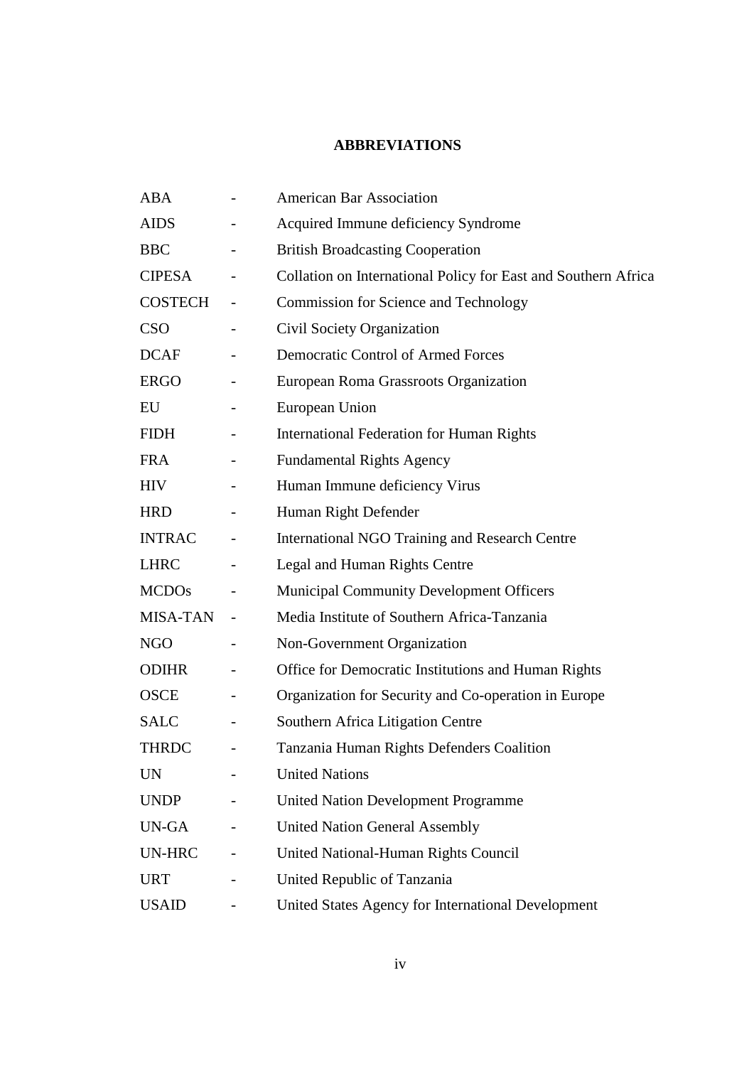## ABBREVIATIONS

| | | |
|---|---|---|
| ABA | - | American Bar Association |
| AIDS | - | Acquired Immune deficiency Syndrome |
| BBC | - | British Broadcasting Cooperation |
| CIPESA | - | Collation on International Policy for East and Southern Africa |
| COSTECH | - | Commission for Science and Technology |
| CSO | - | Civil Society Organization |
| DCAF | - | Democratic Control of Armed Forces |
| ERGO | - | European Roma Grassroots Organization |
| EU | - | European Union |
| FIDH | - | International Federation for Human Rights |
| FRA | - | Fundamental Rights Agency |
| HIV | - | Human Immune deficiency Virus |
| HRD | - | Human Right Defender |
| INTRAC | - | International NGO Training and Research Centre |
| LHRC | - | Legal and Human Rights Centre |
| MCDOs | - | Municipal Community Development Officers |
| MISA-TAN | - | Media Institute of Southern Africa-Tanzania |
| NGO | - | Non-Government Organization |
| ODIHR | - | Office for Democratic Institutions and Human Rights |
| OSCE | - | Organization for Security and Co-operation in Europe |
| SALC | - | Southern Africa Litigation Centre |
| THRDC | - | Tanzania Human Rights Defenders Coalition |
| UN | - | United Nations |
| UNDP | - | United Nation Development Programme |
| UN-GA | - | United Nation General Assembly |
| UN-HRC | - | United National-Human Rights Council |
| URT | - | United Republic of Tanzania |
| USAID | - | United States Agency for International Development |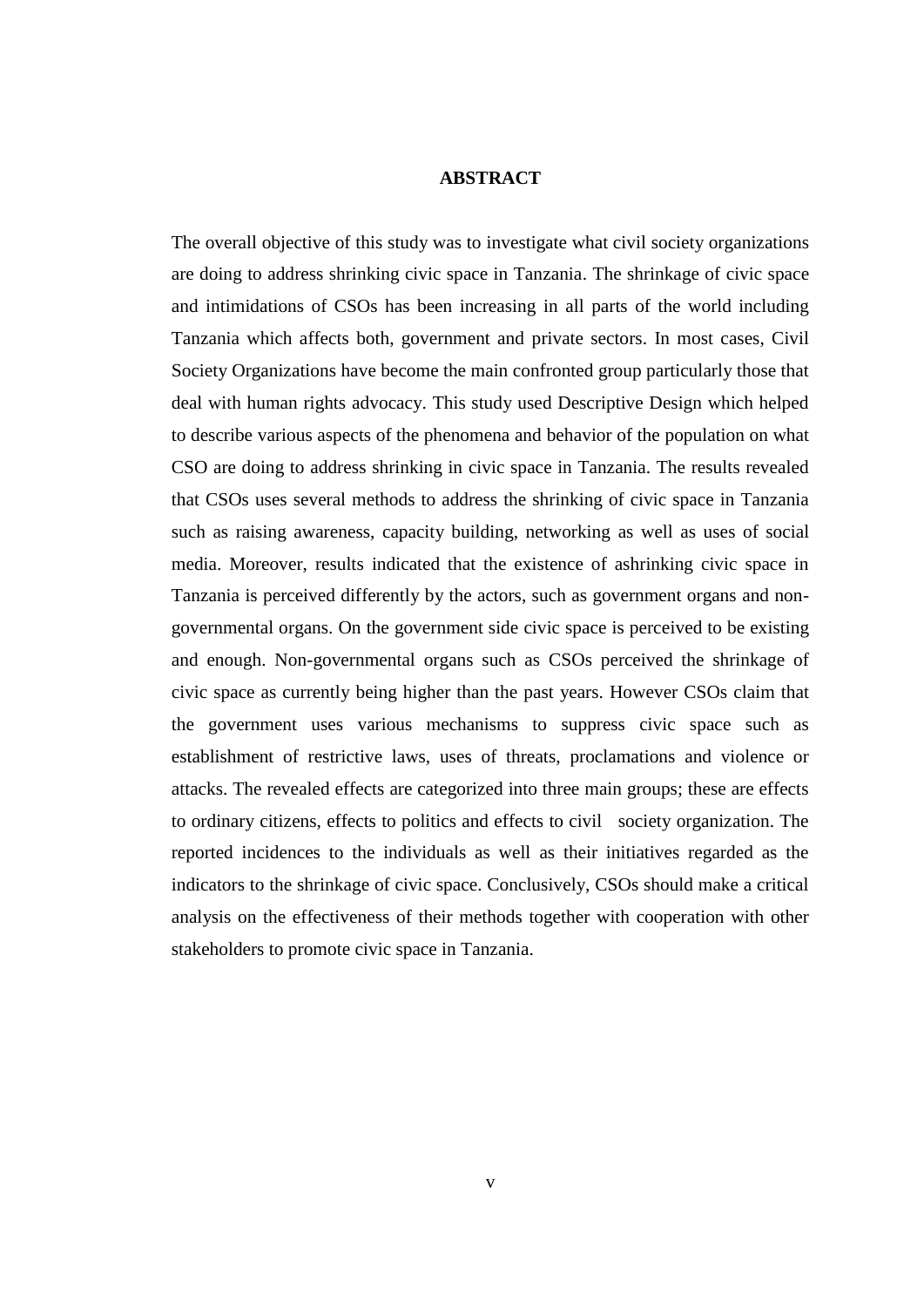# ABSTRACT

The overall objective of this study was to investigate what civil society organizations are doing to address shrinking civic space in Tanzania. The shrinkage of civic space and intimidations of CSOs has been increasing in all parts of the world including Tanzania which affects both, government and private sectors. In most cases, Civil Society Organizations have become the main confronted group particularly those that deal with human rights advocacy. This study used Descriptive Design which helped to describe various aspects of the phenomena and behavior of the population on what CSO are doing to address shrinking in civic space in Tanzania. The results revealed that CSOs uses several methods to address the shrinking of civic space in Tanzania such as raising awareness, capacity building, networking as well as uses of social media. Moreover, results indicated that the existence of ashrinking civic space in Tanzania is perceived differently by the actors, such as government organs and non-governmental organs. On the government side civic space is perceived to be existing and enough. Non-governmental organs such as CSOs perceived the shrinkage of civic space as currently being higher than the past years. However CSOs claim that the government uses various mechanisms to suppress civic space such as establishment of restrictive laws, uses of threats, proclamations and violence or attacks. The revealed effects are categorized into three main groups; these are effects to ordinary citizens, effects to politics and effects to civil society organization. The reported incidences to the individuals as well as their initiatives regarded as the indicators to the shrinkage of civic space. Conclusively, CSOs should make a critical analysis on the effectiveness of their methods together with cooperation with other stakeholders to promote civic space in Tanzania.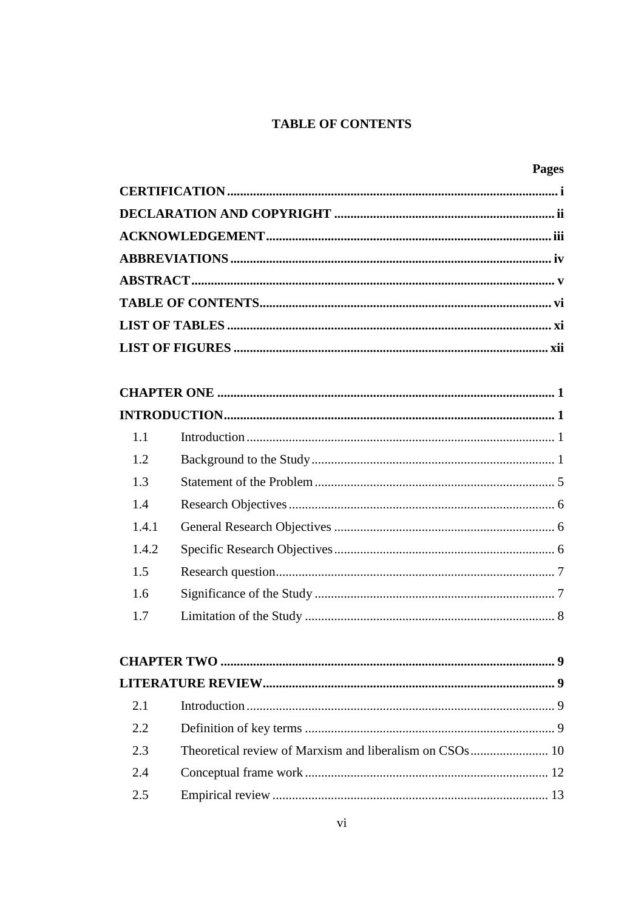## TABLE OF CONTENTS

| | | Pages |
|---|---|---|
| **CERTIFICATION** | | **i** |
| **DECLARATION AND COPYRIGHT** | | **ii** |
| **ACKNOWLEDGEMENT** | | **iii** |
| **ABBREVIATIONS** | | **iv** |
| **ABSTRACT** | | **v** |
| **TABLE OF CONTENTS** | | **vi** |
| **LIST OF TABLES** | | **xi** |
| **LIST OF FIGURES** | | **xii** |
| **CHAPTER ONE** | | **1** |
| **INTRODUCTION** | | **1** |
| 1.1 | Introduction | 1 |
| 1.2 | Background to the Study | 1 |
| 1.3 | Statement of the Problem | 5 |
| 1.4 | Research Objectives | 6 |
| 1.4.1 | General Research Objectives | 6 |
| 1.4.2 | Specific Research Objectives | 6 |
| 1.5 | Research question | 7 |
| 1.6 | Significance of the Study | 7 |
| 1.7 | Limitation of the Study | 8 |
| **CHAPTER TWO** | | **9** |
| **LITERATURE REVIEW** | | **9** |
| 2.1 | Introduction | 9 |
| 2.2 | Definition of key terms | 9 |
| 2.3 | Theoretical review of Marxism and liberalism on CSOs | 10 |
| 2.4 | Conceptual frame work | 12 |
| 2.5 | Empirical review | 13 |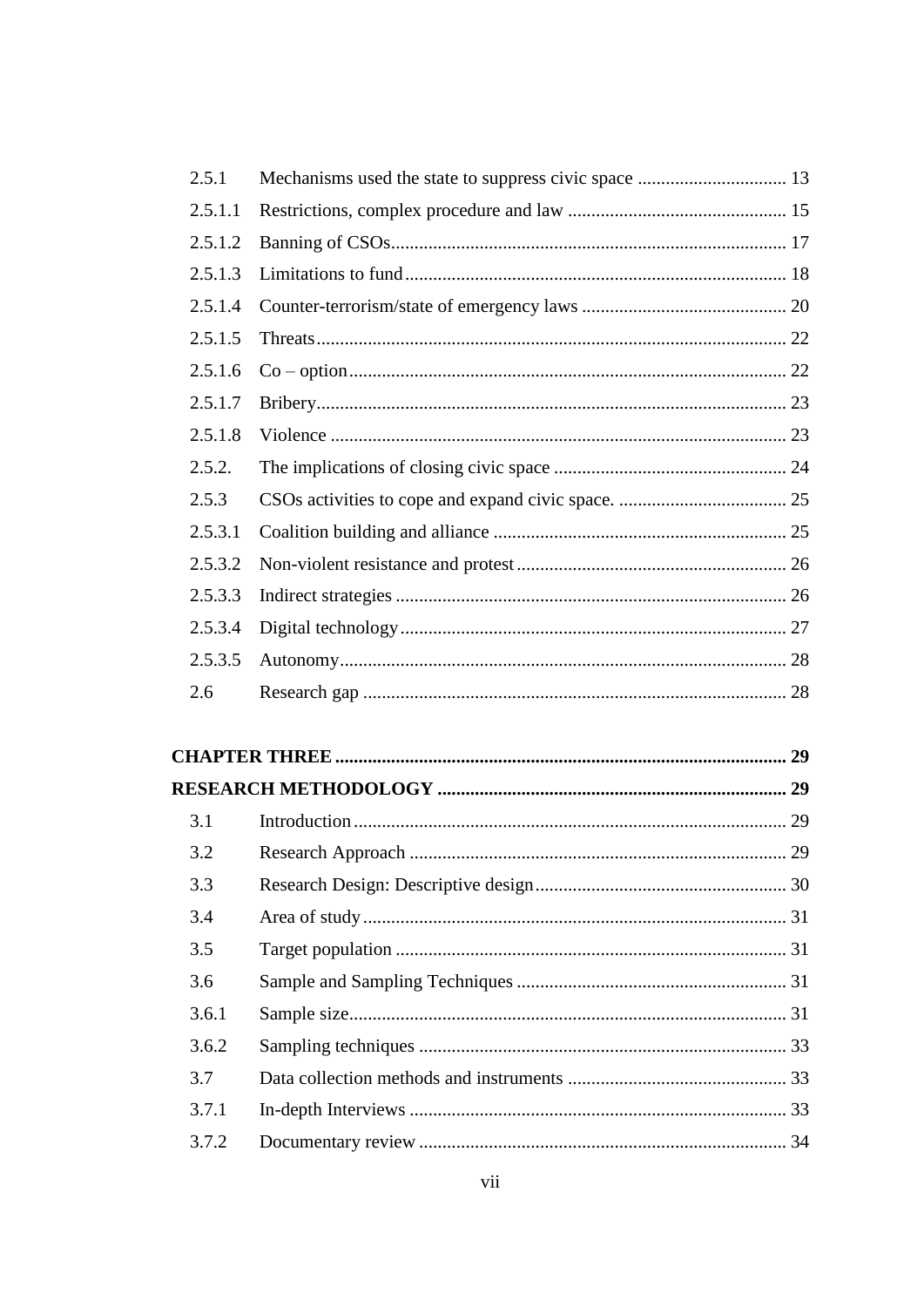2.5.1 Mechanisms used the state to suppress civic space ................................ 13

2.5.1.1 Restrictions, complex procedure and law ............................................... 15

2.5.1.2 Banning of CSOs.................................................................................... 17

2.5.1.3 Limitations to fund.................................................................................. 18

2.5.1.4 Counter-terrorism/state of emergency laws ............................................ 20

2.5.1.5 Threats.................................................................................................... 22

2.5.1.6 Co – option............................................................................................. 22

2.5.1.7 Bribery.................................................................................................... 23

2.5.1.8 Violence ................................................................................................. 23

2.5.2. The implications of closing civic space .................................................. 24

2.5.3 CSOs activities to cope and expand civic space. .................................... 25

2.5.3.1 Coalition building and alliance ............................................................... 25

2.5.3.2 Non-violent resistance and protest.......................................................... 26

2.5.3.3 Indirect strategies ................................................................................... 26

2.5.3.4 Digital technology................................................................................... 27

2.5.3.5 Autonomy............................................................................................... 28

2.6 Research gap .......................................................................................... 28

**CHAPTER THREE ................................................................................................ 29**

**RESEARCH METHODOLOGY .......................................................................... 29**

3.1 Introduction............................................................................................ 29

3.2 Research Approach ................................................................................ 29

3.3 Research Design: Descriptive design...................................................... 30

3.4 Area of study.......................................................................................... 31

3.5 Target population ................................................................................... 31

3.6 Sample and Sampling Techniques .......................................................... 31

3.6.1 Sample size............................................................................................. 31

3.6.2 Sampling techniques .............................................................................. 33

3.7 Data collection methods and instruments ............................................... 33

3.7.1 In-depth Interviews ................................................................................ 33

3.7.2 Documentary review .............................................................................. 34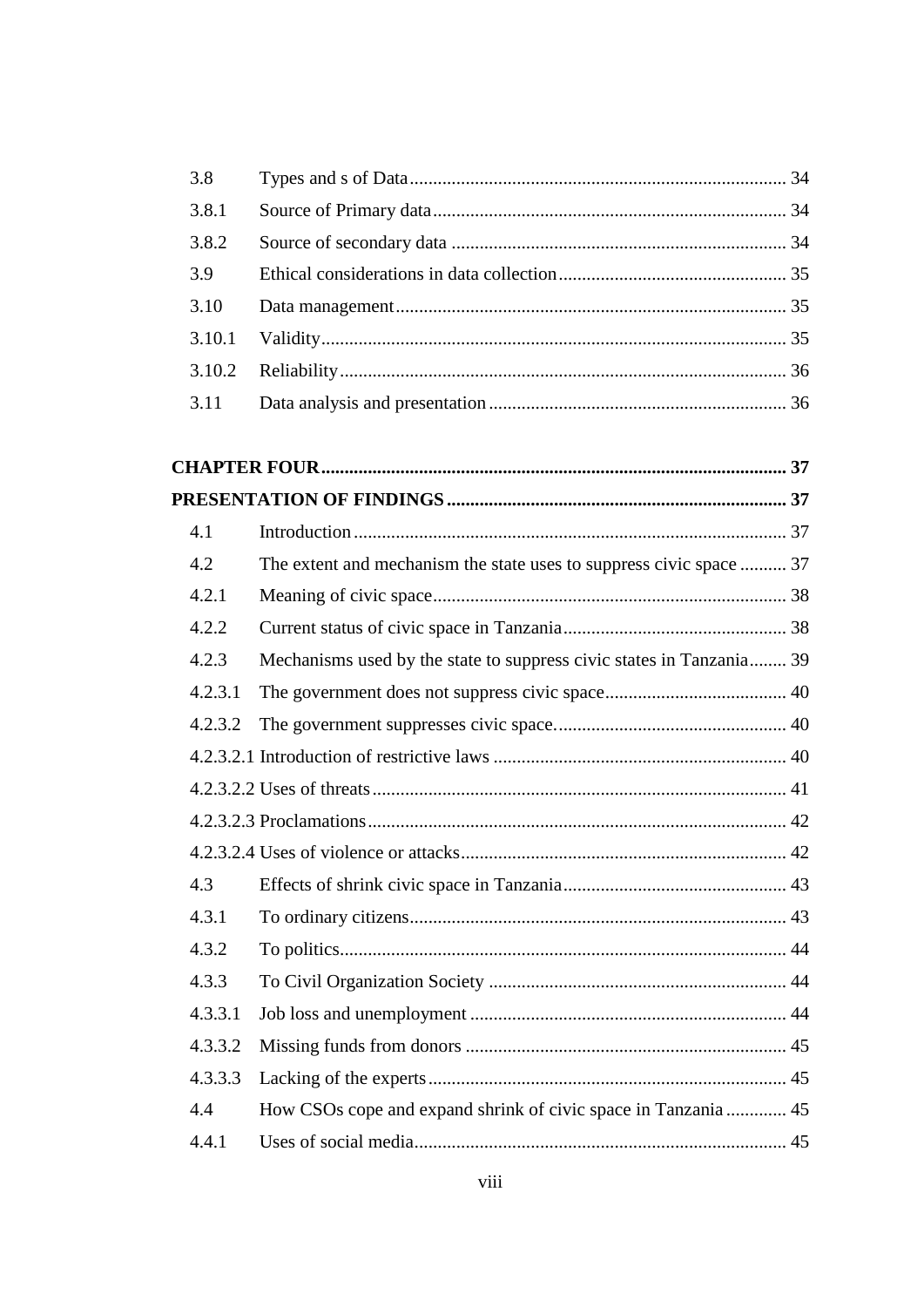| | | |
|---|---|---|
| 3.8 | Types and s of Data | 34 |
| 3.8.1 | Source of Primary data | 34 |
| 3.8.2 | Source of secondary data | 34 |
| 3.9 | Ethical considerations in data collection | 35 |
| 3.10 | Data management | 35 |
| 3.10.1 | Validity | 35 |
| 3.10.2 | Reliability | 36 |
| 3.11 | Data analysis and presentation | 36 |

**CHAPTER FOUR** ..... **37**

**PRESENTATION OF FINDINGS** ..... **37**

| | | |
|---|---|---|
| 4.1 | Introduction | 37 |
| 4.2 | The extent and mechanism the state uses to suppress civic space | 37 |
| 4.2.1 | Meaning of civic space | 38 |
| 4.2.2 | Current status of civic space in Tanzania | 38 |
| 4.2.3 | Mechanisms used by the state to suppress civic states in Tanzania | 39 |
| 4.2.3.1 | The government does not suppress civic space | 40 |
| 4.2.3.2 | The government suppresses civic space. | 40 |
| 4.2.3.2.1 | Introduction of restrictive laws | 40 |
| 4.2.3.2.2 | Uses of threats | 41 |
| 4.2.3.2.3 | Proclamations | 42 |
| 4.2.3.2.4 | Uses of violence or attacks | 42 |
| 4.3 | Effects of shrink civic space in Tanzania | 43 |
| 4.3.1 | To ordinary citizens | 43 |
| 4.3.2 | To politics | 44 |
| 4.3.3 | To Civil Organization Society | 44 |
| 4.3.3.1 | Job loss and unemployment | 44 |
| 4.3.3.2 | Missing funds from donors | 45 |
| 4.3.3.3 | Lacking of the experts | 45 |
| 4.4 | How CSOs cope and expand shrink of civic space in Tanzania | 45 |
| 4.4.1 | Uses of social media | 45 |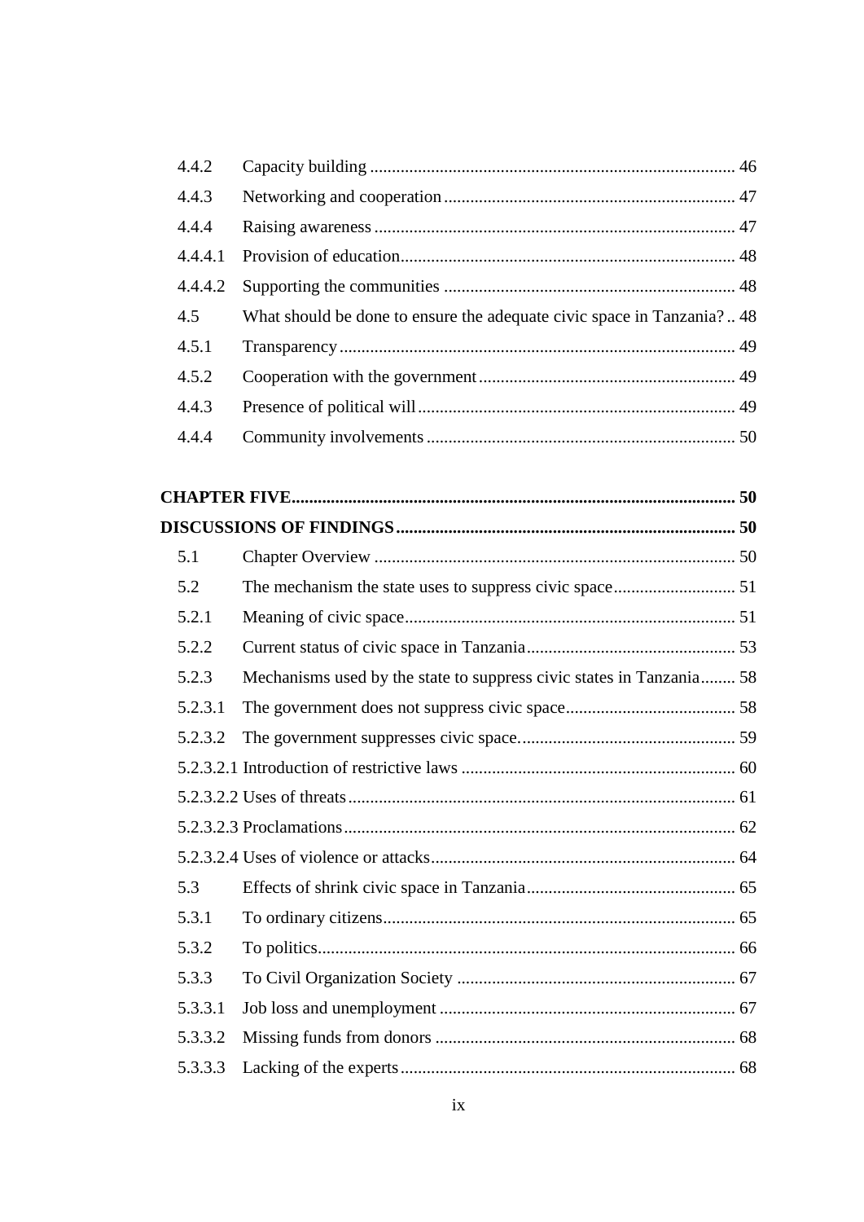4.4.2 Capacity building ... 46

4.4.3 Networking and cooperation ... 47

4.4.4 Raising awareness ... 47

4.4.4.1 Provision of education ... 48

4.4.4.2 Supporting the communities ... 48

4.5 What should be done to ensure the adequate civic space in Tanzania? .. 48

4.5.1 Transparency ... 49

4.5.2 Cooperation with the government ... 49

4.4.3 Presence of political will ... 49

4.4.4 Community involvements ... 50

**CHAPTER FIVE ... 50**

**DISCUSSIONS OF FINDINGS ... 50**

5.1 Chapter Overview ... 50

5.2 The mechanism the state uses to suppress civic space ... 51

5.2.1 Meaning of civic space ... 51

5.2.2 Current status of civic space in Tanzania ... 53

5.2.3 Mechanisms used by the state to suppress civic states in Tanzania ... 58

5.2.3.1 The government does not suppress civic space ... 58

5.2.3.2 The government suppresses civic space. ... 59

5.2.3.2.1 Introduction of restrictive laws ... 60

5.2.3.2.2 Uses of threats ... 61

5.2.3.2.3 Proclamations ... 62

5.2.3.2.4 Uses of violence or attacks ... 64

5.3 Effects of shrink civic space in Tanzania ... 65

5.3.1 To ordinary citizens ... 65

5.3.2 To politics ... 66

5.3.3 To Civil Organization Society ... 67

5.3.3.1 Job loss and unemployment ... 67

5.3.3.2 Missing funds from donors ... 68

5.3.3.3 Lacking of the experts ... 68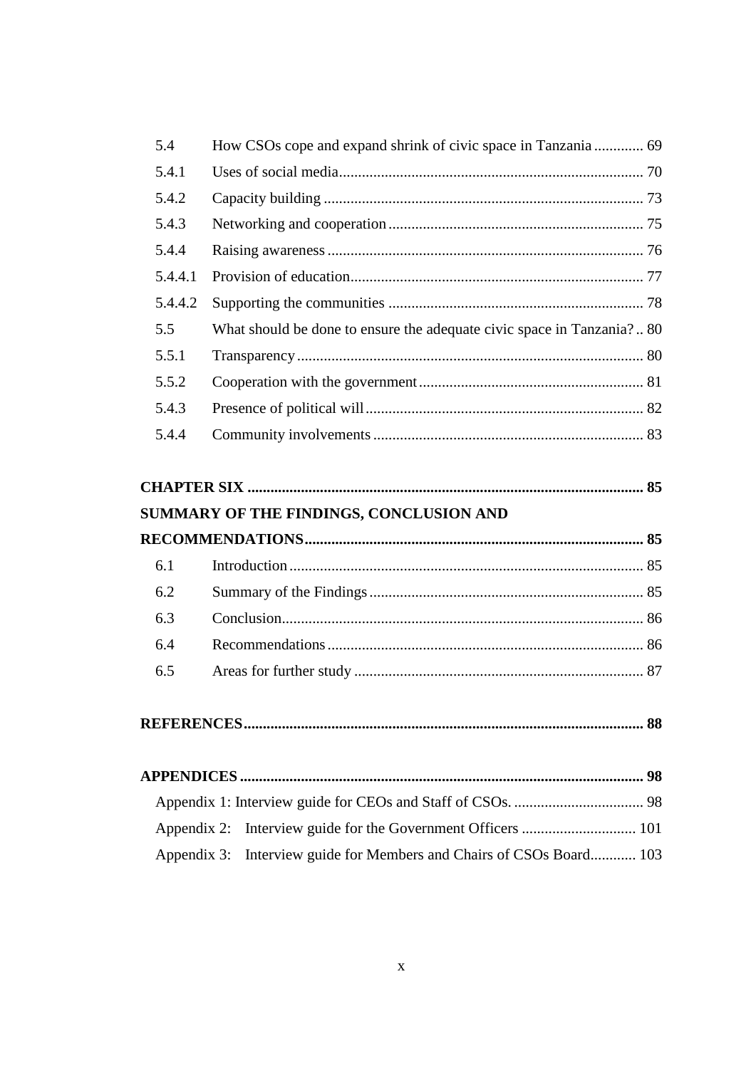| | | |
|---|---|---|
| 5.4 | How CSOs cope and expand shrink of civic space in Tanzania | 69 |
| 5.4.1 | Uses of social media | 70 |
| 5.4.2 | Capacity building | 73 |
| 5.4.3 | Networking and cooperation | 75 |
| 5.4.4 | Raising awareness | 76 |
| 5.4.4.1 | Provision of education | 77 |
| 5.4.4.2 | Supporting the communities | 78 |
| 5.5 | What should be done to ensure the adequate civic space in Tanzania? | 80 |
| 5.5.1 | Transparency | 80 |
| 5.5.2 | Cooperation with the government | 81 |
| 5.4.3 | Presence of political will | 82 |
| 5.4.4 | Community involvements | 83 |

**CHAPTER SIX** ........ **85**

**SUMMARY OF THE FINDINGS, CONCLUSION AND RECOMMENDATIONS** ........ **85**

| | | |
|---|---|---|
| 6.1 | Introduction | 85 |
| 6.2 | Summary of the Findings | 85 |
| 6.3 | Conclusion | 86 |
| 6.4 | Recommendations | 86 |
| 6.5 | Areas for further study | 87 |

**REFERENCES** ........ **88**

**APPENDICES** ........ **98**

Appendix 1: Interview guide for CEOs and Staff of CSOs. ........ 98

Appendix 2: Interview guide for the Government Officers ........ 101

Appendix 3: Interview guide for Members and Chairs of CSOs Board ........ 103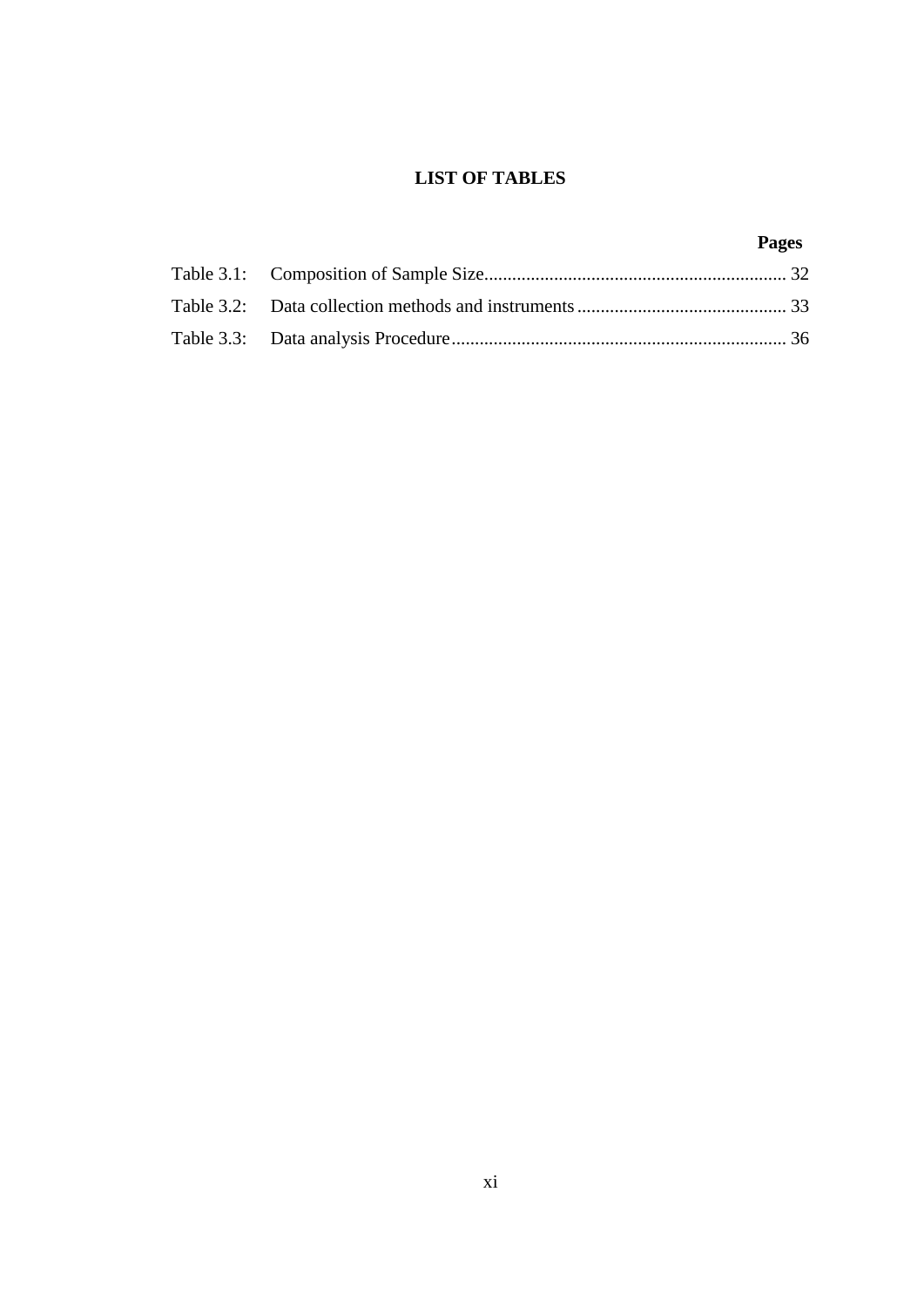# LIST OF TABLES

| | | Pages |
|---|---|---|
| Table 3.1: | Composition of Sample Size | 32 |
| Table 3.2: | Data collection methods and instruments | 33 |
| Table 3.3: | Data analysis Procedure | 36 |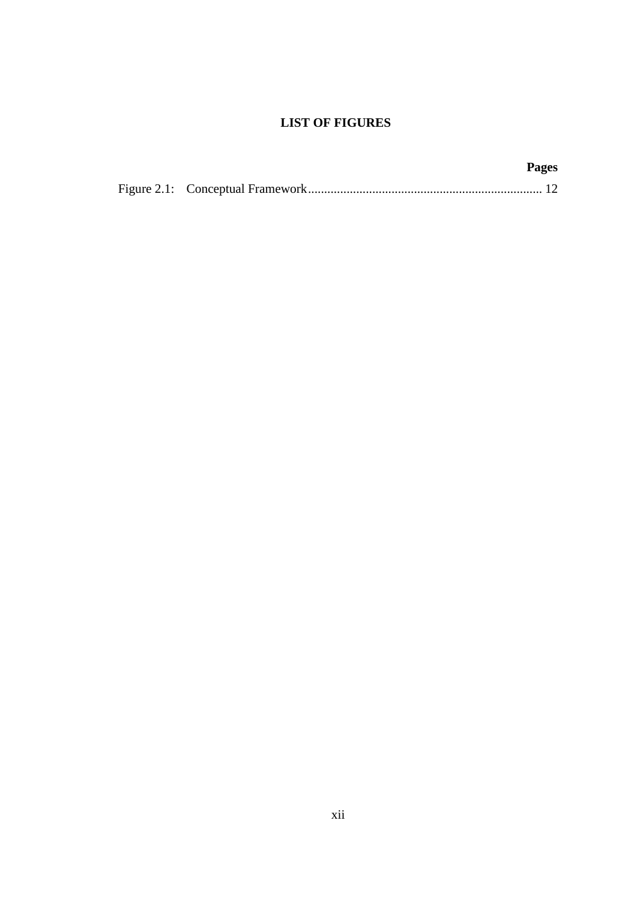# LIST OF FIGURES

| | | Pages |
|---|---|---|
| Figure 2.1: | Conceptual Framework | 12 |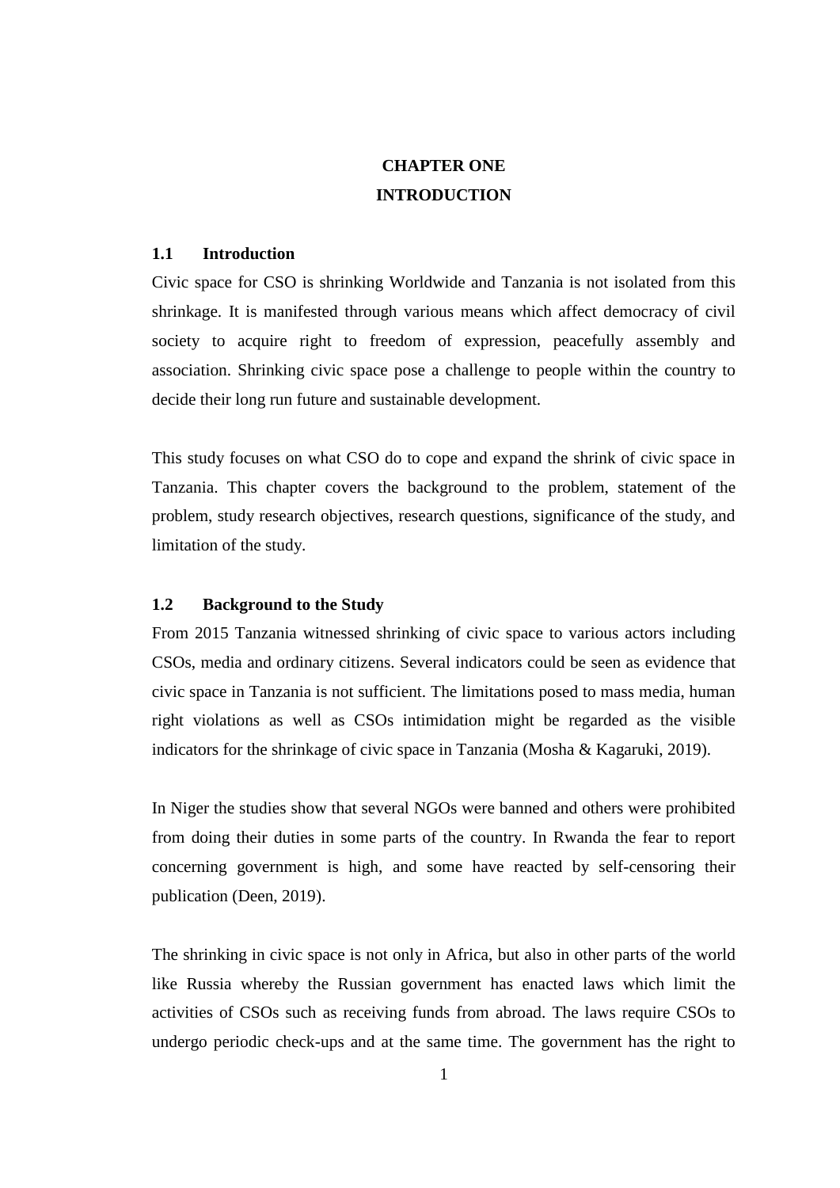# CHAPTER ONE
# INTRODUCTION

## 1.1 Introduction

Civic space for CSO is shrinking Worldwide and Tanzania is not isolated from this shrinkage. It is manifested through various means which affect democracy of civil society to acquire right to freedom of expression, peacefully assembly and association. Shrinking civic space pose a challenge to people within the country to decide their long run future and sustainable development.

This study focuses on what CSO do to cope and expand the shrink of civic space in Tanzania. This chapter covers the background to the problem, statement of the problem, study research objectives, research questions, significance of the study, and limitation of the study.

## 1.2 Background to the Study

From 2015 Tanzania witnessed shrinking of civic space to various actors including CSOs, media and ordinary citizens. Several indicators could be seen as evidence that civic space in Tanzania is not sufficient. The limitations posed to mass media, human right violations as well as CSOs intimidation might be regarded as the visible indicators for the shrinkage of civic space in Tanzania (Mosha & Kagaruki, 2019).

In Niger the studies show that several NGOs were banned and others were prohibited from doing their duties in some parts of the country. In Rwanda the fear to report concerning government is high, and some have reacted by self-censoring their publication (Deen, 2019).

The shrinking in civic space is not only in Africa, but also in other parts of the world like Russia whereby the Russian government has enacted laws which limit the activities of CSOs such as receiving funds from abroad. The laws require CSOs to undergo periodic check-ups and at the same time. The government has the right to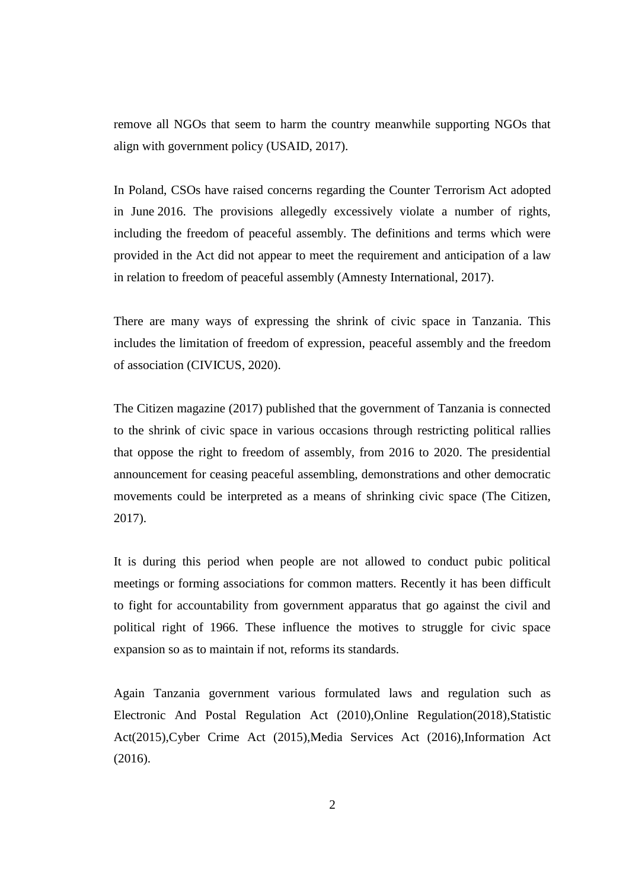remove all NGOs that seem to harm the country meanwhile supporting NGOs that align with government policy (USAID, 2017).

In Poland, CSOs have raised concerns regarding the Counter Terrorism Act adopted in June 2016. The provisions allegedly excessively violate a number of rights, including the freedom of peaceful assembly. The definitions and terms which were provided in the Act did not appear to meet the requirement and anticipation of a law in relation to freedom of peaceful assembly (Amnesty International, 2017).

There are many ways of expressing the shrink of civic space in Tanzania. This includes the limitation of freedom of expression, peaceful assembly and the freedom of association (CIVICUS, 2020).

The Citizen magazine (2017) published that the government of Tanzania is connected to the shrink of civic space in various occasions through restricting political rallies that oppose the right to freedom of assembly, from 2016 to 2020. The presidential announcement for ceasing peaceful assembling, demonstrations and other democratic movements could be interpreted as a means of shrinking civic space (The Citizen, 2017).

It is during this period when people are not allowed to conduct pubic political meetings or forming associations for common matters. Recently it has been difficult to fight for accountability from government apparatus that go against the civil and political right of 1966. These influence the motives to struggle for civic space expansion so as to maintain if not, reforms its standards.

Again Tanzania government various formulated laws and regulation such as Electronic And Postal Regulation Act (2010),Online Regulation(2018),Statistic Act(2015),Cyber Crime Act (2015),Media Services Act (2016),Information Act (2016).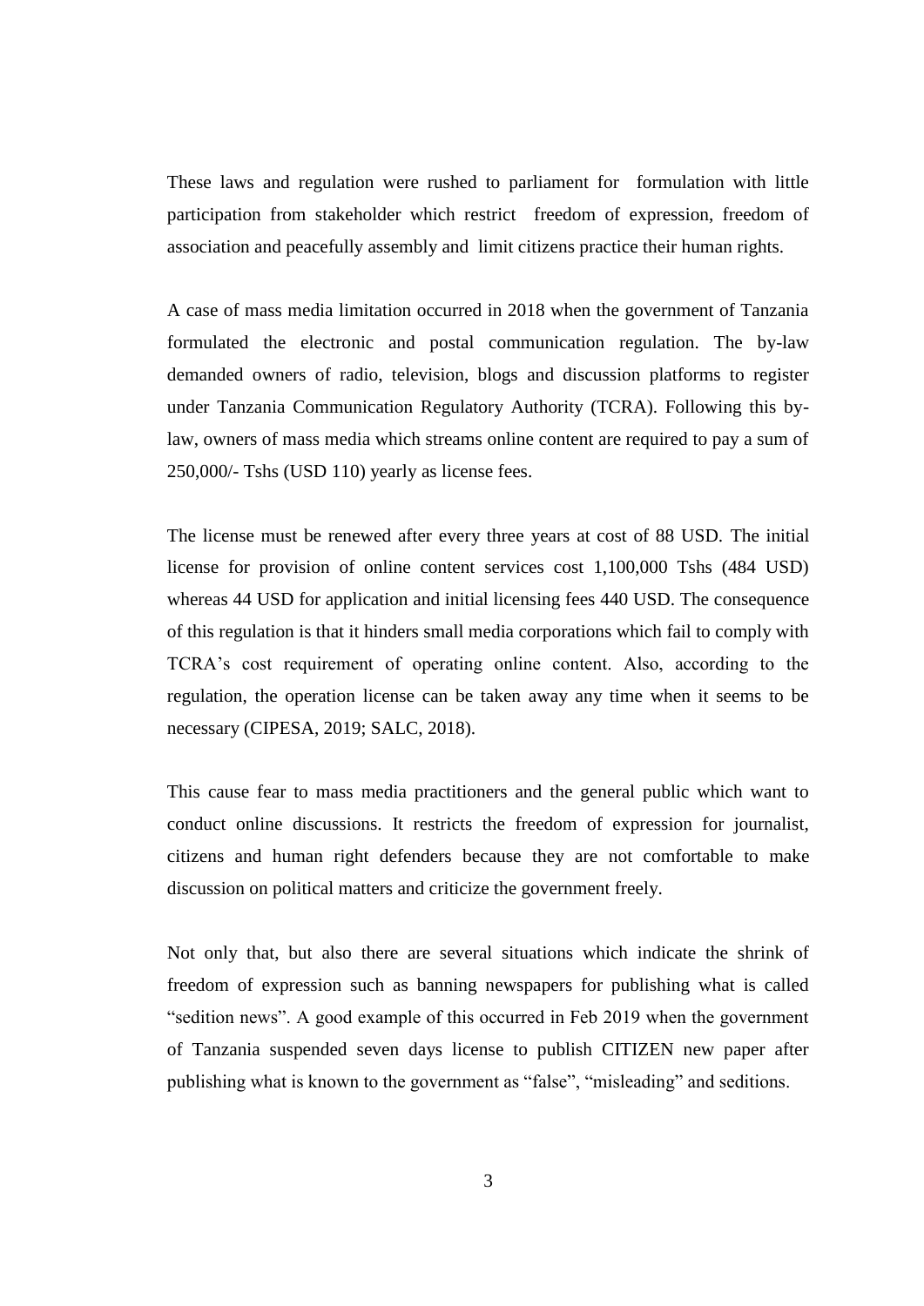These laws and regulation were rushed to parliament for formulation with little participation from stakeholder which restrict freedom of expression, freedom of association and peacefully assembly and limit citizens practice their human rights.

A case of mass media limitation occurred in 2018 when the government of Tanzania formulated the electronic and postal communication regulation. The by-law demanded owners of radio, television, blogs and discussion platforms to register under Tanzania Communication Regulatory Authority (TCRA). Following this by-law, owners of mass media which streams online content are required to pay a sum of 250,000/- Tshs (USD 110) yearly as license fees.

The license must be renewed after every three years at cost of 88 USD. The initial license for provision of online content services cost 1,100,000 Tshs (484 USD) whereas 44 USD for application and initial licensing fees 440 USD. The consequence of this regulation is that it hinders small media corporations which fail to comply with TCRA's cost requirement of operating online content. Also, according to the regulation, the operation license can be taken away any time when it seems to be necessary (CIPESA, 2019; SALC, 2018).

This cause fear to mass media practitioners and the general public which want to conduct online discussions. It restricts the freedom of expression for journalist, citizens and human right defenders because they are not comfortable to make discussion on political matters and criticize the government freely.

Not only that, but also there are several situations which indicate the shrink of freedom of expression such as banning newspapers for publishing what is called "sedition news". A good example of this occurred in Feb 2019 when the government of Tanzania suspended seven days license to publish CITIZEN new paper after publishing what is known to the government as "false", "misleading" and seditions.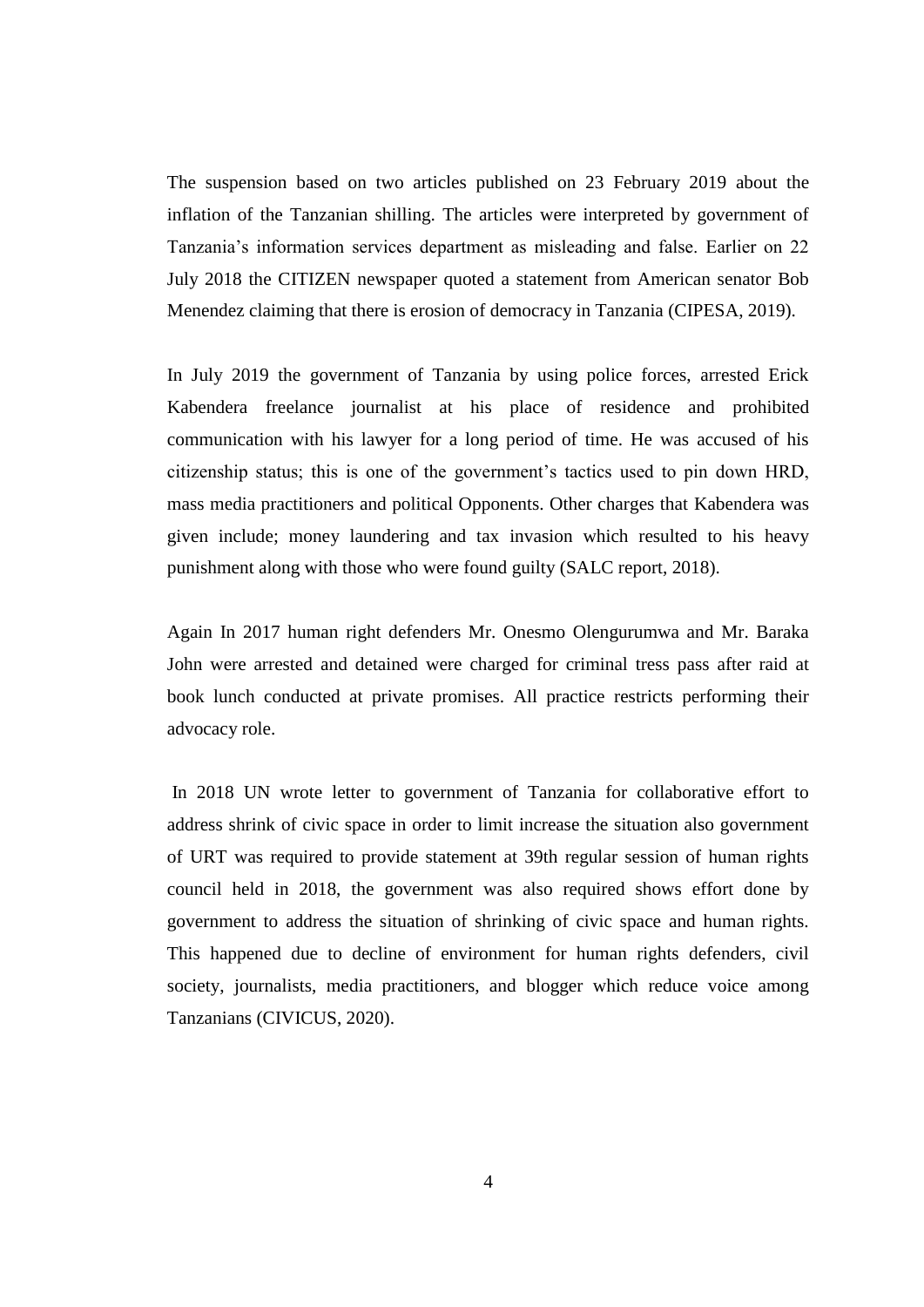The suspension based on two articles published on 23 February 2019 about the inflation of the Tanzanian shilling. The articles were interpreted by government of Tanzania's information services department as misleading and false. Earlier on 22 July 2018 the CITIZEN newspaper quoted a statement from American senator Bob Menendez claiming that there is erosion of democracy in Tanzania (CIPESA, 2019).

In July 2019 the government of Tanzania by using police forces, arrested Erick Kabendera freelance journalist at his place of residence and prohibited communication with his lawyer for a long period of time. He was accused of his citizenship status; this is one of the government's tactics used to pin down HRD, mass media practitioners and political Opponents. Other charges that Kabendera was given include; money laundering and tax invasion which resulted to his heavy punishment along with those who were found guilty (SALC report, 2018).

Again In 2017 human right defenders Mr. Onesmo Olengurumwa and Mr. Baraka John were arrested and detained were charged for criminal tress pass after raid at book lunch conducted at private promises. All practice restricts performing their advocacy role.

In 2018 UN wrote letter to government of Tanzania for collaborative effort to address shrink of civic space in order to limit increase the situation also government of URT was required to provide statement at 39th regular session of human rights council held in 2018, the government was also required shows effort done by government to address the situation of shrinking of civic space and human rights. This happened due to decline of environment for human rights defenders, civil society, journalists, media practitioners, and blogger which reduce voice among Tanzanians (CIVICUS, 2020).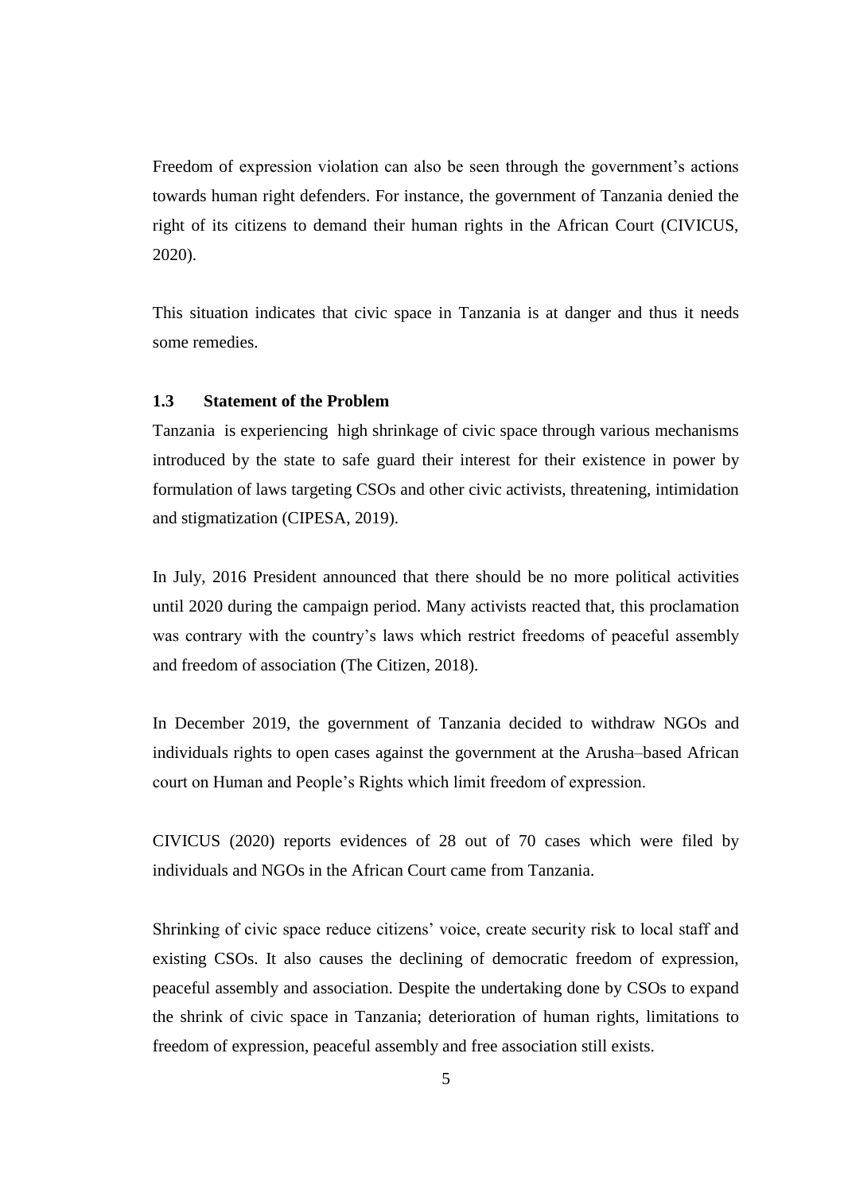Freedom of expression violation can also be seen through the government's actions towards human right defenders. For instance, the government of Tanzania denied the right of its citizens to demand their human rights in the African Court (CIVICUS, 2020).

This situation indicates that civic space in Tanzania is at danger and thus it needs some remedies.

### 1.3 Statement of the Problem

Tanzania is experiencing high shrinkage of civic space through various mechanisms introduced by the state to safe guard their interest for their existence in power by formulation of laws targeting CSOs and other civic activists, threatening, intimidation and stigmatization (CIPESA, 2019).

In July, 2016 President announced that there should be no more political activities until 2020 during the campaign period. Many activists reacted that, this proclamation was contrary with the country's laws which restrict freedoms of peaceful assembly and freedom of association (The Citizen, 2018).

In December 2019, the government of Tanzania decided to withdraw NGOs and individuals rights to open cases against the government at the Arusha–based African court on Human and People's Rights which limit freedom of expression.

CIVICUS (2020) reports evidences of 28 out of 70 cases which were filed by individuals and NGOs in the African Court came from Tanzania.

Shrinking of civic space reduce citizens' voice, create security risk to local staff and existing CSOs. It also causes the declining of democratic freedom of expression, peaceful assembly and association. Despite the undertaking done by CSOs to expand the shrink of civic space in Tanzania; deterioration of human rights, limitations to freedom of expression, peaceful assembly and free association still exists.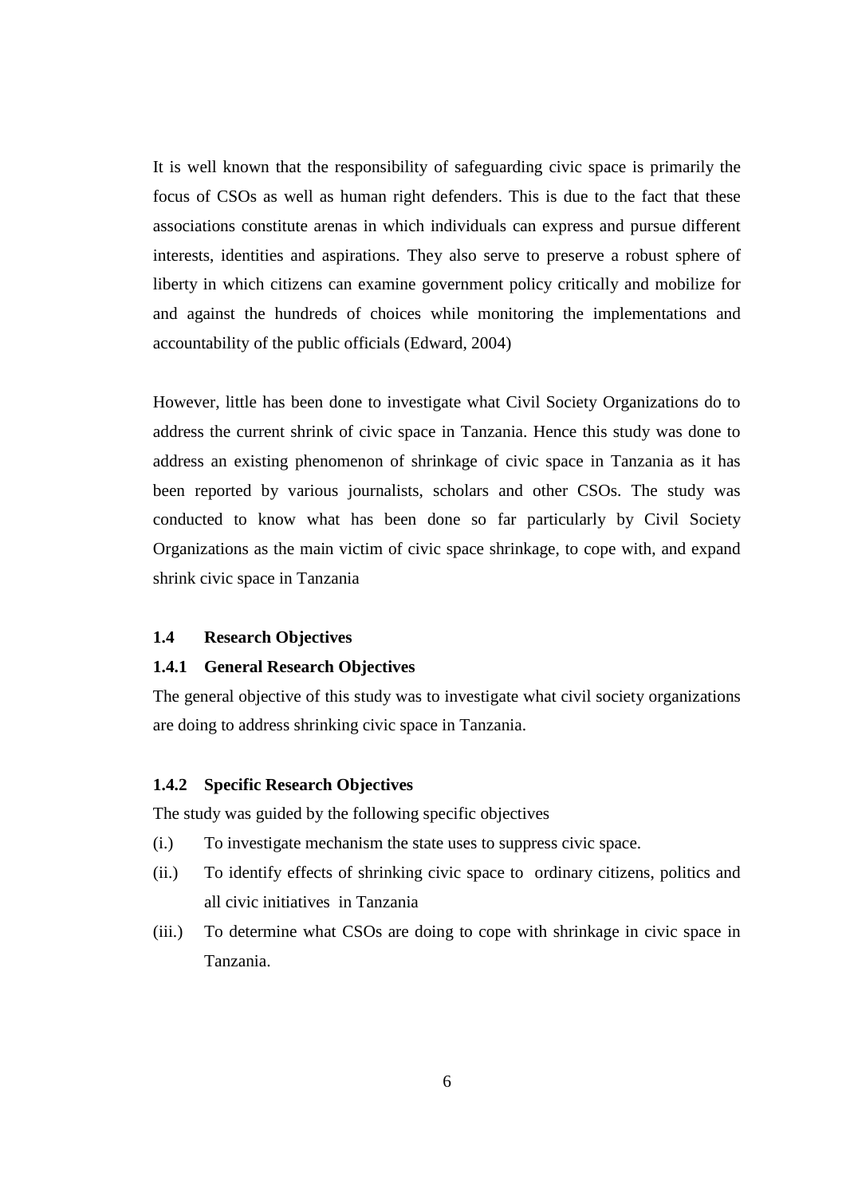It is well known that the responsibility of safeguarding civic space is primarily the focus of CSOs as well as human right defenders. This is due to the fact that these associations constitute arenas in which individuals can express and pursue different interests, identities and aspirations. They also serve to preserve a robust sphere of liberty in which citizens can examine government policy critically and mobilize for and against the hundreds of choices while monitoring the implementations and accountability of the public officials (Edward, 2004)

However, little has been done to investigate what Civil Society Organizations do to address the current shrink of civic space in Tanzania. Hence this study was done to address an existing phenomenon of shrinkage of civic space in Tanzania as it has been reported by various journalists, scholars and other CSOs. The study was conducted to know what has been done so far particularly by Civil Society Organizations as the main victim of civic space shrinkage, to cope with, and expand shrink civic space in Tanzania

## 1.4 Research Objectives

### 1.4.1 General Research Objectives

The general objective of this study was to investigate what civil society organizations are doing to address shrinking civic space in Tanzania.

### 1.4.2 Specific Research Objectives

The study was guided by the following specific objectives

(i.) To investigate mechanism the state uses to suppress civic space.

(ii.) To identify effects of shrinking civic space to ordinary citizens, politics and all civic initiatives in Tanzania

(iii.) To determine what CSOs are doing to cope with shrinkage in civic space in Tanzania.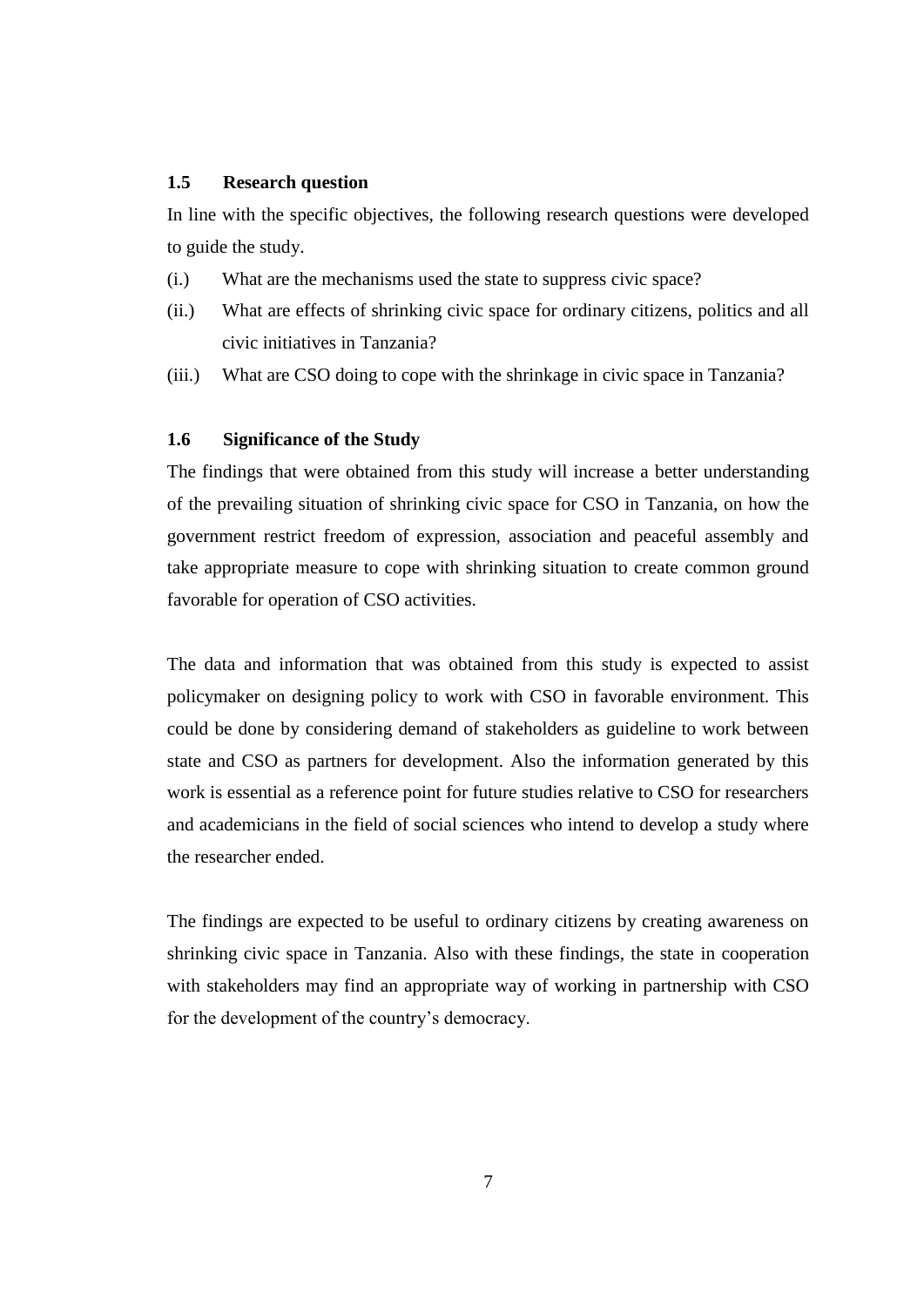### 1.5 Research question

In line with the specific objectives, the following research questions were developed to guide the study.

(i.) What are the mechanisms used the state to suppress civic space?

(ii.) What are effects of shrinking civic space for ordinary citizens, politics and all civic initiatives in Tanzania?

(iii.) What are CSO doing to cope with the shrinkage in civic space in Tanzania?

### 1.6 Significance of the Study

The findings that were obtained from this study will increase a better understanding of the prevailing situation of shrinking civic space for CSO in Tanzania, on how the government restrict freedom of expression, association and peaceful assembly and take appropriate measure to cope with shrinking situation to create common ground favorable for operation of CSO activities.

The data and information that was obtained from this study is expected to assist policymaker on designing policy to work with CSO in favorable environment. This could be done by considering demand of stakeholders as guideline to work between state and CSO as partners for development. Also the information generated by this work is essential as a reference point for future studies relative to CSO for researchers and academicians in the field of social sciences who intend to develop a study where the researcher ended.

The findings are expected to be useful to ordinary citizens by creating awareness on shrinking civic space in Tanzania. Also with these findings, the state in cooperation with stakeholders may find an appropriate way of working in partnership with CSO for the development of the country's democracy.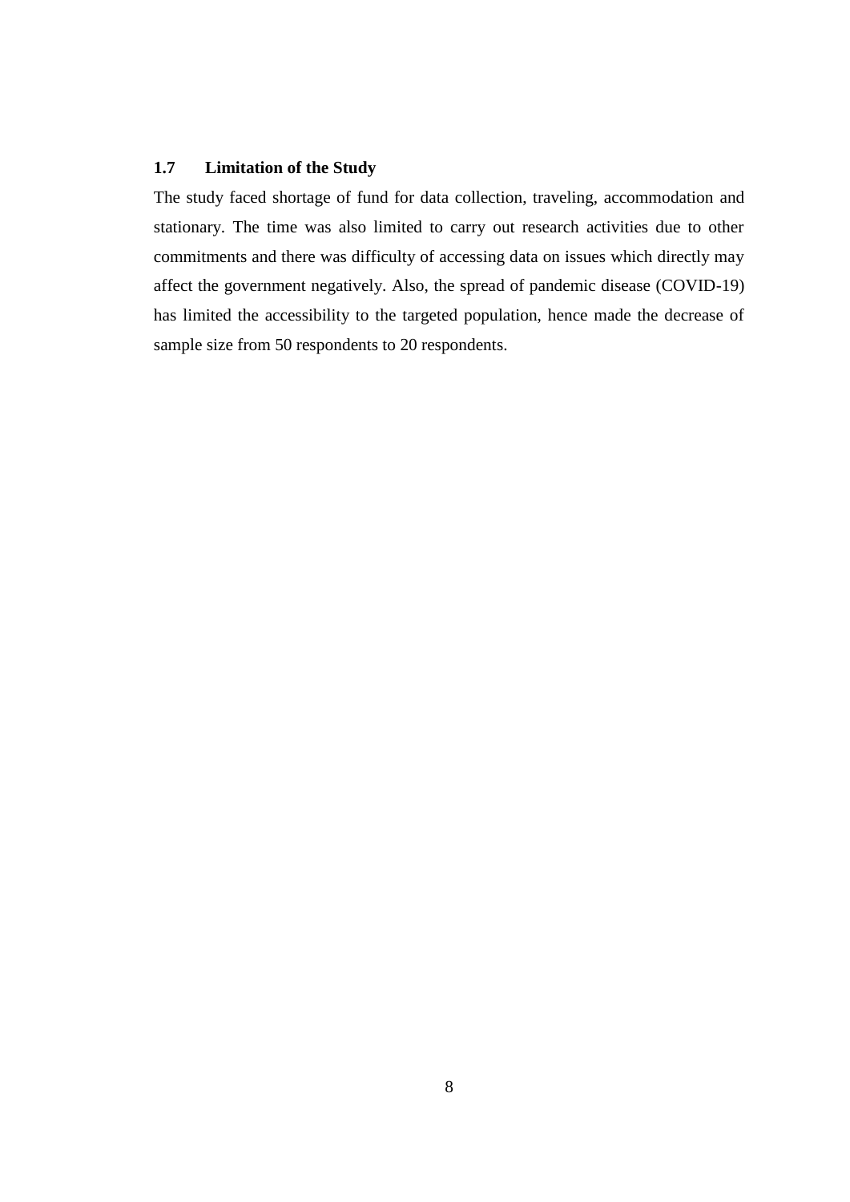## 1.7 Limitation of the Study

The study faced shortage of fund for data collection, traveling, accommodation and stationary. The time was also limited to carry out research activities due to other commitments and there was difficulty of accessing data on issues which directly may affect the government negatively. Also, the spread of pandemic disease (COVID-19) has limited the accessibility to the targeted population, hence made the decrease of sample size from 50 respondents to 20 respondents.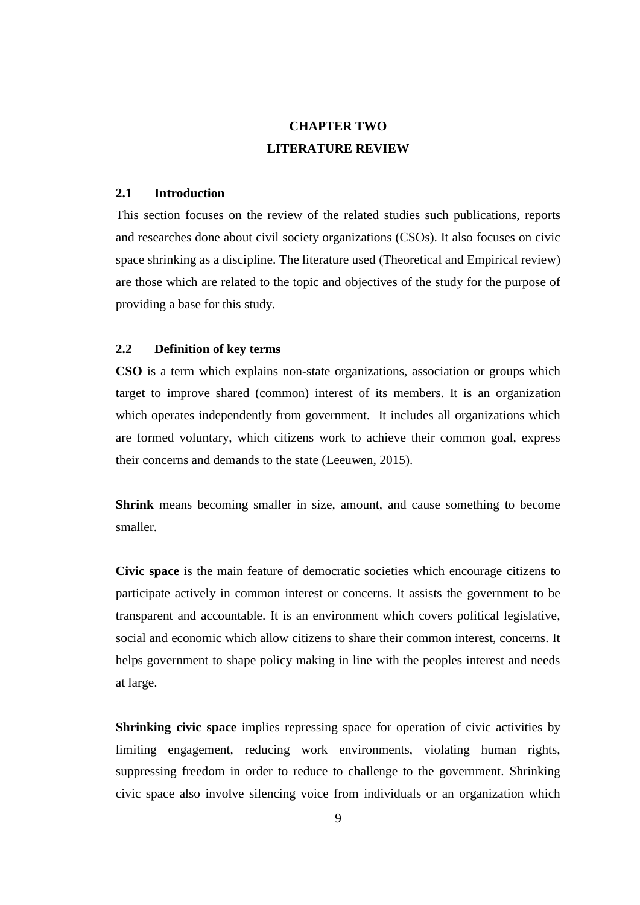# CHAPTER TWO
# LITERATURE REVIEW

## 2.1 Introduction

This section focuses on the review of the related studies such publications, reports and researches done about civil society organizations (CSOs). It also focuses on civic space shrinking as a discipline. The literature used (Theoretical and Empirical review) are those which are related to the topic and objectives of the study for the purpose of providing a base for this study.

## 2.2 Definition of key terms

**CSO** is a term which explains non-state organizations, association or groups which target to improve shared (common) interest of its members. It is an organization which operates independently from government. It includes all organizations which are formed voluntary, which citizens work to achieve their common goal, express their concerns and demands to the state (Leeuwen, 2015).

**Shrink** means becoming smaller in size, amount, and cause something to become smaller.

**Civic space** is the main feature of democratic societies which encourage citizens to participate actively in common interest or concerns. It assists the government to be transparent and accountable. It is an environment which covers political legislative, social and economic which allow citizens to share their common interest, concerns. It helps government to shape policy making in line with the peoples interest and needs at large.

**Shrinking civic space** implies repressing space for operation of civic activities by limiting engagement, reducing work environments, violating human rights, suppressing freedom in order to reduce to challenge to the government. Shrinking civic space also involve silencing voice from individuals or an organization which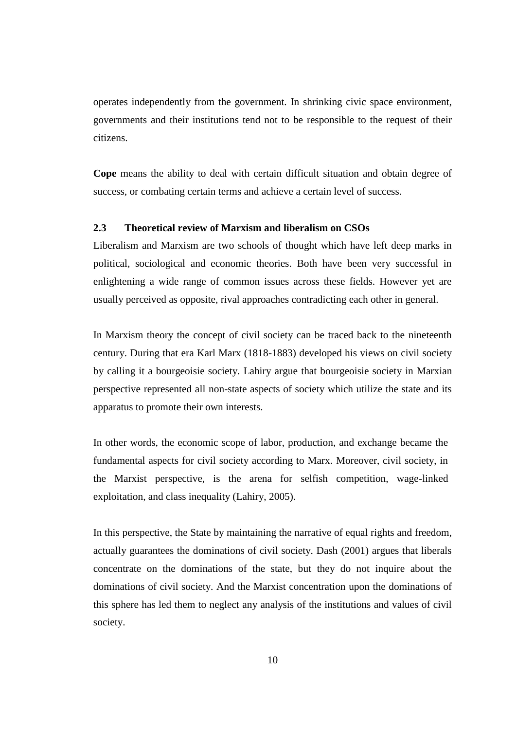operates independently from the government. In shrinking civic space environment, governments and their institutions tend not to be responsible to the request of their citizens.

**Cope** means the ability to deal with certain difficult situation and obtain degree of success, or combating certain terms and achieve a certain level of success.

### 2.3 Theoretical review of Marxism and liberalism on CSOs

Liberalism and Marxism are two schools of thought which have left deep marks in political, sociological and economic theories. Both have been very successful in enlightening a wide range of common issues across these fields. However yet are usually perceived as opposite, rival approaches contradicting each other in general.

In Marxism theory the concept of civil society can be traced back to the nineteenth century. During that era Karl Marx (1818-1883) developed his views on civil society by calling it a bourgeoisie society. Lahiry argue that bourgeoisie society in Marxian perspective represented all non-state aspects of society which utilize the state and its apparatus to promote their own interests.

In other words, the economic scope of labor, production, and exchange became the fundamental aspects for civil society according to Marx. Moreover, civil society, in the Marxist perspective, is the arena for selfish competition, wage-linked exploitation, and class inequality (Lahiry, 2005).

In this perspective, the State by maintaining the narrative of equal rights and freedom, actually guarantees the dominations of civil society. Dash (2001) argues that liberals concentrate on the dominations of the state, but they do not inquire about the dominations of civil society. And the Marxist concentration upon the dominations of this sphere has led them to neglect any analysis of the institutions and values of civil society.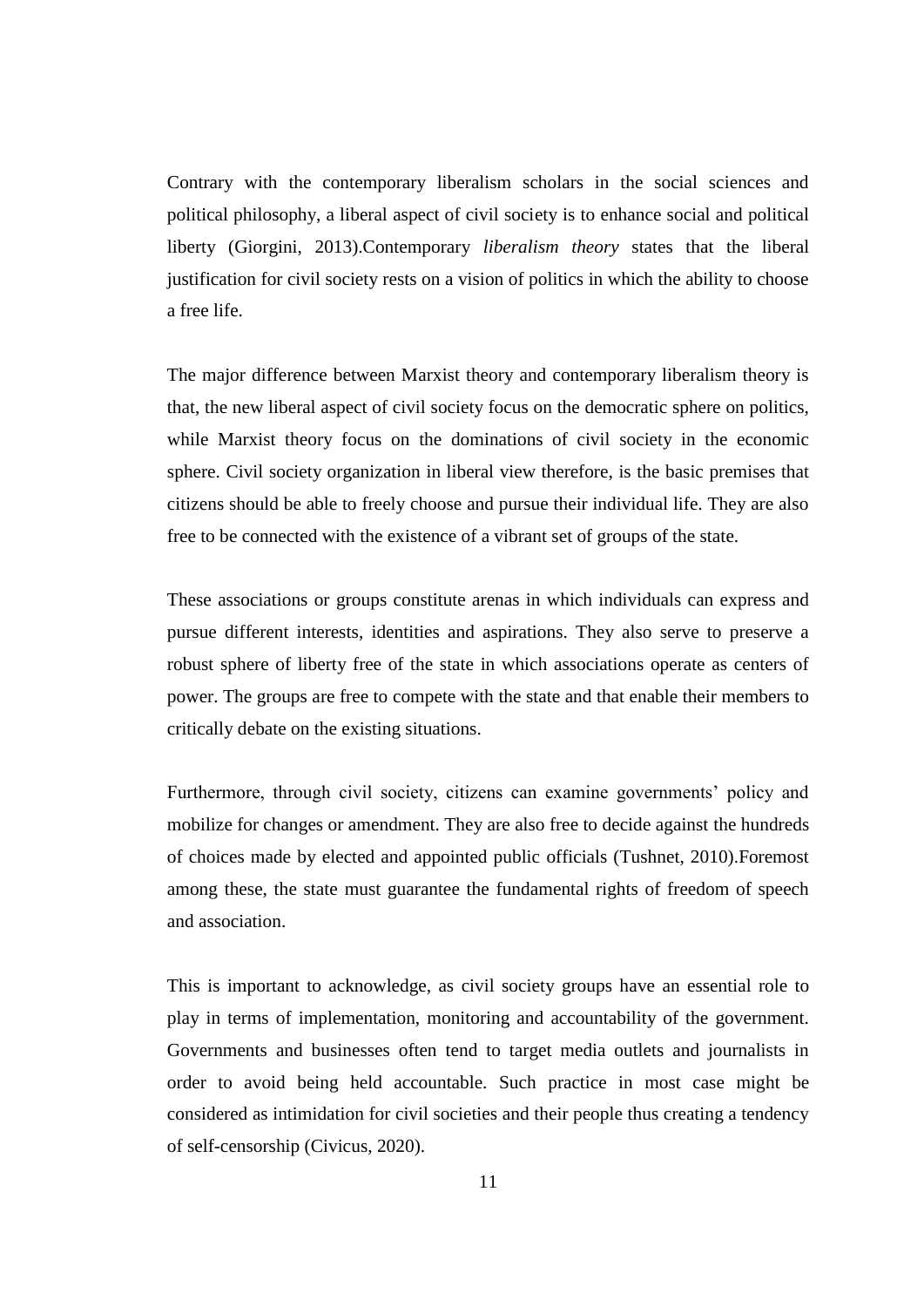Contrary with the contemporary liberalism scholars in the social sciences and political philosophy, a liberal aspect of civil society is to enhance social and political liberty (Giorgini, 2013).Contemporary *liberalism theory* states that the liberal justification for civil society rests on a vision of politics in which the ability to choose a free life.

The major difference between Marxist theory and contemporary liberalism theory is that, the new liberal aspect of civil society focus on the democratic sphere on politics, while Marxist theory focus on the dominations of civil society in the economic sphere. Civil society organization in liberal view therefore, is the basic premises that citizens should be able to freely choose and pursue their individual life. They are also free to be connected with the existence of a vibrant set of groups of the state.

These associations or groups constitute arenas in which individuals can express and pursue different interests, identities and aspirations. They also serve to preserve a robust sphere of liberty free of the state in which associations operate as centers of power. The groups are free to compete with the state and that enable their members to critically debate on the existing situations.

Furthermore, through civil society, citizens can examine governments' policy and mobilize for changes or amendment. They are also free to decide against the hundreds of choices made by elected and appointed public officials (Tushnet, 2010).Foremost among these, the state must guarantee the fundamental rights of freedom of speech and association.

This is important to acknowledge, as civil society groups have an essential role to play in terms of implementation, monitoring and accountability of the government. Governments and businesses often tend to target media outlets and journalists in order to avoid being held accountable. Such practice in most case might be considered as intimidation for civil societies and their people thus creating a tendency of self-censorship (Civicus, 2020).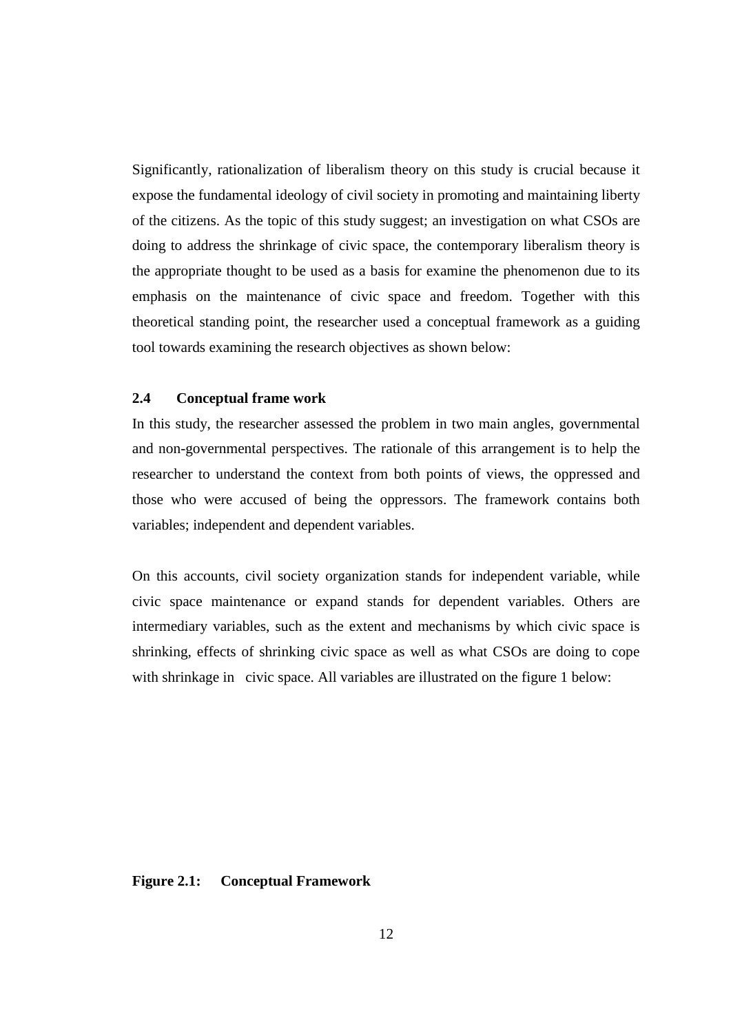Significantly, rationalization of liberalism theory on this study is crucial because it expose the fundamental ideology of civil society in promoting and maintaining liberty of the citizens. As the topic of this study suggest; an investigation on what CSOs are doing to address the shrinkage of civic space, the contemporary liberalism theory is the appropriate thought to be used as a basis for examine the phenomenon due to its emphasis on the maintenance of civic space and freedom. Together with this theoretical standing point, the researcher used a conceptual framework as a guiding tool towards examining the research objectives as shown below:

## 2.4 Conceptual frame work

In this study, the researcher assessed the problem in two main angles, governmental and non-governmental perspectives. The rationale of this arrangement is to help the researcher to understand the context from both points of views, the oppressed and those who were accused of being the oppressors. The framework contains both variables; independent and dependent variables.

On this accounts, civil society organization stands for independent variable, while civic space maintenance or expand stands for dependent variables. Others are intermediary variables, such as the extent and mechanisms by which civic space is shrinking, effects of shrinking civic space as well as what CSOs are doing to cope with shrinkage in civic space. All variables are illustrated on the figure 1 below:

**Figure 2.1: Conceptual Framework**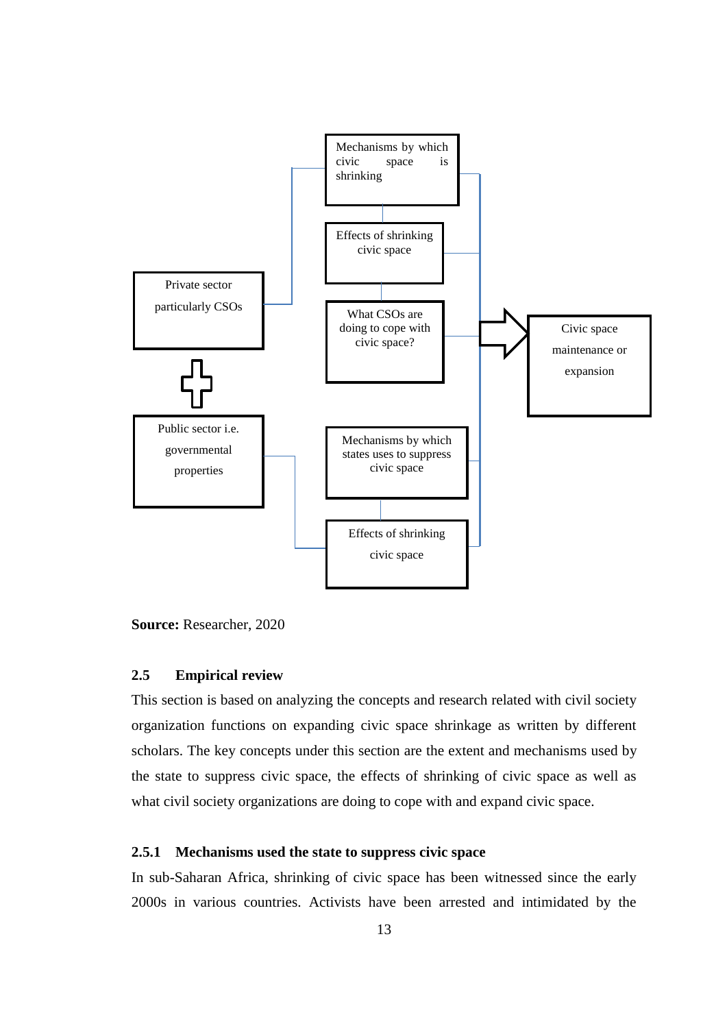Mechanisms by which civic space is shrinking

Effects of shrinking civic space

What CSOs are doing to cope with civic space?

Private sector particularly CSOs

Public sector i.e. governmental properties

Mechanisms by which states uses to suppress civic space

Effects of shrinking civic space

Civic space maintenance or expansion

**Source:** Researcher, 2020

### 2.5 Empirical review

This section is based on analyzing the concepts and research related with civil society organization functions on expanding civic space shrinkage as written by different scholars. The key concepts under this section are the extent and mechanisms used by the state to suppress civic space, the effects of shrinking of civic space as well as what civil society organizations are doing to cope with and expand civic space.

#### 2.5.1 Mechanisms used the state to suppress civic space

In sub-Saharan Africa, shrinking of civic space has been witnessed since the early 2000s in various countries. Activists have been arrested and intimidated by the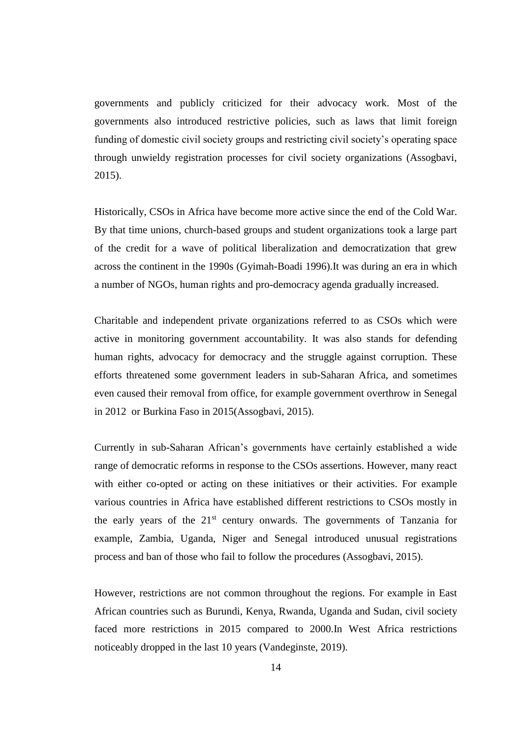governments and publicly criticized for their advocacy work. Most of the governments also introduced restrictive policies, such as laws that limit foreign funding of domestic civil society groups and restricting civil society's operating space through unwieldy registration processes for civil society organizations (Assogbavi, 2015).

Historically, CSOs in Africa have become more active since the end of the Cold War. By that time unions, church-based groups and student organizations took a large part of the credit for a wave of political liberalization and democratization that grew across the continent in the 1990s (Gyimah-Boadi 1996).It was during an era in which a number of NGOs, human rights and pro-democracy agenda gradually increased.

Charitable and independent private organizations referred to as CSOs which were active in monitoring government accountability. It was also stands for defending human rights, advocacy for democracy and the struggle against corruption. These efforts threatened some government leaders in sub-Saharan Africa, and sometimes even caused their removal from office, for example government overthrow in Senegal in 2012 or Burkina Faso in 2015(Assogbavi, 2015).

Currently in sub-Saharan African's governments have certainly established a wide range of democratic reforms in response to the CSOs assertions. However, many react with either co-opted or acting on these initiatives or their activities. For example various countries in Africa have established different restrictions to CSOs mostly in the early years of the 21st century onwards. The governments of Tanzania for example, Zambia, Uganda, Niger and Senegal introduced unusual registrations process and ban of those who fail to follow the procedures (Assogbavi, 2015).

However, restrictions are not common throughout the regions. For example in East African countries such as Burundi, Kenya, Rwanda, Uganda and Sudan, civil society faced more restrictions in 2015 compared to 2000.In West Africa restrictions noticeably dropped in the last 10 years (Vandeginste, 2019).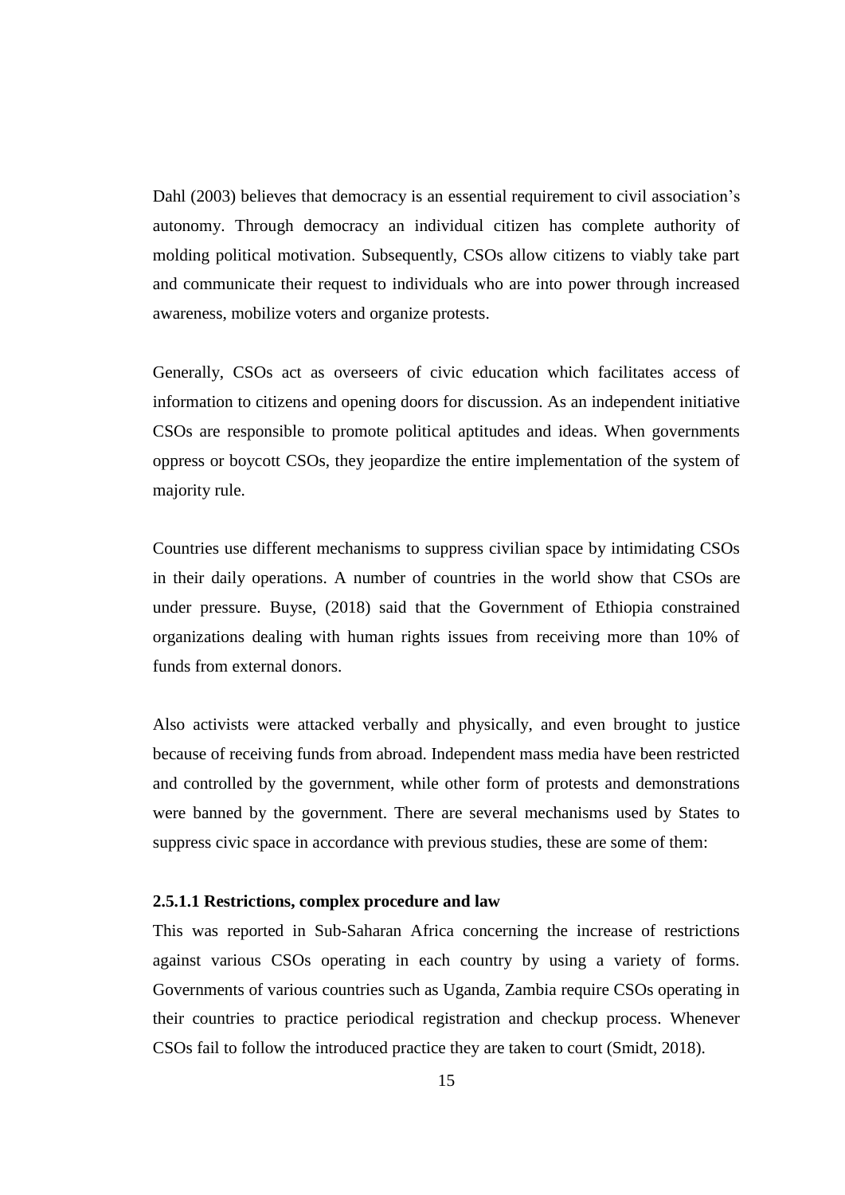Dahl (2003) believes that democracy is an essential requirement to civil association's autonomy. Through democracy an individual citizen has complete authority of molding political motivation. Subsequently, CSOs allow citizens to viably take part and communicate their request to individuals who are into power through increased awareness, mobilize voters and organize protests.

Generally, CSOs act as overseers of civic education which facilitates access of information to citizens and opening doors for discussion. As an independent initiative CSOs are responsible to promote political aptitudes and ideas. When governments oppress or boycott CSOs, they jeopardize the entire implementation of the system of majority rule.

Countries use different mechanisms to suppress civilian space by intimidating CSOs in their daily operations. A number of countries in the world show that CSOs are under pressure. Buyse, (2018) said that the Government of Ethiopia constrained organizations dealing with human rights issues from receiving more than 10% of funds from external donors.

Also activists were attacked verbally and physically, and even brought to justice because of receiving funds from abroad. Independent mass media have been restricted and controlled by the government, while other form of protests and demonstrations were banned by the government. There are several mechanisms used by States to suppress civic space in accordance with previous studies, these are some of them:

#### 2.5.1.1 Restrictions, complex procedure and law

This was reported in Sub-Saharan Africa concerning the increase of restrictions against various CSOs operating in each country by using a variety of forms. Governments of various countries such as Uganda, Zambia require CSOs operating in their countries to practice periodical registration and checkup process. Whenever CSOs fail to follow the introduced practice they are taken to court (Smidt, 2018).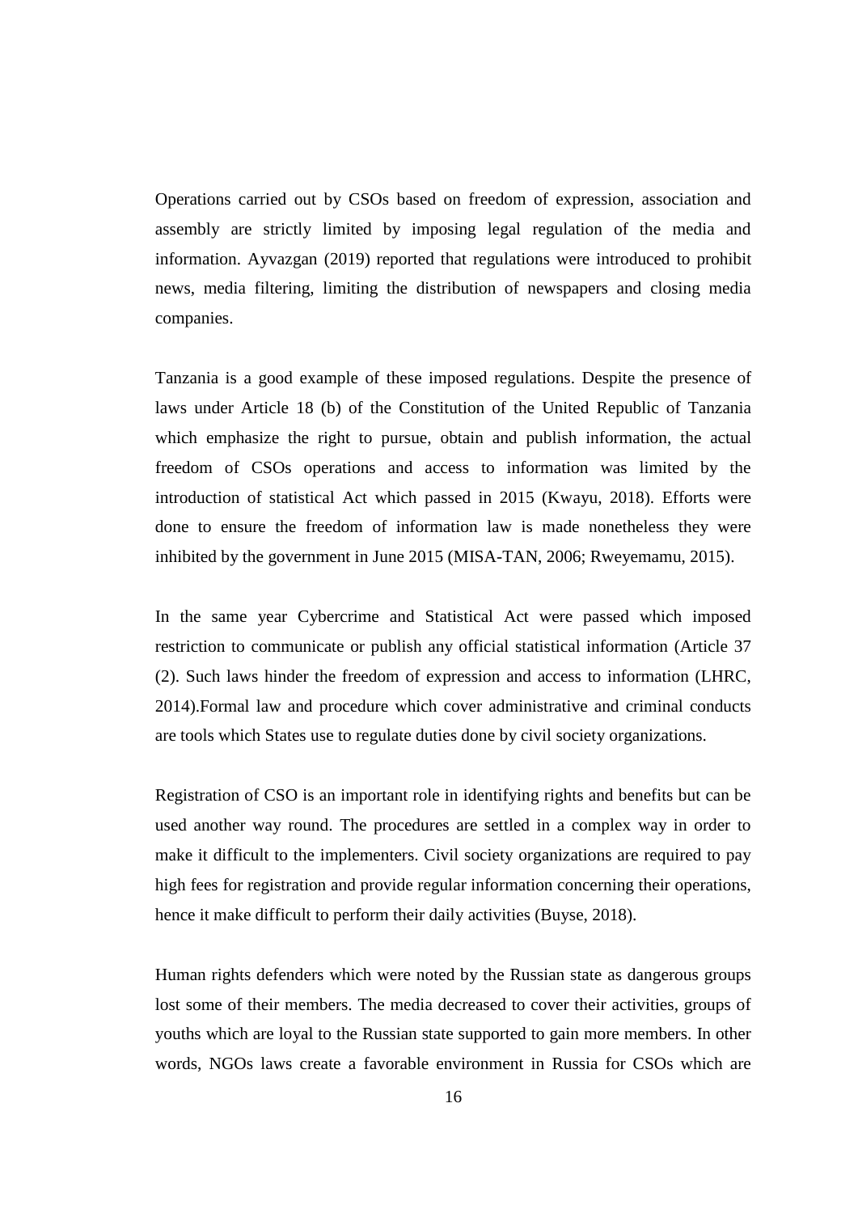Operations carried out by CSOs based on freedom of expression, association and assembly are strictly limited by imposing legal regulation of the media and information. Ayvazgan (2019) reported that regulations were introduced to prohibit news, media filtering, limiting the distribution of newspapers and closing media companies.

Tanzania is a good example of these imposed regulations. Despite the presence of laws under Article 18 (b) of the Constitution of the United Republic of Tanzania which emphasize the right to pursue, obtain and publish information, the actual freedom of CSOs operations and access to information was limited by the introduction of statistical Act which passed in 2015 (Kwayu, 2018). Efforts were done to ensure the freedom of information law is made nonetheless they were inhibited by the government in June 2015 (MISA-TAN, 2006; Rweyemamu, 2015).

In the same year Cybercrime and Statistical Act were passed which imposed restriction to communicate or publish any official statistical information (Article 37 (2). Such laws hinder the freedom of expression and access to information (LHRC, 2014).Formal law and procedure which cover administrative and criminal conducts are tools which States use to regulate duties done by civil society organizations.

Registration of CSO is an important role in identifying rights and benefits but can be used another way round. The procedures are settled in a complex way in order to make it difficult to the implementers. Civil society organizations are required to pay high fees for registration and provide regular information concerning their operations, hence it make difficult to perform their daily activities (Buyse, 2018).

Human rights defenders which were noted by the Russian state as dangerous groups lost some of their members. The media decreased to cover their activities, groups of youths which are loyal to the Russian state supported to gain more members. In other words, NGOs laws create a favorable environment in Russia for CSOs which are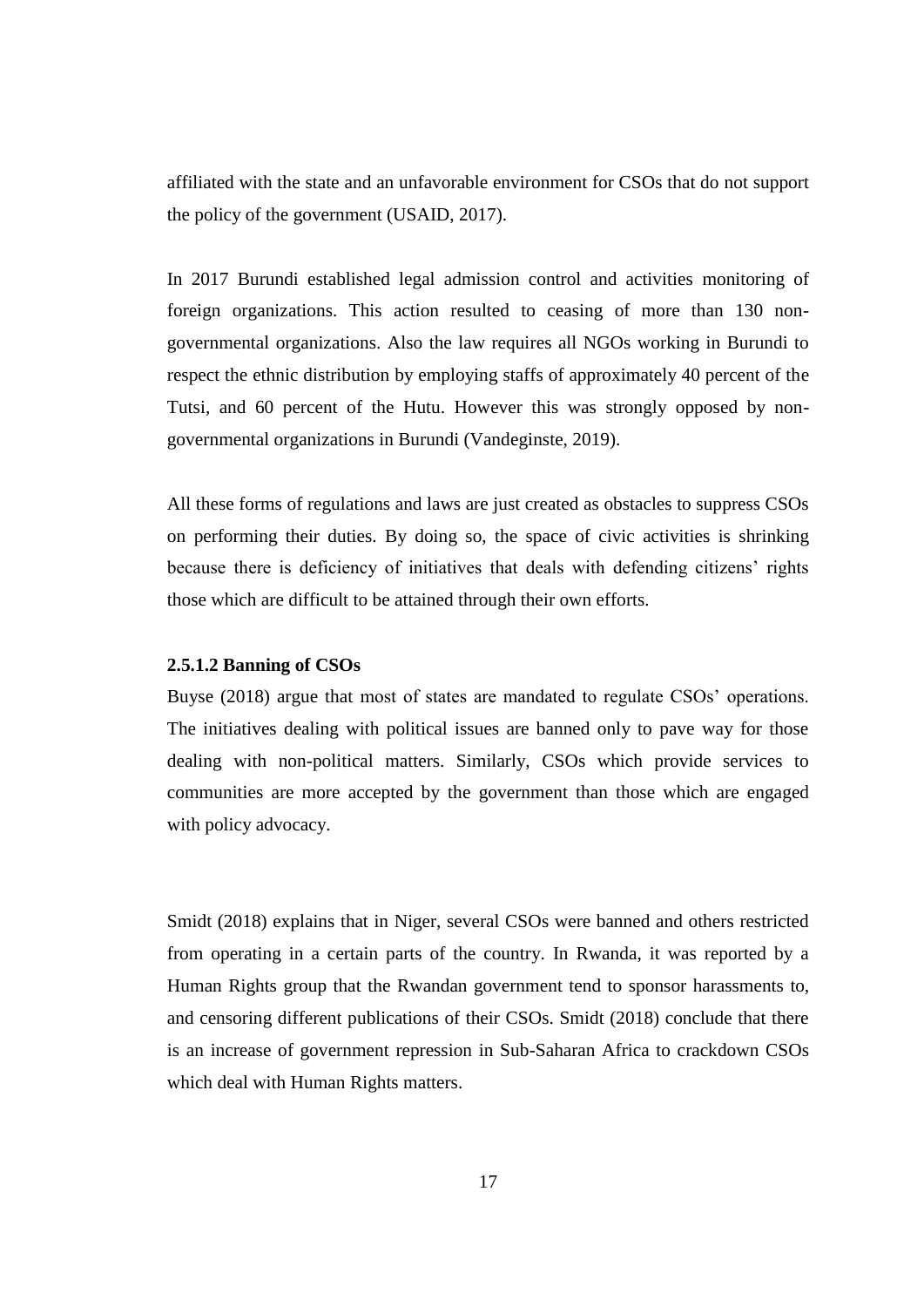affiliated with the state and an unfavorable environment for CSOs that do not support the policy of the government (USAID, 2017).

In 2017 Burundi established legal admission control and activities monitoring of foreign organizations. This action resulted to ceasing of more than 130 non-governmental organizations. Also the law requires all NGOs working in Burundi to respect the ethnic distribution by employing staffs of approximately 40 percent of the Tutsi, and 60 percent of the Hutu. However this was strongly opposed by non-governmental organizations in Burundi (Vandeginste, 2019).

All these forms of regulations and laws are just created as obstacles to suppress CSOs on performing their duties. By doing so, the space of civic activities is shrinking because there is deficiency of initiatives that deals with defending citizens' rights those which are difficult to be attained through their own efforts.

#### 2.5.1.2 Banning of CSOs

Buyse (2018) argue that most of states are mandated to regulate CSOs' operations. The initiatives dealing with political issues are banned only to pave way for those dealing with non-political matters. Similarly, CSOs which provide services to communities are more accepted by the government than those which are engaged with policy advocacy.

Smidt (2018) explains that in Niger, several CSOs were banned and others restricted from operating in a certain parts of the country. In Rwanda, it was reported by a Human Rights group that the Rwandan government tend to sponsor harassments to, and censoring different publications of their CSOs. Smidt (2018) conclude that there is an increase of government repression in Sub-Saharan Africa to crackdown CSOs which deal with Human Rights matters.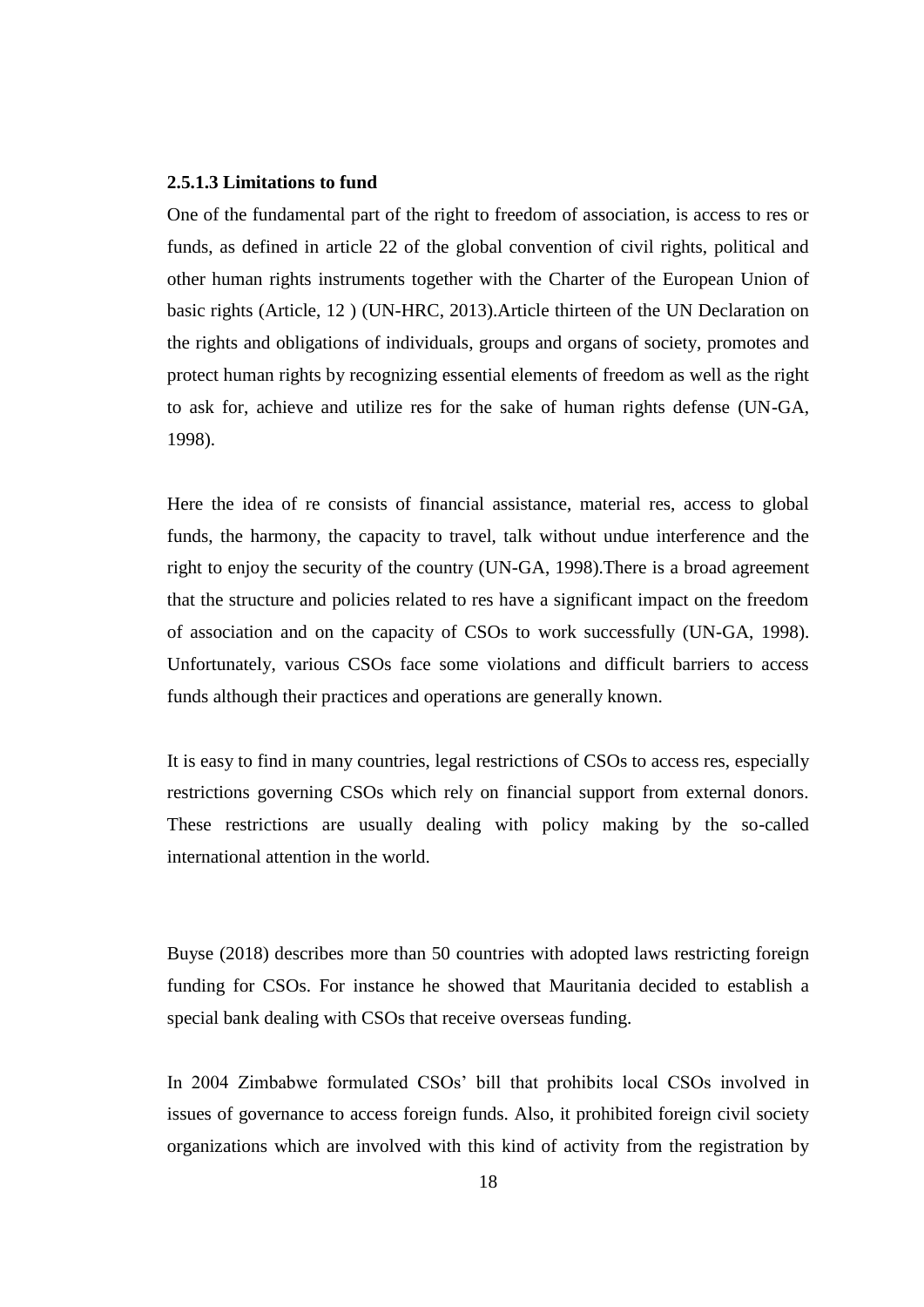#### 2.5.1.3 Limitations to fund

One of the fundamental part of the right to freedom of association, is access to res or funds, as defined in article 22 of the global convention of civil rights, political and other human rights instruments together with the Charter of the European Union of basic rights (Article, 12 ) (UN-HRC, 2013).Article thirteen of the UN Declaration on the rights and obligations of individuals, groups and organs of society, promotes and protect human rights by recognizing essential elements of freedom as well as the right to ask for, achieve and utilize res for the sake of human rights defense (UN-GA, 1998).

Here the idea of re consists of financial assistance, material res, access to global funds, the harmony, the capacity to travel, talk without undue interference and the right to enjoy the security of the country (UN-GA, 1998).There is a broad agreement that the structure and policies related to res have a significant impact on the freedom of association and on the capacity of CSOs to work successfully (UN-GA, 1998). Unfortunately, various CSOs face some violations and difficult barriers to access funds although their practices and operations are generally known.

It is easy to find in many countries, legal restrictions of CSOs to access res, especially restrictions governing CSOs which rely on financial support from external donors. These restrictions are usually dealing with policy making by the so-called international attention in the world.

Buyse (2018) describes more than 50 countries with adopted laws restricting foreign funding for CSOs. For instance he showed that Mauritania decided to establish a special bank dealing with CSOs that receive overseas funding.

In 2004 Zimbabwe formulated CSOs' bill that prohibits local CSOs involved in issues of governance to access foreign funds. Also, it prohibited foreign civil society organizations which are involved with this kind of activity from the registration by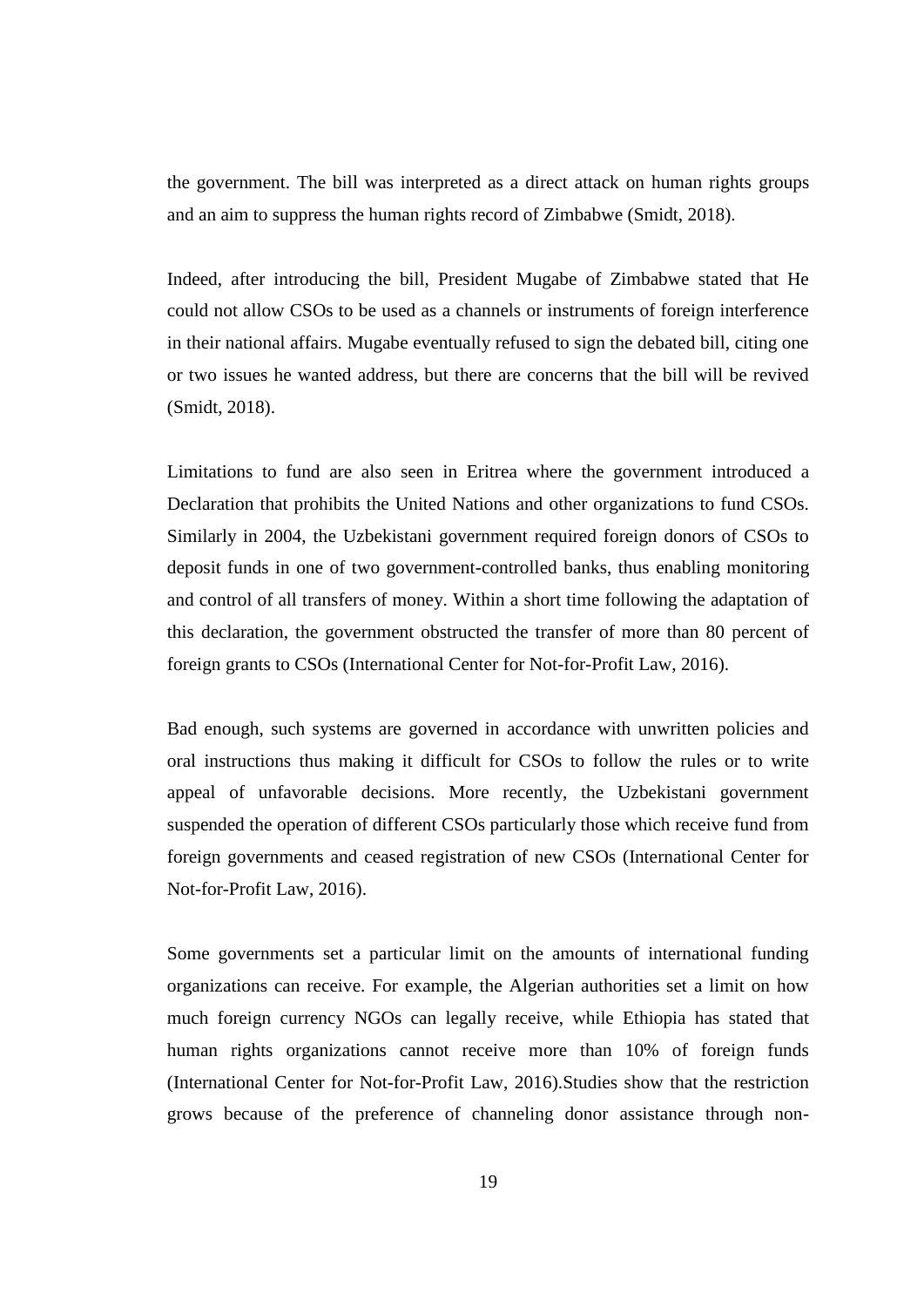the government. The bill was interpreted as a direct attack on human rights groups and an aim to suppress the human rights record of Zimbabwe (Smidt, 2018).

Indeed, after introducing the bill, President Mugabe of Zimbabwe stated that He could not allow CSOs to be used as a channels or instruments of foreign interference in their national affairs. Mugabe eventually refused to sign the debated bill, citing one or two issues he wanted address, but there are concerns that the bill will be revived (Smidt, 2018).

Limitations to fund are also seen in Eritrea where the government introduced a Declaration that prohibits the United Nations and other organizations to fund CSOs. Similarly in 2004, the Uzbekistani government required foreign donors of CSOs to deposit funds in one of two government-controlled banks, thus enabling monitoring and control of all transfers of money. Within a short time following the adaptation of this declaration, the government obstructed the transfer of more than 80 percent of foreign grants to CSOs (International Center for Not-for-Profit Law, 2016).

Bad enough, such systems are governed in accordance with unwritten policies and oral instructions thus making it difficult for CSOs to follow the rules or to write appeal of unfavorable decisions. More recently, the Uzbekistani government suspended the operation of different CSOs particularly those which receive fund from foreign governments and ceased registration of new CSOs (International Center for Not-for-Profit Law, 2016).

Some governments set a particular limit on the amounts of international funding organizations can receive. For example, the Algerian authorities set a limit on how much foreign currency NGOs can legally receive, while Ethiopia has stated that human rights organizations cannot receive more than 10% of foreign funds (International Center for Not-for-Profit Law, 2016).Studies show that the restriction grows because of the preference of channeling donor assistance through non-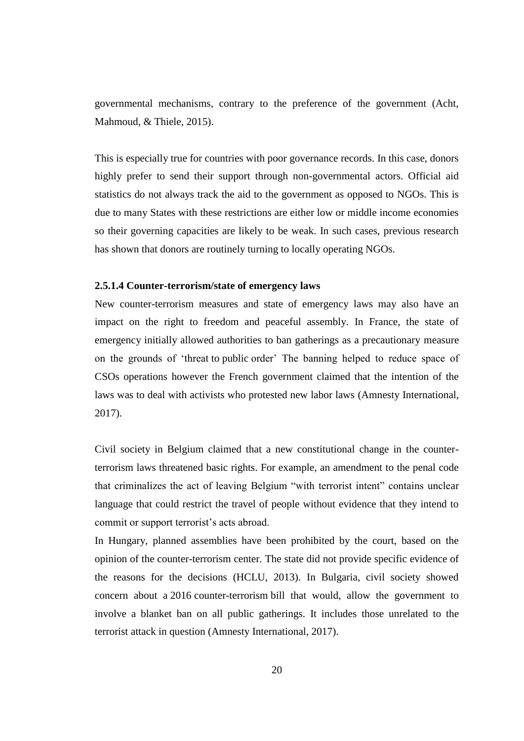governmental mechanisms, contrary to the preference of the government (Acht, Mahmoud, & Thiele, 2015).

This is especially true for countries with poor governance records. In this case, donors highly prefer to send their support through non-governmental actors. Official aid statistics do not always track the aid to the government as opposed to NGOs. This is due to many States with these restrictions are either low or middle income economies so their governing capacities are likely to be weak. In such cases, previous research has shown that donors are routinely turning to locally operating NGOs.

#### 2.5.1.4 Counter-terrorism/state of emergency laws

New counter-terrorism measures and state of emergency laws may also have an impact on the right to freedom and peaceful assembly. In France, the state of emergency initially allowed authorities to ban gatherings as a precautionary measure on the grounds of 'threat to public order' The banning helped to reduce space of CSOs operations however the French government claimed that the intention of the laws was to deal with activists who protested new labor laws (Amnesty International, 2017).

Civil society in Belgium claimed that a new constitutional change in the counter-terrorism laws threatened basic rights. For example, an amendment to the penal code that criminalizes the act of leaving Belgium "with terrorist intent" contains unclear language that could restrict the travel of people without evidence that they intend to commit or support terrorist's acts abroad.

In Hungary, planned assemblies have been prohibited by the court, based on the opinion of the counter-terrorism center. The state did not provide specific evidence of the reasons for the decisions (HCLU, 2013). In Bulgaria, civil society showed concern about a 2016 counter-terrorism bill that would, allow the government to involve a blanket ban on all public gatherings. It includes those unrelated to the terrorist attack in question (Amnesty International, 2017).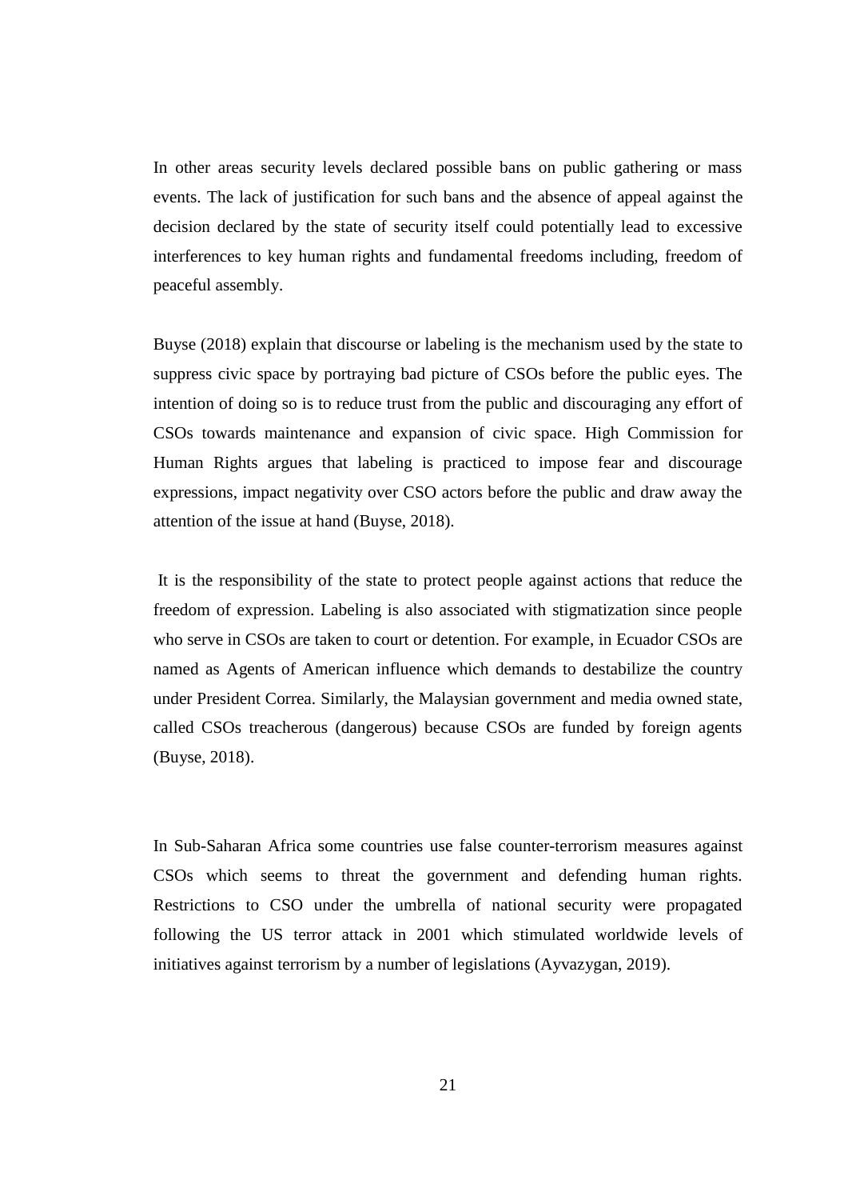In other areas security levels declared possible bans on public gathering or mass events. The lack of justification for such bans and the absence of appeal against the decision declared by the state of security itself could potentially lead to excessive interferences to key human rights and fundamental freedoms including, freedom of peaceful assembly.

Buyse (2018) explain that discourse or labeling is the mechanism used by the state to suppress civic space by portraying bad picture of CSOs before the public eyes. The intention of doing so is to reduce trust from the public and discouraging any effort of CSOs towards maintenance and expansion of civic space. High Commission for Human Rights argues that labeling is practiced to impose fear and discourage expressions, impact negativity over CSO actors before the public and draw away the attention of the issue at hand (Buyse, 2018).

It is the responsibility of the state to protect people against actions that reduce the freedom of expression. Labeling is also associated with stigmatization since people who serve in CSOs are taken to court or detention. For example, in Ecuador CSOs are named as Agents of American influence which demands to destabilize the country under President Correa. Similarly, the Malaysian government and media owned state, called CSOs treacherous (dangerous) because CSOs are funded by foreign agents (Buyse, 2018).

In Sub-Saharan Africa some countries use false counter-terrorism measures against CSOs which seems to threat the government and defending human rights. Restrictions to CSO under the umbrella of national security were propagated following the US terror attack in 2001 which stimulated worldwide levels of initiatives against terrorism by a number of legislations (Ayvazygan, 2019).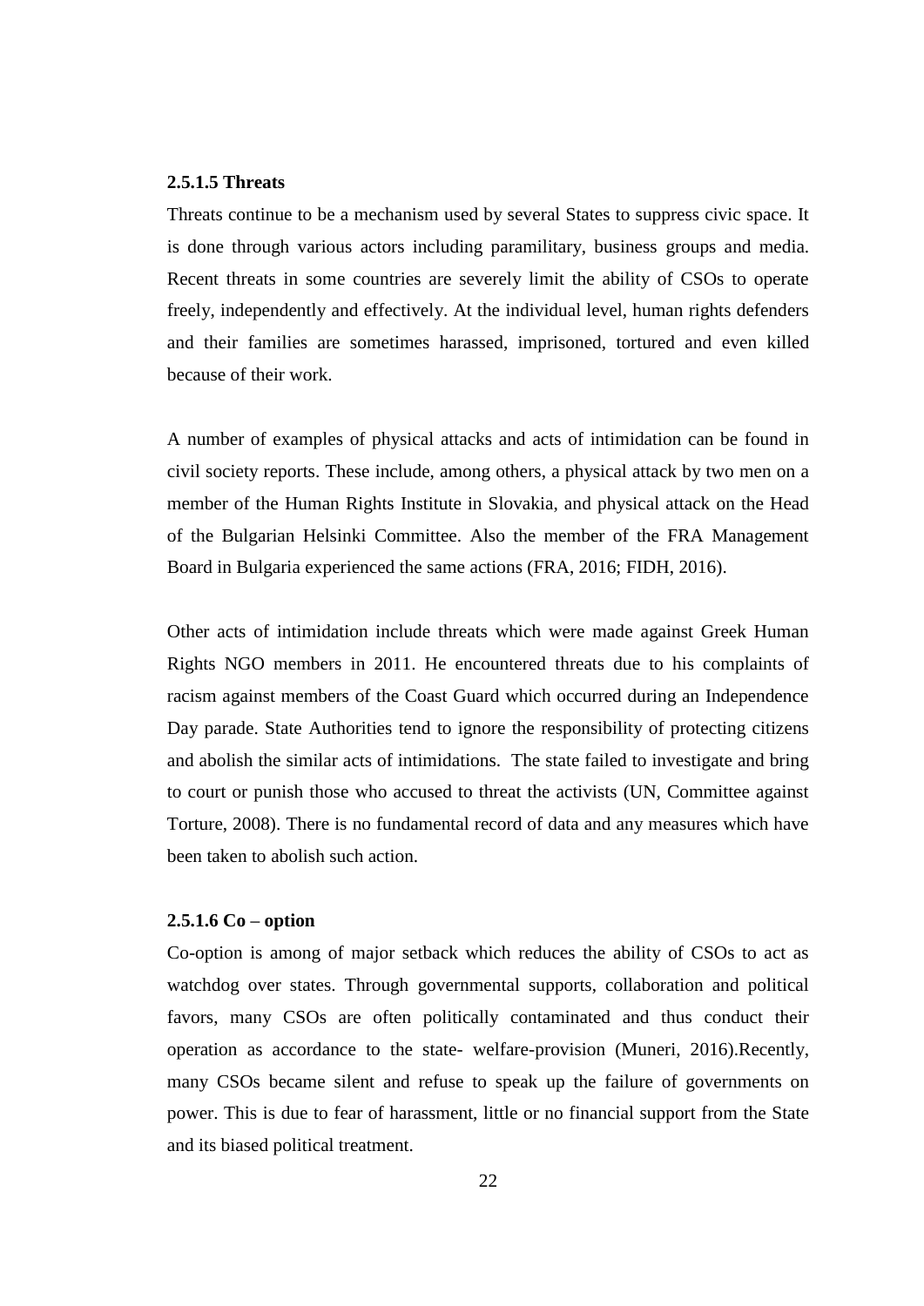#### 2.5.1.5 Threats

Threats continue to be a mechanism used by several States to suppress civic space. It is done through various actors including paramilitary, business groups and media. Recent threats in some countries are severely limit the ability of CSOs to operate freely, independently and effectively. At the individual level, human rights defenders and their families are sometimes harassed, imprisoned, tortured and even killed because of their work.

A number of examples of physical attacks and acts of intimidation can be found in civil society reports. These include, among others, a physical attack by two men on a member of the Human Rights Institute in Slovakia, and physical attack on the Head of the Bulgarian Helsinki Committee. Also the member of the FRA Management Board in Bulgaria experienced the same actions (FRA, 2016; FIDH, 2016).

Other acts of intimidation include threats which were made against Greek Human Rights NGO members in 2011. He encountered threats due to his complaints of racism against members of the Coast Guard which occurred during an Independence Day parade. State Authorities tend to ignore the responsibility of protecting citizens and abolish the similar acts of intimidations. The state failed to investigate and bring to court or punish those who accused to threat the activists (UN, Committee against Torture, 2008). There is no fundamental record of data and any measures which have been taken to abolish such action.

#### 2.5.1.6 Co – option

Co-option is among of major setback which reduces the ability of CSOs to act as watchdog over states. Through governmental supports, collaboration and political favors, many CSOs are often politically contaminated and thus conduct their operation as accordance to the state- welfare-provision (Muneri, 2016).Recently, many CSOs became silent and refuse to speak up the failure of governments on power. This is due to fear of harassment, little or no financial support from the State and its biased political treatment.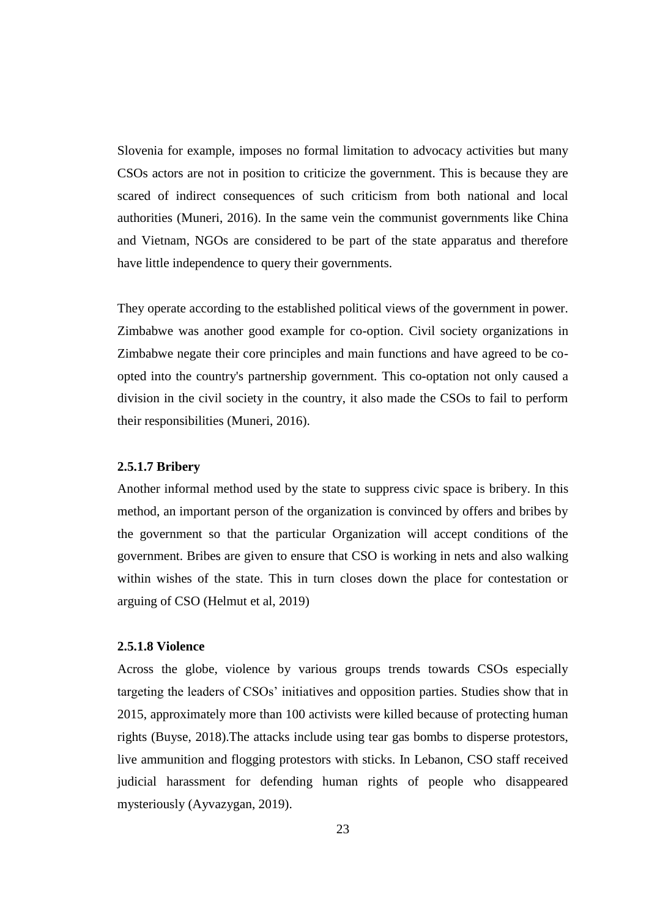Slovenia for example, imposes no formal limitation to advocacy activities but many CSOs actors are not in position to criticize the government. This is because they are scared of indirect consequences of such criticism from both national and local authorities (Muneri, 2016). In the same vein the communist governments like China and Vietnam, NGOs are considered to be part of the state apparatus and therefore have little independence to query their governments.

They operate according to the established political views of the government in power. Zimbabwe was another good example for co-option. Civil society organizations in Zimbabwe negate their core principles and main functions and have agreed to be co-opted into the country's partnership government. This co-optation not only caused a division in the civil society in the country, it also made the CSOs to fail to perform their responsibilities (Muneri, 2016).

#### 2.5.1.7 Bribery

Another informal method used by the state to suppress civic space is bribery. In this method, an important person of the organization is convinced by offers and bribes by the government so that the particular Organization will accept conditions of the government. Bribes are given to ensure that CSO is working in nets and also walking within wishes of the state. This in turn closes down the place for contestation or arguing of CSO (Helmut et al, 2019)

#### 2.5.1.8 Violence

Across the globe, violence by various groups trends towards CSOs especially targeting the leaders of CSOs' initiatives and opposition parties. Studies show that in 2015, approximately more than 100 activists were killed because of protecting human rights (Buyse, 2018).The attacks include using tear gas bombs to disperse protestors, live ammunition and flogging protestors with sticks. In Lebanon, CSO staff received judicial harassment for defending human rights of people who disappeared mysteriously (Ayvazygan, 2019).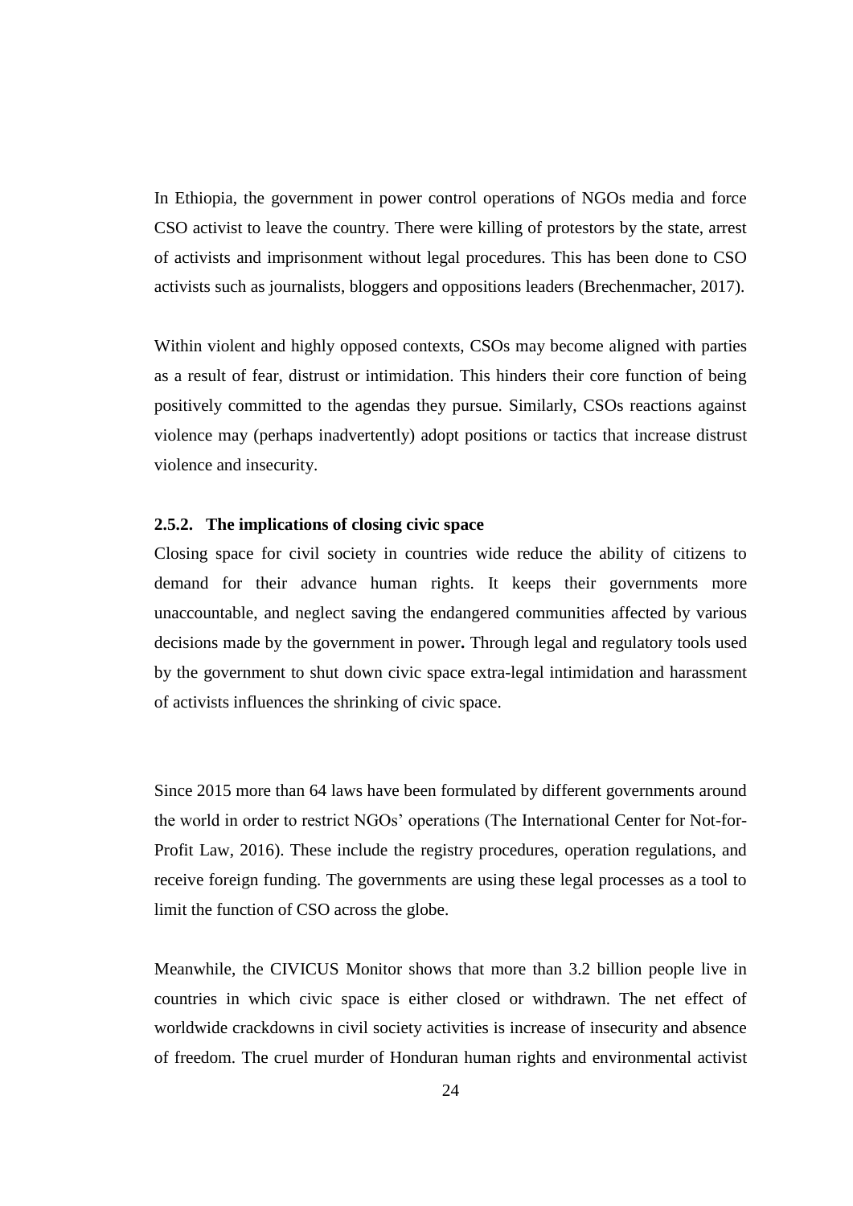In Ethiopia, the government in power control operations of NGOs media and force CSO activist to leave the country. There were killing of protestors by the state, arrest of activists and imprisonment without legal procedures. This has been done to CSO activists such as journalists, bloggers and oppositions leaders (Brechenmacher, 2017).

Within violent and highly opposed contexts, CSOs may become aligned with parties as a result of fear, distrust or intimidation. This hinders their core function of being positively committed to the agendas they pursue. Similarly, CSOs reactions against violence may (perhaps inadvertently) adopt positions or tactics that increase distrust violence and insecurity.

### 2.5.2. The implications of closing civic space

Closing space for civil society in countries wide reduce the ability of citizens to demand for their advance human rights. It keeps their governments more unaccountable, and neglect saving the endangered communities affected by various decisions made by the government in power**.** Through legal and regulatory tools used by the government to shut down civic space extra-legal intimidation and harassment of activists influences the shrinking of civic space.

Since 2015 more than 64 laws have been formulated by different governments around the world in order to restrict NGOs' operations (The International Center for Not-for-Profit Law, 2016). These include the registry procedures, operation regulations, and receive foreign funding. The governments are using these legal processes as a tool to limit the function of CSO across the globe.

Meanwhile, the CIVICUS Monitor shows that more than 3.2 billion people live in countries in which civic space is either closed or withdrawn. The net effect of worldwide crackdowns in civil society activities is increase of insecurity and absence of freedom. The cruel murder of Honduran human rights and environmental activist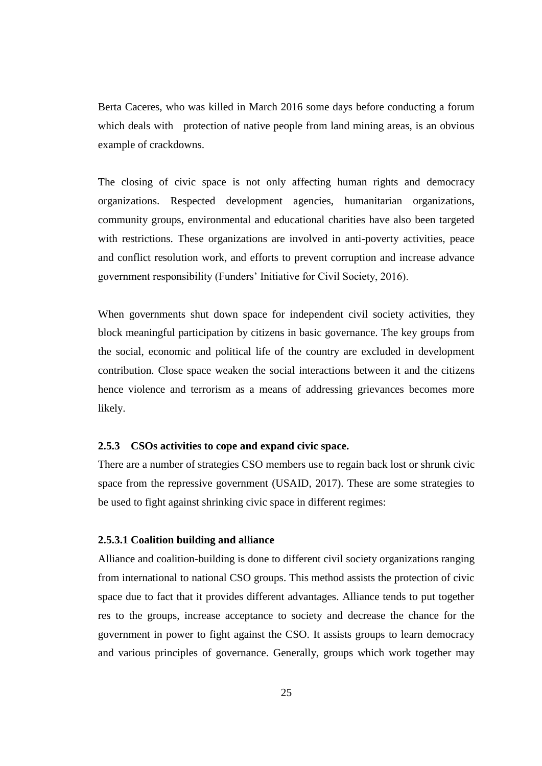Berta Caceres, who was killed in March 2016 some days before conducting a forum which deals with protection of native people from land mining areas, is an obvious example of crackdowns.

The closing of civic space is not only affecting human rights and democracy organizations. Respected development agencies, humanitarian organizations, community groups, environmental and educational charities have also been targeted with restrictions. These organizations are involved in anti-poverty activities, peace and conflict resolution work, and efforts to prevent corruption and increase advance government responsibility (Funders' Initiative for Civil Society, 2016).

When governments shut down space for independent civil society activities, they block meaningful participation by citizens in basic governance. The key groups from the social, economic and political life of the country are excluded in development contribution. Close space weaken the social interactions between it and the citizens hence violence and terrorism as a means of addressing grievances becomes more likely.

### 2.5.3 CSOs activities to cope and expand civic space.

There are a number of strategies CSO members use to regain back lost or shrunk civic space from the repressive government (USAID, 2017). These are some strategies to be used to fight against shrinking civic space in different regimes:

#### 2.5.3.1 Coalition building and alliance

Alliance and coalition-building is done to different civil society organizations ranging from international to national CSO groups. This method assists the protection of civic space due to fact that it provides different advantages. Alliance tends to put together res to the groups, increase acceptance to society and decrease the chance for the government in power to fight against the CSO. It assists groups to learn democracy and various principles of governance. Generally, groups which work together may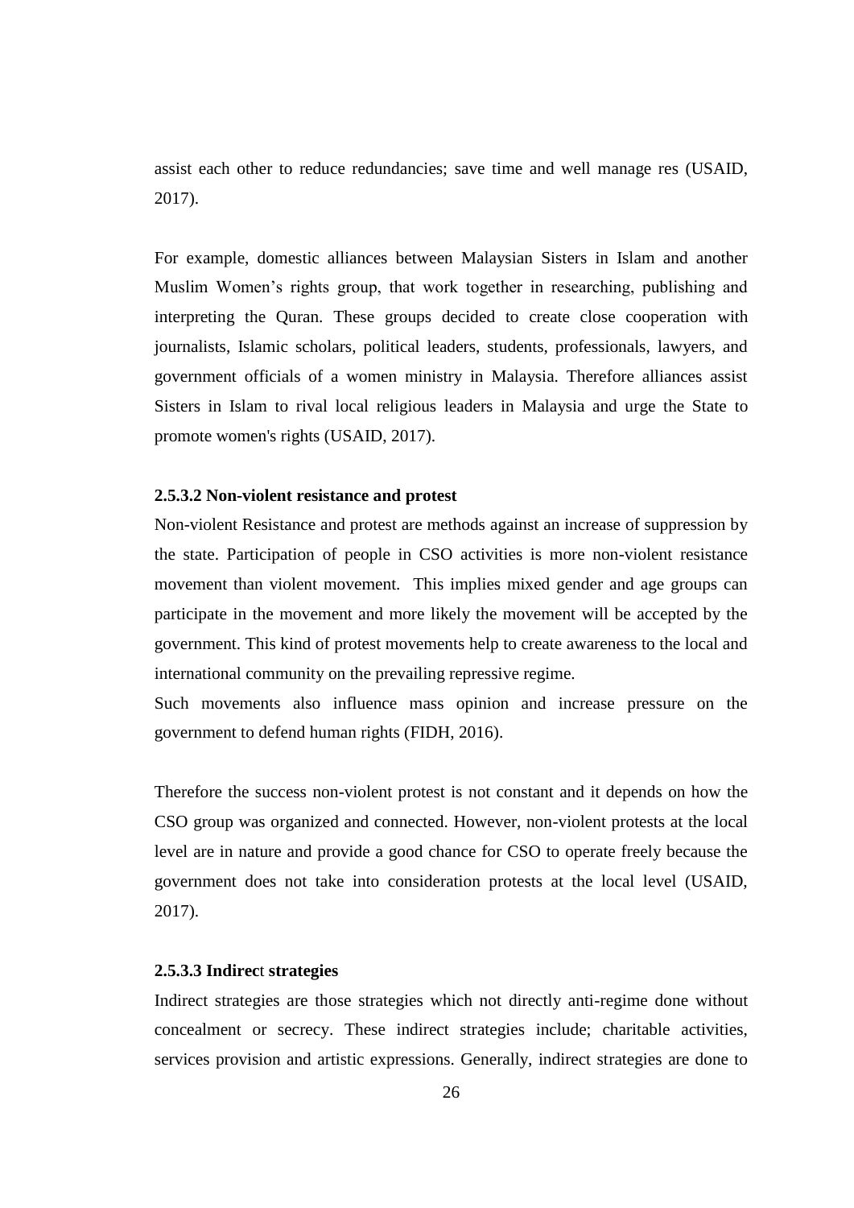assist each other to reduce redundancies; save time and well manage res (USAID, 2017).

For example, domestic alliances between Malaysian Sisters in Islam and another Muslim Women's rights group, that work together in researching, publishing and interpreting the Quran. These groups decided to create close cooperation with journalists, Islamic scholars, political leaders, students, professionals, lawyers, and government officials of a women ministry in Malaysia. Therefore alliances assist Sisters in Islam to rival local religious leaders in Malaysia and urge the State to promote women's rights (USAID, 2017).

#### 2.5.3.2 Non-violent resistance and protest

Non-violent Resistance and protest are methods against an increase of suppression by the state. Participation of people in CSO activities is more non-violent resistance movement than violent movement. This implies mixed gender and age groups can participate in the movement and more likely the movement will be accepted by the government. This kind of protest movements help to create awareness to the local and international community on the prevailing repressive regime.

Such movements also influence mass opinion and increase pressure on the government to defend human rights (FIDH, 2016).

Therefore the success non-violent protest is not constant and it depends on how the CSO group was organized and connected. However, non-violent protests at the local level are in nature and provide a good chance for CSO to operate freely because the government does not take into consideration protests at the local level (USAID, 2017).

#### 2.5.3.3 Indirect strategies

Indirect strategies are those strategies which not directly anti-regime done without concealment or secrecy. These indirect strategies include; charitable activities, services provision and artistic expressions. Generally, indirect strategies are done to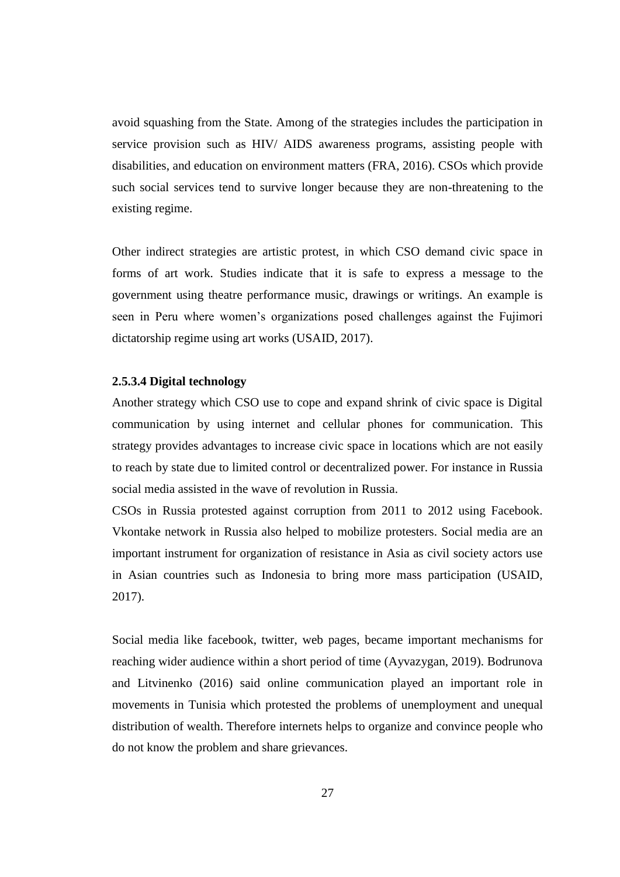avoid squashing from the State. Among of the strategies includes the participation in service provision such as HIV/ AIDS awareness programs, assisting people with disabilities, and education on environment matters (FRA, 2016). CSOs which provide such social services tend to survive longer because they are non-threatening to the existing regime.

Other indirect strategies are artistic protest, in which CSO demand civic space in forms of art work. Studies indicate that it is safe to express a message to the government using theatre performance music, drawings or writings. An example is seen in Peru where women's organizations posed challenges against the Fujimori dictatorship regime using art works (USAID, 2017).

#### 2.5.3.4 Digital technology

Another strategy which CSO use to cope and expand shrink of civic space is Digital communication by using internet and cellular phones for communication. This strategy provides advantages to increase civic space in locations which are not easily to reach by state due to limited control or decentralized power. For instance in Russia social media assisted in the wave of revolution in Russia.

CSOs in Russia protested against corruption from 2011 to 2012 using Facebook. Vkontake network in Russia also helped to mobilize protesters. Social media are an important instrument for organization of resistance in Asia as civil society actors use in Asian countries such as Indonesia to bring more mass participation (USAID, 2017).

Social media like facebook, twitter, web pages, became important mechanisms for reaching wider audience within a short period of time (Ayvazygan, 2019). Bodrunova and Litvinenko (2016) said online communication played an important role in movements in Tunisia which protested the problems of unemployment and unequal distribution of wealth. Therefore internets helps to organize and convince people who do not know the problem and share grievances.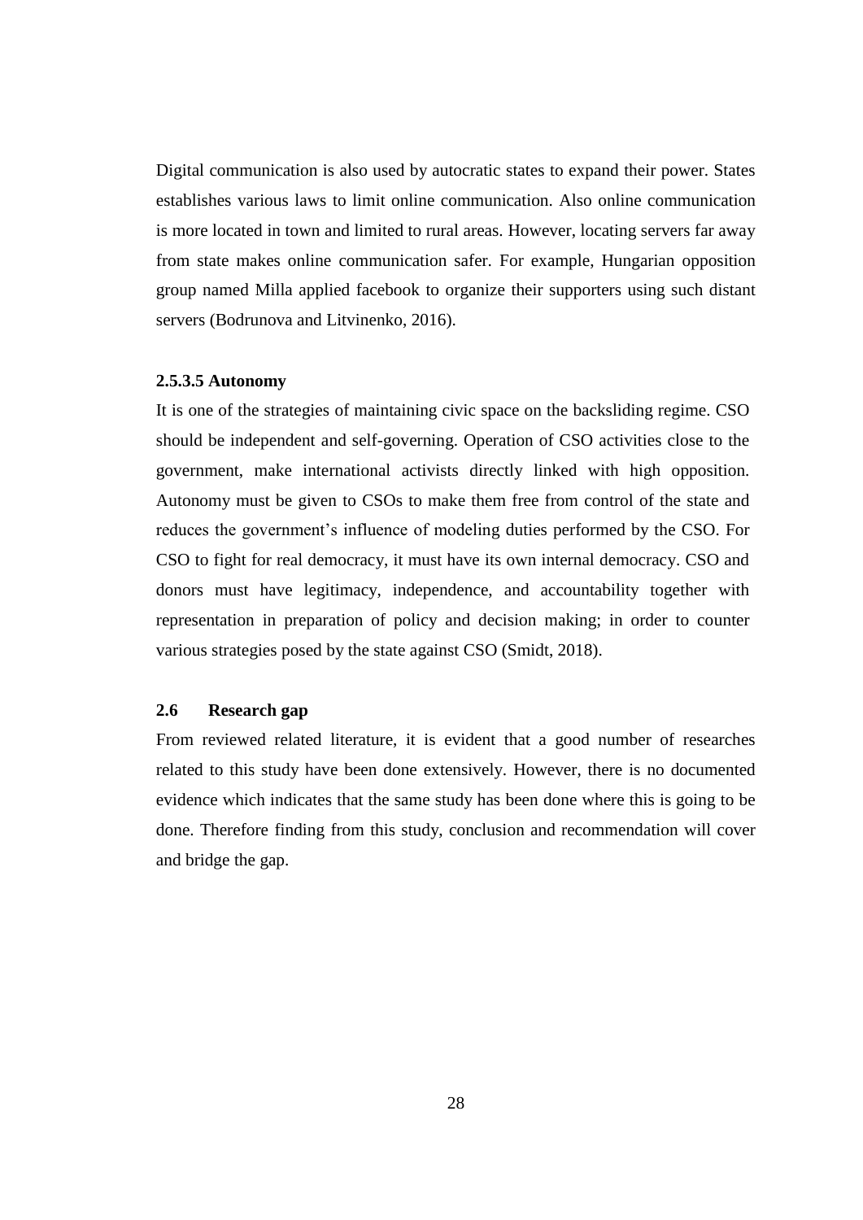Digital communication is also used by autocratic states to expand their power. States establishes various laws to limit online communication. Also online communication is more located in town and limited to rural areas. However, locating servers far away from state makes online communication safer. For example, Hungarian opposition group named Milla applied facebook to organize their supporters using such distant servers (Bodrunova and Litvinenko, 2016).

#### 2.5.3.5 Autonomy

It is one of the strategies of maintaining civic space on the backsliding regime. CSO should be independent and self-governing. Operation of CSO activities close to the government, make international activists directly linked with high opposition. Autonomy must be given to CSOs to make them free from control of the state and reduces the government's influence of modeling duties performed by the CSO. For CSO to fight for real democracy, it must have its own internal democracy. CSO and donors must have legitimacy, independence, and accountability together with representation in preparation of policy and decision making; in order to counter various strategies posed by the state against CSO (Smidt, 2018).

## 2.6 Research gap

From reviewed related literature, it is evident that a good number of researches related to this study have been done extensively. However, there is no documented evidence which indicates that the same study has been done where this is going to be done. Therefore finding from this study, conclusion and recommendation will cover and bridge the gap.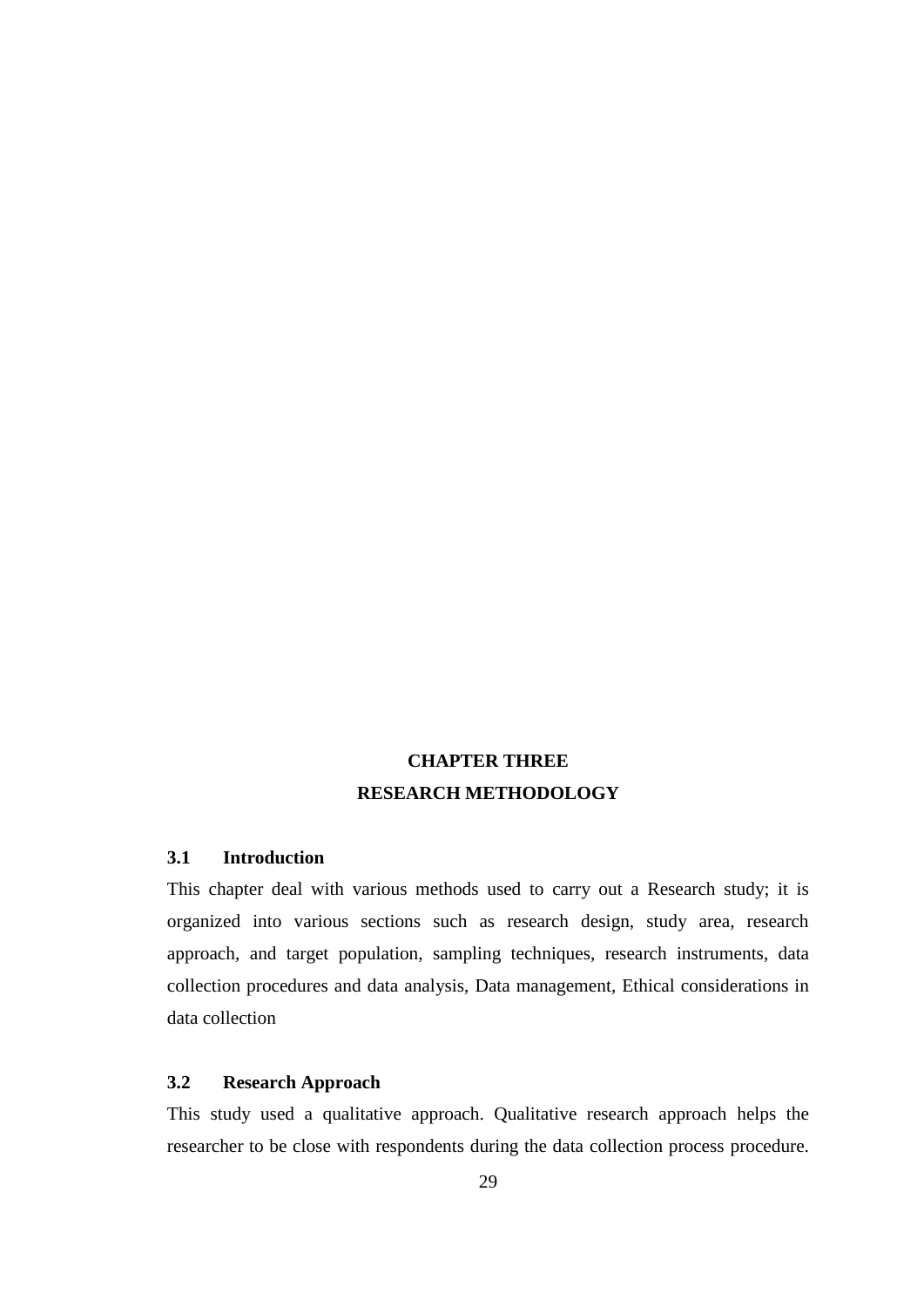# CHAPTER THREE

# RESEARCH METHODOLOGY

## 3.1 Introduction

This chapter deal with various methods used to carry out a Research study; it is organized into various sections such as research design, study area, research approach, and target population, sampling techniques, research instruments, data collection procedures and data analysis, Data management, Ethical considerations in data collection

## 3.2 Research Approach

This study used a qualitative approach. Qualitative research approach helps the researcher to be close with respondents during the data collection process procedure.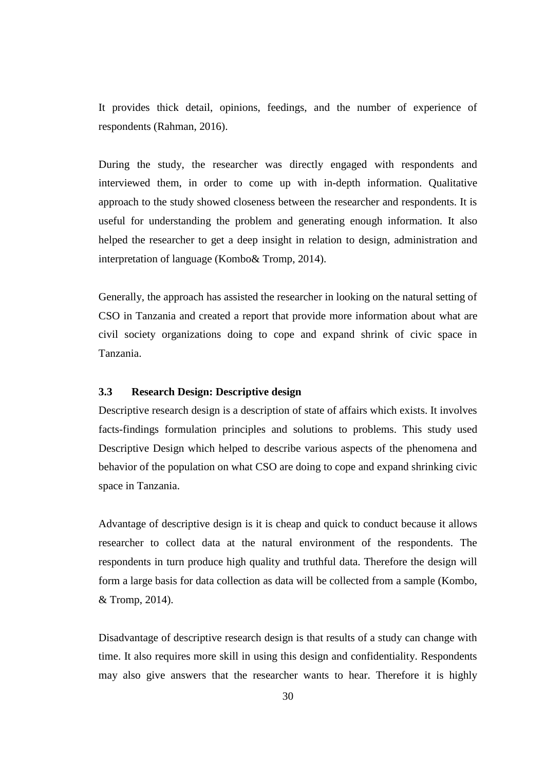It provides thick detail, opinions, feedings, and the number of experience of respondents (Rahman, 2016).

During the study, the researcher was directly engaged with respondents and interviewed them, in order to come up with in-depth information. Qualitative approach to the study showed closeness between the researcher and respondents. It is useful for understanding the problem and generating enough information. It also helped the researcher to get a deep insight in relation to design, administration and interpretation of language (Kombo& Tromp, 2014).

Generally, the approach has assisted the researcher in looking on the natural setting of CSO in Tanzania and created a report that provide more information about what are civil society organizations doing to cope and expand shrink of civic space in Tanzania.

### 3.3 Research Design: Descriptive design

Descriptive research design is a description of state of affairs which exists. It involves facts-findings formulation principles and solutions to problems. This study used Descriptive Design which helped to describe various aspects of the phenomena and behavior of the population on what CSO are doing to cope and expand shrinking civic space in Tanzania.

Advantage of descriptive design is it is cheap and quick to conduct because it allows researcher to collect data at the natural environment of the respondents. The respondents in turn produce high quality and truthful data. Therefore the design will form a large basis for data collection as data will be collected from a sample (Kombo, & Tromp, 2014).

Disadvantage of descriptive research design is that results of a study can change with time. It also requires more skill in using this design and confidentiality. Respondents may also give answers that the researcher wants to hear. Therefore it is highly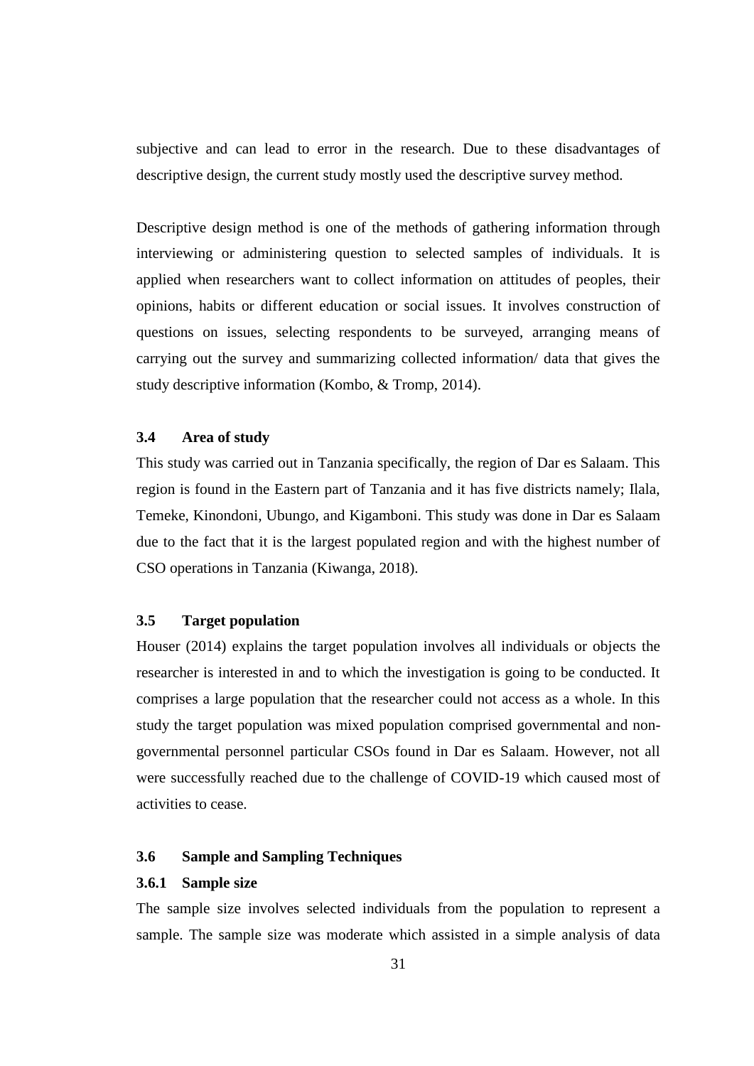subjective and can lead to error in the research. Due to these disadvantages of descriptive design, the current study mostly used the descriptive survey method.

Descriptive design method is one of the methods of gathering information through interviewing or administering question to selected samples of individuals. It is applied when researchers want to collect information on attitudes of peoples, their opinions, habits or different education or social issues. It involves construction of questions on issues, selecting respondents to be surveyed, arranging means of carrying out the survey and summarizing collected information/ data that gives the study descriptive information (Kombo, & Tromp, 2014).

## 3.4 Area of study

This study was carried out in Tanzania specifically, the region of Dar es Salaam. This region is found in the Eastern part of Tanzania and it has five districts namely; Ilala, Temeke, Kinondoni, Ubungo, and Kigamboni. This study was done in Dar es Salaam due to the fact that it is the largest populated region and with the highest number of CSO operations in Tanzania (Kiwanga, 2018).

## 3.5 Target population

Houser (2014) explains the target population involves all individuals or objects the researcher is interested in and to which the investigation is going to be conducted. It comprises a large population that the researcher could not access as a whole. In this study the target population was mixed population comprised governmental and non-governmental personnel particular CSOs found in Dar es Salaam. However, not all were successfully reached due to the challenge of COVID-19 which caused most of activities to cease.

## 3.6 Sample and Sampling Techniques

### 3.6.1 Sample size

The sample size involves selected individuals from the population to represent a sample. The sample size was moderate which assisted in a simple analysis of data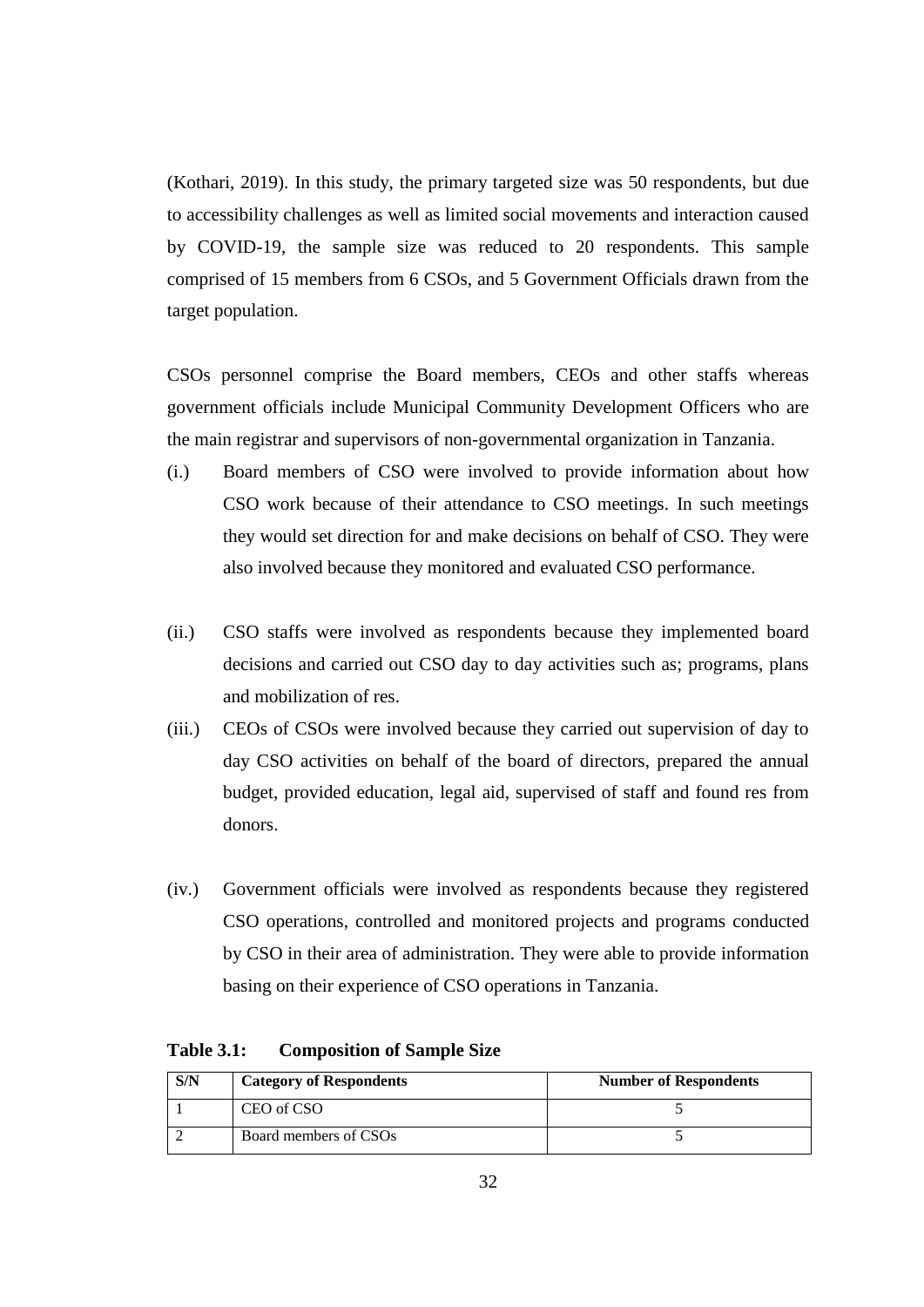(Kothari, 2019). In this study, the primary targeted size was 50 respondents, but due to accessibility challenges as well as limited social movements and interaction caused by COVID-19, the sample size was reduced to 20 respondents. This sample comprised of 15 members from 6 CSOs, and 5 Government Officials drawn from the target population.

CSOs personnel comprise the Board members, CEOs and other staffs whereas government officials include Municipal Community Development Officers who are the main registrar and supervisors of non-governmental organization in Tanzania.

(i.) Board members of CSO were involved to provide information about how CSO work because of their attendance to CSO meetings. In such meetings they would set direction for and make decisions on behalf of CSO. They were also involved because they monitored and evaluated CSO performance.

(ii.) CSO staffs were involved as respondents because they implemented board decisions and carried out CSO day to day activities such as; programs, plans and mobilization of res.

(iii.) CEOs of CSOs were involved because they carried out supervision of day to day CSO activities on behalf of the board of directors, prepared the annual budget, provided education, legal aid, supervised of staff and found res from donors.

(iv.) Government officials were involved as respondents because they registered CSO operations, controlled and monitored projects and programs conducted by CSO in their area of administration. They were able to provide information basing on their experience of CSO operations in Tanzania.

**Table 3.1: Composition of Sample Size**

| S/N | Category of Respondents | Number of Respondents |
|---|---|---|
| 1 | CEO of CSO | 5 |
| 2 | Board members of CSOs | 5 |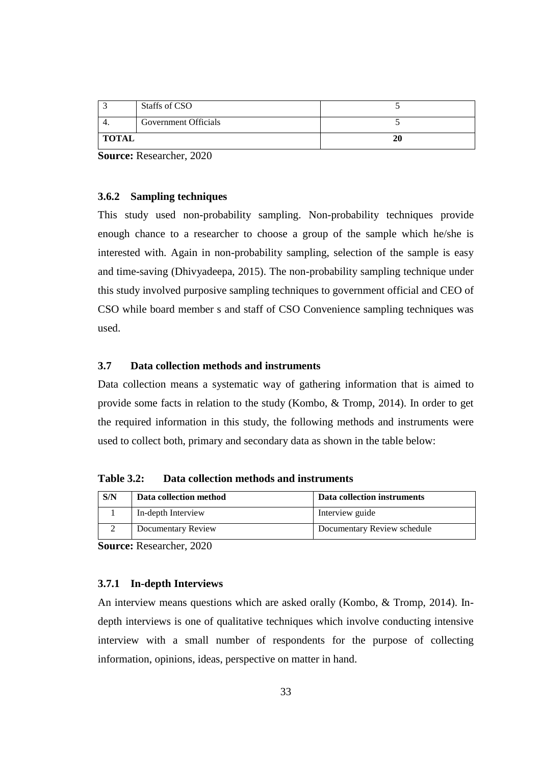| 3 | Staffs of CSO | 5 |
|---|---|---|
| 4. | Government Officials | 5 |
| **TOTAL** | | **20** |

**Source:** Researcher, 2020

### 3.6.2 Sampling techniques

This study used non-probability sampling. Non-probability techniques provide enough chance to a researcher to choose a group of the sample which he/she is interested with. Again in non-probability sampling, selection of the sample is easy and time-saving (Dhivyadeepa, 2015). The non-probability sampling technique under this study involved purposive sampling techniques to government official and CEO of CSO while board member s and staff of CSO Convenience sampling techniques was used.

## 3.7 Data collection methods and instruments

Data collection means a systematic way of gathering information that is aimed to provide some facts in relation to the study (Kombo, & Tromp, 2014). In order to get the required information in this study, the following methods and instruments were used to collect both, primary and secondary data as shown in the table below:

**Table 3.2: Data collection methods and instruments**

| S/N | Data collection method | Data collection instruments |
|---|---|---|
| 1 | In-depth Interview | Interview guide |
| 2 | Documentary Review | Documentary Review schedule |

**Source:** Researcher, 2020

### 3.7.1 In-depth Interviews

An interview means questions which are asked orally (Kombo, & Tromp, 2014). In-depth interviews is one of qualitative techniques which involve conducting intensive interview with a small number of respondents for the purpose of collecting information, opinions, ideas, perspective on matter in hand.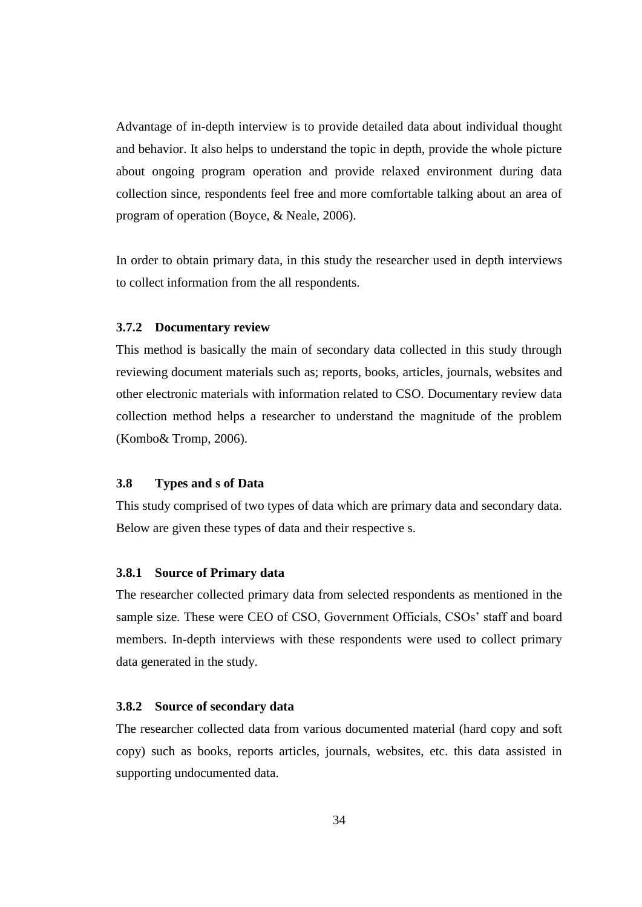Advantage of in-depth interview is to provide detailed data about individual thought and behavior. It also helps to understand the topic in depth, provide the whole picture about ongoing program operation and provide relaxed environment during data collection since, respondents feel free and more comfortable talking about an area of program of operation (Boyce, & Neale, 2006).

In order to obtain primary data, in this study the researcher used in depth interviews to collect information from the all respondents.

### 3.7.2 Documentary review

This method is basically the main of secondary data collected in this study through reviewing document materials such as; reports, books, articles, journals, websites and other electronic materials with information related to CSO. Documentary review data collection method helps a researcher to understand the magnitude of the problem (Kombo& Tromp, 2006).

## 3.8 Types and s of Data

This study comprised of two types of data which are primary data and secondary data. Below are given these types of data and their respective s.

### 3.8.1 Source of Primary data

The researcher collected primary data from selected respondents as mentioned in the sample size. These were CEO of CSO, Government Officials, CSOs' staff and board members. In-depth interviews with these respondents were used to collect primary data generated in the study.

### 3.8.2 Source of secondary data

The researcher collected data from various documented material (hard copy and soft copy) such as books, reports articles, journals, websites, etc. this data assisted in supporting undocumented data.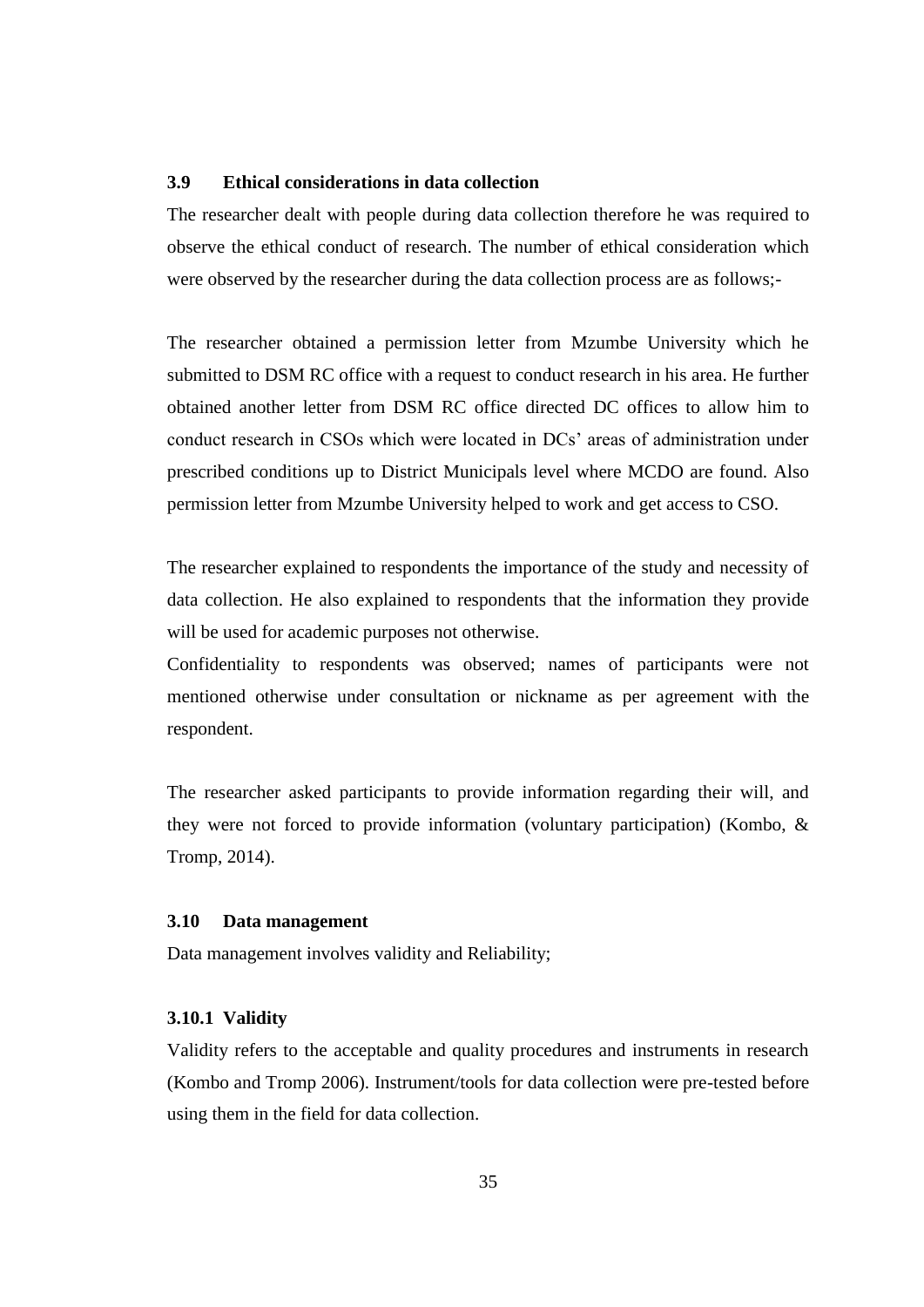### 3.9 Ethical considerations in data collection

The researcher dealt with people during data collection therefore he was required to observe the ethical conduct of research. The number of ethical consideration which were observed by the researcher during the data collection process are as follows;-

The researcher obtained a permission letter from Mzumbe University which he submitted to DSM RC office with a request to conduct research in his area. He further obtained another letter from DSM RC office directed DC offices to allow him to conduct research in CSOs which were located in DCs' areas of administration under prescribed conditions up to District Municipals level where MCDO are found. Also permission letter from Mzumbe University helped to work and get access to CSO.

The researcher explained to respondents the importance of the study and necessity of data collection. He also explained to respondents that the information they provide will be used for academic purposes not otherwise.

Confidentiality to respondents was observed; names of participants were not mentioned otherwise under consultation or nickname as per agreement with the respondent.

The researcher asked participants to provide information regarding their will, and they were not forced to provide information (voluntary participation) (Kombo, & Tromp, 2014).

### 3.10 Data management

Data management involves validity and Reliability;

#### 3.10.1 Validity

Validity refers to the acceptable and quality procedures and instruments in research (Kombo and Tromp 2006). Instrument/tools for data collection were pre-tested before using them in the field for data collection.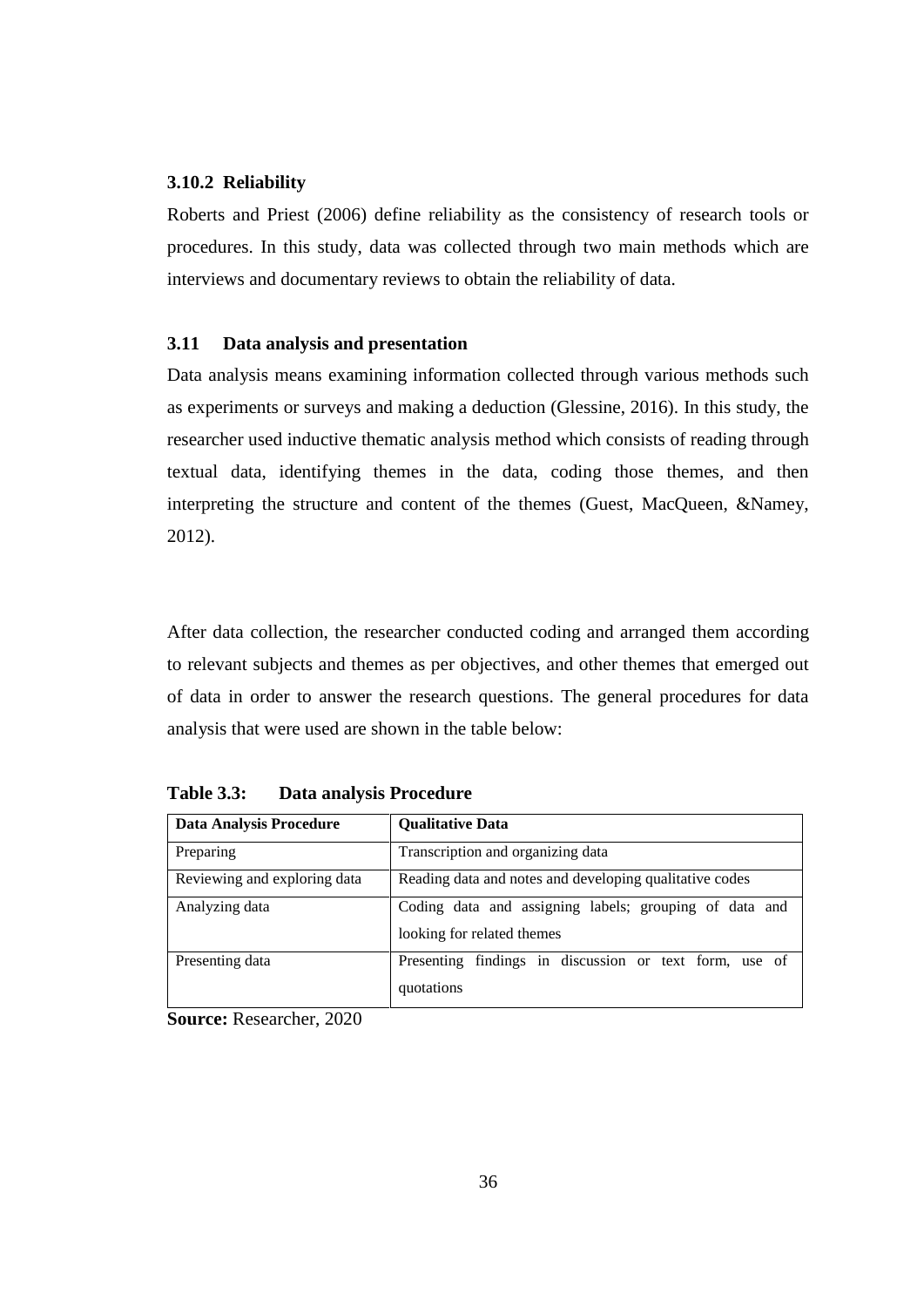### 3.10.2 Reliability

Roberts and Priest (2006) define reliability as the consistency of research tools or procedures. In this study, data was collected through two main methods which are interviews and documentary reviews to obtain the reliability of data.

## 3.11 Data analysis and presentation

Data analysis means examining information collected through various methods such as experiments or surveys and making a deduction (Glessine, 2016). In this study, the researcher used inductive thematic analysis method which consists of reading through textual data, identifying themes in the data, coding those themes, and then interpreting the structure and content of the themes (Guest, MacQueen, &Namey, 2012).

After data collection, the researcher conducted coding and arranged them according to relevant subjects and themes as per objectives, and other themes that emerged out of data in order to answer the research questions. The general procedures for data analysis that were used are shown in the table below:

**Table 3.3: Data analysis Procedure**

| Data Analysis Procedure | Qualitative Data |
|---|---|
| Preparing | Transcription and organizing data |
| Reviewing and exploring data | Reading data and notes and developing qualitative codes |
| Analyzing data | Coding data and assigning labels; grouping of data and looking for related themes |
| Presenting data | Presenting findings in discussion or text form, use of quotations |

**Source:** Researcher, 2020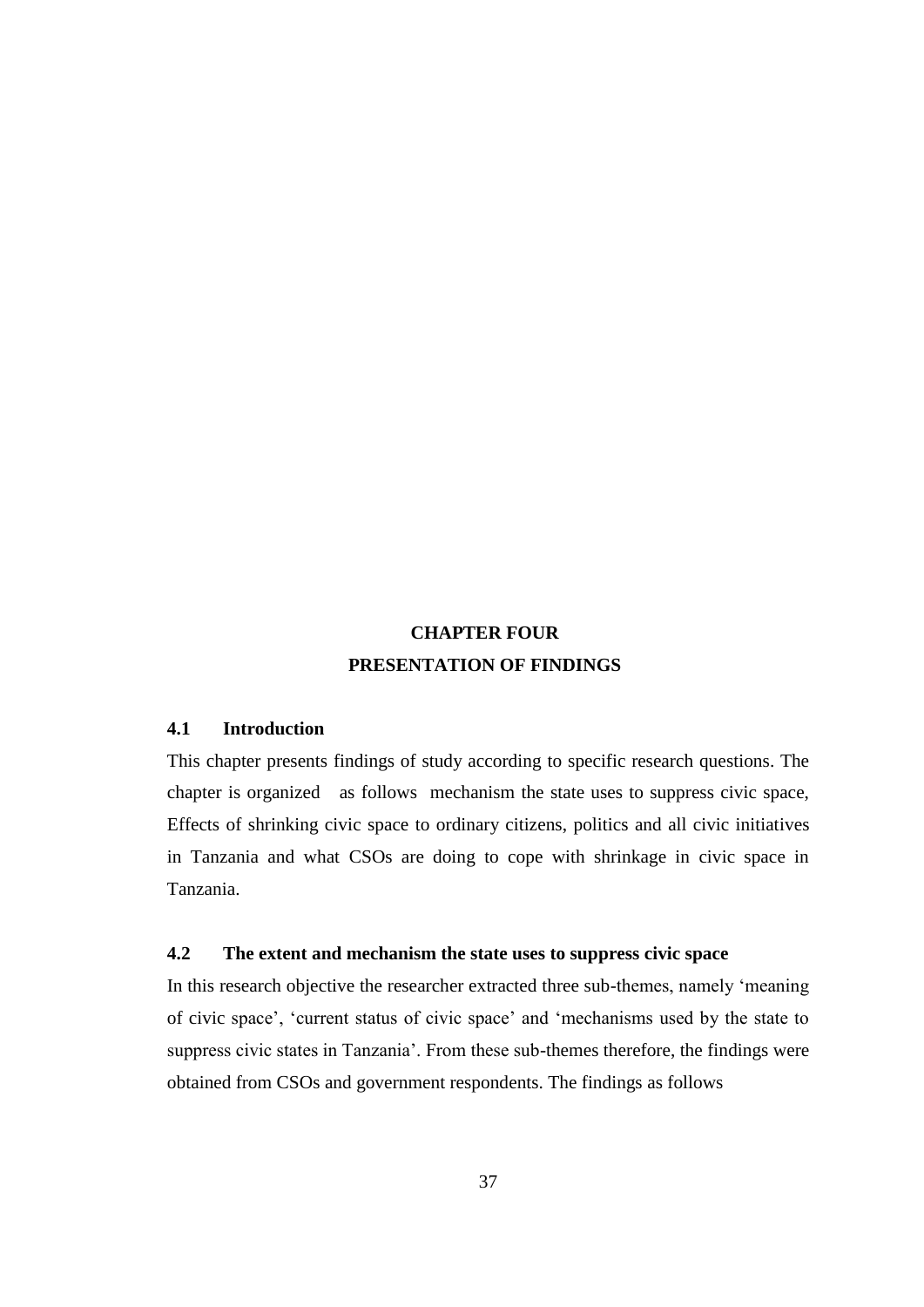# CHAPTER FOUR
# PRESENTATION OF FINDINGS

## 4.1 Introduction

This chapter presents findings of study according to specific research questions. The chapter is organized as follows mechanism the state uses to suppress civic space, Effects of shrinking civic space to ordinary citizens, politics and all civic initiatives in Tanzania and what CSOs are doing to cope with shrinkage in civic space in Tanzania.

## 4.2 The extent and mechanism the state uses to suppress civic space

In this research objective the researcher extracted three sub-themes, namely 'meaning of civic space', 'current status of civic space' and 'mechanisms used by the state to suppress civic states in Tanzania'. From these sub-themes therefore, the findings were obtained from CSOs and government respondents. The findings as follows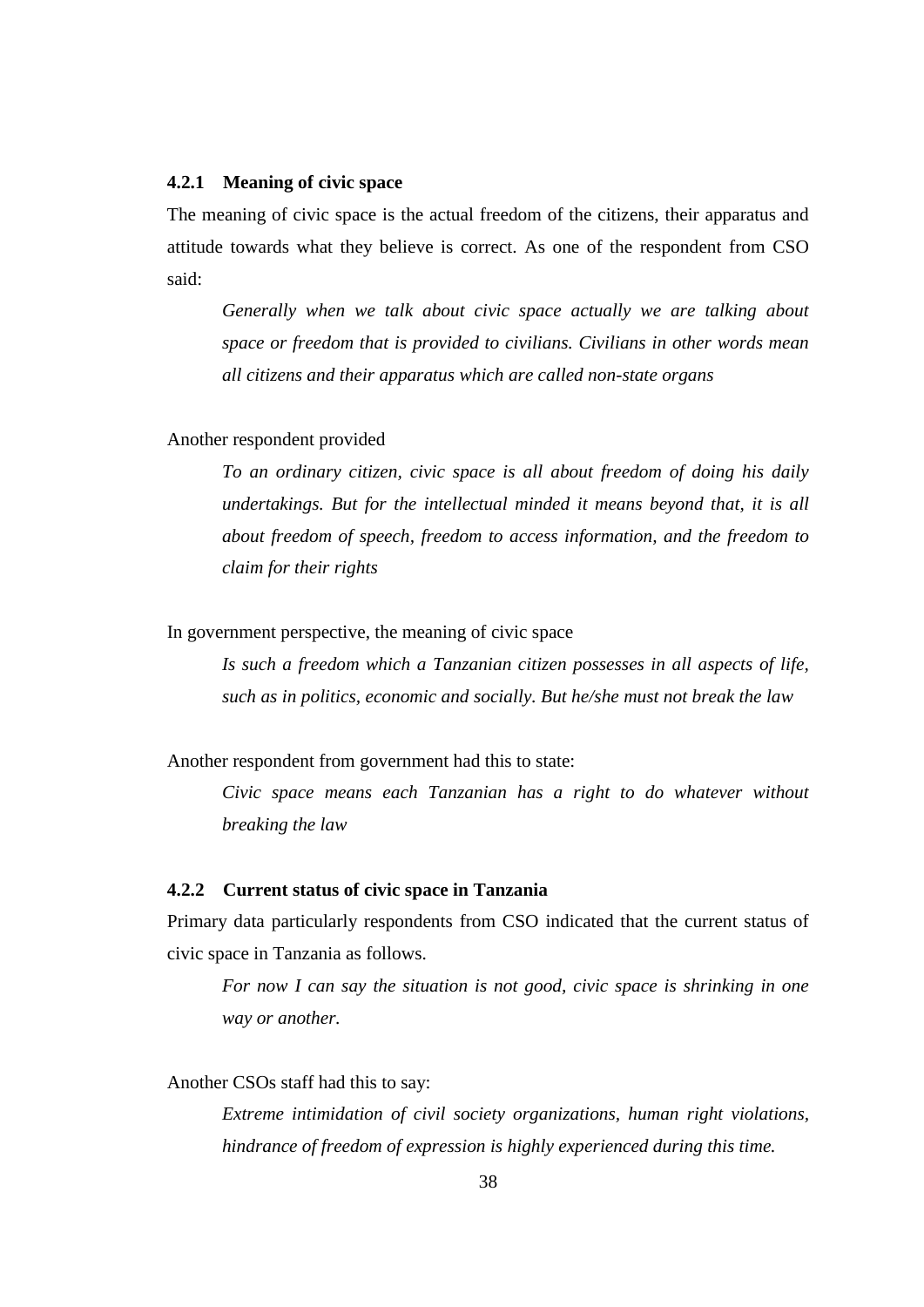### 4.2.1 Meaning of civic space

The meaning of civic space is the actual freedom of the citizens, their apparatus and attitude towards what they believe is correct. As one of the respondent from CSO said:

> *Generally when we talk about civic space actually we are talking about space or freedom that is provided to civilians. Civilians in other words mean all citizens and their apparatus which are called non-state organs*

Another respondent provided

> *To an ordinary citizen, civic space is all about freedom of doing his daily undertakings. But for the intellectual minded it means beyond that, it is all about freedom of speech, freedom to access information, and the freedom to claim for their rights*

In government perspective, the meaning of civic space

> *Is such a freedom which a Tanzanian citizen possesses in all aspects of life, such as in politics, economic and socially. But he/she must not break the law*

Another respondent from government had this to state:

> *Civic space means each Tanzanian has a right to do whatever without breaking the law*

### 4.2.2 Current status of civic space in Tanzania

Primary data particularly respondents from CSO indicated that the current status of civic space in Tanzania as follows.

> *For now I can say the situation is not good, civic space is shrinking in one way or another.*

Another CSOs staff had this to say:

> *Extreme intimidation of civil society organizations, human right violations, hindrance of freedom of expression is highly experienced during this time.*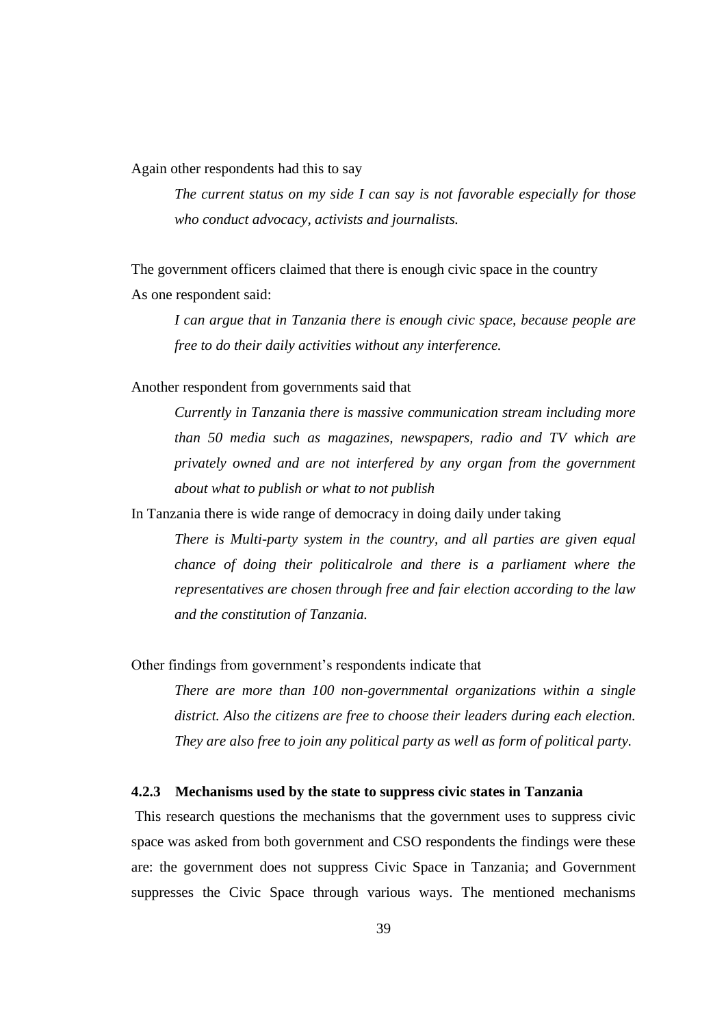Again other respondents had this to say

> *The current status on my side I can say is not favorable especially for those who conduct advocacy, activists and journalists.*

The government officers claimed that there is enough civic space in the country

As one respondent said:

> *I can argue that in Tanzania there is enough civic space, because people are free to do their daily activities without any interference.*

Another respondent from governments said that

> *Currently in Tanzania there is massive communication stream including more than 50 media such as magazines, newspapers, radio and TV which are privately owned and are not interfered by any organ from the government about what to publish or what to not publish*

In Tanzania there is wide range of democracy in doing daily under taking

> *There is Multi-party system in the country, and all parties are given equal chance of doing their politicalrole and there is a parliament where the representatives are chosen through free and fair election according to the law and the constitution of Tanzania.*

Other findings from government's respondents indicate that

> *There are more than 100 non-governmental organizations within a single district. Also the citizens are free to choose their leaders during each election. They are also free to join any political party as well as form of political party.*

### 4.2.3 Mechanisms used by the state to suppress civic states in Tanzania

This research questions the mechanisms that the government uses to suppress civic space was asked from both government and CSO respondents the findings were these are: the government does not suppress Civic Space in Tanzania; and Government suppresses the Civic Space through various ways. The mentioned mechanisms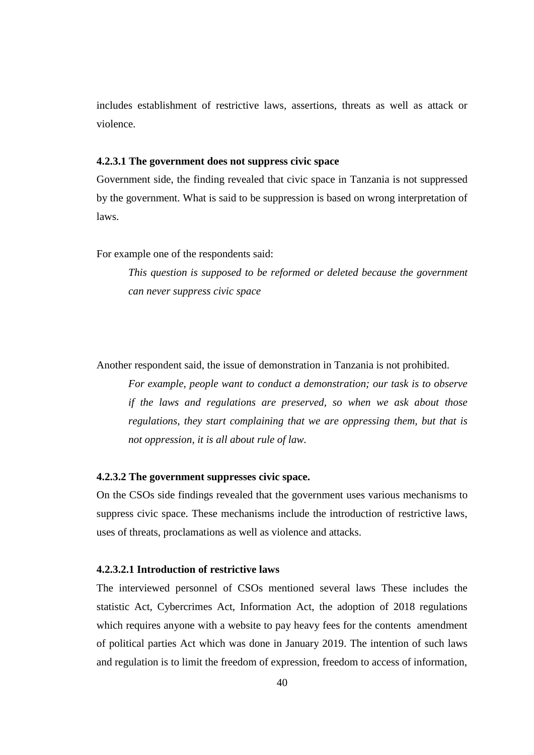includes establishment of restrictive laws, assertions, threats as well as attack or violence.

#### 4.2.3.1 The government does not suppress civic space

Government side, the finding revealed that civic space in Tanzania is not suppressed by the government. What is said to be suppression is based on wrong interpretation of laws.

For example one of the respondents said:

> *This question is supposed to be reformed or deleted because the government can never suppress civic space*

Another respondent said, the issue of demonstration in Tanzania is not prohibited.

> *For example, people want to conduct a demonstration; our task is to observe if the laws and regulations are preserved, so when we ask about those regulations, they start complaining that we are oppressing them, but that is not oppression, it is all about rule of law.*

#### 4.2.3.2 The government suppresses civic space.

On the CSOs side findings revealed that the government uses various mechanisms to suppress civic space. These mechanisms include the introduction of restrictive laws, uses of threats, proclamations as well as violence and attacks.

##### 4.2.3.2.1 Introduction of restrictive laws

The interviewed personnel of CSOs mentioned several laws These includes the statistic Act, Cybercrimes Act, Information Act, the adoption of 2018 regulations which requires anyone with a website to pay heavy fees for the contents amendment of political parties Act which was done in January 2019. The intention of such laws and regulation is to limit the freedom of expression, freedom to access of information,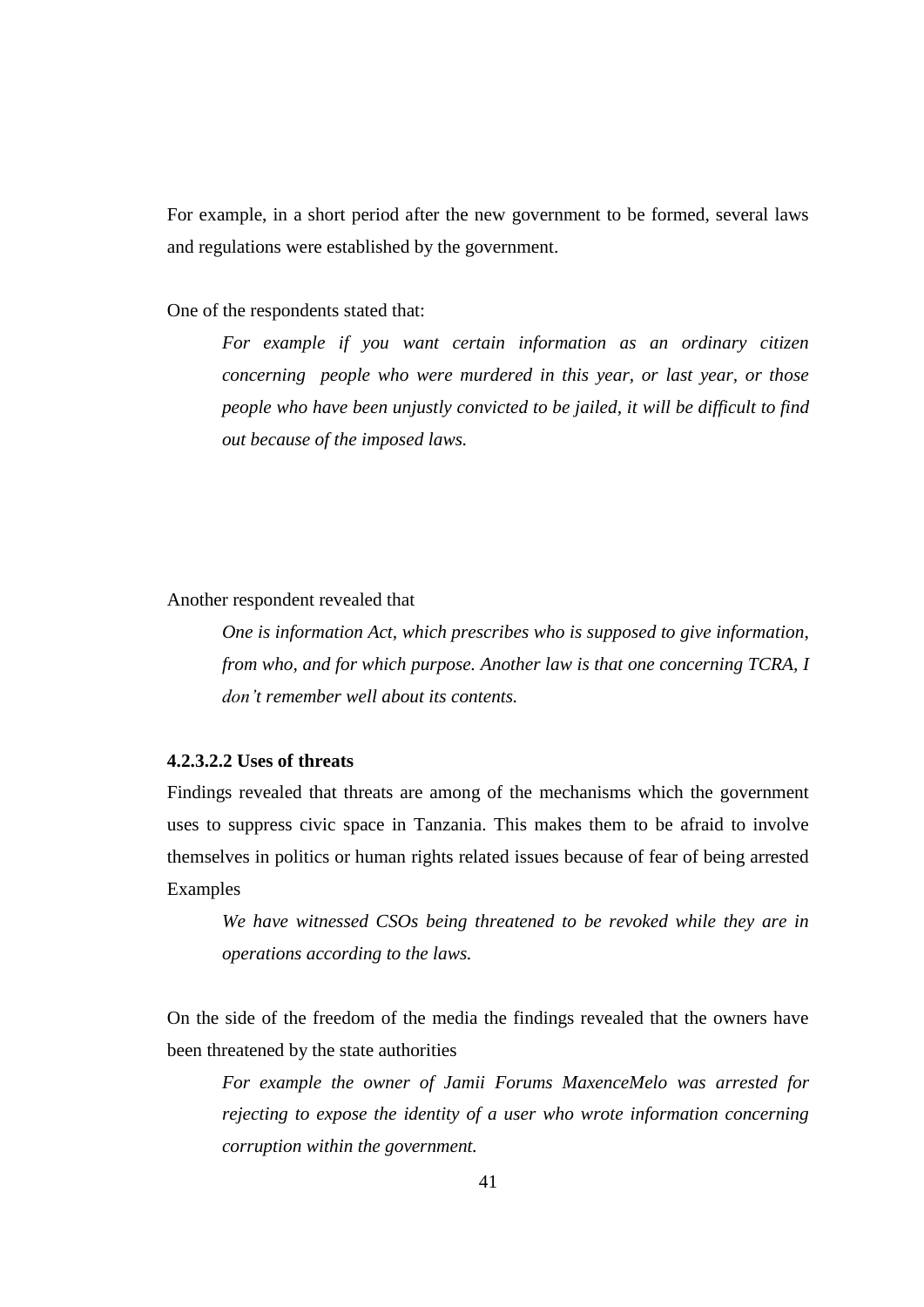For example, in a short period after the new government to be formed, several laws and regulations were established by the government.

One of the respondents stated that:

> *For example if you want certain information as an ordinary citizen concerning people who were murdered in this year, or last year, or those people who have been unjustly convicted to be jailed, it will be difficult to find out because of the imposed laws.*

Another respondent revealed that

> *One is information Act, which prescribes who is supposed to give information, from who, and for which purpose. Another law is that one concerning TCRA, I don't remember well about its contents.*

#### 4.2.3.2.2 Uses of threats

Findings revealed that threats are among of the mechanisms which the government uses to suppress civic space in Tanzania. This makes them to be afraid to involve themselves in politics or human rights related issues because of fear of being arrested Examples

> *We have witnessed CSOs being threatened to be revoked while they are in operations according to the laws.*

On the side of the freedom of the media the findings revealed that the owners have been threatened by the state authorities

> *For example the owner of Jamii Forums MaxenceMelo was arrested for rejecting to expose the identity of a user who wrote information concerning corruption within the government.*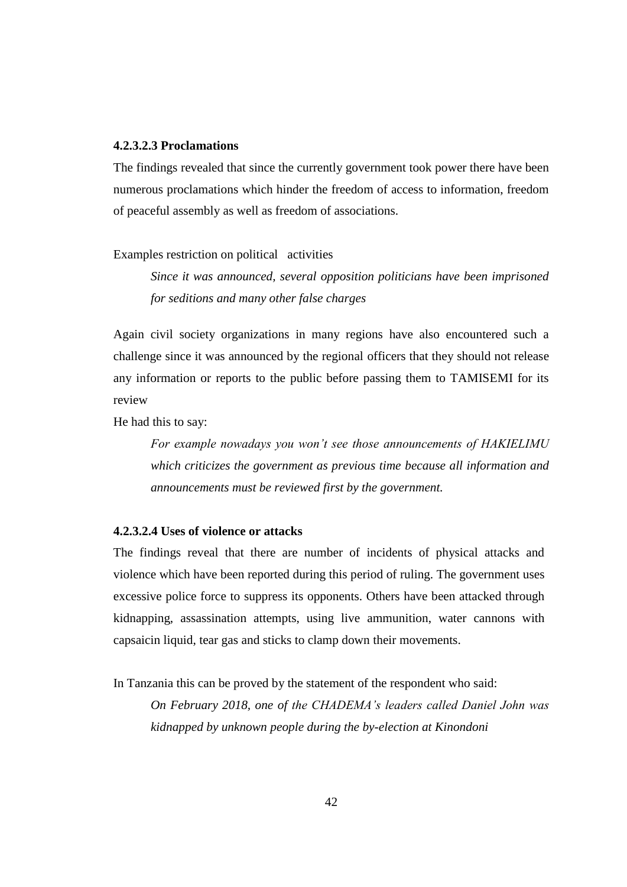#### 4.2.3.2.3 Proclamations

The findings revealed that since the currently government took power there have been numerous proclamations which hinder the freedom of access to information, freedom of peaceful assembly as well as freedom of associations.

Examples restriction on political activities

> *Since it was announced, several opposition politicians have been imprisoned for seditions and many other false charges*

Again civil society organizations in many regions have also encountered such a challenge since it was announced by the regional officers that they should not release any information or reports to the public before passing them to TAMISEMI for its review

He had this to say:

> *For example nowadays you won't see those announcements of HAKIELIMU which criticizes the government as previous time because all information and announcements must be reviewed first by the government.*

#### 4.2.3.2.4 Uses of violence or attacks

The findings reveal that there are number of incidents of physical attacks and violence which have been reported during this period of ruling. The government uses excessive police force to suppress its opponents. Others have been attacked through kidnapping, assassination attempts, using live ammunition, water cannons with capsaicin liquid, tear gas and sticks to clamp down their movements.

In Tanzania this can be proved by the statement of the respondent who said:

> *On February 2018, one of the CHADEMA's leaders called Daniel John was kidnapped by unknown people during the by-election at Kinondoni*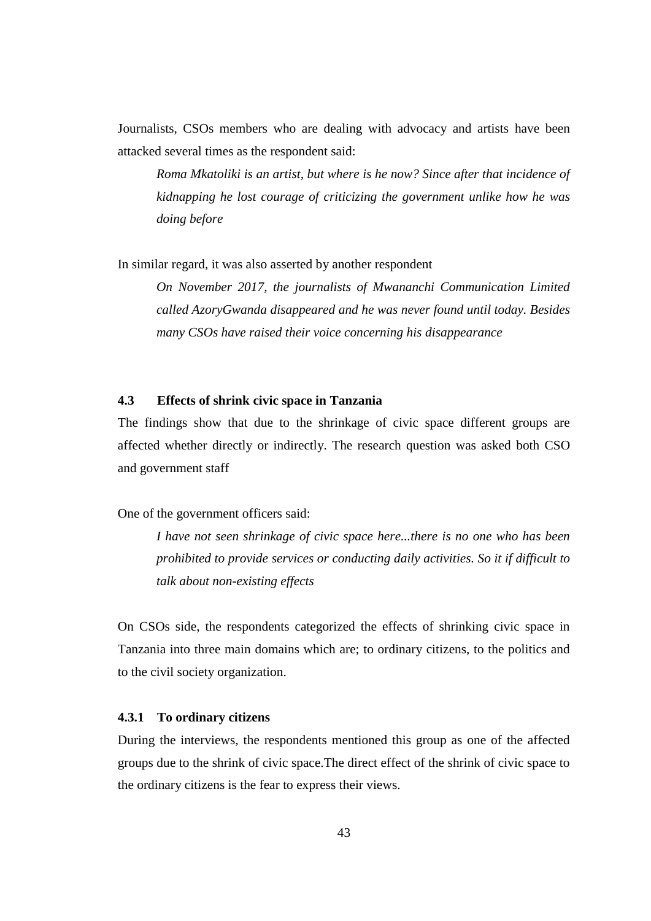Journalists, CSOs members who are dealing with advocacy and artists have been attacked several times as the respondent said:

> *Roma Mkatoliki is an artist, but where is he now? Since after that incidence of kidnapping he lost courage of criticizing the government unlike how he was doing before*

In similar regard, it was also asserted by another respondent

> *On November 2017, the journalists of Mwananchi Communication Limited called AzoryGwanda disappeared and he was never found until today. Besides many CSOs have raised their voice concerning his disappearance*

## 4.3 Effects of shrink civic space in Tanzania

The findings show that due to the shrinkage of civic space different groups are affected whether directly or indirectly. The research question was asked both CSO and government staff

One of the government officers said:

> *I have not seen shrinkage of civic space here...there is no one who has been prohibited to provide services or conducting daily activities. So it if difficult to talk about non-existing effects*

On CSOs side, the respondents categorized the effects of shrinking civic space in Tanzania into three main domains which are; to ordinary citizens, to the politics and to the civil society organization.

### 4.3.1 To ordinary citizens

During the interviews, the respondents mentioned this group as one of the affected groups due to the shrink of civic space.The direct effect of the shrink of civic space to the ordinary citizens is the fear to express their views.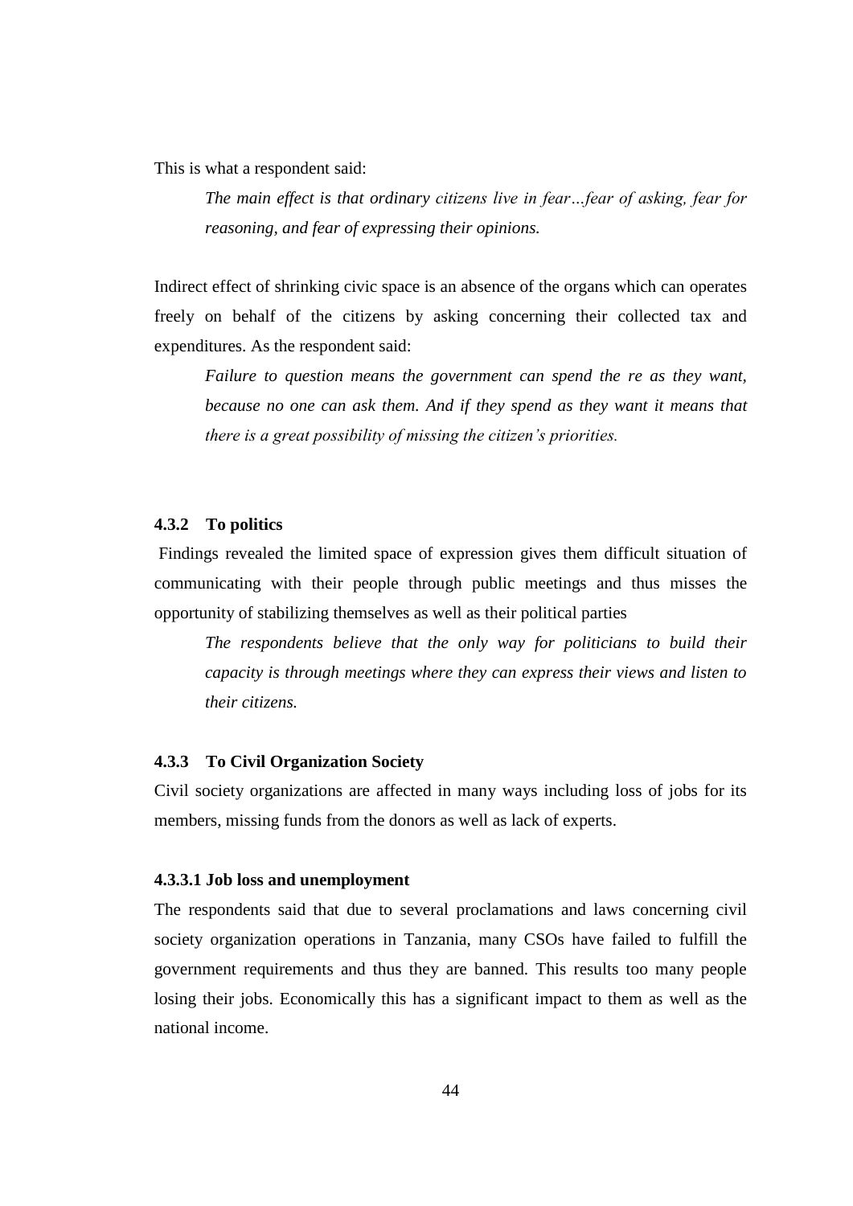This is what a respondent said:

> *The main effect is that ordinary citizens live in fear…fear of asking, fear for reasoning, and fear of expressing their opinions.*

Indirect effect of shrinking civic space is an absence of the organs which can operates freely on behalf of the citizens by asking concerning their collected tax and expenditures. As the respondent said:

> *Failure to question means the government can spend the re as they want, because no one can ask them. And if they spend as they want it means that there is a great possibility of missing the citizen's priorities.*

### 4.3.2 To politics

Findings revealed the limited space of expression gives them difficult situation of communicating with their people through public meetings and thus misses the opportunity of stabilizing themselves as well as their political parties

> *The respondents believe that the only way for politicians to build their capacity is through meetings where they can express their views and listen to their citizens.*

### 4.3.3 To Civil Organization Society

Civil society organizations are affected in many ways including loss of jobs for its members, missing funds from the donors as well as lack of experts.

#### 4.3.3.1 Job loss and unemployment

The respondents said that due to several proclamations and laws concerning civil society organization operations in Tanzania, many CSOs have failed to fulfill the government requirements and thus they are banned. This results too many people losing their jobs. Economically this has a significant impact to them as well as the national income.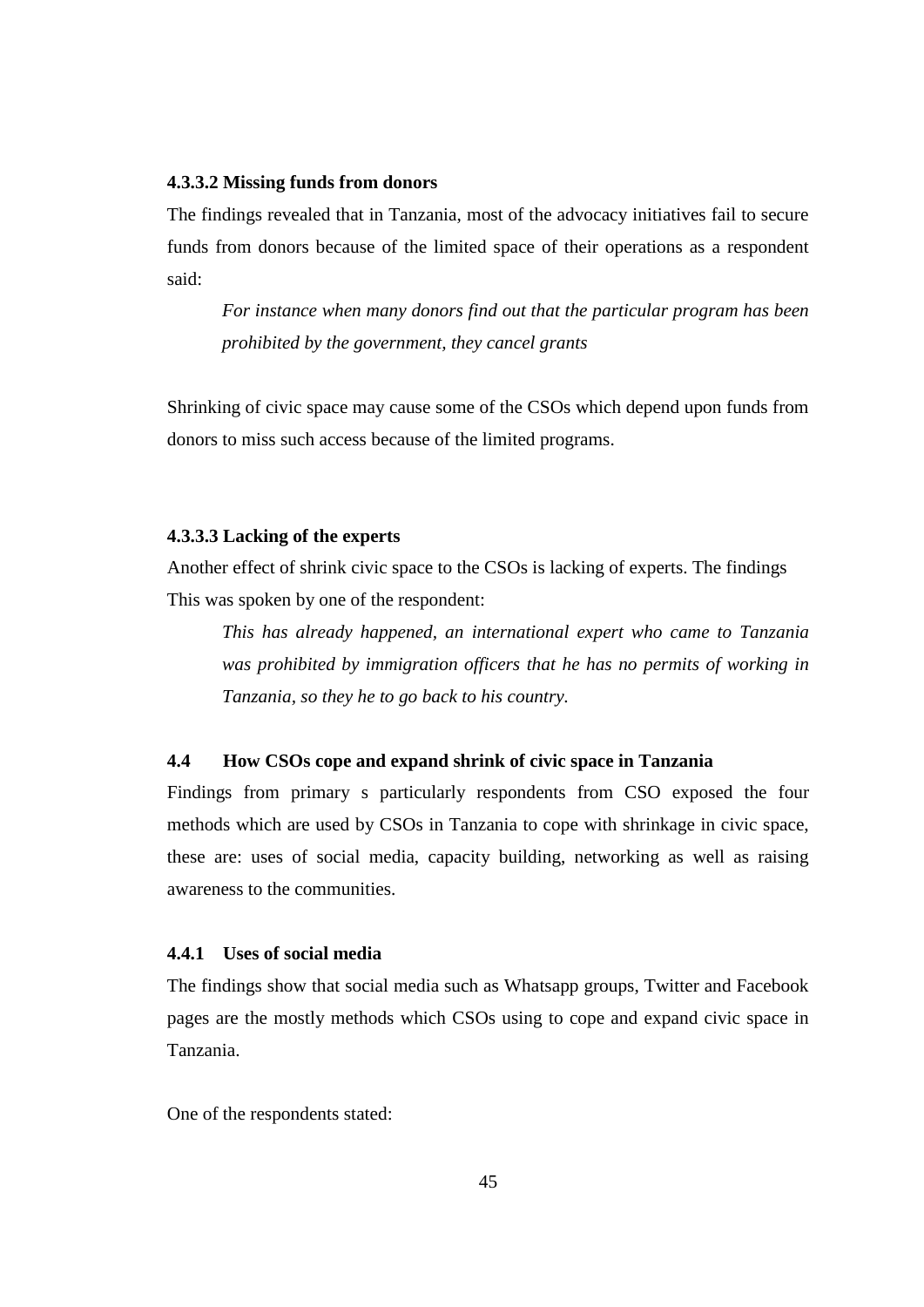#### 4.3.3.2 Missing funds from donors

The findings revealed that in Tanzania, most of the advocacy initiatives fail to secure funds from donors because of the limited space of their operations as a respondent said:

> *For instance when many donors find out that the particular program has been prohibited by the government, they cancel grants*

Shrinking of civic space may cause some of the CSOs which depend upon funds from donors to miss such access because of the limited programs.

#### 4.3.3.3 Lacking of the experts

Another effect of shrink civic space to the CSOs is lacking of experts. The findings This was spoken by one of the respondent:

> *This has already happened, an international expert who came to Tanzania was prohibited by immigration officers that he has no permits of working in Tanzania, so they he to go back to his country.*

## 4.4 How CSOs cope and expand shrink of civic space in Tanzania

Findings from primary s particularly respondents from CSO exposed the four methods which are used by CSOs in Tanzania to cope with shrinkage in civic space, these are: uses of social media, capacity building, networking as well as raising awareness to the communities.

### 4.4.1 Uses of social media

The findings show that social media such as Whatsapp groups, Twitter and Facebook pages are the mostly methods which CSOs using to cope and expand civic space in Tanzania.

One of the respondents stated: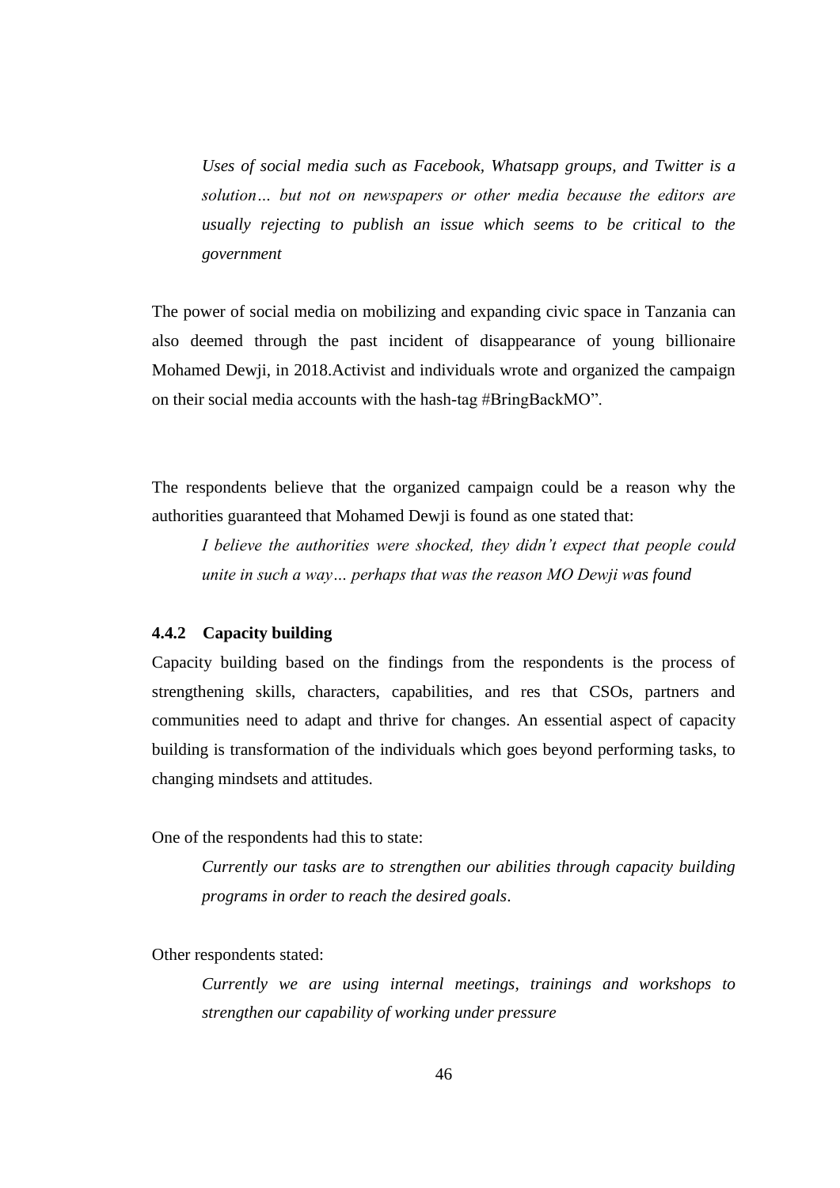> *Uses of social media such as Facebook, Whatsapp groups, and Twitter is a solution… but not on newspapers or other media because the editors are usually rejecting to publish an issue which seems to be critical to the government*

The power of social media on mobilizing and expanding civic space in Tanzania can also deemed through the past incident of disappearance of young billionaire Mohamed Dewji, in 2018.Activist and individuals wrote and organized the campaign on their social media accounts with the hash-tag #BringBackMO".

The respondents believe that the organized campaign could be a reason why the authorities guaranteed that Mohamed Dewji is found as one stated that:

> *I believe the authorities were shocked, they didn't expect that people could unite in such a way… perhaps that was the reason MO Dewji was found*

### 4.4.2 Capacity building

Capacity building based on the findings from the respondents is the process of strengthening skills, characters, capabilities, and res that CSOs, partners and communities need to adapt and thrive for changes. An essential aspect of capacity building is transformation of the individuals which goes beyond performing tasks, to changing mindsets and attitudes.

One of the respondents had this to state:

> *Currently our tasks are to strengthen our abilities through capacity building programs in order to reach the desired goals*.

Other respondents stated:

> *Currently we are using internal meetings, trainings and workshops to strengthen our capability of working under pressure*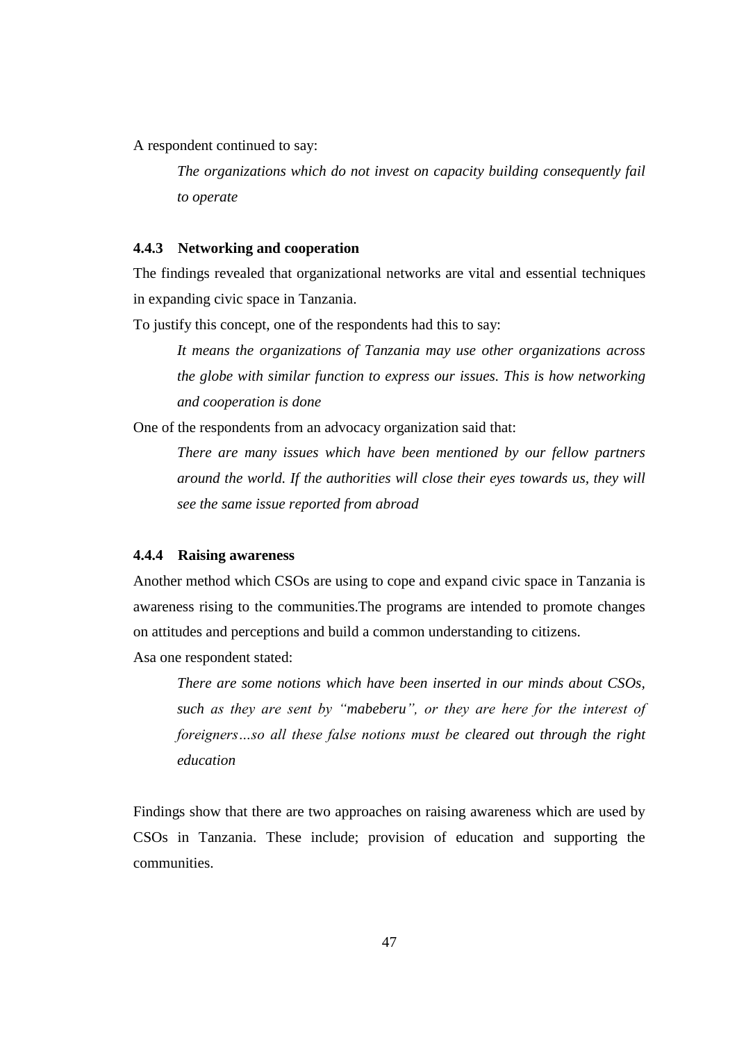A respondent continued to say:

> *The organizations which do not invest on capacity building consequently fail to operate*

### 4.4.3 Networking and cooperation

The findings revealed that organizational networks are vital and essential techniques in expanding civic space in Tanzania.

To justify this concept, one of the respondents had this to say:

> *It means the organizations of Tanzania may use other organizations across the globe with similar function to express our issues. This is how networking and cooperation is done*

One of the respondents from an advocacy organization said that:

> *There are many issues which have been mentioned by our fellow partners around the world. If the authorities will close their eyes towards us, they will see the same issue reported from abroad*

### 4.4.4 Raising awareness

Another method which CSOs are using to cope and expand civic space in Tanzania is awareness rising to the communities.The programs are intended to promote changes on attitudes and perceptions and build a common understanding to citizens.

Asa one respondent stated:

> *There are some notions which have been inserted in our minds about CSOs, such as they are sent by "mabeberu", or they are here for the interest of foreigners…so all these false notions must be cleared out through the right education*

Findings show that there are two approaches on raising awareness which are used by CSOs in Tanzania. These include; provision of education and supporting the communities.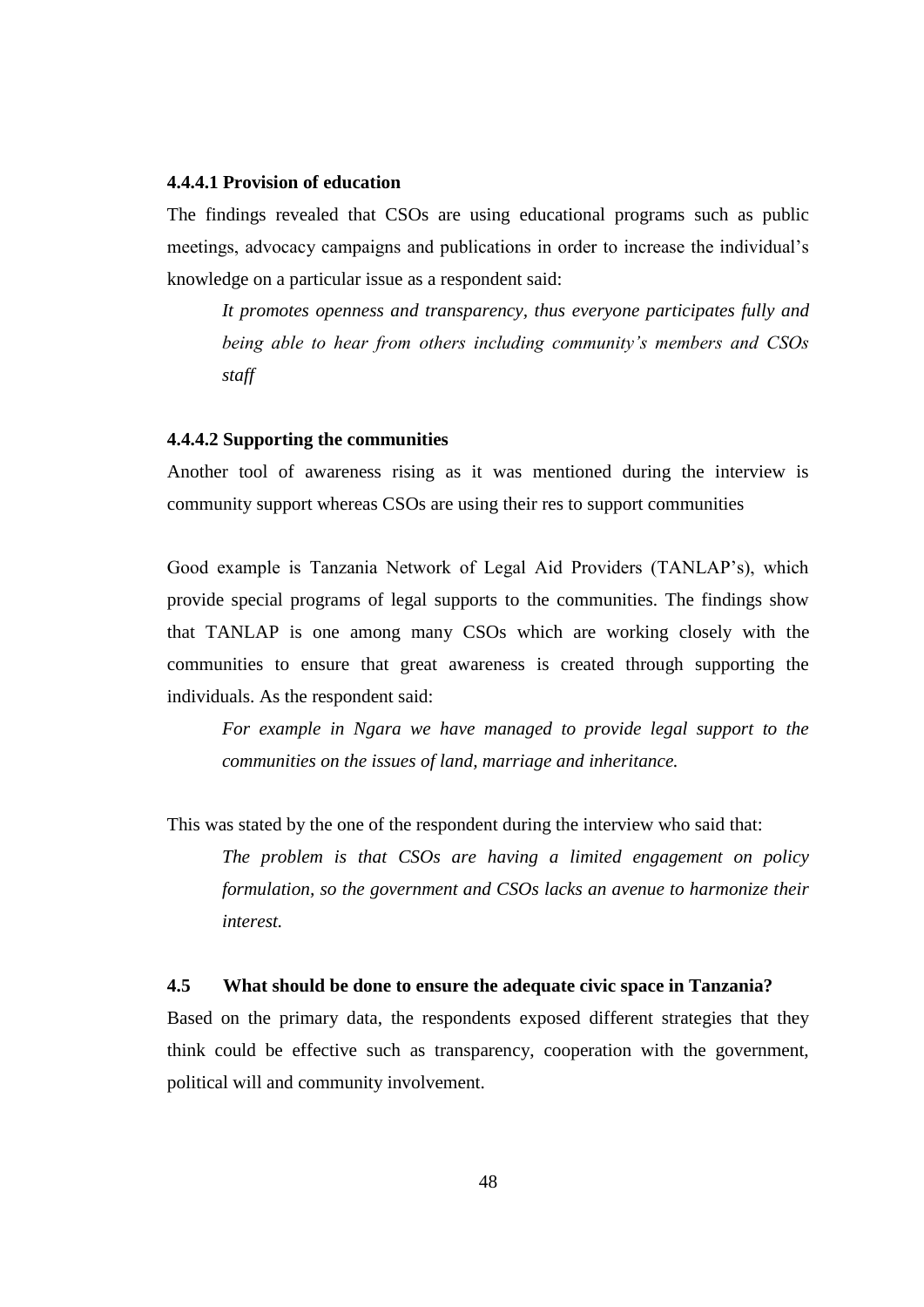#### 4.4.4.1 Provision of education

The findings revealed that CSOs are using educational programs such as public meetings, advocacy campaigns and publications in order to increase the individual's knowledge on a particular issue as a respondent said:

> *It promotes openness and transparency, thus everyone participates fully and being able to hear from others including community's members and CSOs staff*

#### 4.4.4.2 Supporting the communities

Another tool of awareness rising as it was mentioned during the interview is community support whereas CSOs are using their res to support communities

Good example is Tanzania Network of Legal Aid Providers (TANLAP's), which provide special programs of legal supports to the communities. The findings show that TANLAP is one among many CSOs which are working closely with the communities to ensure that great awareness is created through supporting the individuals. As the respondent said:

> *For example in Ngara we have managed to provide legal support to the communities on the issues of land, marriage and inheritance.*

This was stated by the one of the respondent during the interview who said that:

> *The problem is that CSOs are having a limited engagement on policy formulation, so the government and CSOs lacks an avenue to harmonize their interest.*

### 4.5 What should be done to ensure the adequate civic space in Tanzania?

Based on the primary data, the respondents exposed different strategies that they think could be effective such as transparency, cooperation with the government, political will and community involvement.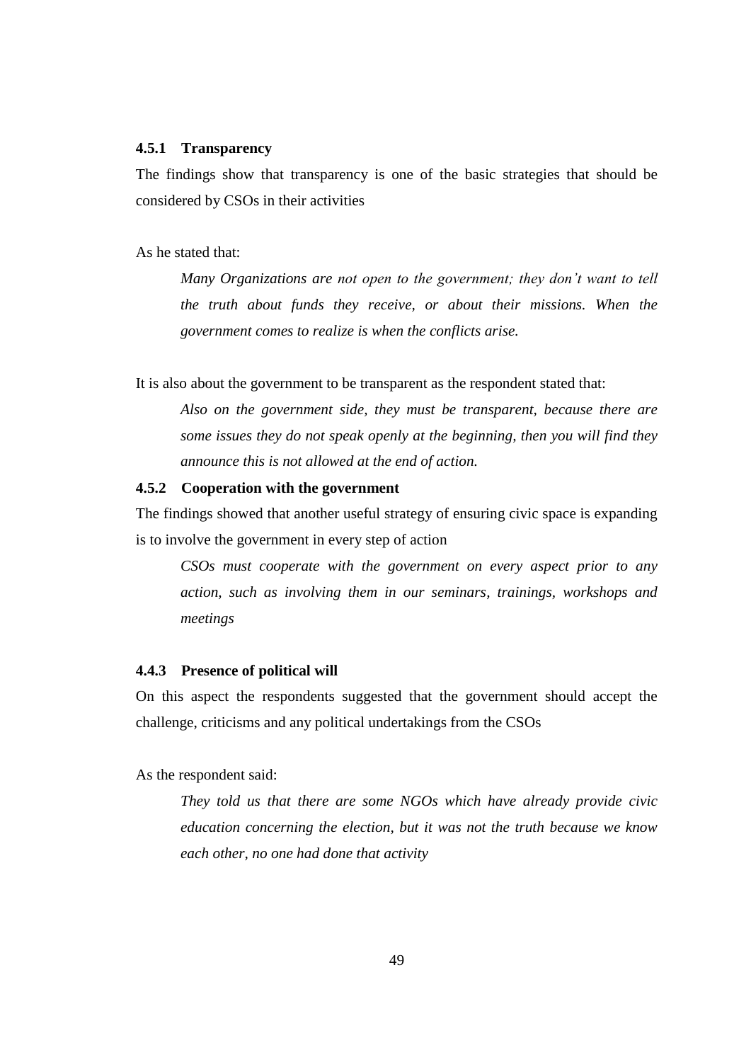### 4.5.1 Transparency

The findings show that transparency is one of the basic strategies that should be considered by CSOs in their activities

As he stated that:

> *Many Organizations are not open to the government; they don't want to tell the truth about funds they receive, or about their missions. When the government comes to realize is when the conflicts arise.*

It is also about the government to be transparent as the respondent stated that:

> *Also on the government side, they must be transparent, because there are some issues they do not speak openly at the beginning, then you will find they announce this is not allowed at the end of action.*

### 4.5.2 Cooperation with the government

The findings showed that another useful strategy of ensuring civic space is expanding is to involve the government in every step of action

> *CSOs must cooperate with the government on every aspect prior to any action, such as involving them in our seminars, trainings, workshops and meetings*

### 4.4.3 Presence of political will

On this aspect the respondents suggested that the government should accept the challenge, criticisms and any political undertakings from the CSOs

As the respondent said:

> *They told us that there are some NGOs which have already provide civic education concerning the election, but it was not the truth because we know each other, no one had done that activity*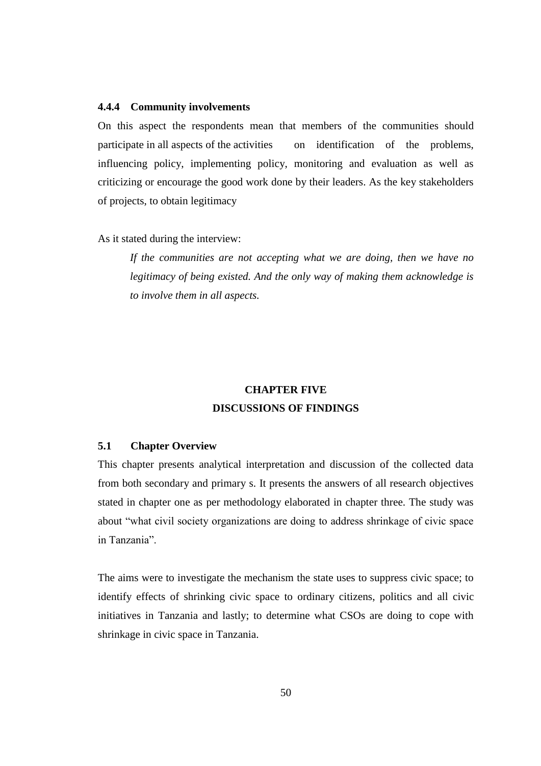#### 4.4.4 Community involvements

On this aspect the respondents mean that members of the communities should participate in all aspects of the activities on identification of the problems, influencing policy, implementing policy, monitoring and evaluation as well as criticizing or encourage the good work done by their leaders. As the key stakeholders of projects, to obtain legitimacy

As it stated during the interview:

> *If the communities are not accepting what we are doing, then we have no legitimacy of being existed. And the only way of making them acknowledge is to involve them in all aspects.*

# CHAPTER FIVE
# DISCUSSIONS OF FINDINGS

## 5.1 Chapter Overview

This chapter presents analytical interpretation and discussion of the collected data from both secondary and primary s. It presents the answers of all research objectives stated in chapter one as per methodology elaborated in chapter three. The study was about "what civil society organizations are doing to address shrinkage of civic space in Tanzania".

The aims were to investigate the mechanism the state uses to suppress civic space; to identify effects of shrinking civic space to ordinary citizens, politics and all civic initiatives in Tanzania and lastly; to determine what CSOs are doing to cope with shrinkage in civic space in Tanzania.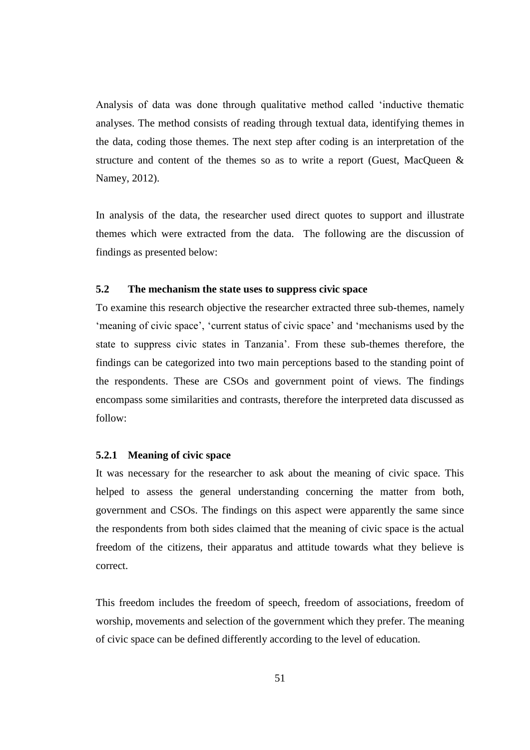Analysis of data was done through qualitative method called 'inductive thematic analyses. The method consists of reading through textual data, identifying themes in the data, coding those themes. The next step after coding is an interpretation of the structure and content of the themes so as to write a report (Guest, MacQueen & Namey, 2012).

In analysis of the data, the researcher used direct quotes to support and illustrate themes which were extracted from the data. The following are the discussion of findings as presented below:

## 5.2 The mechanism the state uses to suppress civic space

To examine this research objective the researcher extracted three sub-themes, namely 'meaning of civic space', 'current status of civic space' and 'mechanisms used by the state to suppress civic states in Tanzania'. From these sub-themes therefore, the findings can be categorized into two main perceptions based to the standing point of the respondents. These are CSOs and government point of views. The findings encompass some similarities and contrasts, therefore the interpreted data discussed as follow:

### 5.2.1 Meaning of civic space

It was necessary for the researcher to ask about the meaning of civic space. This helped to assess the general understanding concerning the matter from both, government and CSOs. The findings on this aspect were apparently the same since the respondents from both sides claimed that the meaning of civic space is the actual freedom of the citizens, their apparatus and attitude towards what they believe is correct.

This freedom includes the freedom of speech, freedom of associations, freedom of worship, movements and selection of the government which they prefer. The meaning of civic space can be defined differently according to the level of education.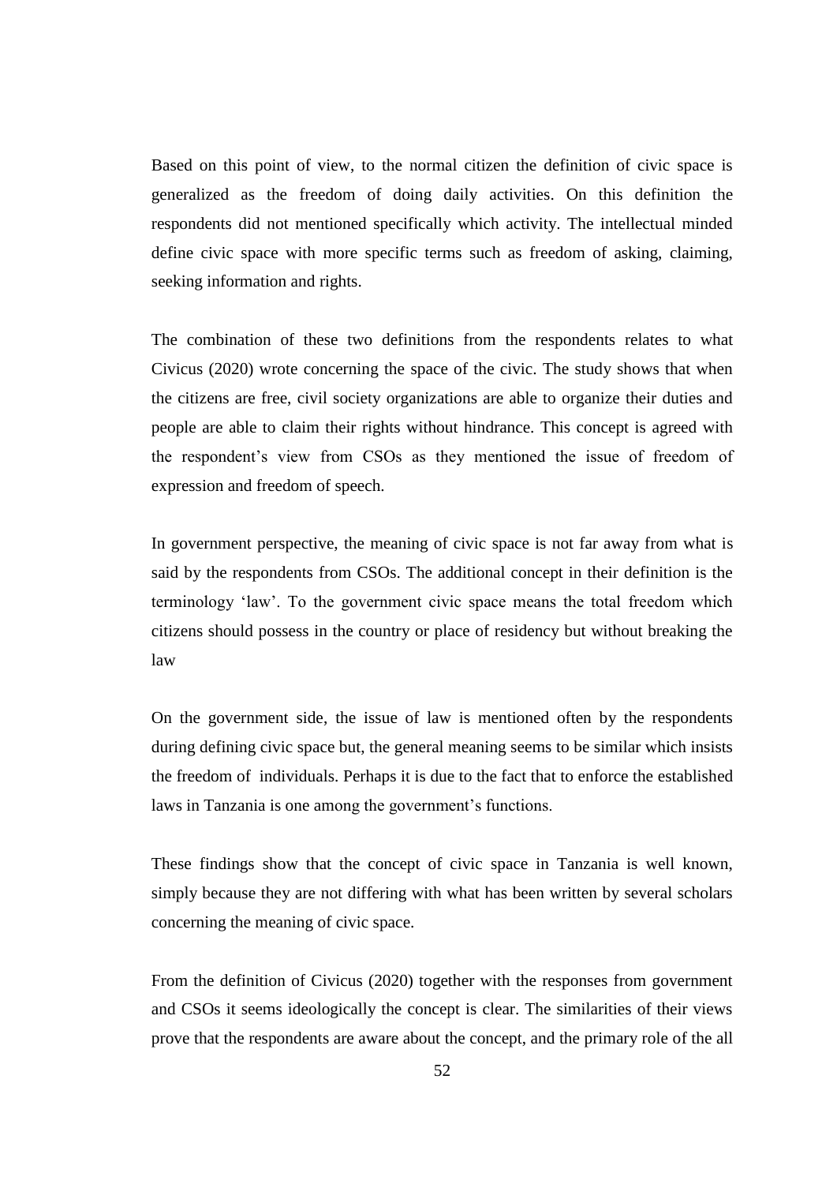Based on this point of view, to the normal citizen the definition of civic space is generalized as the freedom of doing daily activities. On this definition the respondents did not mentioned specifically which activity. The intellectual minded define civic space with more specific terms such as freedom of asking, claiming, seeking information and rights.

The combination of these two definitions from the respondents relates to what Civicus (2020) wrote concerning the space of the civic. The study shows that when the citizens are free, civil society organizations are able to organize their duties and people are able to claim their rights without hindrance. This concept is agreed with the respondent's view from CSOs as they mentioned the issue of freedom of expression and freedom of speech.

In government perspective, the meaning of civic space is not far away from what is said by the respondents from CSOs. The additional concept in their definition is the terminology 'law'. To the government civic space means the total freedom which citizens should possess in the country or place of residency but without breaking the law

On the government side, the issue of law is mentioned often by the respondents during defining civic space but, the general meaning seems to be similar which insists the freedom of individuals. Perhaps it is due to the fact that to enforce the established laws in Tanzania is one among the government's functions.

These findings show that the concept of civic space in Tanzania is well known, simply because they are not differing with what has been written by several scholars concerning the meaning of civic space.

From the definition of Civicus (2020) together with the responses from government and CSOs it seems ideologically the concept is clear. The similarities of their views prove that the respondents are aware about the concept, and the primary role of the all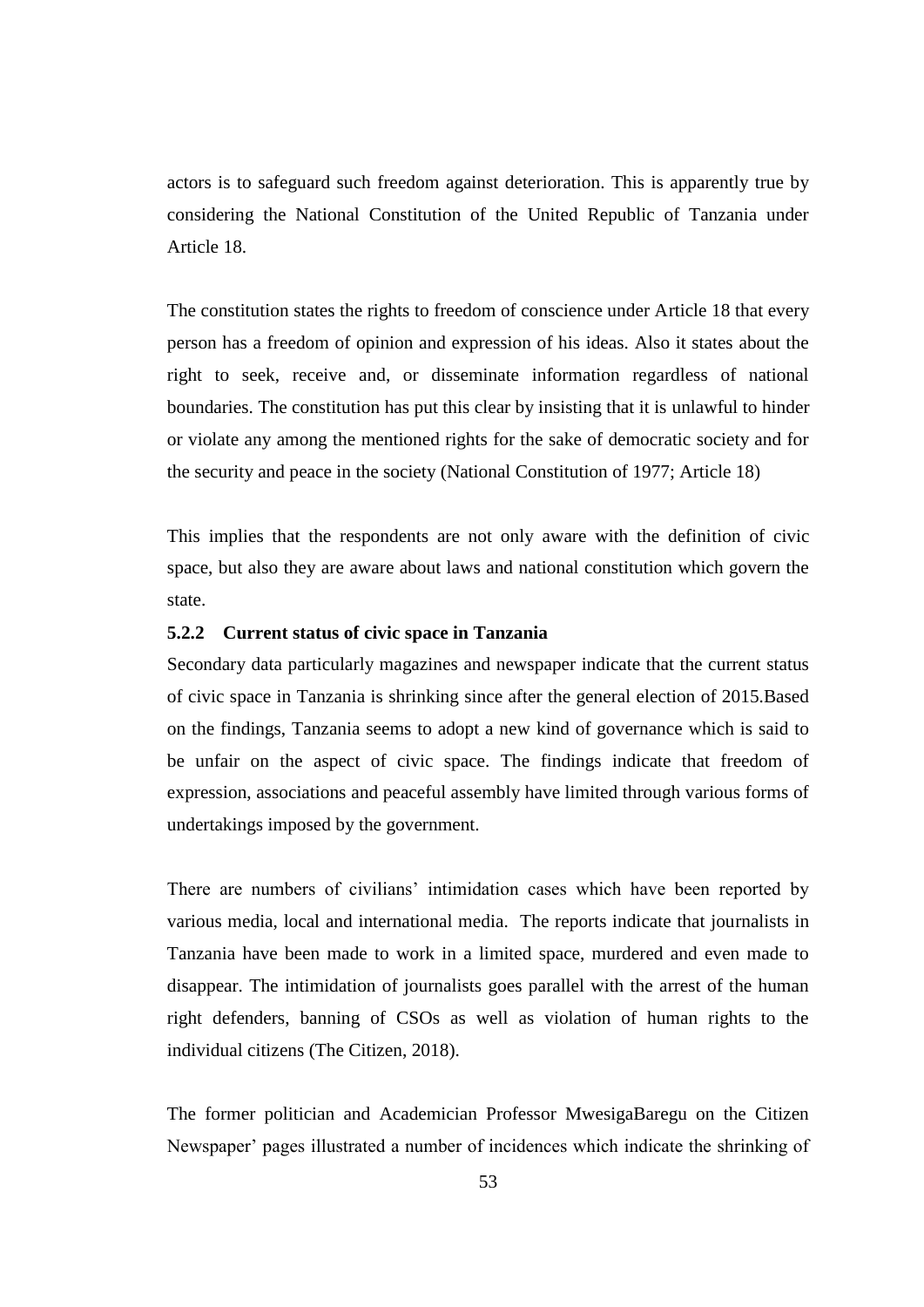actors is to safeguard such freedom against deterioration. This is apparently true by considering the National Constitution of the United Republic of Tanzania under Article 18.

The constitution states the rights to freedom of conscience under Article 18 that every person has a freedom of opinion and expression of his ideas. Also it states about the right to seek, receive and, or disseminate information regardless of national boundaries. The constitution has put this clear by insisting that it is unlawful to hinder or violate any among the mentioned rights for the sake of democratic society and for the security and peace in the society (National Constitution of 1977; Article 18)

This implies that the respondents are not only aware with the definition of civic space, but also they are aware about laws and national constitution which govern the state.

### 5.2.2 Current status of civic space in Tanzania

Secondary data particularly magazines and newspaper indicate that the current status of civic space in Tanzania is shrinking since after the general election of 2015.Based on the findings, Tanzania seems to adopt a new kind of governance which is said to be unfair on the aspect of civic space. The findings indicate that freedom of expression, associations and peaceful assembly have limited through various forms of undertakings imposed by the government.

There are numbers of civilians' intimidation cases which have been reported by various media, local and international media. The reports indicate that journalists in Tanzania have been made to work in a limited space, murdered and even made to disappear. The intimidation of journalists goes parallel with the arrest of the human right defenders, banning of CSOs as well as violation of human rights to the individual citizens (The Citizen, 2018).

The former politician and Academician Professor MwesigaBaregu on the Citizen Newspaper' pages illustrated a number of incidences which indicate the shrinking of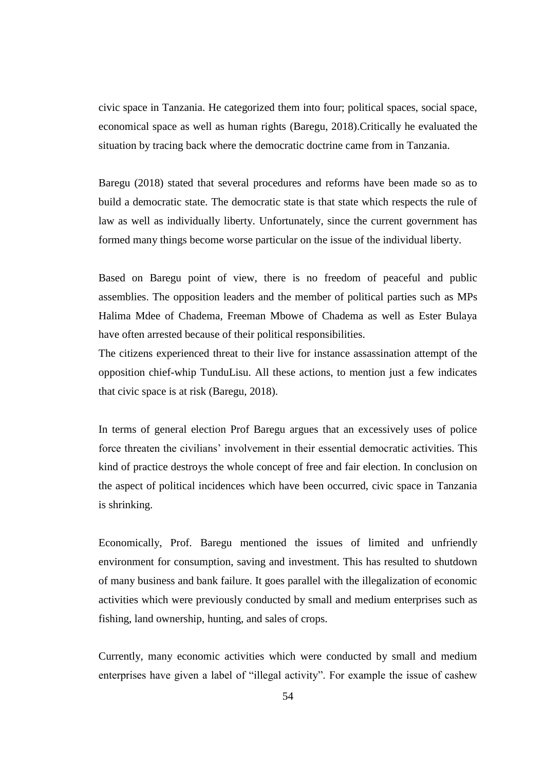civic space in Tanzania. He categorized them into four; political spaces, social space, economical space as well as human rights (Baregu, 2018).Critically he evaluated the situation by tracing back where the democratic doctrine came from in Tanzania.

Baregu (2018) stated that several procedures and reforms have been made so as to build a democratic state. The democratic state is that state which respects the rule of law as well as individually liberty. Unfortunately, since the current government has formed many things become worse particular on the issue of the individual liberty.

Based on Baregu point of view, there is no freedom of peaceful and public assemblies. The opposition leaders and the member of political parties such as MPs Halima Mdee of Chadema, Freeman Mbowe of Chadema as well as Ester Bulaya have often arrested because of their political responsibilities.
The citizens experienced threat to their live for instance assassination attempt of the opposition chief-whip TunduLisu. All these actions, to mention just a few indicates that civic space is at risk (Baregu, 2018).

In terms of general election Prof Baregu argues that an excessively uses of police force threaten the civilians' involvement in their essential democratic activities. This kind of practice destroys the whole concept of free and fair election. In conclusion on the aspect of political incidences which have been occurred, civic space in Tanzania is shrinking.

Economically, Prof. Baregu mentioned the issues of limited and unfriendly environment for consumption, saving and investment. This has resulted to shutdown of many business and bank failure. It goes parallel with the illegalization of economic activities which were previously conducted by small and medium enterprises such as fishing, land ownership, hunting, and sales of crops.

Currently, many economic activities which were conducted by small and medium enterprises have given a label of "illegal activity". For example the issue of cashew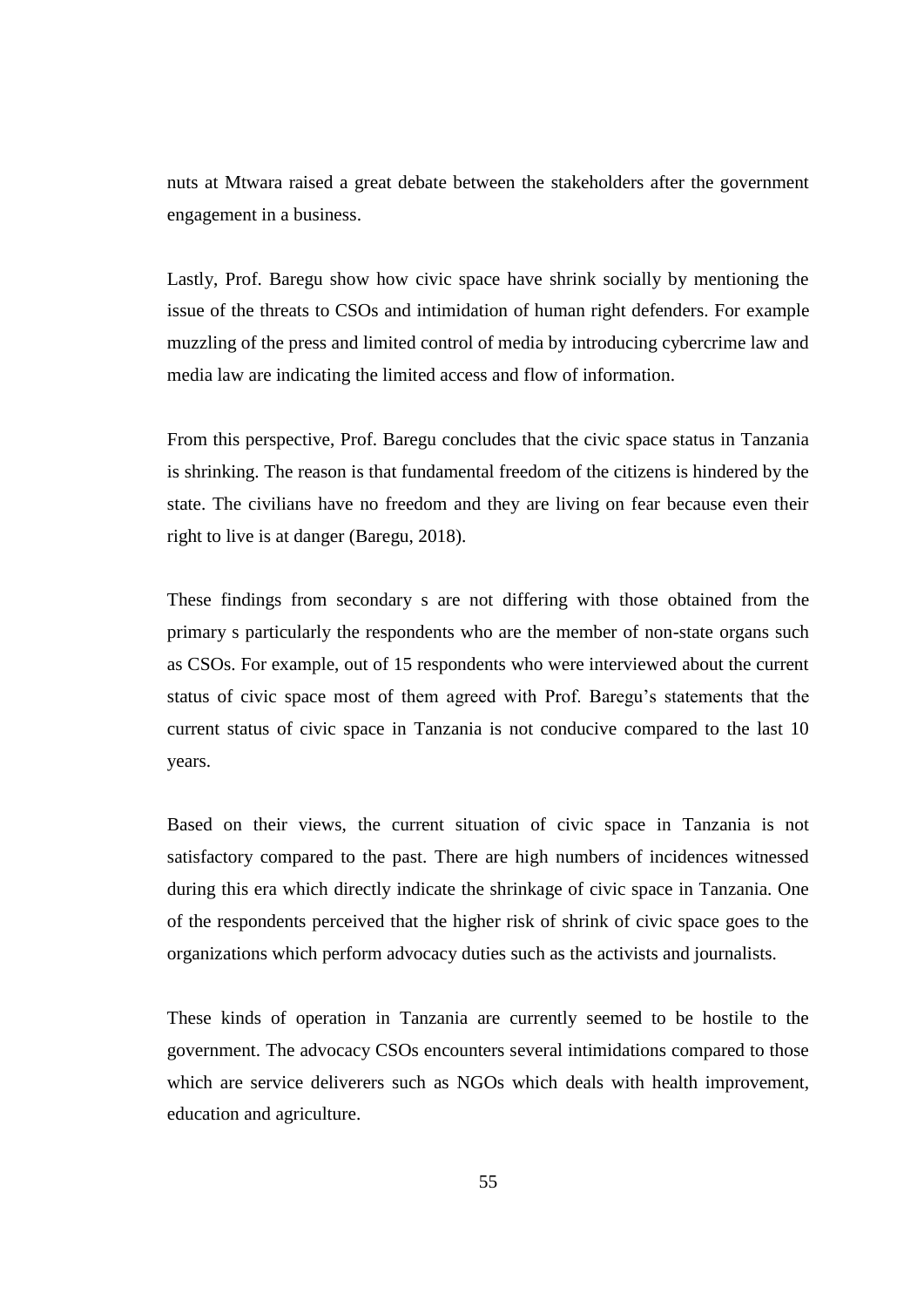nuts at Mtwara raised a great debate between the stakeholders after the government engagement in a business.

Lastly, Prof. Baregu show how civic space have shrink socially by mentioning the issue of the threats to CSOs and intimidation of human right defenders. For example muzzling of the press and limited control of media by introducing cybercrime law and media law are indicating the limited access and flow of information.

From this perspective, Prof. Baregu concludes that the civic space status in Tanzania is shrinking. The reason is that fundamental freedom of the citizens is hindered by the state. The civilians have no freedom and they are living on fear because even their right to live is at danger (Baregu, 2018).

These findings from secondary s are not differing with those obtained from the primary s particularly the respondents who are the member of non-state organs such as CSOs. For example, out of 15 respondents who were interviewed about the current status of civic space most of them agreed with Prof. Baregu's statements that the current status of civic space in Tanzania is not conducive compared to the last 10 years.

Based on their views, the current situation of civic space in Tanzania is not satisfactory compared to the past. There are high numbers of incidences witnessed during this era which directly indicate the shrinkage of civic space in Tanzania. One of the respondents perceived that the higher risk of shrink of civic space goes to the organizations which perform advocacy duties such as the activists and journalists.

These kinds of operation in Tanzania are currently seemed to be hostile to the government. The advocacy CSOs encounters several intimidations compared to those which are service deliverers such as NGOs which deals with health improvement, education and agriculture.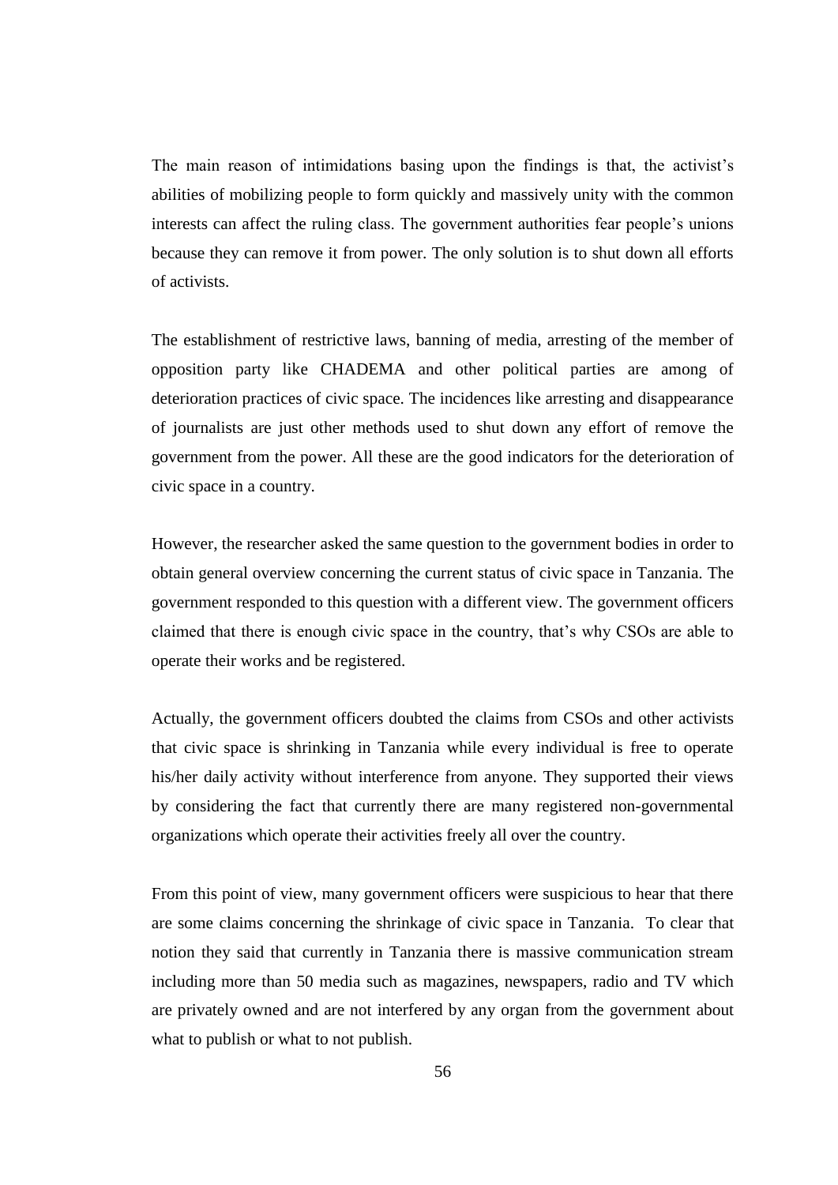The main reason of intimidations basing upon the findings is that, the activist's abilities of mobilizing people to form quickly and massively unity with the common interests can affect the ruling class. The government authorities fear people's unions because they can remove it from power. The only solution is to shut down all efforts of activists.

The establishment of restrictive laws, banning of media, arresting of the member of opposition party like CHADEMA and other political parties are among of deterioration practices of civic space. The incidences like arresting and disappearance of journalists are just other methods used to shut down any effort of remove the government from the power. All these are the good indicators for the deterioration of civic space in a country.

However, the researcher asked the same question to the government bodies in order to obtain general overview concerning the current status of civic space in Tanzania. The government responded to this question with a different view. The government officers claimed that there is enough civic space in the country, that's why CSOs are able to operate their works and be registered.

Actually, the government officers doubted the claims from CSOs and other activists that civic space is shrinking in Tanzania while every individual is free to operate his/her daily activity without interference from anyone. They supported their views by considering the fact that currently there are many registered non-governmental organizations which operate their activities freely all over the country.

From this point of view, many government officers were suspicious to hear that there are some claims concerning the shrinkage of civic space in Tanzania. To clear that notion they said that currently in Tanzania there is massive communication stream including more than 50 media such as magazines, newspapers, radio and TV which are privately owned and are not interfered by any organ from the government about what to publish or what to not publish.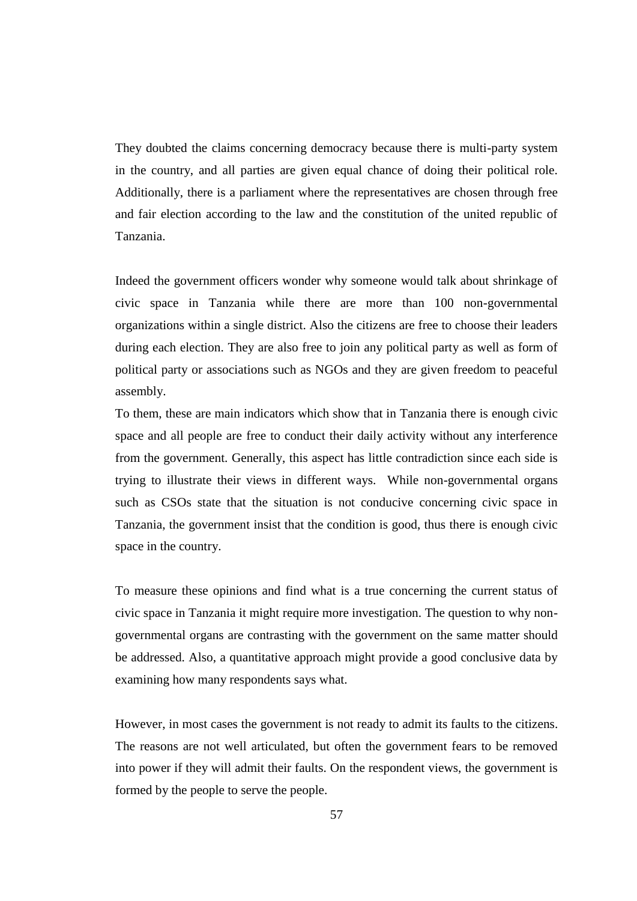They doubted the claims concerning democracy because there is multi-party system in the country, and all parties are given equal chance of doing their political role. Additionally, there is a parliament where the representatives are chosen through free and fair election according to the law and the constitution of the united republic of Tanzania.

Indeed the government officers wonder why someone would talk about shrinkage of civic space in Tanzania while there are more than 100 non-governmental organizations within a single district. Also the citizens are free to choose their leaders during each election. They are also free to join any political party as well as form of political party or associations such as NGOs and they are given freedom to peaceful assembly.

To them, these are main indicators which show that in Tanzania there is enough civic space and all people are free to conduct their daily activity without any interference from the government. Generally, this aspect has little contradiction since each side is trying to illustrate their views in different ways. While non-governmental organs such as CSOs state that the situation is not conducive concerning civic space in Tanzania, the government insist that the condition is good, thus there is enough civic space in the country.

To measure these opinions and find what is a true concerning the current status of civic space in Tanzania it might require more investigation. The question to why non-governmental organs are contrasting with the government on the same matter should be addressed. Also, a quantitative approach might provide a good conclusive data by examining how many respondents says what.

However, in most cases the government is not ready to admit its faults to the citizens. The reasons are not well articulated, but often the government fears to be removed into power if they will admit their faults. On the respondent views, the government is formed by the people to serve the people.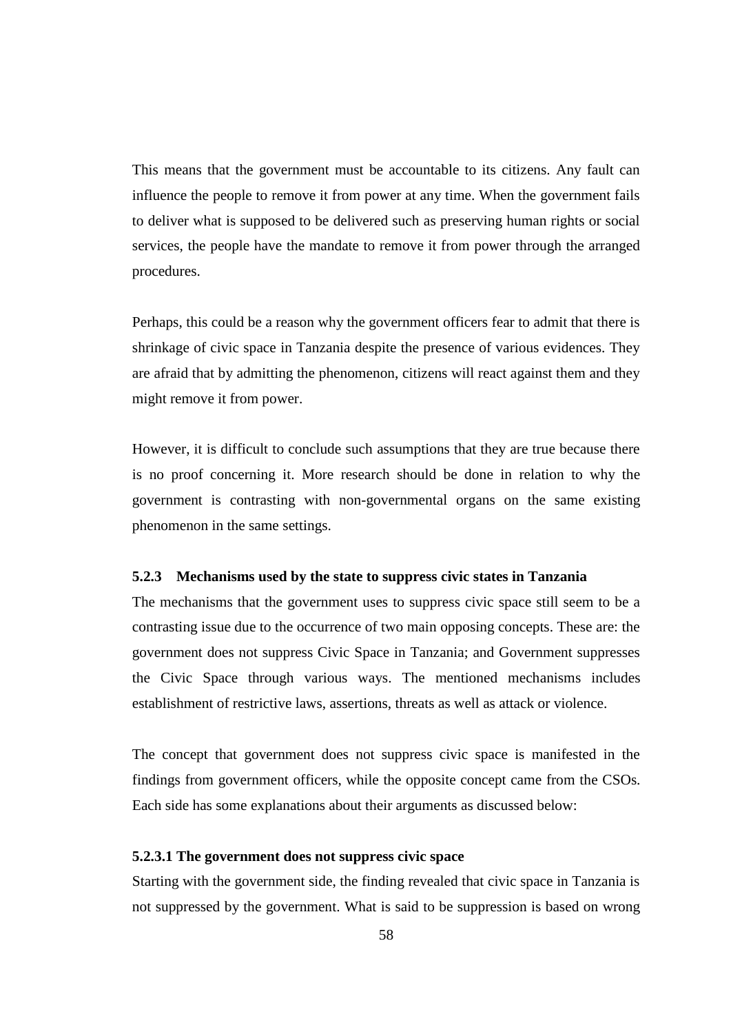This means that the government must be accountable to its citizens. Any fault can influence the people to remove it from power at any time. When the government fails to deliver what is supposed to be delivered such as preserving human rights or social services, the people have the mandate to remove it from power through the arranged procedures.

Perhaps, this could be a reason why the government officers fear to admit that there is shrinkage of civic space in Tanzania despite the presence of various evidences. They are afraid that by admitting the phenomenon, citizens will react against them and they might remove it from power.

However, it is difficult to conclude such assumptions that they are true because there is no proof concerning it. More research should be done in relation to why the government is contrasting with non-governmental organs on the same existing phenomenon in the same settings.

### 5.2.3 Mechanisms used by the state to suppress civic states in Tanzania

The mechanisms that the government uses to suppress civic space still seem to be a contrasting issue due to the occurrence of two main opposing concepts. These are: the government does not suppress Civic Space in Tanzania; and Government suppresses the Civic Space through various ways. The mentioned mechanisms includes establishment of restrictive laws, assertions, threats as well as attack or violence.

The concept that government does not suppress civic space is manifested in the findings from government officers, while the opposite concept came from the CSOs. Each side has some explanations about their arguments as discussed below:

#### 5.2.3.1 The government does not suppress civic space

Starting with the government side, the finding revealed that civic space in Tanzania is not suppressed by the government. What is said to be suppression is based on wrong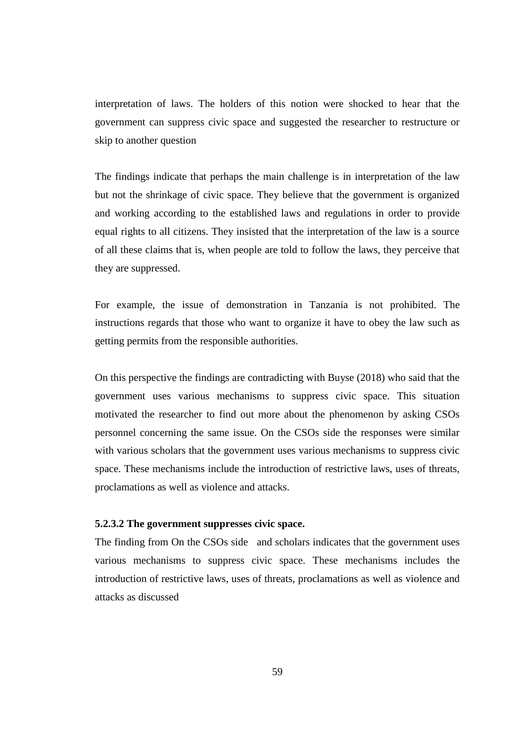interpretation of laws. The holders of this notion were shocked to hear that the government can suppress civic space and suggested the researcher to restructure or skip to another question

The findings indicate that perhaps the main challenge is in interpretation of the law but not the shrinkage of civic space. They believe that the government is organized and working according to the established laws and regulations in order to provide equal rights to all citizens. They insisted that the interpretation of the law is a source of all these claims that is, when people are told to follow the laws, they perceive that they are suppressed.

For example, the issue of demonstration in Tanzania is not prohibited. The instructions regards that those who want to organize it have to obey the law such as getting permits from the responsible authorities.

On this perspective the findings are contradicting with Buyse (2018) who said that the government uses various mechanisms to suppress civic space. This situation motivated the researcher to find out more about the phenomenon by asking CSOs personnel concerning the same issue. On the CSOs side the responses were similar with various scholars that the government uses various mechanisms to suppress civic space. These mechanisms include the introduction of restrictive laws, uses of threats, proclamations as well as violence and attacks.

#### 5.2.3.2 The government suppresses civic space.

The finding from On the CSOs side and scholars indicates that the government uses various mechanisms to suppress civic space. These mechanisms includes the introduction of restrictive laws, uses of threats, proclamations as well as violence and attacks as discussed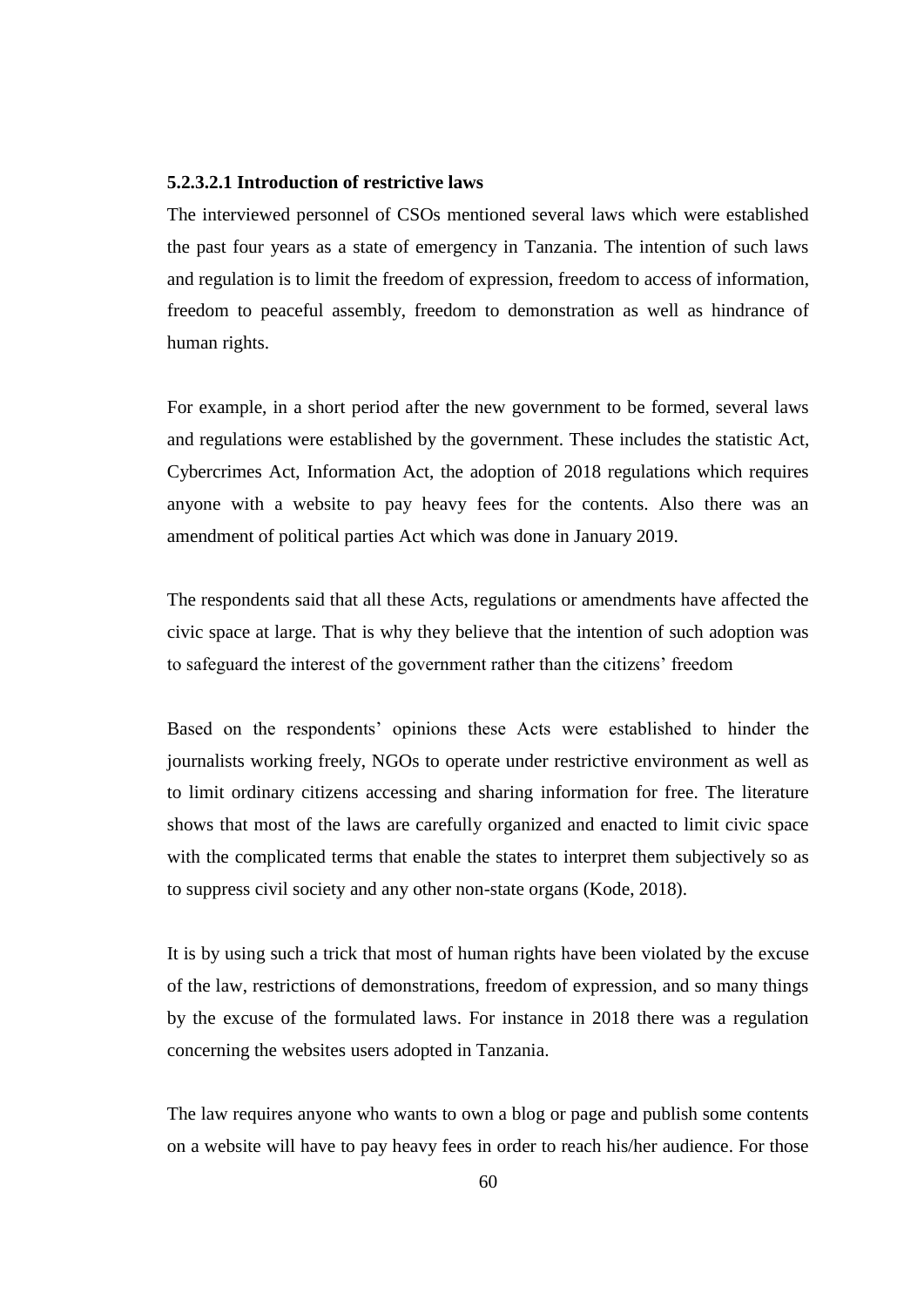#### 5.2.3.2.1 Introduction of restrictive laws

The interviewed personnel of CSOs mentioned several laws which were established the past four years as a state of emergency in Tanzania. The intention of such laws and regulation is to limit the freedom of expression, freedom to access of information, freedom to peaceful assembly, freedom to demonstration as well as hindrance of human rights.

For example, in a short period after the new government to be formed, several laws and regulations were established by the government. These includes the statistic Act, Cybercrimes Act, Information Act, the adoption of 2018 regulations which requires anyone with a website to pay heavy fees for the contents. Also there was an amendment of political parties Act which was done in January 2019.

The respondents said that all these Acts, regulations or amendments have affected the civic space at large. That is why they believe that the intention of such adoption was to safeguard the interest of the government rather than the citizens' freedom

Based on the respondents' opinions these Acts were established to hinder the journalists working freely, NGOs to operate under restrictive environment as well as to limit ordinary citizens accessing and sharing information for free. The literature shows that most of the laws are carefully organized and enacted to limit civic space with the complicated terms that enable the states to interpret them subjectively so as to suppress civil society and any other non-state organs (Kode, 2018).

It is by using such a trick that most of human rights have been violated by the excuse of the law, restrictions of demonstrations, freedom of expression, and so many things by the excuse of the formulated laws. For instance in 2018 there was a regulation concerning the websites users adopted in Tanzania.

The law requires anyone who wants to own a blog or page and publish some contents on a website will have to pay heavy fees in order to reach his/her audience. For those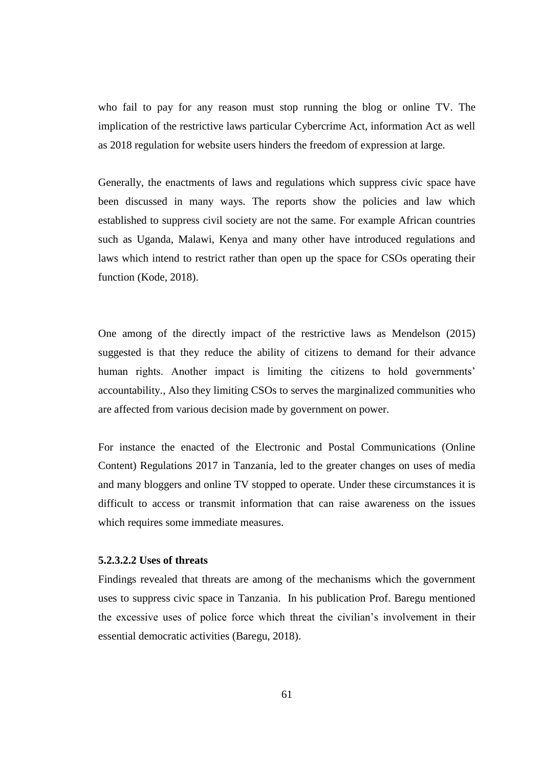who fail to pay for any reason must stop running the blog or online TV. The implication of the restrictive laws particular Cybercrime Act, information Act as well as 2018 regulation for website users hinders the freedom of expression at large.

Generally, the enactments of laws and regulations which suppress civic space have been discussed in many ways. The reports show the policies and law which established to suppress civil society are not the same. For example African countries such as Uganda, Malawi, Kenya and many other have introduced regulations and laws which intend to restrict rather than open up the space for CSOs operating their function (Kode, 2018).

One among of the directly impact of the restrictive laws as Mendelson (2015) suggested is that they reduce the ability of citizens to demand for their advance human rights. Another impact is limiting the citizens to hold governments' accountability., Also they limiting CSOs to serves the marginalized communities who are affected from various decision made by government on power.

For instance the enacted of the Electronic and Postal Communications (Online Content) Regulations 2017 in Tanzania, led to the greater changes on uses of media and many bloggers and online TV stopped to operate. Under these circumstances it is difficult to access or transmit information that can raise awareness on the issues which requires some immediate measures.

#### 5.2.3.2.2 Uses of threats

Findings revealed that threats are among of the mechanisms which the government uses to suppress civic space in Tanzania. In his publication Prof. Baregu mentioned the excessive uses of police force which threat the civilian's involvement in their essential democratic activities (Baregu, 2018).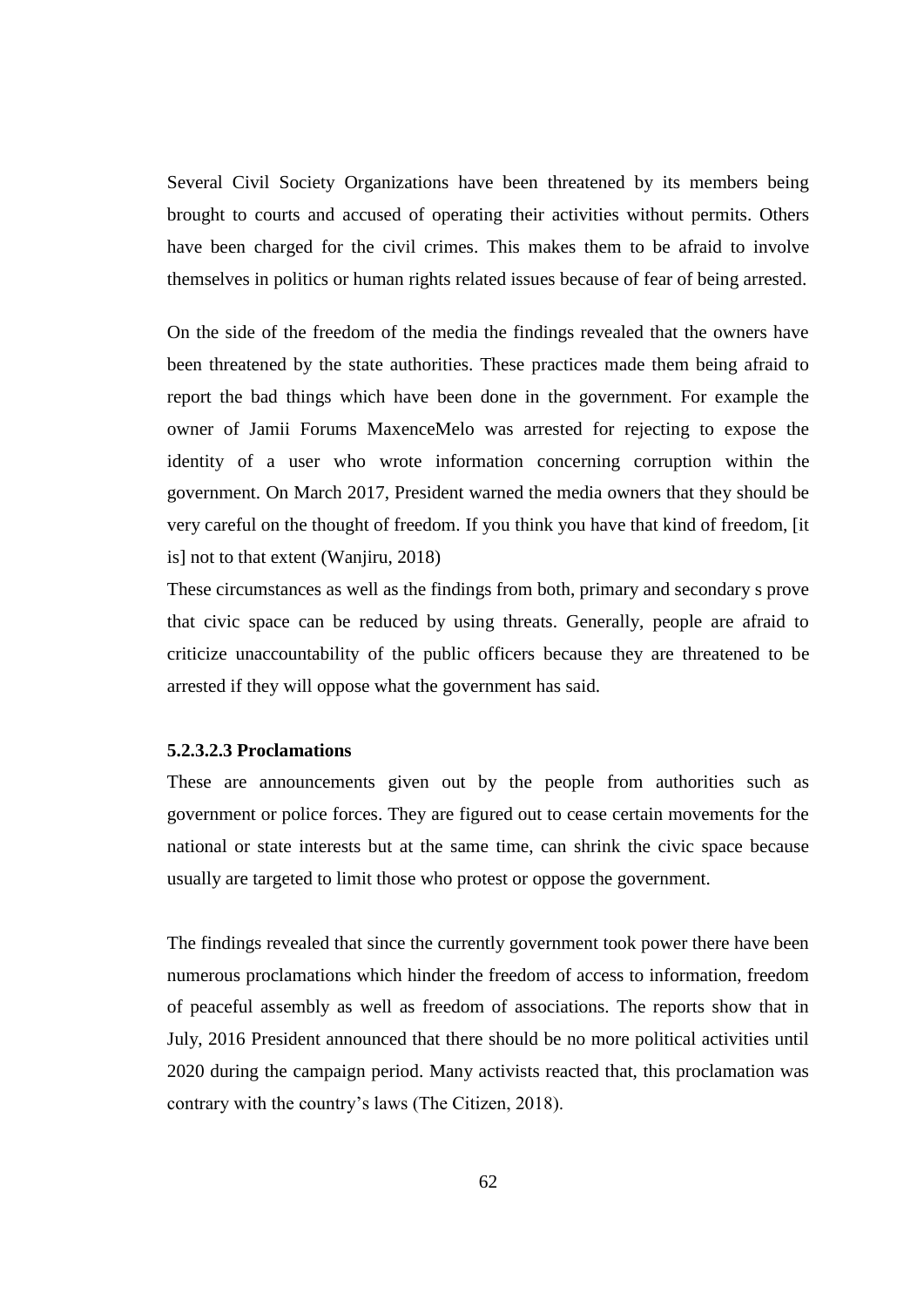Several Civil Society Organizations have been threatened by its members being brought to courts and accused of operating their activities without permits. Others have been charged for the civil crimes. This makes them to be afraid to involve themselves in politics or human rights related issues because of fear of being arrested.

On the side of the freedom of the media the findings revealed that the owners have been threatened by the state authorities. These practices made them being afraid to report the bad things which have been done in the government. For example the owner of Jamii Forums MaxenceMelo was arrested for rejecting to expose the identity of a user who wrote information concerning corruption within the government. On March 2017, President warned the media owners that they should be very careful on the thought of freedom. If you think you have that kind of freedom, [it is] not to that extent (Wanjiru, 2018)

These circumstances as well as the findings from both, primary and secondary s prove that civic space can be reduced by using threats. Generally, people are afraid to criticize unaccountability of the public officers because they are threatened to be arrested if they will oppose what the government has said.

#### 5.2.3.2.3 Proclamations

These are announcements given out by the people from authorities such as government or police forces. They are figured out to cease certain movements for the national or state interests but at the same time, can shrink the civic space because usually are targeted to limit those who protest or oppose the government.

The findings revealed that since the currently government took power there have been numerous proclamations which hinder the freedom of access to information, freedom of peaceful assembly as well as freedom of associations. The reports show that in July, 2016 President announced that there should be no more political activities until 2020 during the campaign period. Many activists reacted that, this proclamation was contrary with the country's laws (The Citizen, 2018).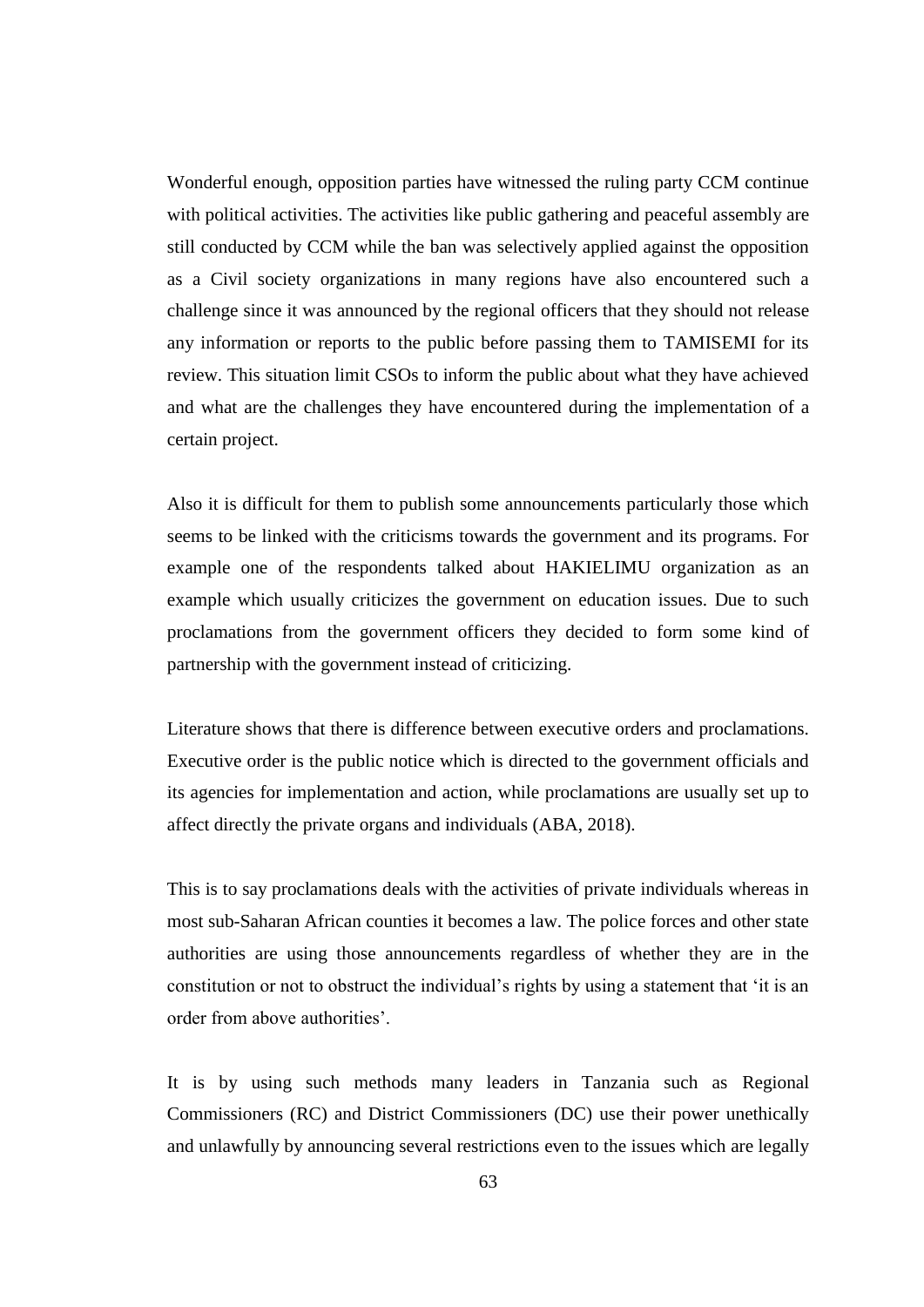Wonderful enough, opposition parties have witnessed the ruling party CCM continue with political activities. The activities like public gathering and peaceful assembly are still conducted by CCM while the ban was selectively applied against the opposition as a Civil society organizations in many regions have also encountered such a challenge since it was announced by the regional officers that they should not release any information or reports to the public before passing them to TAMISEMI for its review. This situation limit CSOs to inform the public about what they have achieved and what are the challenges they have encountered during the implementation of a certain project.

Also it is difficult for them to publish some announcements particularly those which seems to be linked with the criticisms towards the government and its programs. For example one of the respondents talked about HAKIELIMU organization as an example which usually criticizes the government on education issues. Due to such proclamations from the government officers they decided to form some kind of partnership with the government instead of criticizing.

Literature shows that there is difference between executive orders and proclamations. Executive order is the public notice which is directed to the government officials and its agencies for implementation and action, while proclamations are usually set up to affect directly the private organs and individuals (ABA, 2018).

This is to say proclamations deals with the activities of private individuals whereas in most sub-Saharan African counties it becomes a law. The police forces and other state authorities are using those announcements regardless of whether they are in the constitution or not to obstruct the individual's rights by using a statement that 'it is an order from above authorities'.

It is by using such methods many leaders in Tanzania such as Regional Commissioners (RC) and District Commissioners (DC) use their power unethically and unlawfully by announcing several restrictions even to the issues which are legally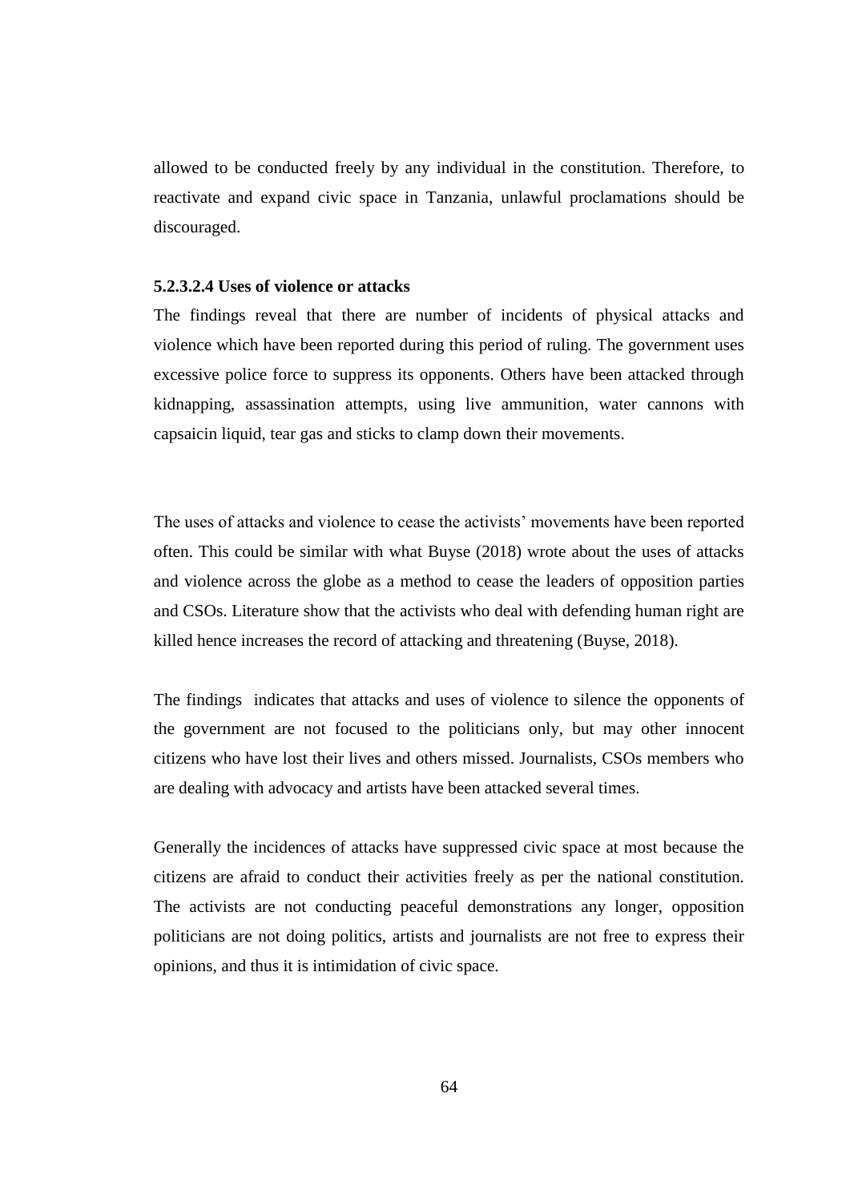allowed to be conducted freely by any individual in the constitution. Therefore, to reactivate and expand civic space in Tanzania, unlawful proclamations should be discouraged.

#### 5.2.3.2.4 Uses of violence or attacks

The findings reveal that there are number of incidents of physical attacks and violence which have been reported during this period of ruling. The government uses excessive police force to suppress its opponents. Others have been attacked through kidnapping, assassination attempts, using live ammunition, water cannons with capsaicin liquid, tear gas and sticks to clamp down their movements.

The uses of attacks and violence to cease the activists' movements have been reported often. This could be similar with what Buyse (2018) wrote about the uses of attacks and violence across the globe as a method to cease the leaders of opposition parties and CSOs. Literature show that the activists who deal with defending human right are killed hence increases the record of attacking and threatening (Buyse, 2018).

The findings indicates that attacks and uses of violence to silence the opponents of the government are not focused to the politicians only, but may other innocent citizens who have lost their lives and others missed. Journalists, CSOs members who are dealing with advocacy and artists have been attacked several times.

Generally the incidences of attacks have suppressed civic space at most because the citizens are afraid to conduct their activities freely as per the national constitution. The activists are not conducting peaceful demonstrations any longer, opposition politicians are not doing politics, artists and journalists are not free to express their opinions, and thus it is intimidation of civic space.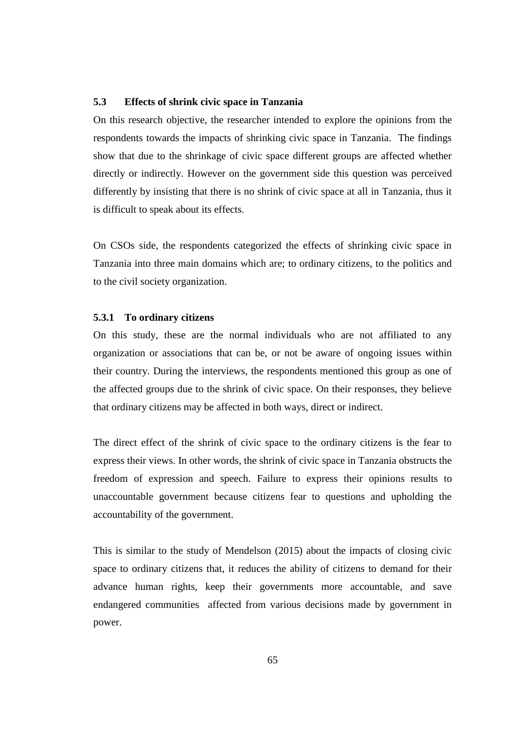### 5.3 Effects of shrink civic space in Tanzania

On this research objective, the researcher intended to explore the opinions from the respondents towards the impacts of shrinking civic space in Tanzania. The findings show that due to the shrinkage of civic space different groups are affected whether directly or indirectly. However on the government side this question was perceived differently by insisting that there is no shrink of civic space at all in Tanzania, thus it is difficult to speak about its effects.

On CSOs side, the respondents categorized the effects of shrinking civic space in Tanzania into three main domains which are; to ordinary citizens, to the politics and to the civil society organization.

#### 5.3.1 To ordinary citizens

On this study, these are the normal individuals who are not affiliated to any organization or associations that can be, or not be aware of ongoing issues within their country. During the interviews, the respondents mentioned this group as one of the affected groups due to the shrink of civic space. On their responses, they believe that ordinary citizens may be affected in both ways, direct or indirect.

The direct effect of the shrink of civic space to the ordinary citizens is the fear to express their views. In other words, the shrink of civic space in Tanzania obstructs the freedom of expression and speech. Failure to express their opinions results to unaccountable government because citizens fear to questions and upholding the accountability of the government.

This is similar to the study of Mendelson (2015) about the impacts of closing civic space to ordinary citizens that, it reduces the ability of citizens to demand for their advance human rights, keep their governments more accountable, and save endangered communities affected from various decisions made by government in power.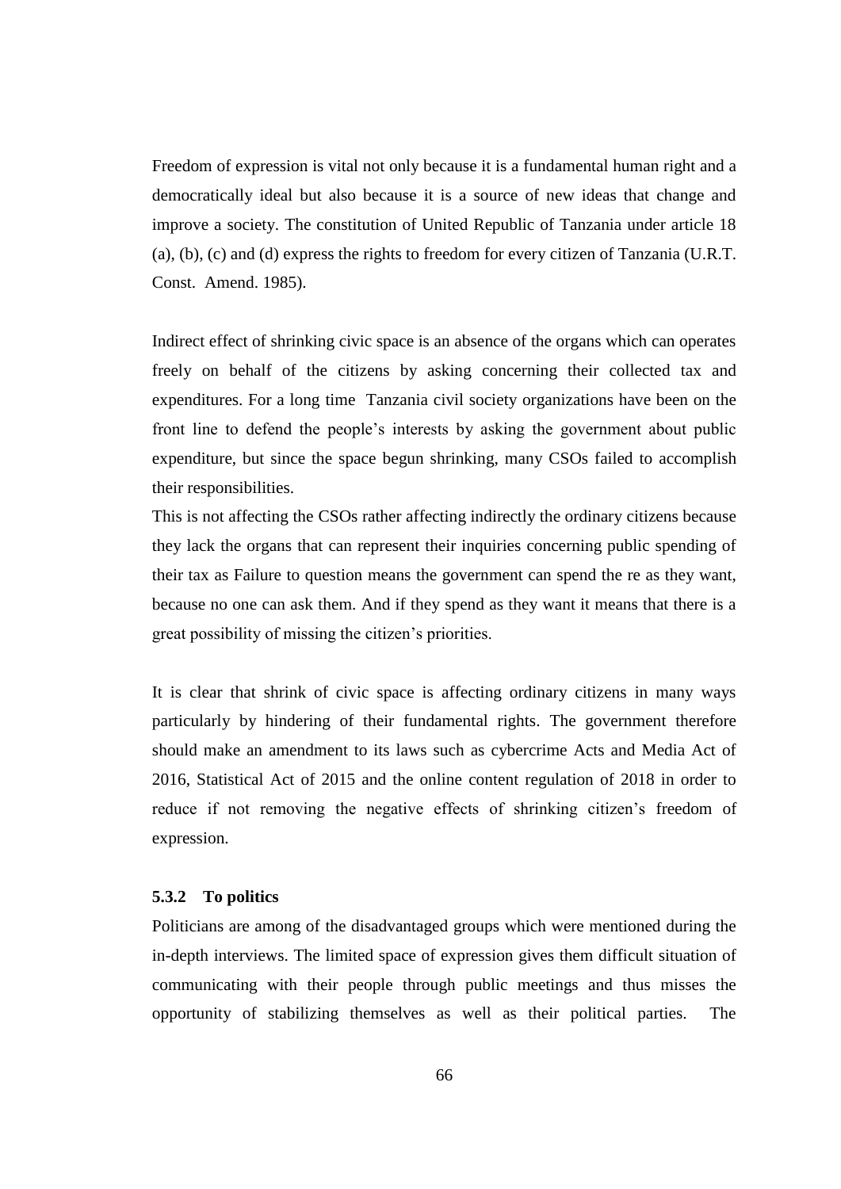Freedom of expression is vital not only because it is a fundamental human right and a democratically ideal but also because it is a source of new ideas that change and improve a society. The constitution of United Republic of Tanzania under article 18 (a), (b), (c) and (d) express the rights to freedom for every citizen of Tanzania (U.R.T. Const. Amend. 1985).

Indirect effect of shrinking civic space is an absence of the organs which can operates freely on behalf of the citizens by asking concerning their collected tax and expenditures. For a long time Tanzania civil society organizations have been on the front line to defend the people's interests by asking the government about public expenditure, but since the space begun shrinking, many CSOs failed to accomplish their responsibilities.

This is not affecting the CSOs rather affecting indirectly the ordinary citizens because they lack the organs that can represent their inquiries concerning public spending of their tax as Failure to question means the government can spend the re as they want, because no one can ask them. And if they spend as they want it means that there is a great possibility of missing the citizen's priorities.

It is clear that shrink of civic space is affecting ordinary citizens in many ways particularly by hindering of their fundamental rights. The government therefore should make an amendment to its laws such as cybercrime Acts and Media Act of 2016, Statistical Act of 2015 and the online content regulation of 2018 in order to reduce if not removing the negative effects of shrinking citizen's freedom of expression.

### 5.3.2 To politics

Politicians are among of the disadvantaged groups which were mentioned during the in-depth interviews. The limited space of expression gives them difficult situation of communicating with their people through public meetings and thus misses the opportunity of stabilizing themselves as well as their political parties. The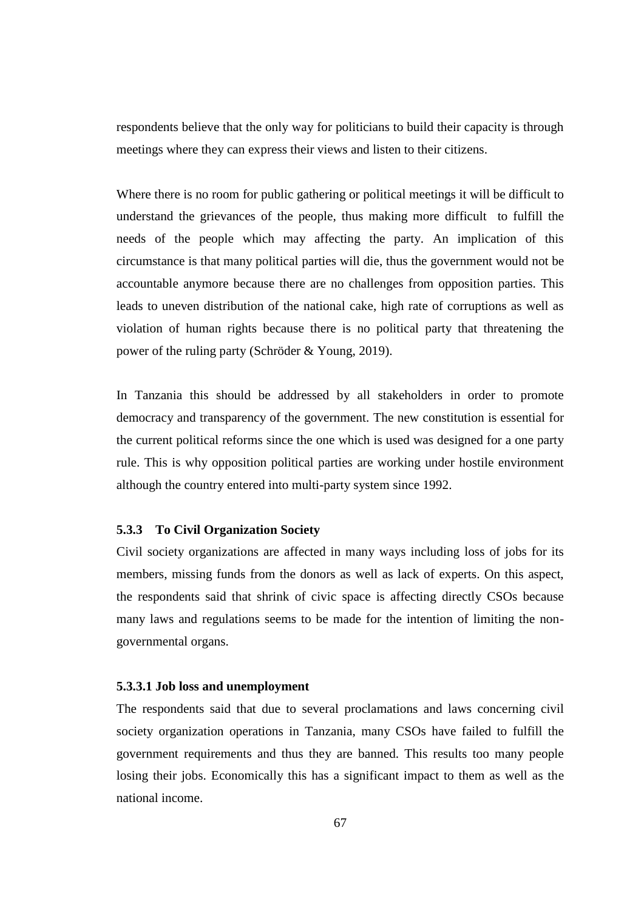respondents believe that the only way for politicians to build their capacity is through meetings where they can express their views and listen to their citizens.

Where there is no room for public gathering or political meetings it will be difficult to understand the grievances of the people, thus making more difficult to fulfill the needs of the people which may affecting the party. An implication of this circumstance is that many political parties will die, thus the government would not be accountable anymore because there are no challenges from opposition parties. This leads to uneven distribution of the national cake, high rate of corruptions as well as violation of human rights because there is no political party that threatening the power of the ruling party (Schröder & Young, 2019).

In Tanzania this should be addressed by all stakeholders in order to promote democracy and transparency of the government. The new constitution is essential for the current political reforms since the one which is used was designed for a one party rule. This is why opposition political parties are working under hostile environment although the country entered into multi-party system since 1992.

### 5.3.3 To Civil Organization Society

Civil society organizations are affected in many ways including loss of jobs for its members, missing funds from the donors as well as lack of experts. On this aspect, the respondents said that shrink of civic space is affecting directly CSOs because many laws and regulations seems to be made for the intention of limiting the non-governmental organs.

#### 5.3.3.1 Job loss and unemployment

The respondents said that due to several proclamations and laws concerning civil society organization operations in Tanzania, many CSOs have failed to fulfill the government requirements and thus they are banned. This results too many people losing their jobs. Economically this has a significant impact to them as well as the national income.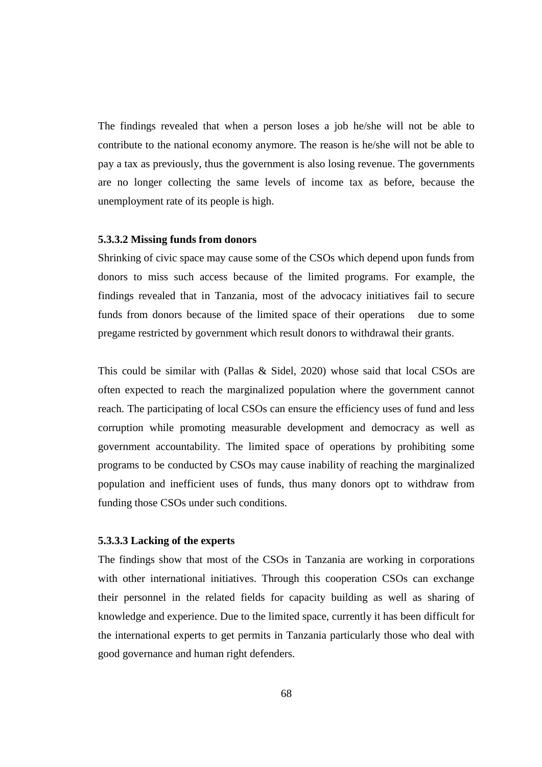The findings revealed that when a person loses a job he/she will not be able to contribute to the national economy anymore. The reason is he/she will not be able to pay a tax as previously, thus the government is also losing revenue. The governments are no longer collecting the same levels of income tax as before, because the unemployment rate of its people is high.

#### 5.3.3.2 Missing funds from donors

Shrinking of civic space may cause some of the CSOs which depend upon funds from donors to miss such access because of the limited programs. For example, the findings revealed that in Tanzania, most of the advocacy initiatives fail to secure funds from donors because of the limited space of their operations due to some pregame restricted by government which result donors to withdrawal their grants.

This could be similar with (Pallas & Sidel, 2020) whose said that local CSOs are often expected to reach the marginalized population where the government cannot reach. The participating of local CSOs can ensure the efficiency uses of fund and less corruption while promoting measurable development and democracy as well as government accountability. The limited space of operations by prohibiting some programs to be conducted by CSOs may cause inability of reaching the marginalized population and inefficient uses of funds, thus many donors opt to withdraw from funding those CSOs under such conditions.

#### 5.3.3.3 Lacking of the experts

The findings show that most of the CSOs in Tanzania are working in corporations with other international initiatives. Through this cooperation CSOs can exchange their personnel in the related fields for capacity building as well as sharing of knowledge and experience. Due to the limited space, currently it has been difficult for the international experts to get permits in Tanzania particularly those who deal with good governance and human right defenders.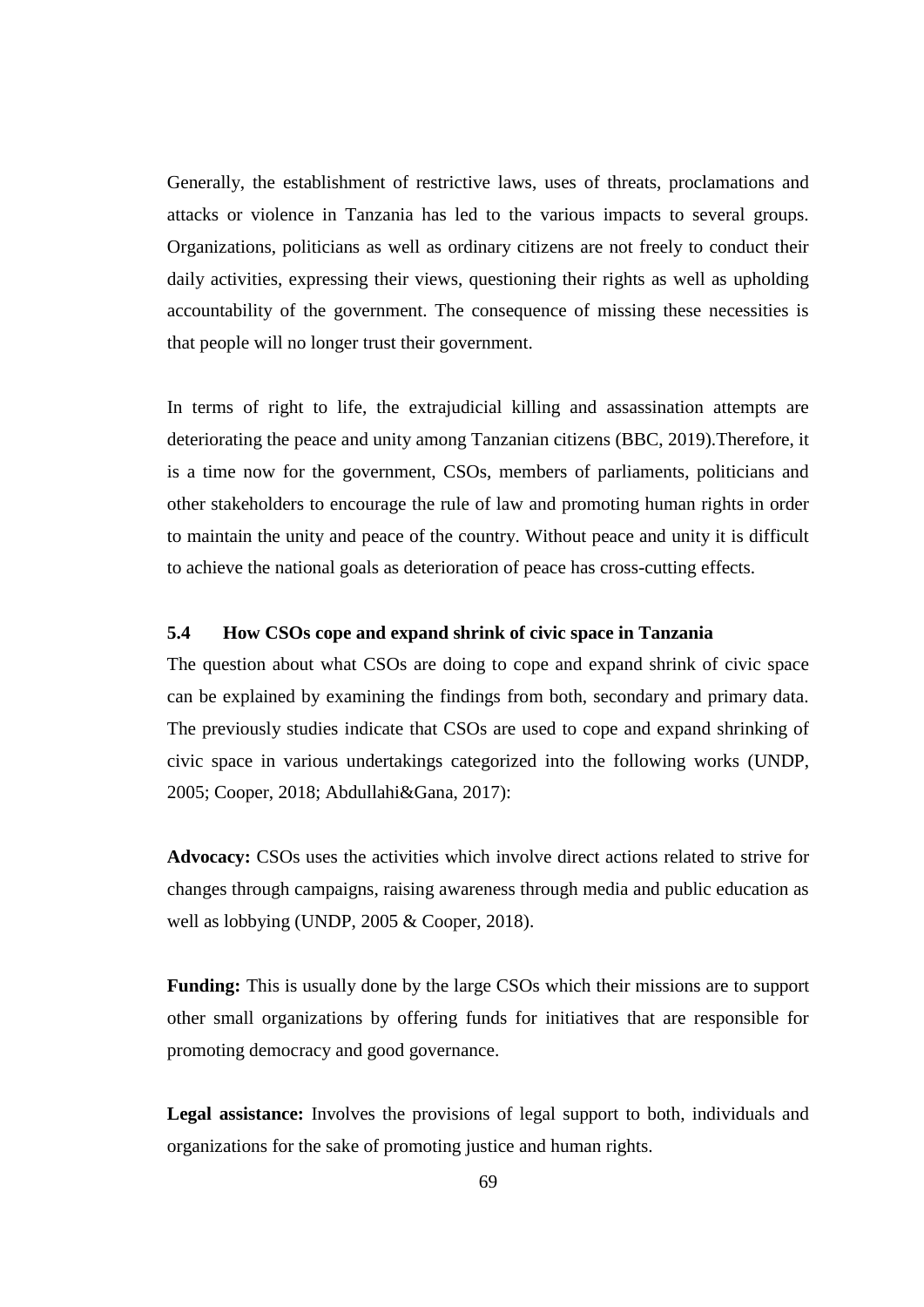Generally, the establishment of restrictive laws, uses of threats, proclamations and attacks or violence in Tanzania has led to the various impacts to several groups. Organizations, politicians as well as ordinary citizens are not freely to conduct their daily activities, expressing their views, questioning their rights as well as upholding accountability of the government. The consequence of missing these necessities is that people will no longer trust their government.

In terms of right to life, the extrajudicial killing and assassination attempts are deteriorating the peace and unity among Tanzanian citizens (BBC, 2019).Therefore, it is a time now for the government, CSOs, members of parliaments, politicians and other stakeholders to encourage the rule of law and promoting human rights in order to maintain the unity and peace of the country. Without peace and unity it is difficult to achieve the national goals as deterioration of peace has cross-cutting effects.

### 5.4 How CSOs cope and expand shrink of civic space in Tanzania

The question about what CSOs are doing to cope and expand shrink of civic space can be explained by examining the findings from both, secondary and primary data. The previously studies indicate that CSOs are used to cope and expand shrinking of civic space in various undertakings categorized into the following works (UNDP, 2005; Cooper, 2018; Abdullahi&Gana, 2017):

**Advocacy:** CSOs uses the activities which involve direct actions related to strive for changes through campaigns, raising awareness through media and public education as well as lobbying (UNDP, 2005 & Cooper, 2018).

**Funding:** This is usually done by the large CSOs which their missions are to support other small organizations by offering funds for initiatives that are responsible for promoting democracy and good governance.

**Legal assistance:** Involves the provisions of legal support to both, individuals and organizations for the sake of promoting justice and human rights.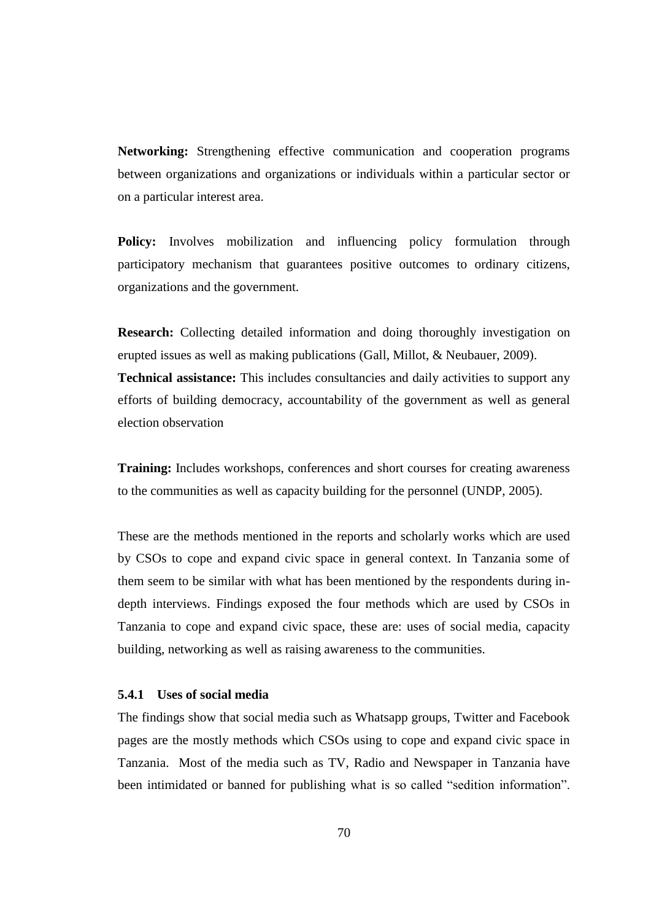**Networking:** Strengthening effective communication and cooperation programs between organizations and organizations or individuals within a particular sector or on a particular interest area.

**Policy:** Involves mobilization and influencing policy formulation through participatory mechanism that guarantees positive outcomes to ordinary citizens, organizations and the government.

**Research:** Collecting detailed information and doing thoroughly investigation on erupted issues as well as making publications (Gall, Millot, & Neubauer, 2009).

**Technical assistance:** This includes consultancies and daily activities to support any efforts of building democracy, accountability of the government as well as general election observation

**Training:** Includes workshops, conferences and short courses for creating awareness to the communities as well as capacity building for the personnel (UNDP, 2005).

These are the methods mentioned in the reports and scholarly works which are used by CSOs to cope and expand civic space in general context. In Tanzania some of them seem to be similar with what has been mentioned by the respondents during in-depth interviews. Findings exposed the four methods which are used by CSOs in Tanzania to cope and expand civic space, these are: uses of social media, capacity building, networking as well as raising awareness to the communities.

### 5.4.1 Uses of social media

The findings show that social media such as Whatsapp groups, Twitter and Facebook pages are the mostly methods which CSOs using to cope and expand civic space in Tanzania. Most of the media such as TV, Radio and Newspaper in Tanzania have been intimidated or banned for publishing what is so called "sedition information".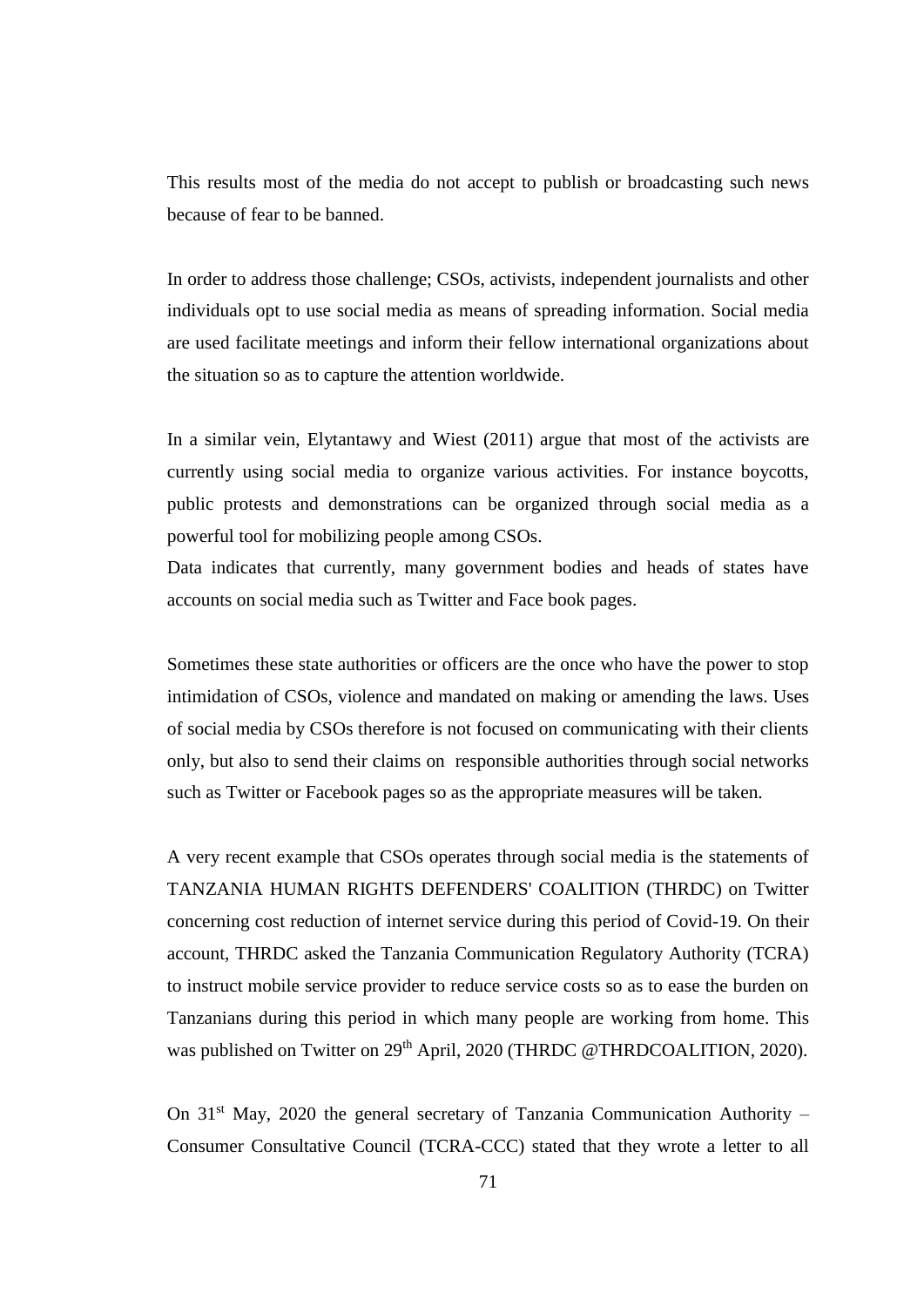This results most of the media do not accept to publish or broadcasting such news because of fear to be banned.

In order to address those challenge; CSOs, activists, independent journalists and other individuals opt to use social media as means of spreading information. Social media are used facilitate meetings and inform their fellow international organizations about the situation so as to capture the attention worldwide.

In a similar vein, Elytantawy and Wiest (2011) argue that most of the activists are currently using social media to organize various activities. For instance boycotts, public protests and demonstrations can be organized through social media as a powerful tool for mobilizing people among CSOs.

Data indicates that currently, many government bodies and heads of states have accounts on social media such as Twitter and Face book pages.

Sometimes these state authorities or officers are the once who have the power to stop intimidation of CSOs, violence and mandated on making or amending the laws. Uses of social media by CSOs therefore is not focused on communicating with their clients only, but also to send their claims on responsible authorities through social networks such as Twitter or Facebook pages so as the appropriate measures will be taken.

A very recent example that CSOs operates through social media is the statements of TANZANIA HUMAN RIGHTS DEFENDERS' COALITION (THRDC) on Twitter concerning cost reduction of internet service during this period of Covid-19. On their account, THRDC asked the Tanzania Communication Regulatory Authority (TCRA) to instruct mobile service provider to reduce service costs so as to ease the burden on Tanzanians during this period in which many people are working from home. This was published on Twitter on 29th April, 2020 (THRDC @THRDCOALITION, 2020).

On 31st May, 2020 the general secretary of Tanzania Communication Authority – Consumer Consultative Council (TCRA-CCC) stated that they wrote a letter to all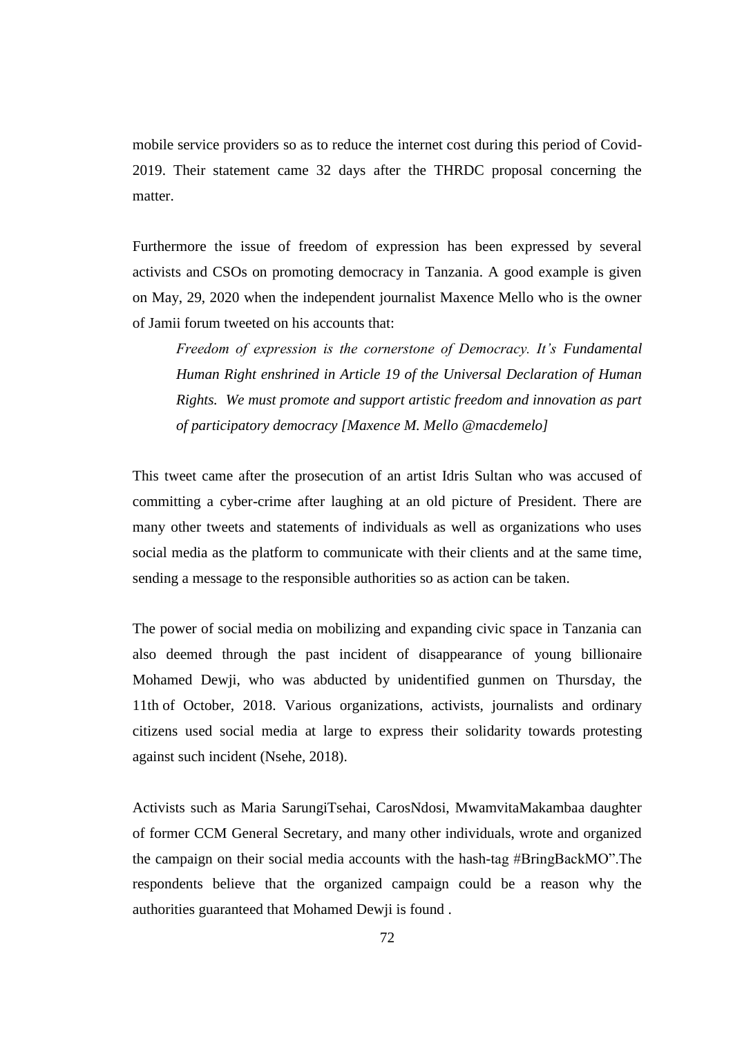mobile service providers so as to reduce the internet cost during this period of Covid-2019. Their statement came 32 days after the THRDC proposal concerning the matter.

Furthermore the issue of freedom of expression has been expressed by several activists and CSOs on promoting democracy in Tanzania. A good example is given on May, 29, 2020 when the independent journalist Maxence Mello who is the owner of Jamii forum tweeted on his accounts that:

> *Freedom of expression is the cornerstone of Democracy. It's Fundamental Human Right enshrined in Article 19 of the Universal Declaration of Human Rights. We must promote and support artistic freedom and innovation as part of participatory democracy [Maxence M. Mello @macdemelo]*

This tweet came after the prosecution of an artist Idris Sultan who was accused of committing a cyber-crime after laughing at an old picture of President. There are many other tweets and statements of individuals as well as organizations who uses social media as the platform to communicate with their clients and at the same time, sending a message to the responsible authorities so as action can be taken.

The power of social media on mobilizing and expanding civic space in Tanzania can also deemed through the past incident of disappearance of young billionaire Mohamed Dewji, who was abducted by unidentified gunmen on Thursday, the 11th of October, 2018. Various organizations, activists, journalists and ordinary citizens used social media at large to express their solidarity towards protesting against such incident (Nsehe, 2018).

Activists such as Maria SarungiTsehai, CarosNdosi, MwamvitaMakambaa daughter of former CCM General Secretary, and many other individuals, wrote and organized the campaign on their social media accounts with the hash-tag #BringBackMO".The respondents believe that the organized campaign could be a reason why the authorities guaranteed that Mohamed Dewji is found .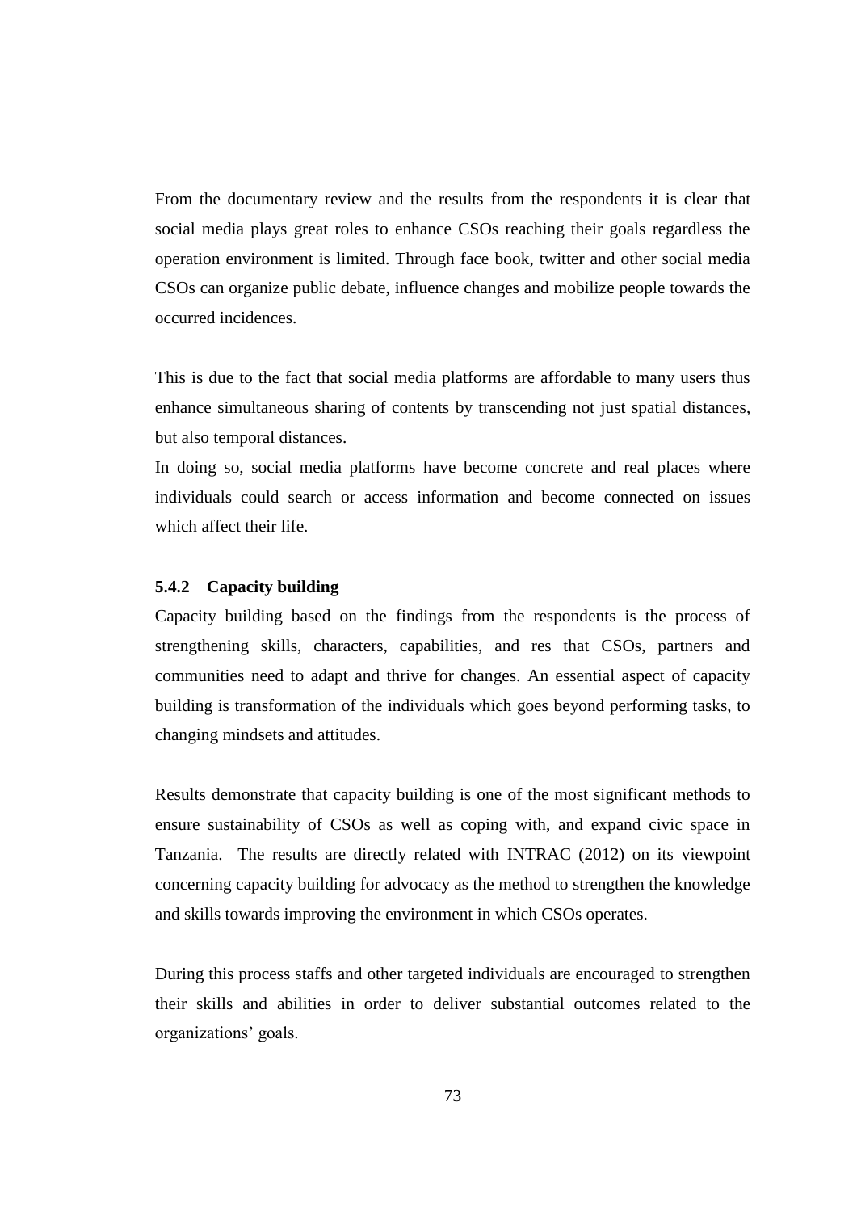From the documentary review and the results from the respondents it is clear that social media plays great roles to enhance CSOs reaching their goals regardless the operation environment is limited. Through face book, twitter and other social media CSOs can organize public debate, influence changes and mobilize people towards the occurred incidences.

This is due to the fact that social media platforms are affordable to many users thus enhance simultaneous sharing of contents by transcending not just spatial distances, but also temporal distances.

In doing so, social media platforms have become concrete and real places where individuals could search or access information and become connected on issues which affect their life.

### 5.4.2 Capacity building

Capacity building based on the findings from the respondents is the process of strengthening skills, characters, capabilities, and res that CSOs, partners and communities need to adapt and thrive for changes. An essential aspect of capacity building is transformation of the individuals which goes beyond performing tasks, to changing mindsets and attitudes.

Results demonstrate that capacity building is one of the most significant methods to ensure sustainability of CSOs as well as coping with, and expand civic space in Tanzania. The results are directly related with INTRAC (2012) on its viewpoint concerning capacity building for advocacy as the method to strengthen the knowledge and skills towards improving the environment in which CSOs operates.

During this process staffs and other targeted individuals are encouraged to strengthen their skills and abilities in order to deliver substantial outcomes related to the organizations' goals.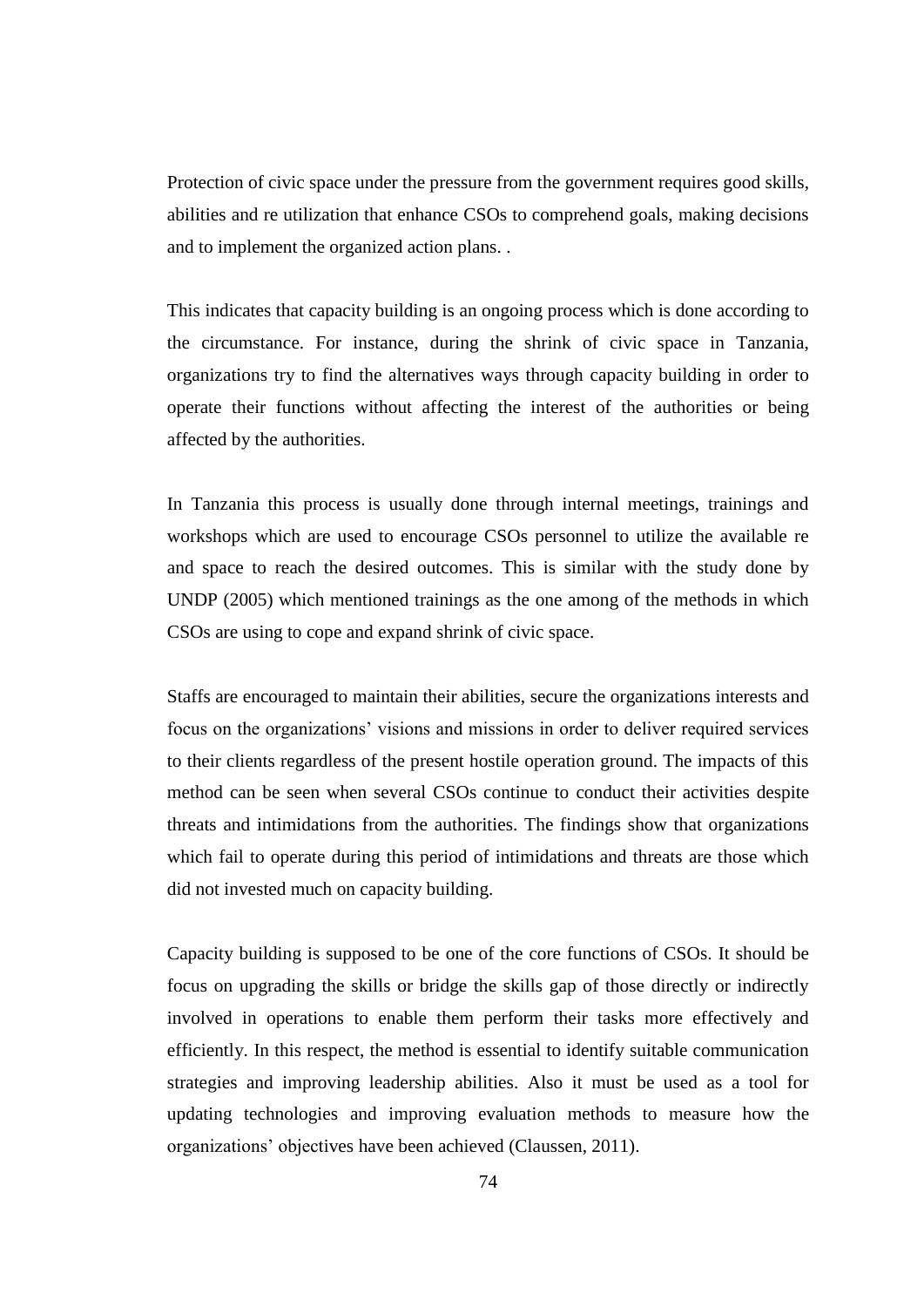Protection of civic space under the pressure from the government requires good skills, abilities and re utilization that enhance CSOs to comprehend goals, making decisions and to implement the organized action plans. .

This indicates that capacity building is an ongoing process which is done according to the circumstance. For instance, during the shrink of civic space in Tanzania, organizations try to find the alternatives ways through capacity building in order to operate their functions without affecting the interest of the authorities or being affected by the authorities.

In Tanzania this process is usually done through internal meetings, trainings and workshops which are used to encourage CSOs personnel to utilize the available re and space to reach the desired outcomes. This is similar with the study done by UNDP (2005) which mentioned trainings as the one among of the methods in which CSOs are using to cope and expand shrink of civic space.

Staffs are encouraged to maintain their abilities, secure the organizations interests and focus on the organizations' visions and missions in order to deliver required services to their clients regardless of the present hostile operation ground. The impacts of this method can be seen when several CSOs continue to conduct their activities despite threats and intimidations from the authorities. The findings show that organizations which fail to operate during this period of intimidations and threats are those which did not invested much on capacity building.

Capacity building is supposed to be one of the core functions of CSOs. It should be focus on upgrading the skills or bridge the skills gap of those directly or indirectly involved in operations to enable them perform their tasks more effectively and efficiently. In this respect, the method is essential to identify suitable communication strategies and improving leadership abilities. Also it must be used as a tool for updating technologies and improving evaluation methods to measure how the organizations' objectives have been achieved (Claussen, 2011).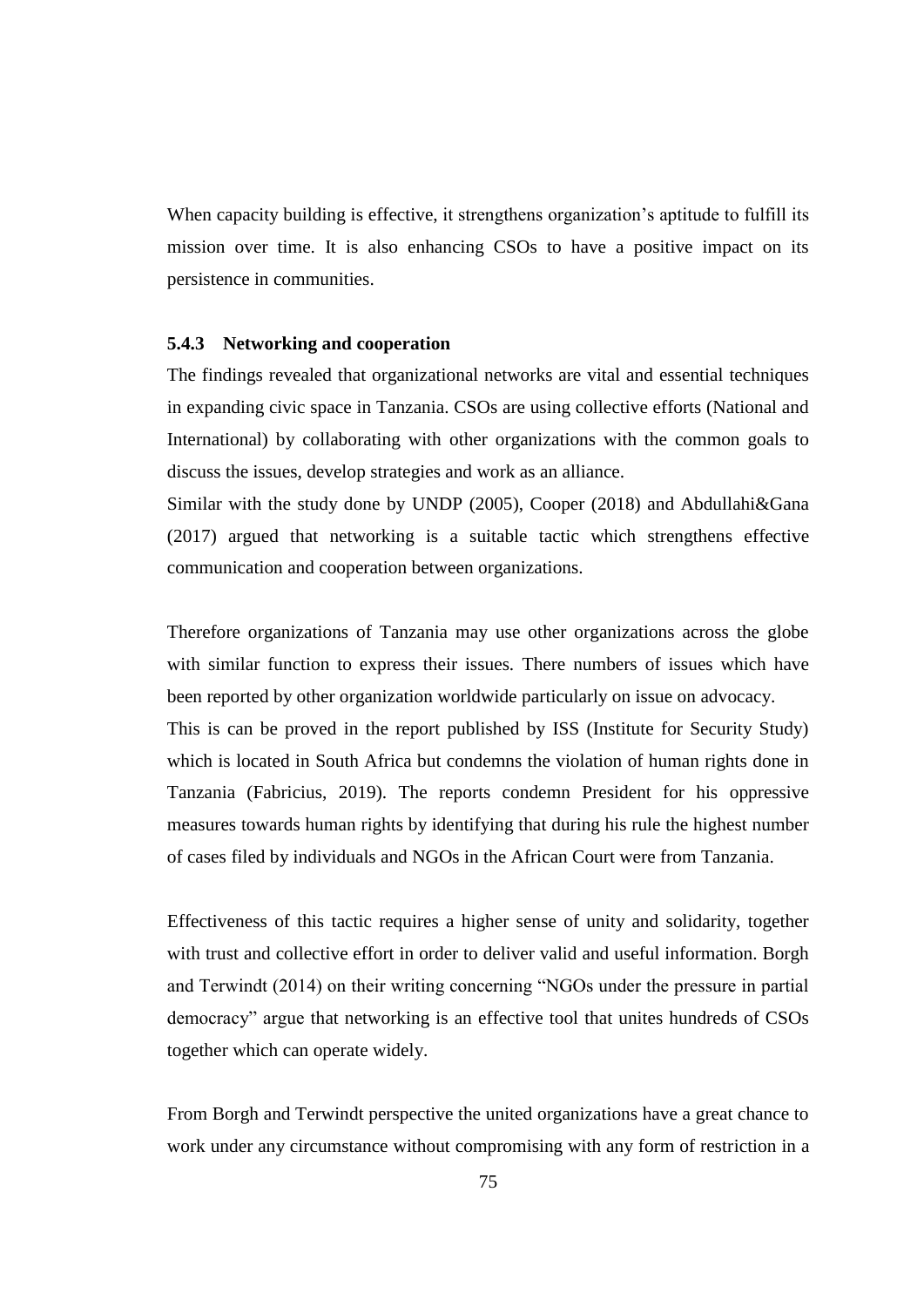When capacity building is effective, it strengthens organization's aptitude to fulfill its mission over time. It is also enhancing CSOs to have a positive impact on its persistence in communities.

### 5.4.3 Networking and cooperation

The findings revealed that organizational networks are vital and essential techniques in expanding civic space in Tanzania. CSOs are using collective efforts (National and International) by collaborating with other organizations with the common goals to discuss the issues, develop strategies and work as an alliance.

Similar with the study done by UNDP (2005), Cooper (2018) and Abdullahi&Gana (2017) argued that networking is a suitable tactic which strengthens effective communication and cooperation between organizations.

Therefore organizations of Tanzania may use other organizations across the globe with similar function to express their issues. There numbers of issues which have been reported by other organization worldwide particularly on issue on advocacy.

This is can be proved in the report published by ISS (Institute for Security Study) which is located in South Africa but condemns the violation of human rights done in Tanzania (Fabricius, 2019). The reports condemn President for his oppressive measures towards human rights by identifying that during his rule the highest number of cases filed by individuals and NGOs in the African Court were from Tanzania.

Effectiveness of this tactic requires a higher sense of unity and solidarity, together with trust and collective effort in order to deliver valid and useful information. Borgh and Terwindt (2014) on their writing concerning "NGOs under the pressure in partial democracy" argue that networking is an effective tool that unites hundreds of CSOs together which can operate widely.

From Borgh and Terwindt perspective the united organizations have a great chance to work under any circumstance without compromising with any form of restriction in a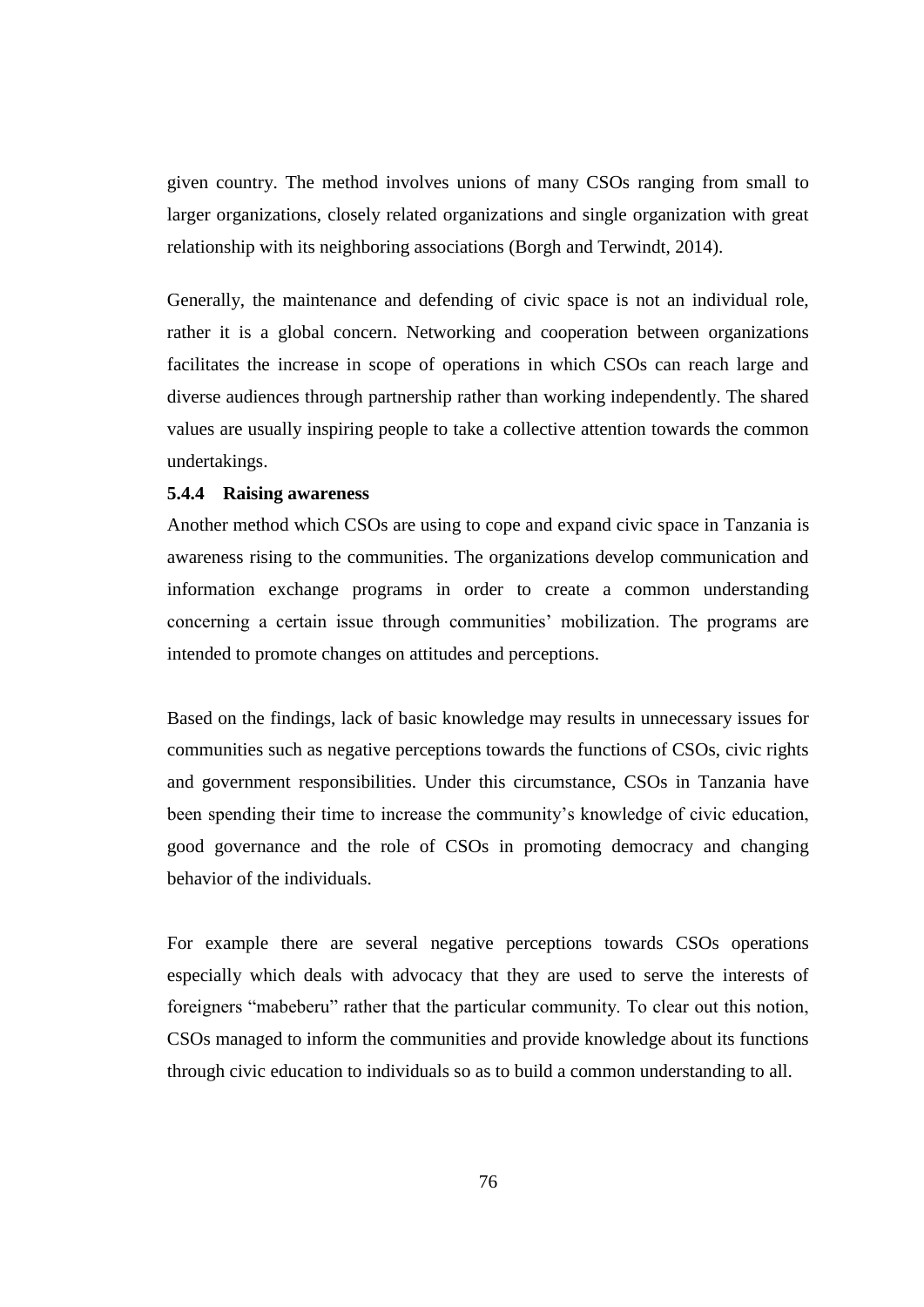given country. The method involves unions of many CSOs ranging from small to larger organizations, closely related organizations and single organization with great relationship with its neighboring associations (Borgh and Terwindt, 2014).

Generally, the maintenance and defending of civic space is not an individual role, rather it is a global concern. Networking and cooperation between organizations facilitates the increase in scope of operations in which CSOs can reach large and diverse audiences through partnership rather than working independently. The shared values are usually inspiring people to take a collective attention towards the common undertakings.

### 5.4.4 Raising awareness

Another method which CSOs are using to cope and expand civic space in Tanzania is awareness rising to the communities. The organizations develop communication and information exchange programs in order to create a common understanding concerning a certain issue through communities' mobilization. The programs are intended to promote changes on attitudes and perceptions.

Based on the findings, lack of basic knowledge may results in unnecessary issues for communities such as negative perceptions towards the functions of CSOs, civic rights and government responsibilities. Under this circumstance, CSOs in Tanzania have been spending their time to increase the community's knowledge of civic education, good governance and the role of CSOs in promoting democracy and changing behavior of the individuals.

For example there are several negative perceptions towards CSOs operations especially which deals with advocacy that they are used to serve the interests of foreigners "mabeberu" rather that the particular community. To clear out this notion, CSOs managed to inform the communities and provide knowledge about its functions through civic education to individuals so as to build a common understanding to all.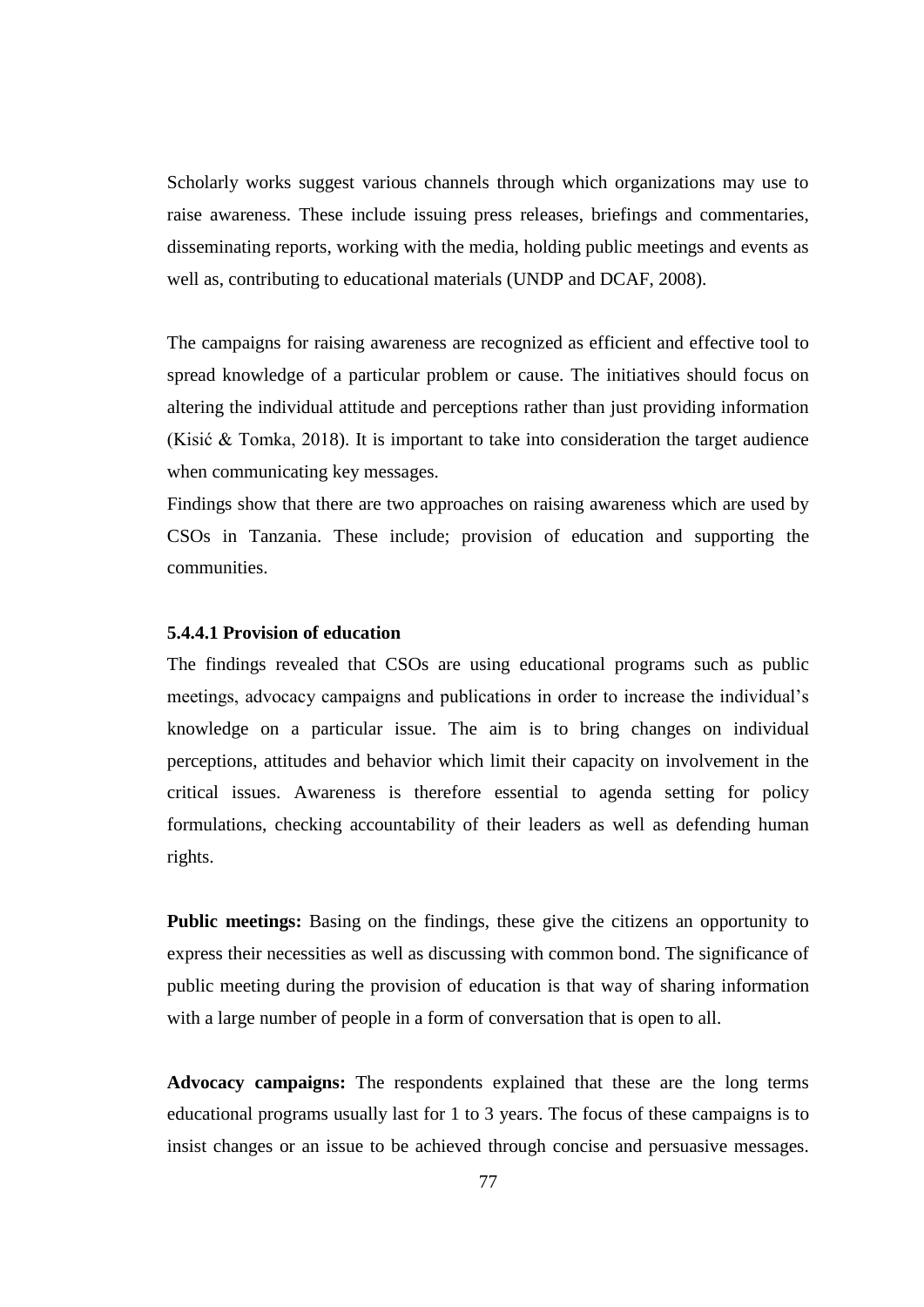Scholarly works suggest various channels through which organizations may use to raise awareness. These include issuing press releases, briefings and commentaries, disseminating reports, working with the media, holding public meetings and events as well as, contributing to educational materials (UNDP and DCAF, 2008).

The campaigns for raising awareness are recognized as efficient and effective tool to spread knowledge of a particular problem or cause. The initiatives should focus on altering the individual attitude and perceptions rather than just providing information (Kisić & Tomka, 2018). It is important to take into consideration the target audience when communicating key messages.

Findings show that there are two approaches on raising awareness which are used by CSOs in Tanzania. These include; provision of education and supporting the communities.

#### 5.4.4.1 Provision of education

The findings revealed that CSOs are using educational programs such as public meetings, advocacy campaigns and publications in order to increase the individual's knowledge on a particular issue. The aim is to bring changes on individual perceptions, attitudes and behavior which limit their capacity on involvement in the critical issues. Awareness is therefore essential to agenda setting for policy formulations, checking accountability of their leaders as well as defending human rights.

**Public meetings:** Basing on the findings, these give the citizens an opportunity to express their necessities as well as discussing with common bond. The significance of public meeting during the provision of education is that way of sharing information with a large number of people in a form of conversation that is open to all.

**Advocacy campaigns:** The respondents explained that these are the long terms educational programs usually last for 1 to 3 years. The focus of these campaigns is to insist changes or an issue to be achieved through concise and persuasive messages.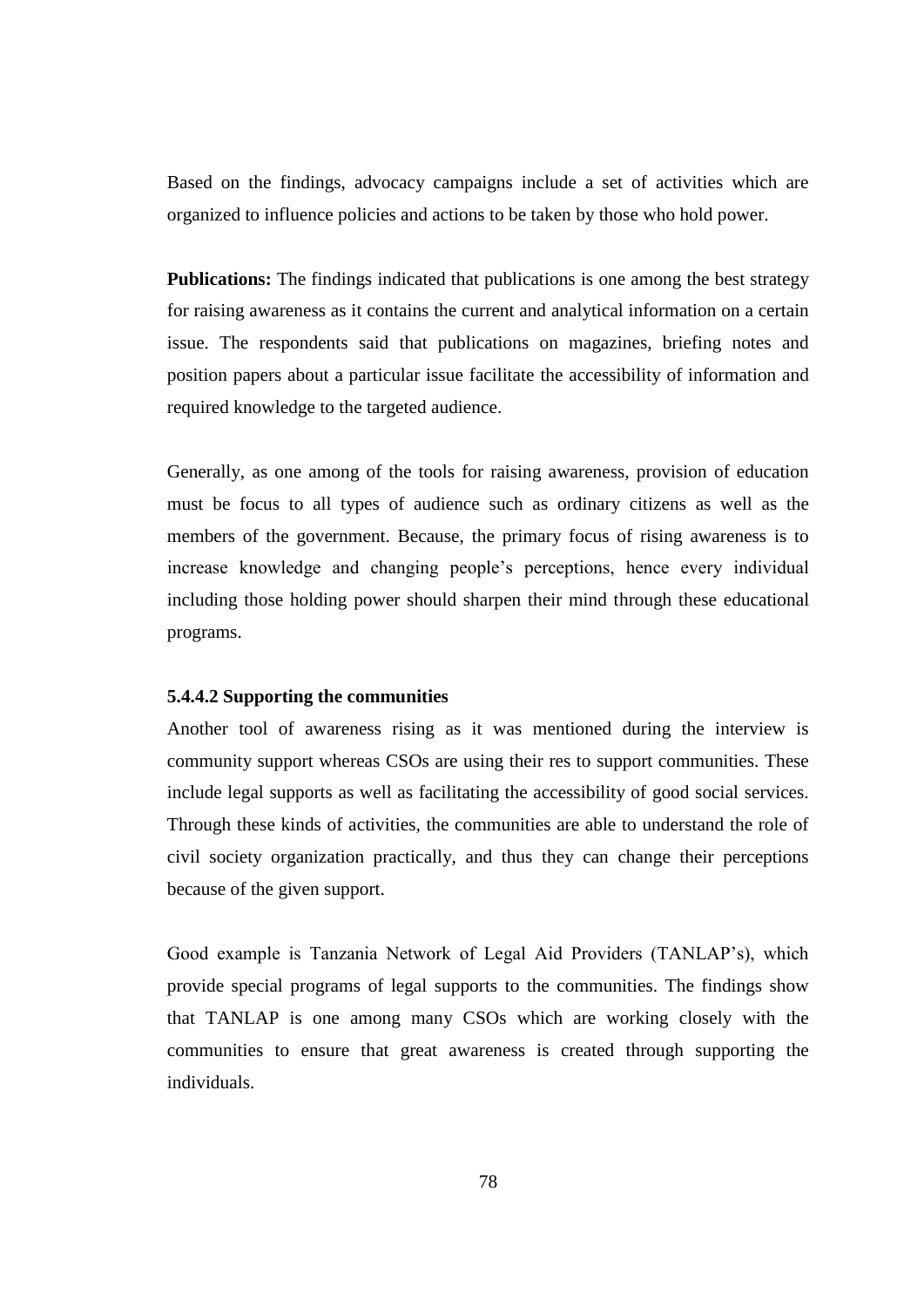Based on the findings, advocacy campaigns include a set of activities which are organized to influence policies and actions to be taken by those who hold power.

**Publications:** The findings indicated that publications is one among the best strategy for raising awareness as it contains the current and analytical information on a certain issue. The respondents said that publications on magazines, briefing notes and position papers about a particular issue facilitate the accessibility of information and required knowledge to the targeted audience.

Generally, as one among of the tools for raising awareness, provision of education must be focus to all types of audience such as ordinary citizens as well as the members of the government. Because, the primary focus of rising awareness is to increase knowledge and changing people's perceptions, hence every individual including those holding power should sharpen their mind through these educational programs.

#### 5.4.4.2 Supporting the communities

Another tool of awareness rising as it was mentioned during the interview is community support whereas CSOs are using their res to support communities. These include legal supports as well as facilitating the accessibility of good social services. Through these kinds of activities, the communities are able to understand the role of civil society organization practically, and thus they can change their perceptions because of the given support.

Good example is Tanzania Network of Legal Aid Providers (TANLAP's), which provide special programs of legal supports to the communities. The findings show that TANLAP is one among many CSOs which are working closely with the communities to ensure that great awareness is created through supporting the individuals.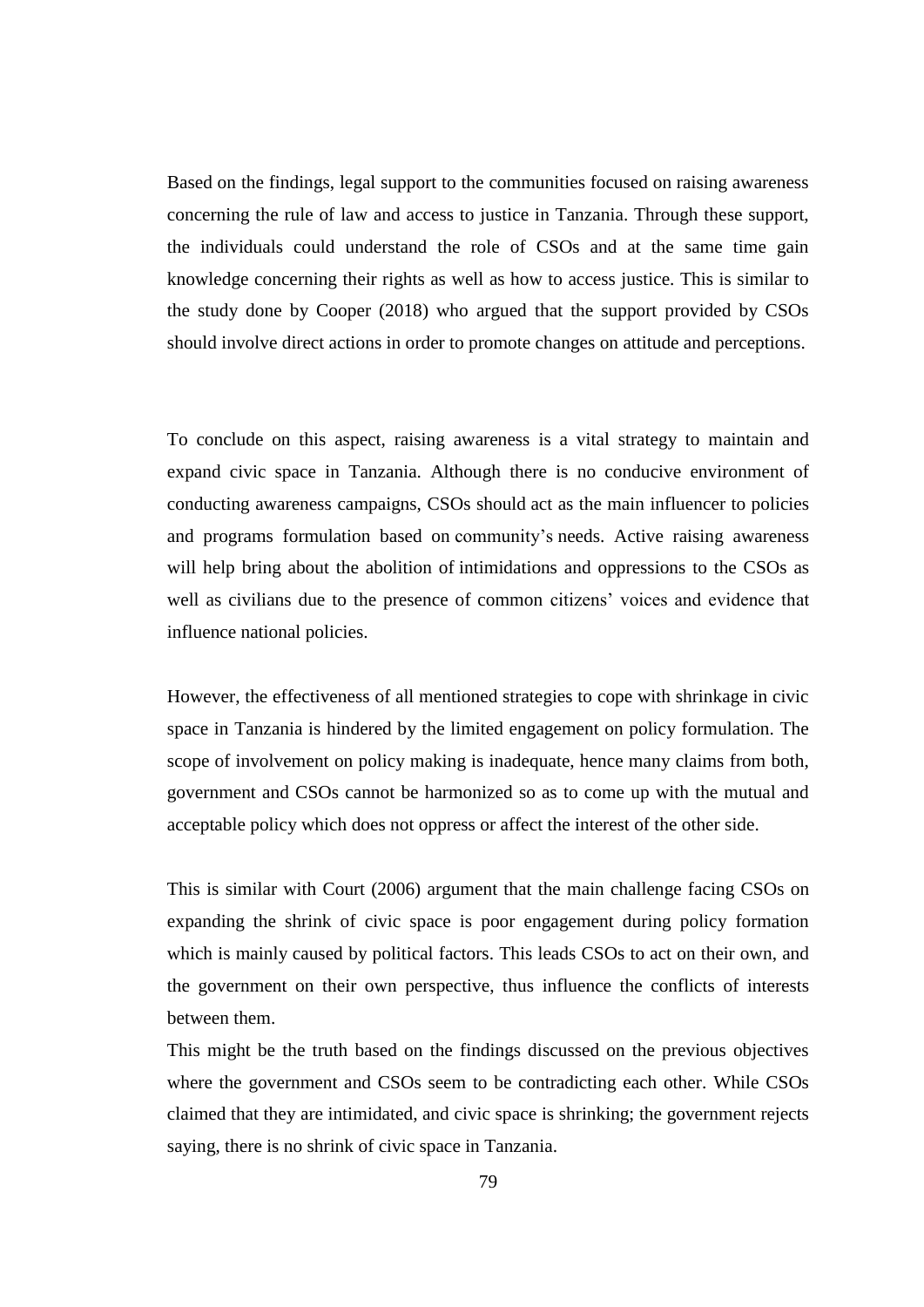Based on the findings, legal support to the communities focused on raising awareness concerning the rule of law and access to justice in Tanzania. Through these support, the individuals could understand the role of CSOs and at the same time gain knowledge concerning their rights as well as how to access justice. This is similar to the study done by Cooper (2018) who argued that the support provided by CSOs should involve direct actions in order to promote changes on attitude and perceptions.

To conclude on this aspect, raising awareness is a vital strategy to maintain and expand civic space in Tanzania. Although there is no conducive environment of conducting awareness campaigns, CSOs should act as the main influencer to policies and programs formulation based on community's needs. Active raising awareness will help bring about the abolition of intimidations and oppressions to the CSOs as well as civilians due to the presence of common citizens' voices and evidence that influence national policies.

However, the effectiveness of all mentioned strategies to cope with shrinkage in civic space in Tanzania is hindered by the limited engagement on policy formulation. The scope of involvement on policy making is inadequate, hence many claims from both, government and CSOs cannot be harmonized so as to come up with the mutual and acceptable policy which does not oppress or affect the interest of the other side.

This is similar with Court (2006) argument that the main challenge facing CSOs on expanding the shrink of civic space is poor engagement during policy formation which is mainly caused by political factors. This leads CSOs to act on their own, and the government on their own perspective, thus influence the conflicts of interests between them.

This might be the truth based on the findings discussed on the previous objectives where the government and CSOs seem to be contradicting each other. While CSOs claimed that they are intimidated, and civic space is shrinking; the government rejects saying, there is no shrink of civic space in Tanzania.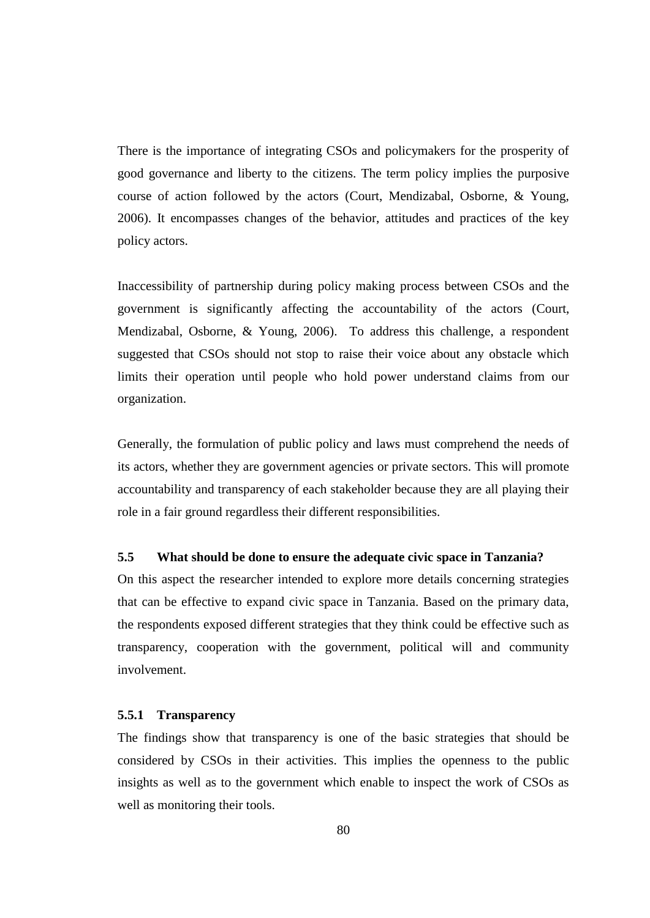There is the importance of integrating CSOs and policymakers for the prosperity of good governance and liberty to the citizens. The term policy implies the purposive course of action followed by the actors (Court, Mendizabal, Osborne, & Young, 2006). It encompasses changes of the behavior, attitudes and practices of the key policy actors.

Inaccessibility of partnership during policy making process between CSOs and the government is significantly affecting the accountability of the actors (Court, Mendizabal, Osborne, & Young, 2006). To address this challenge, a respondent suggested that CSOs should not stop to raise their voice about any obstacle which limits their operation until people who hold power understand claims from our organization.

Generally, the formulation of public policy and laws must comprehend the needs of its actors, whether they are government agencies or private sectors. This will promote accountability and transparency of each stakeholder because they are all playing their role in a fair ground regardless their different responsibilities.

## 5.5 What should be done to ensure the adequate civic space in Tanzania?

On this aspect the researcher intended to explore more details concerning strategies that can be effective to expand civic space in Tanzania. Based on the primary data, the respondents exposed different strategies that they think could be effective such as transparency, cooperation with the government, political will and community involvement.

### 5.5.1 Transparency

The findings show that transparency is one of the basic strategies that should be considered by CSOs in their activities. This implies the openness to the public insights as well as to the government which enable to inspect the work of CSOs as well as monitoring their tools.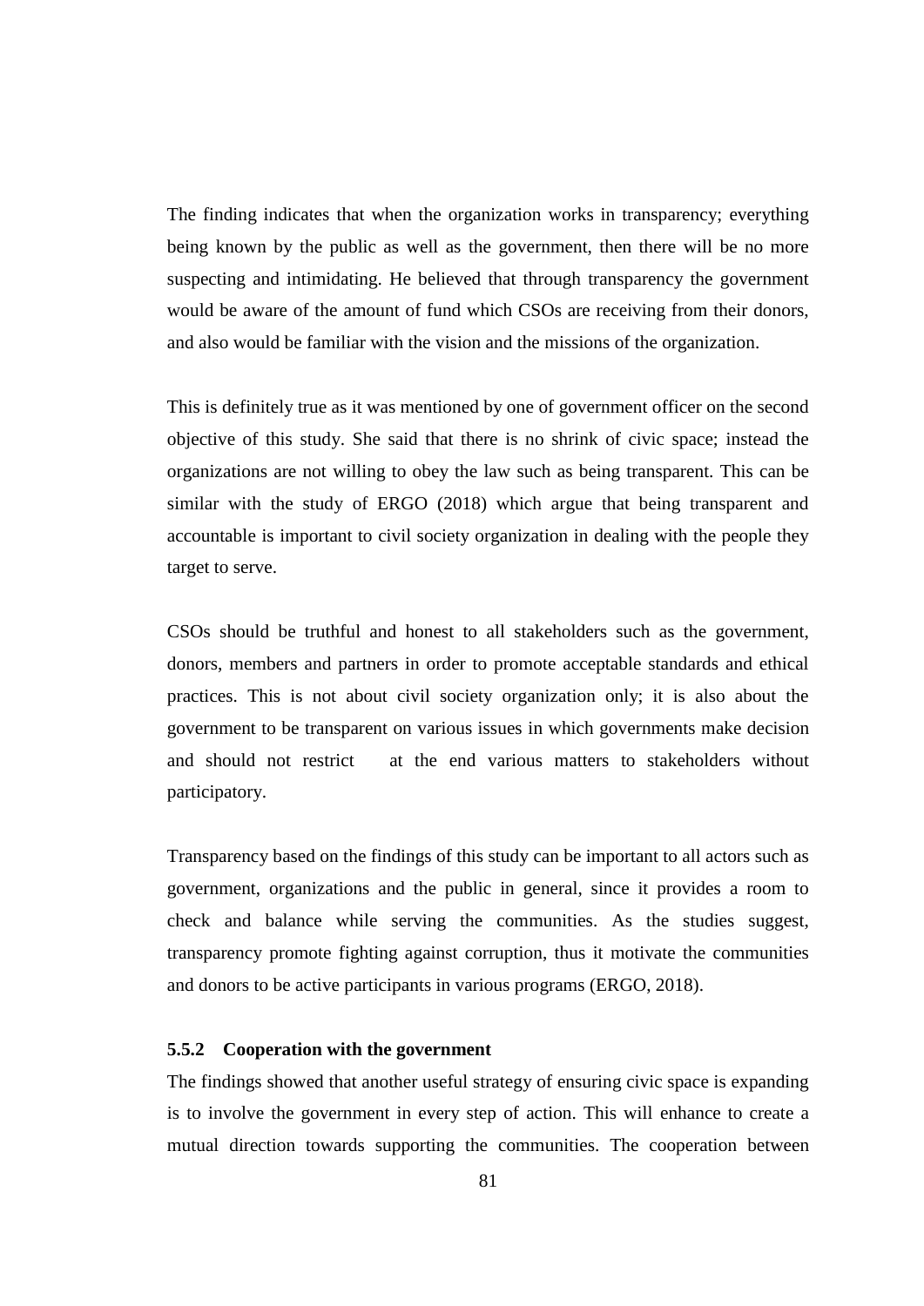The finding indicates that when the organization works in transparency; everything being known by the public as well as the government, then there will be no more suspecting and intimidating. He believed that through transparency the government would be aware of the amount of fund which CSOs are receiving from their donors, and also would be familiar with the vision and the missions of the organization.

This is definitely true as it was mentioned by one of government officer on the second objective of this study. She said that there is no shrink of civic space; instead the organizations are not willing to obey the law such as being transparent. This can be similar with the study of ERGO (2018) which argue that being transparent and accountable is important to civil society organization in dealing with the people they target to serve.

CSOs should be truthful and honest to all stakeholders such as the government, donors, members and partners in order to promote acceptable standards and ethical practices. This is not about civil society organization only; it is also about the government to be transparent on various issues in which governments make decision and should not restrict at the end various matters to stakeholders without participatory.

Transparency based on the findings of this study can be important to all actors such as government, organizations and the public in general, since it provides a room to check and balance while serving the communities. As the studies suggest, transparency promote fighting against corruption, thus it motivate the communities and donors to be active participants in various programs (ERGO, 2018).

### 5.5.2 Cooperation with the government

The findings showed that another useful strategy of ensuring civic space is expanding is to involve the government in every step of action. This will enhance to create a mutual direction towards supporting the communities. The cooperation between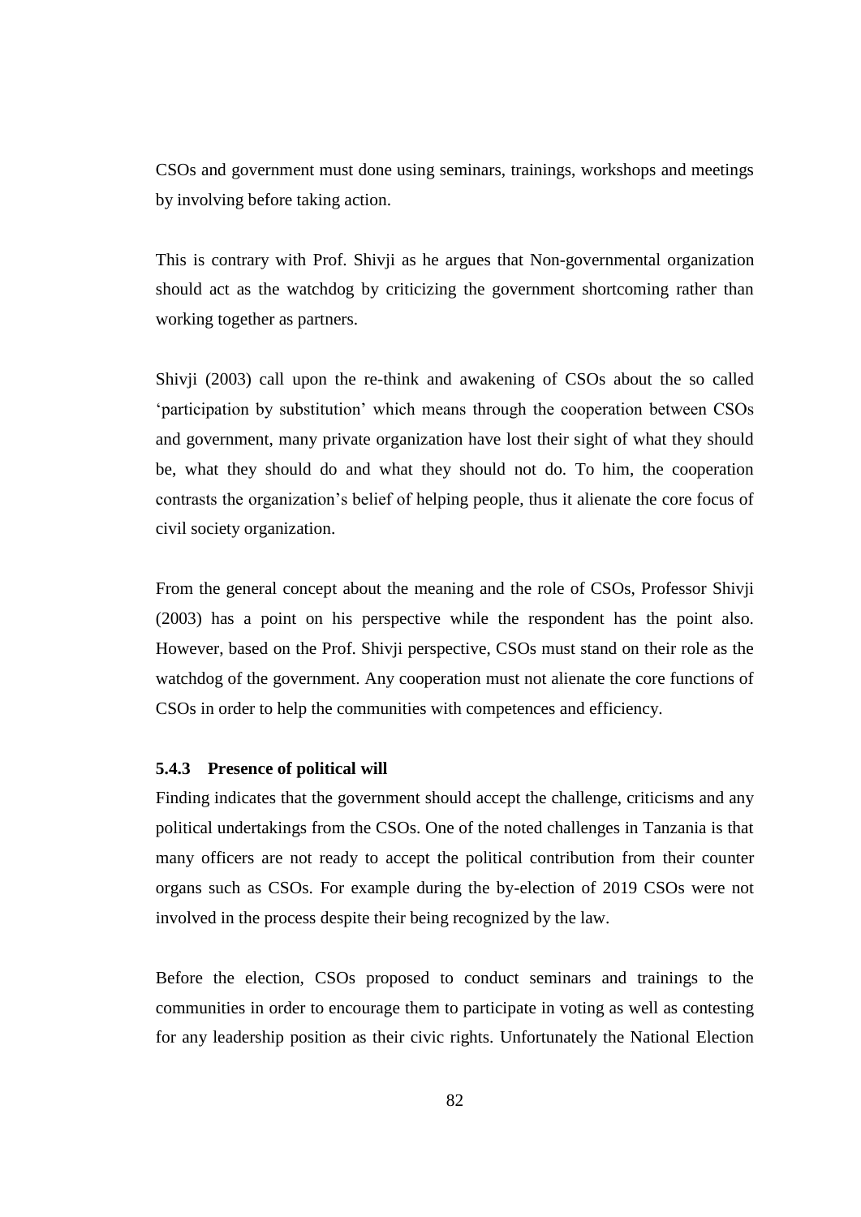CSOs and government must done using seminars, trainings, workshops and meetings by involving before taking action.

This is contrary with Prof. Shivji as he argues that Non-governmental organization should act as the watchdog by criticizing the government shortcoming rather than working together as partners.

Shivji (2003) call upon the re-think and awakening of CSOs about the so called 'participation by substitution' which means through the cooperation between CSOs and government, many private organization have lost their sight of what they should be, what they should do and what they should not do. To him, the cooperation contrasts the organization's belief of helping people, thus it alienate the core focus of civil society organization.

From the general concept about the meaning and the role of CSOs, Professor Shivji (2003) has a point on his perspective while the respondent has the point also. However, based on the Prof. Shivji perspective, CSOs must stand on their role as the watchdog of the government. Any cooperation must not alienate the core functions of CSOs in order to help the communities with competences and efficiency.

### 5.4.3 Presence of political will

Finding indicates that the government should accept the challenge, criticisms and any political undertakings from the CSOs. One of the noted challenges in Tanzania is that many officers are not ready to accept the political contribution from their counter organs such as CSOs. For example during the by-election of 2019 CSOs were not involved in the process despite their being recognized by the law.

Before the election, CSOs proposed to conduct seminars and trainings to the communities in order to encourage them to participate in voting as well as contesting for any leadership position as their civic rights. Unfortunately the National Election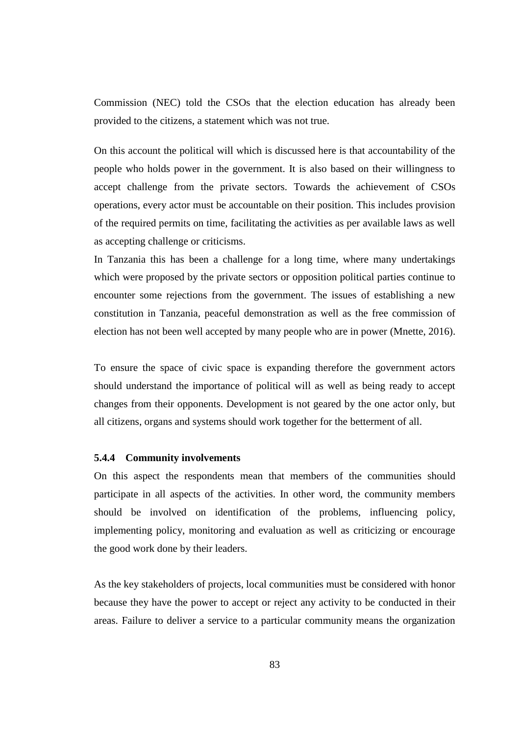Commission (NEC) told the CSOs that the election education has already been provided to the citizens, a statement which was not true.

On this account the political will which is discussed here is that accountability of the people who holds power in the government. It is also based on their willingness to accept challenge from the private sectors. Towards the achievement of CSOs operations, every actor must be accountable on their position. This includes provision of the required permits on time, facilitating the activities as per available laws as well as accepting challenge or criticisms.

In Tanzania this has been a challenge for a long time, where many undertakings which were proposed by the private sectors or opposition political parties continue to encounter some rejections from the government. The issues of establishing a new constitution in Tanzania, peaceful demonstration as well as the free commission of election has not been well accepted by many people who are in power (Mnette, 2016).

To ensure the space of civic space is expanding therefore the government actors should understand the importance of political will as well as being ready to accept changes from their opponents. Development is not geared by the one actor only, but all citizens, organs and systems should work together for the betterment of all.

#### 5.4.4 Community involvements

On this aspect the respondents mean that members of the communities should participate in all aspects of the activities. In other word, the community members should be involved on identification of the problems, influencing policy, implementing policy, monitoring and evaluation as well as criticizing or encourage the good work done by their leaders.

As the key stakeholders of projects, local communities must be considered with honor because they have the power to accept or reject any activity to be conducted in their areas. Failure to deliver a service to a particular community means the organization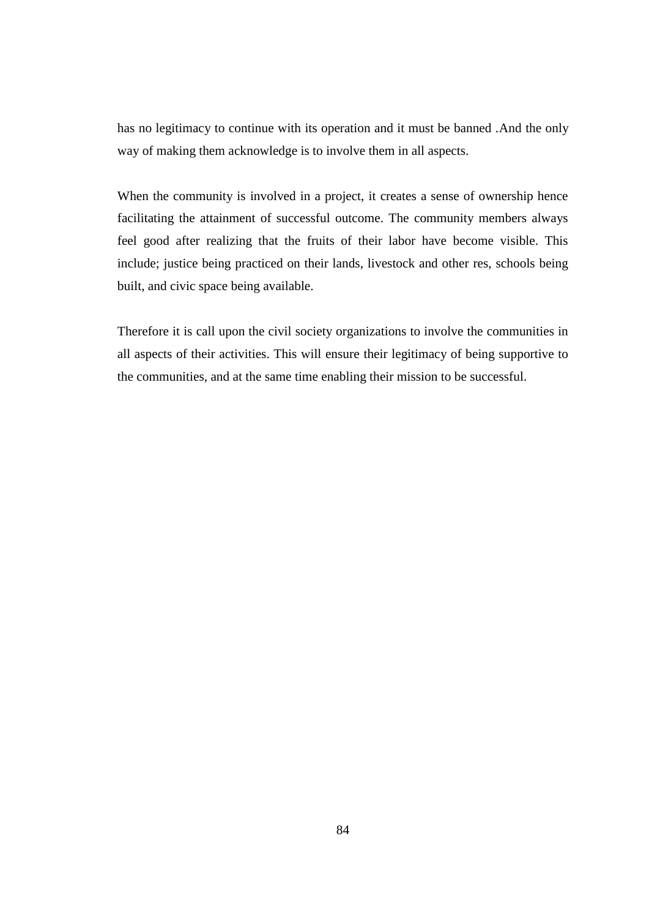has no legitimacy to continue with its operation and it must be banned .And the only way of making them acknowledge is to involve them in all aspects.

When the community is involved in a project, it creates a sense of ownership hence facilitating the attainment of successful outcome. The community members always feel good after realizing that the fruits of their labor have become visible. This include; justice being practiced on their lands, livestock and other res, schools being built, and civic space being available.

Therefore it is call upon the civil society organizations to involve the communities in all aspects of their activities. This will ensure their legitimacy of being supportive to the communities, and at the same time enabling their mission to be successful.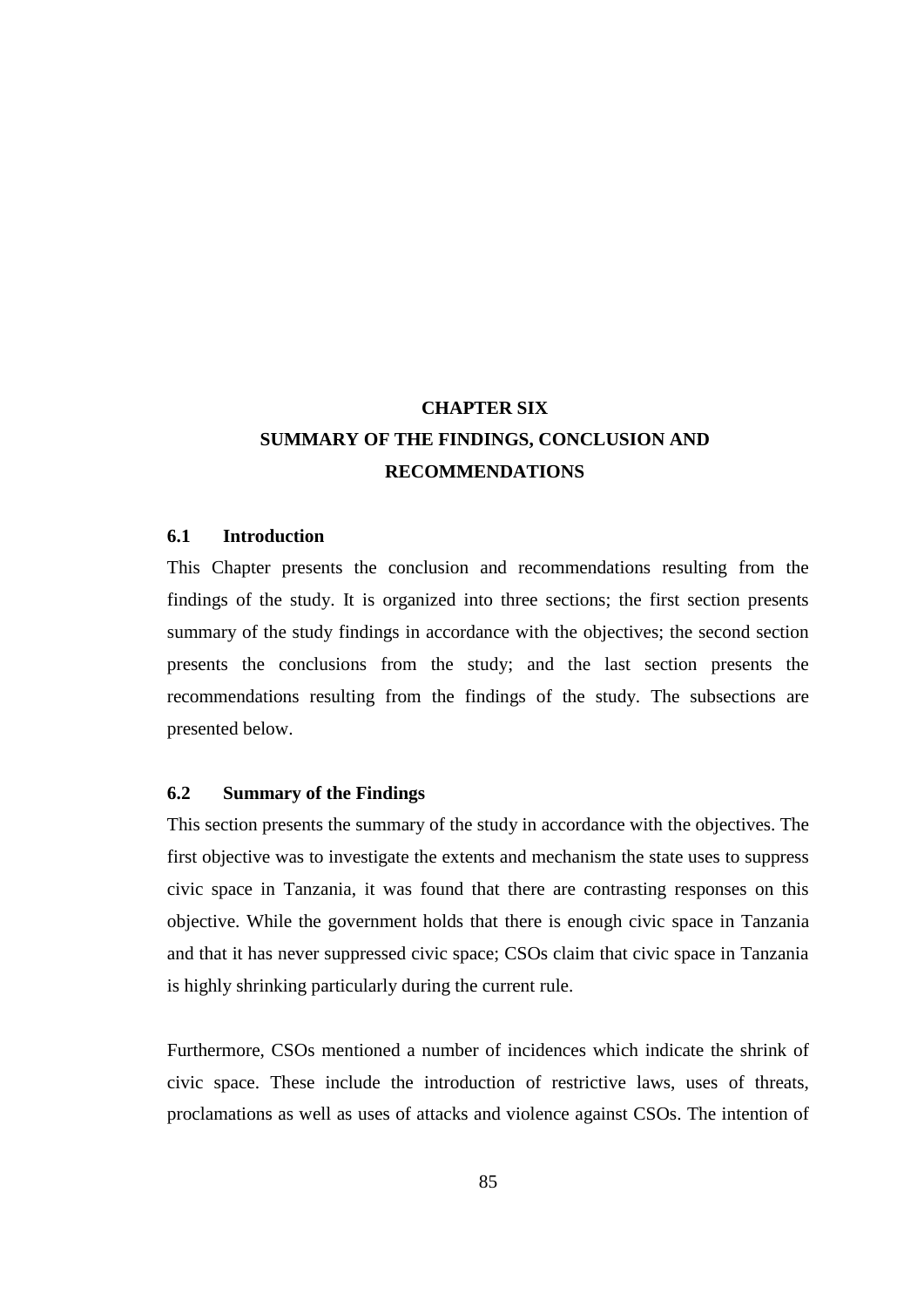# CHAPTER SIX

# SUMMARY OF THE FINDINGS, CONCLUSION AND RECOMMENDATIONS

## 6.1 Introduction

This Chapter presents the conclusion and recommendations resulting from the findings of the study. It is organized into three sections; the first section presents summary of the study findings in accordance with the objectives; the second section presents the conclusions from the study; and the last section presents the recommendations resulting from the findings of the study. The subsections are presented below.

## 6.2 Summary of the Findings

This section presents the summary of the study in accordance with the objectives. The first objective was to investigate the extents and mechanism the state uses to suppress civic space in Tanzania, it was found that there are contrasting responses on this objective. While the government holds that there is enough civic space in Tanzania and that it has never suppressed civic space; CSOs claim that civic space in Tanzania is highly shrinking particularly during the current rule.

Furthermore, CSOs mentioned a number of incidences which indicate the shrink of civic space. These include the introduction of restrictive laws, uses of threats, proclamations as well as uses of attacks and violence against CSOs. The intention of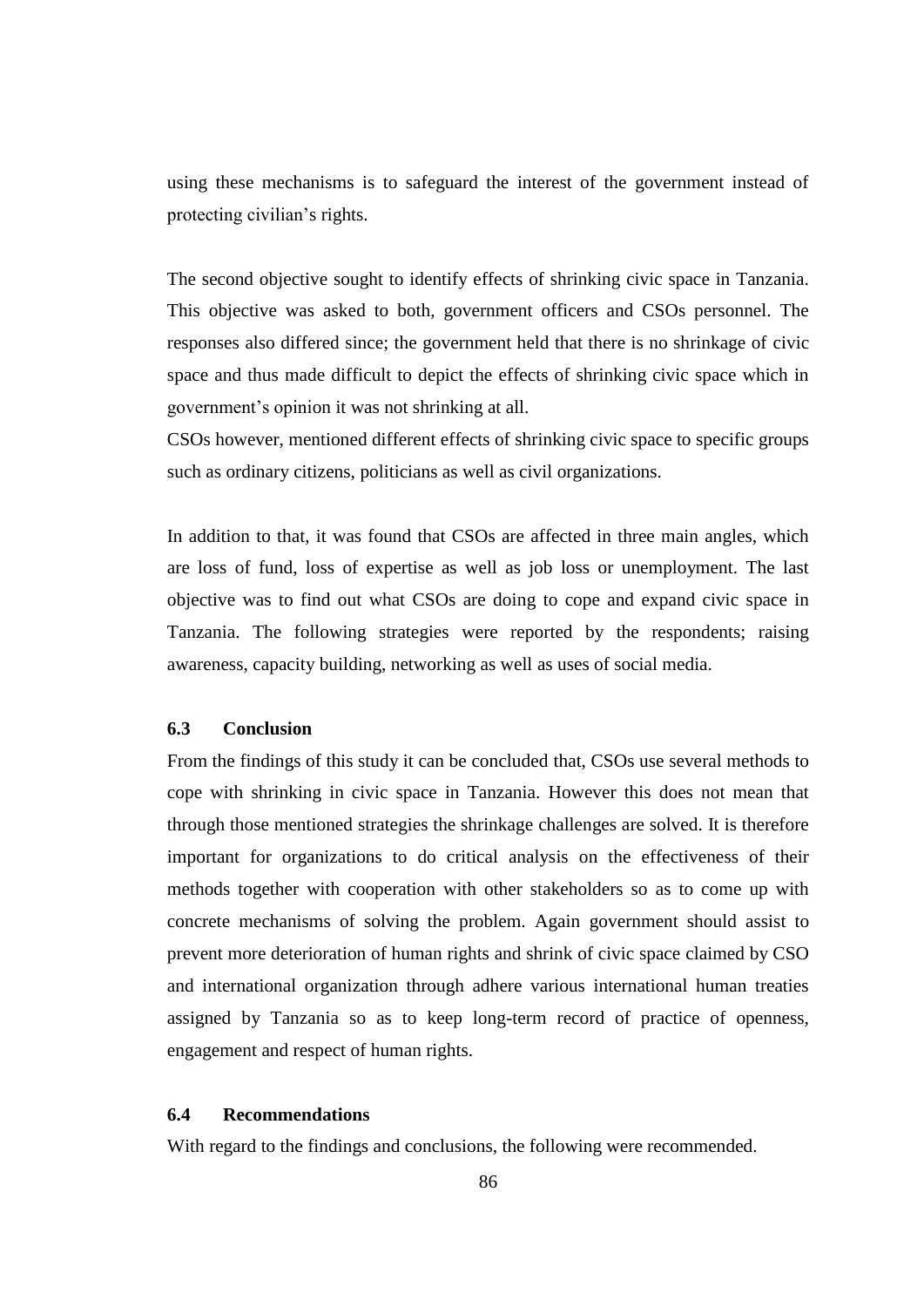using these mechanisms is to safeguard the interest of the government instead of protecting civilian's rights.

The second objective sought to identify effects of shrinking civic space in Tanzania. This objective was asked to both, government officers and CSOs personnel. The responses also differed since; the government held that there is no shrinkage of civic space and thus made difficult to depict the effects of shrinking civic space which in government's opinion it was not shrinking at all.
CSOs however, mentioned different effects of shrinking civic space to specific groups such as ordinary citizens, politicians as well as civil organizations.

In addition to that, it was found that CSOs are affected in three main angles, which are loss of fund, loss of expertise as well as job loss or unemployment. The last objective was to find out what CSOs are doing to cope and expand civic space in Tanzania. The following strategies were reported by the respondents; raising awareness, capacity building, networking as well as uses of social media.

## 6.3 Conclusion

From the findings of this study it can be concluded that, CSOs use several methods to cope with shrinking in civic space in Tanzania. However this does not mean that through those mentioned strategies the shrinkage challenges are solved. It is therefore important for organizations to do critical analysis on the effectiveness of their methods together with cooperation with other stakeholders so as to come up with concrete mechanisms of solving the problem. Again government should assist to prevent more deterioration of human rights and shrink of civic space claimed by CSO and international organization through adhere various international human treaties assigned by Tanzania so as to keep long-term record of practice of openness, engagement and respect of human rights.

## 6.4 Recommendations

With regard to the findings and conclusions, the following were recommended.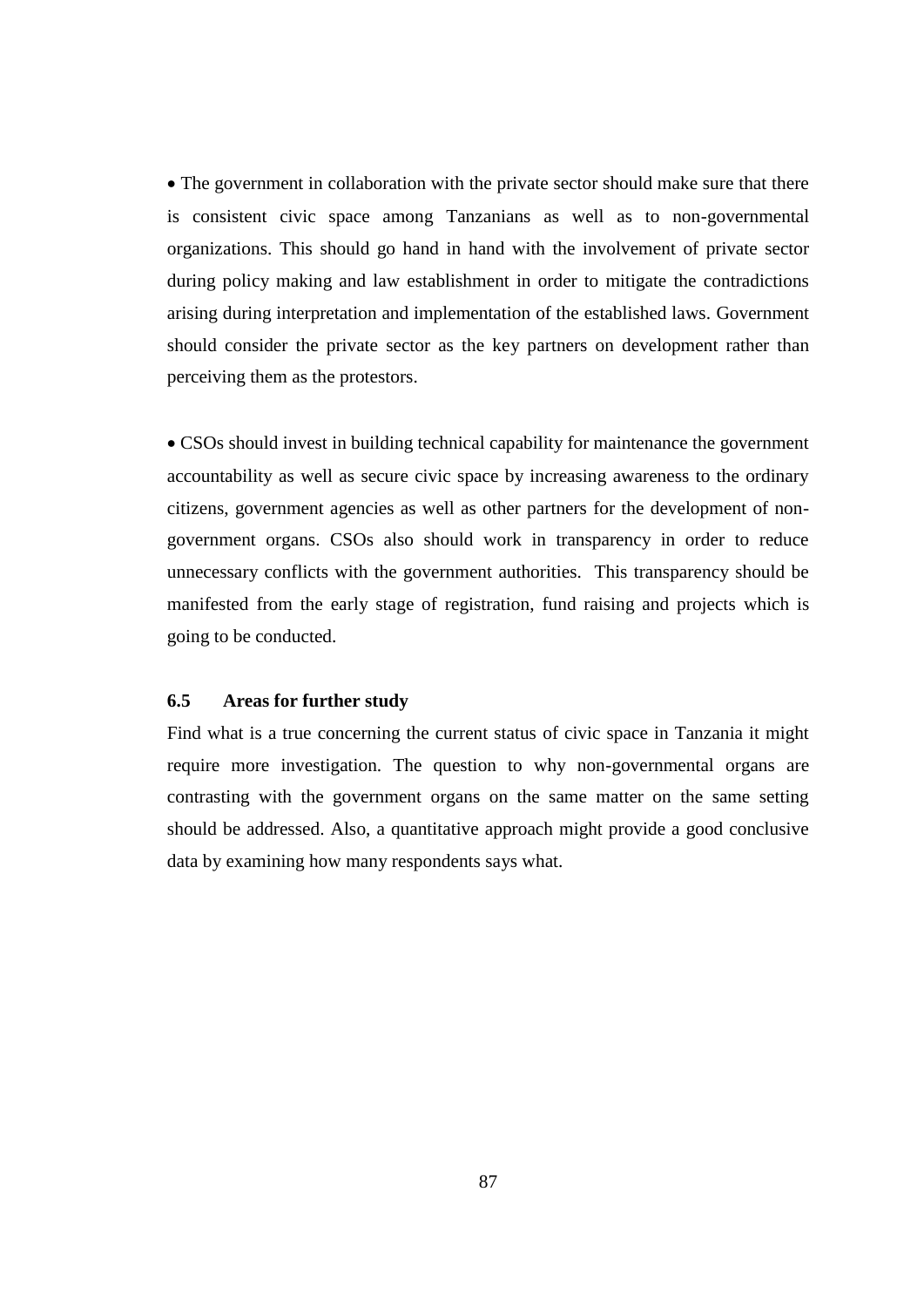- The government in collaboration with the private sector should make sure that there is consistent civic space among Tanzanians as well as to non-governmental organizations. This should go hand in hand with the involvement of private sector during policy making and law establishment in order to mitigate the contradictions arising during interpretation and implementation of the established laws. Government should consider the private sector as the key partners on development rather than perceiving them as the protestors.

- CSOs should invest in building technical capability for maintenance the government accountability as well as secure civic space by increasing awareness to the ordinary citizens, government agencies as well as other partners for the development of non-government organs. CSOs also should work in transparency in order to reduce unnecessary conflicts with the government authorities. This transparency should be manifested from the early stage of registration, fund raising and projects which is going to be conducted.

### 6.5 Areas for further study

Find what is a true concerning the current status of civic space in Tanzania it might require more investigation. The question to why non-governmental organs are contrasting with the government organs on the same matter on the same setting should be addressed. Also, a quantitative approach might provide a good conclusive data by examining how many respondents says what.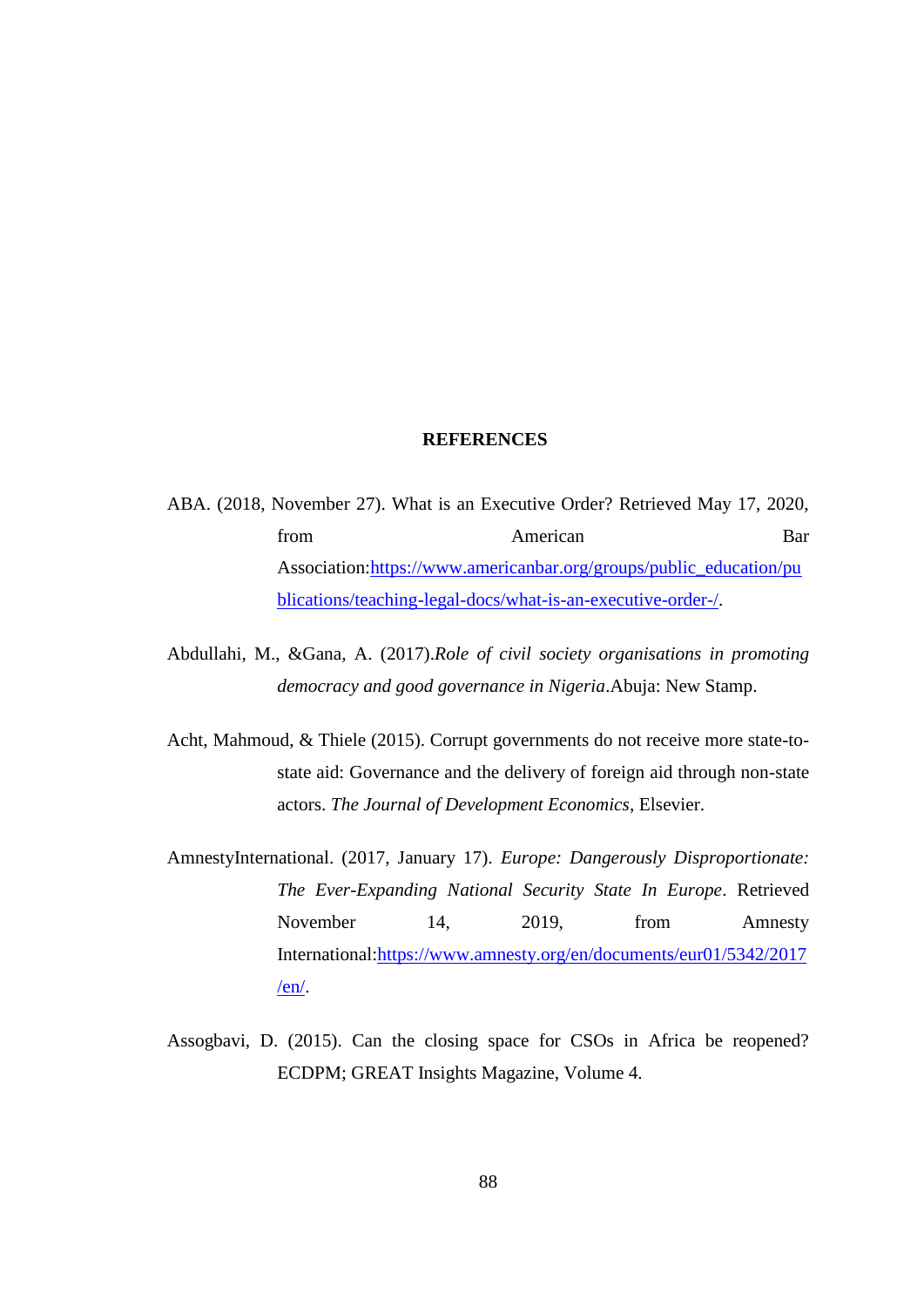## REFERENCES

ABA. (2018, November 27). What is an Executive Order? Retrieved May 17, 2020, from American Bar Association:https://www.americanbar.org/groups/public_education/publications/teaching-legal-docs/what-is-an-executive-order-/.

Abdullahi, M., &Gana, A. (2017).*Role of civil society organisations in promoting democracy and good governance in Nigeria*.Abuja: New Stamp.

Acht, Mahmoud, & Thiele (2015). Corrupt governments do not receive more state-to-state aid: Governance and the delivery of foreign aid through non-state actors. *The Journal of Development Economics*, Elsevier.

AmnestyInternational. (2017, January 17). *Europe: Dangerously Disproportionate: The Ever-Expanding National Security State In Europe*. Retrieved November 14, 2019, from Amnesty International:https://www.amnesty.org/en/documents/eur01/5342/2017/en/.

Assogbavi, D. (2015). Can the closing space for CSOs in Africa be reopened? ECDPM; GREAT Insights Magazine, Volume 4.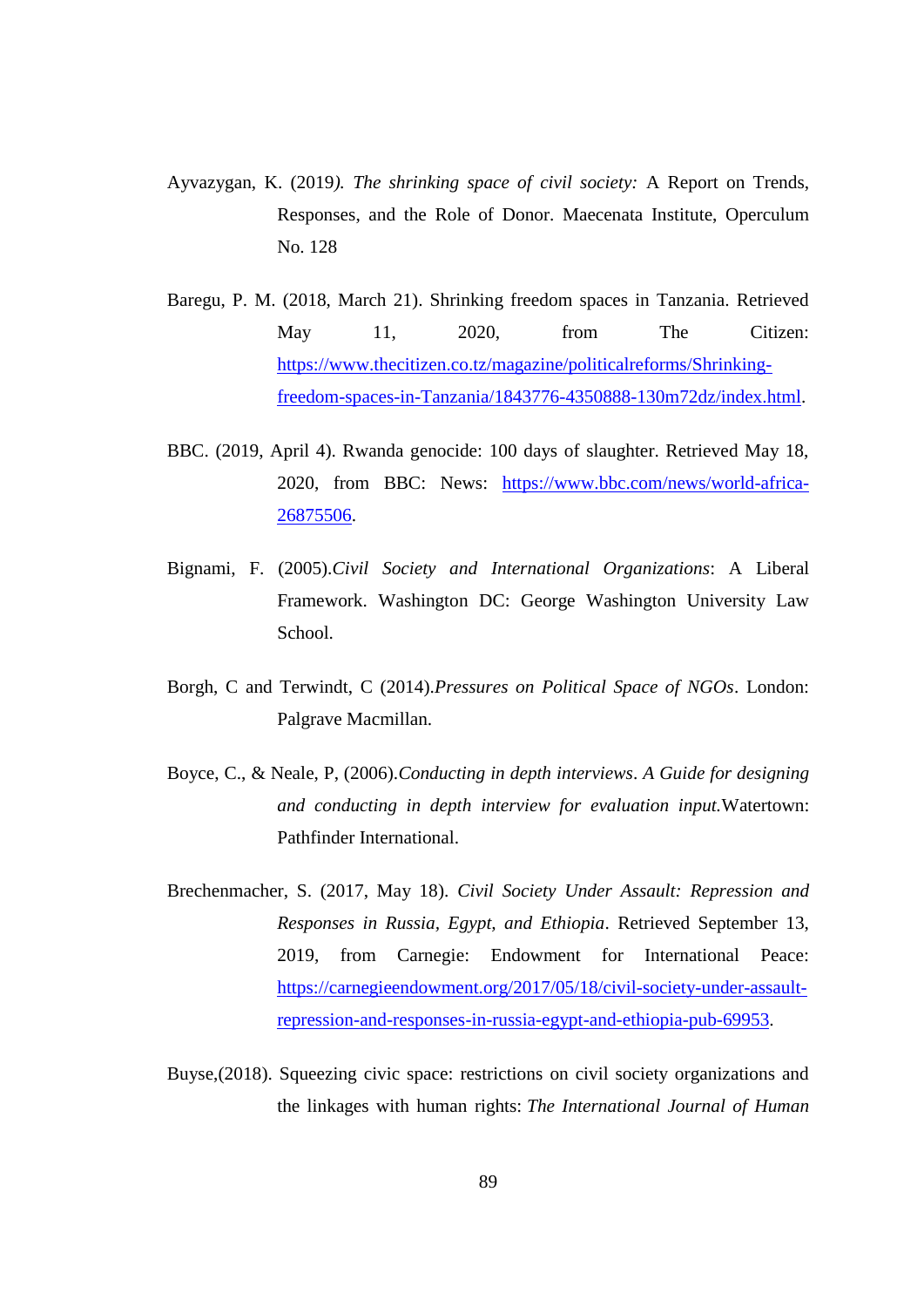Ayvazygan, K. (2019*). The shrinking space of civil society:* A Report on Trends, Responses, and the Role of Donor. Maecenata Institute, Operculum No. 128

Baregu, P. M. (2018, March 21). Shrinking freedom spaces in Tanzania. Retrieved May 11, 2020, from The Citizen: https://www.thecitizen.co.tz/magazine/politicalreforms/Shrinking-freedom-spaces-in-Tanzania/1843776-4350888-130m72dz/index.html.

BBC. (2019, April 4). Rwanda genocide: 100 days of slaughter. Retrieved May 18, 2020, from BBC: News: https://www.bbc.com/news/world-africa-26875506.

Bignami, F. (2005).*Civil Society and International Organizations*: A Liberal Framework. Washington DC: George Washington University Law School.

Borgh, C and Terwindt, C (2014).*Pressures on Political Space of NGOs*. London: Palgrave Macmillan.

Boyce, C., & Neale, P, (2006).*Conducting in depth interviews*. *A Guide for designing and conducting in depth interview for evaluation input.*Watertown: Pathfinder International.

Brechenmacher, S. (2017, May 18). *Civil Society Under Assault: Repression and Responses in Russia, Egypt, and Ethiopia*. Retrieved September 13, 2019, from Carnegie: Endowment for International Peace: https://carnegieendowment.org/2017/05/18/civil-society-under-assault-repression-and-responses-in-russia-egypt-and-ethiopia-pub-69953.

Buyse,(2018). Squeezing civic space: restrictions on civil society organizations and the linkages with human rights: *The International Journal of Human*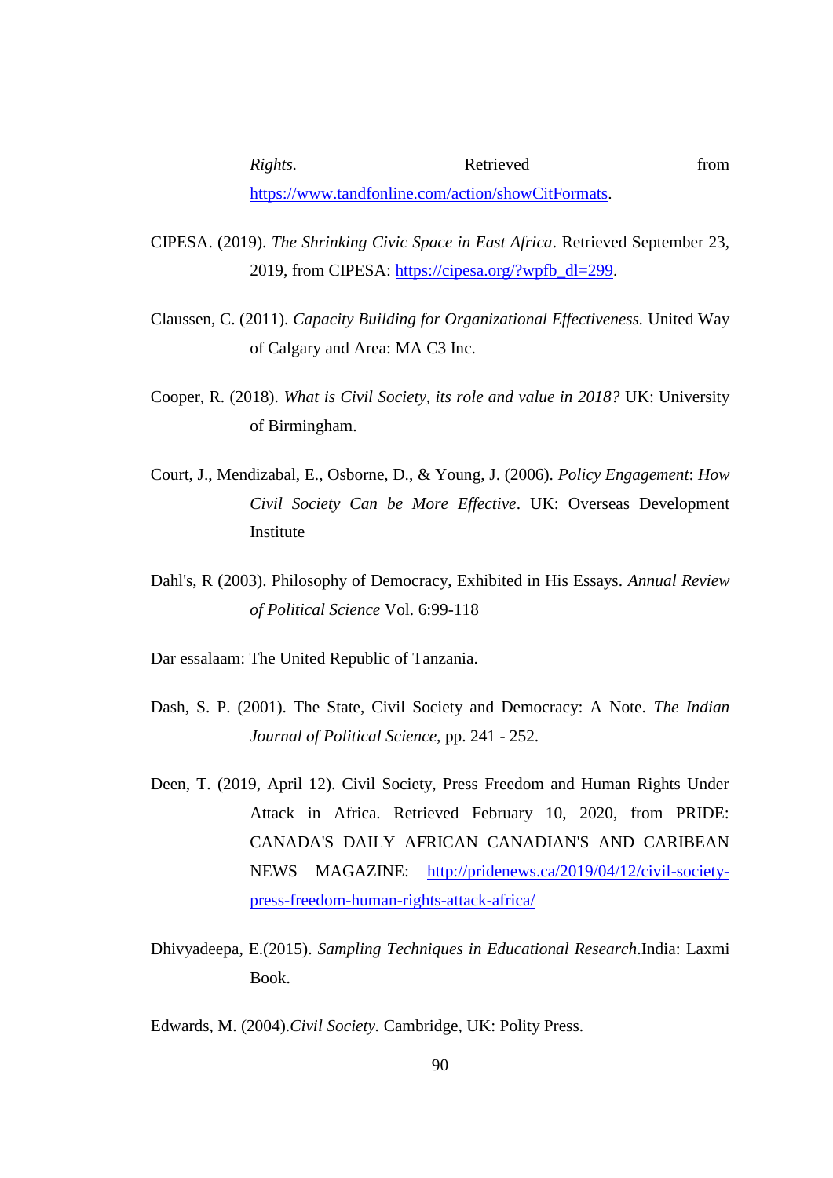*Rights.* Retrieved from https://www.tandfonline.com/action/showCitFormats.

CIPESA. (2019). *The Shrinking Civic Space in East Africa*. Retrieved September 23, 2019, from CIPESA: https://cipesa.org/?wpfb_dl=299.

Claussen, C. (2011). *Capacity Building for Organizational Effectiveness.* United Way of Calgary and Area: MA C3 Inc.

Cooper, R. (2018). *What is Civil Society, its role and value in 2018?* UK: University of Birmingham.

Court, J., Mendizabal, E., Osborne, D., & Young, J. (2006). *Policy Engagement*: *How Civil Society Can be More Effective*. UK: Overseas Development Institute

Dahl's, R (2003). Philosophy of Democracy, Exhibited in His Essays. *Annual Review of Political Science* Vol. 6:99-118

Dar essalaam: The United Republic of Tanzania.

Dash, S. P. (2001). The State, Civil Society and Democracy: A Note. *The Indian Journal of Political Science,* pp. 241 - 252.

Deen, T. (2019, April 12). Civil Society, Press Freedom and Human Rights Under Attack in Africa. Retrieved February 10, 2020, from PRIDE: CANADA'S DAILY AFRICAN CANADIAN'S AND CARIBEAN NEWS MAGAZINE: http://pridenews.ca/2019/04/12/civil-society-press-freedom-human-rights-attack-africa/

Dhivyadeepa, E.(2015). *Sampling Techniques in Educational Research*.India: Laxmi Book.

Edwards, M. (2004).*Civil Society.* Cambridge, UK: Polity Press.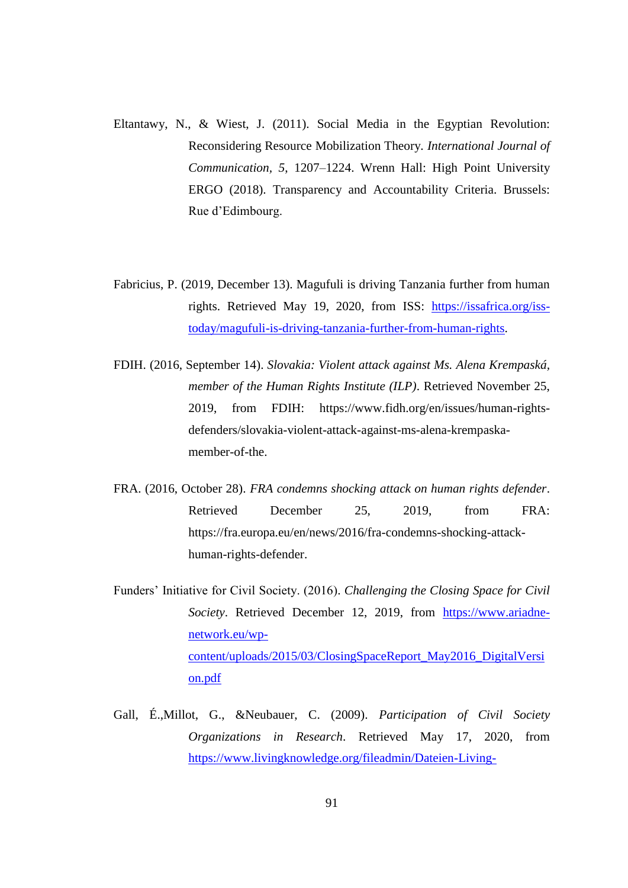Eltantawy, N., & Wiest, J. (2011). Social Media in the Egyptian Revolution: Reconsidering Resource Mobilization Theory. *International Journal of Communication*, *5*, 1207–1224. Wrenn Hall: High Point University ERGO (2018). Transparency and Accountability Criteria. Brussels: Rue d'Edimbourg.

Fabricius, P. (2019, December 13). Magufuli is driving Tanzania further from human rights. Retrieved May 19, 2020, from ISS: https://issafrica.org/iss-today/magufuli-is-driving-tanzania-further-from-human-rights.

FDIH. (2016, September 14). *Slovakia: Violent attack against Ms. Alena Krempaská, member of the Human Rights Institute (ILP)*. Retrieved November 25, 2019, from FDIH: https://www.fidh.org/en/issues/human-rights-defenders/slovakia-violent-attack-against-ms-alena-krempaska-member-of-the.

FRA. (2016, October 28). *FRA condemns shocking attack on human rights defender*. Retrieved December 25, 2019, from FRA: https://fra.europa.eu/en/news/2016/fra-condemns-shocking-attack-human-rights-defender.

Funders' Initiative for Civil Society. (2016). *Challenging the Closing Space for Civil Society*. Retrieved December 12, 2019, from https://www.ariadne-network.eu/wp-content/uploads/2015/03/ClosingSpaceReport_May2016_DigitalVersion.pdf

Gall, É.,Millot, G., &Neubauer, C. (2009). *Participation of Civil Society Organizations in Research*. Retrieved May 17, 2020, from https://www.livingknowledge.org/fileadmin/Dateien-Living-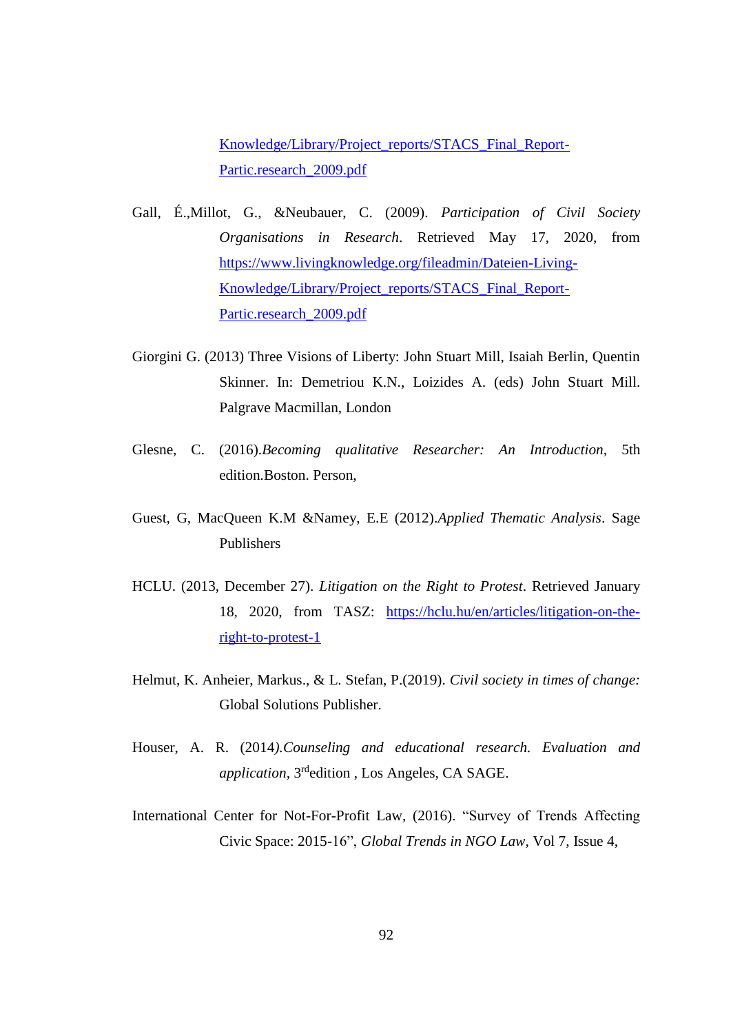Knowledge/Library/Project_reports/STACS_Final_Report-Partic.research_2009.pdf

Gall, É.,Millot, G., &Neubauer, C. (2009). *Participation of Civil Society Organisations in Research*. Retrieved May 17, 2020, from https://www.livingknowledge.org/fileadmin/Dateien-Living-Knowledge/Library/Project_reports/STACS_Final_Report-Partic.research_2009.pdf

Giorgini G. (2013) Three Visions of Liberty: John Stuart Mill, Isaiah Berlin, Quentin Skinner. In: Demetriou K.N., Loizides A. (eds) John Stuart Mill. Palgrave Macmillan, London

Glesne, C. (2016).*Becoming qualitative Researcher: An Introduction*, 5th edition.Boston. Person,

Guest, G, MacQueen K.M &Namey, E.E (2012).*Applied Thematic Analysis*. Sage Publishers

HCLU. (2013, December 27). *Litigation on the Right to Protest*. Retrieved January 18, 2020, from TASZ: https://hclu.hu/en/articles/litigation-on-the-right-to-protest-1

Helmut, K. Anheier, Markus., & L. Stefan, P.(2019). *Civil society in times of change:* Global Solutions Publisher.

Houser, A. R. (2014*).Counseling and educational research. Evaluation and application*, 3rd edition , Los Angeles, CA SAGE.

International Center for Not-For-Profit Law, (2016). "Survey of Trends Affecting Civic Space: 2015-16", *Global Trends in NGO Law*, Vol 7, Issue 4,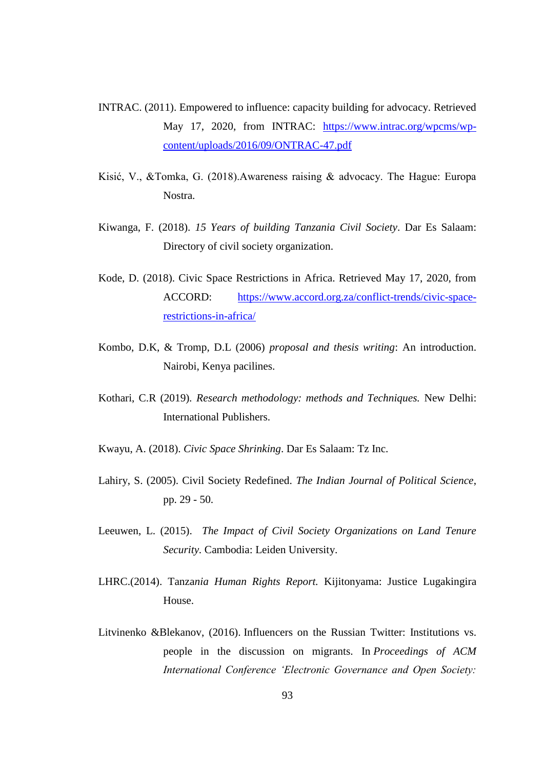INTRAC. (2011). Empowered to influence: capacity building for advocacy. Retrieved May 17, 2020, from INTRAC: https://www.intrac.org/wpcms/wp-content/uploads/2016/09/ONTRAC-47.pdf

Kisić, V., &Tomka, G. (2018).Awareness raising & advocacy. The Hague: Europa Nostra.

Kiwanga, F. (2018). *15 Years of building Tanzania Civil Society*. Dar Es Salaam: Directory of civil society organization.

Kode, D. (2018). Civic Space Restrictions in Africa. Retrieved May 17, 2020, from ACCORD: https://www.accord.org.za/conflict-trends/civic-space-restrictions-in-africa/

Kombo, D.K, & Tromp, D.L (2006) *proposal and thesis writing*: An introduction. Nairobi, Kenya pacilines.

Kothari, C.R (2019). *Research methodology: methods and Techniques.* New Delhi: International Publishers.

Kwayu, A. (2018). *Civic Space Shrinking*. Dar Es Salaam: Tz Inc.

Lahiry, S. (2005). Civil Society Redefined. *The Indian Journal of Political Science*, pp. 29 - 50.

Leeuwen, L. (2015). *The Impact of Civil Society Organizations on Land Tenure Security.* Cambodia: Leiden University.

LHRC.(2014). Tanz*ania Human Rights Report.* Kijitonyama: Justice Lugakingira House.

Litvinenko &Blekanov, (2016). Influencers on the Russian Twitter: Institutions vs. people in the discussion on migrants. In *Proceedings of ACM International Conference 'Electronic Governance and Open Society:*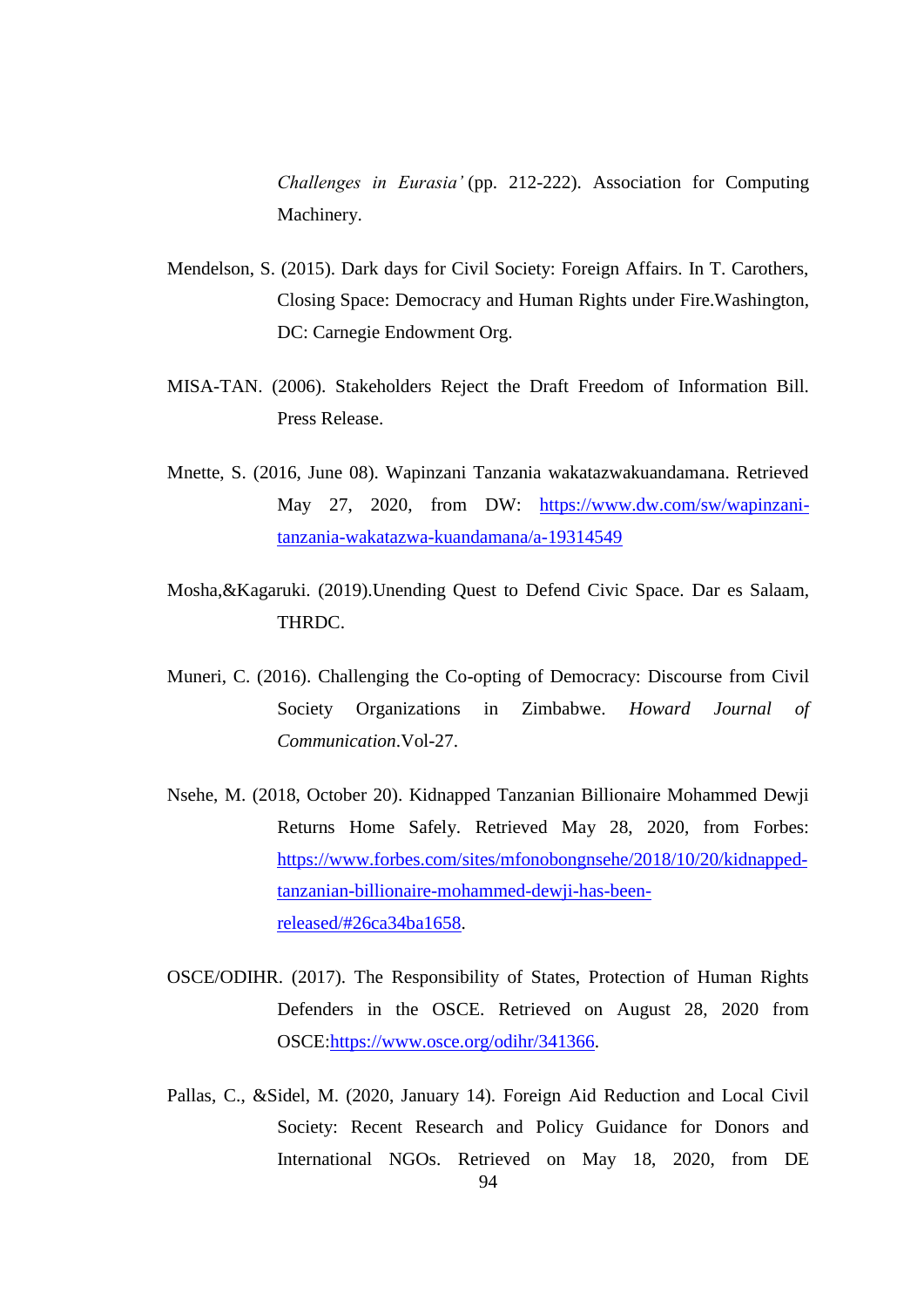*Challenges in Eurasia'* (pp. 212-222). Association for Computing Machinery.

Mendelson, S. (2015). Dark days for Civil Society: Foreign Affairs. In T. Carothers, Closing Space: Democracy and Human Rights under Fire.Washington, DC: Carnegie Endowment Org.

MISA-TAN. (2006). Stakeholders Reject the Draft Freedom of Information Bill. Press Release.

Mnette, S. (2016, June 08). Wapinzani Tanzania wakatazwakuandamana. Retrieved May 27, 2020, from DW: https://www.dw.com/sw/wapinzani-tanzania-wakatazwa-kuandamana/a-19314549

Mosha,&Kagaruki. (2019).Unending Quest to Defend Civic Space. Dar es Salaam, THRDC.

Muneri, C. (2016). Challenging the Co-opting of Democracy: Discourse from Civil Society Organizations in Zimbabwe. *Howard Journal of Communication*.Vol-27.

Nsehe, M. (2018, October 20). Kidnapped Tanzanian Billionaire Mohammed Dewji Returns Home Safely. Retrieved May 28, 2020, from Forbes: https://www.forbes.com/sites/mfonobongnsehe/2018/10/20/kidnapped-tanzanian-billionaire-mohammed-dewji-has-been-released/#26ca34ba1658.

OSCE/ODIHR. (2017). The Responsibility of States, Protection of Human Rights Defenders in the OSCE. Retrieved on August 28, 2020 from OSCE:https://www.osce.org/odihr/341366.

Pallas, C., &Sidel, M. (2020, January 14). Foreign Aid Reduction and Local Civil Society: Recent Research and Policy Guidance for Donors and International NGOs. Retrieved on May 18, 2020, from DE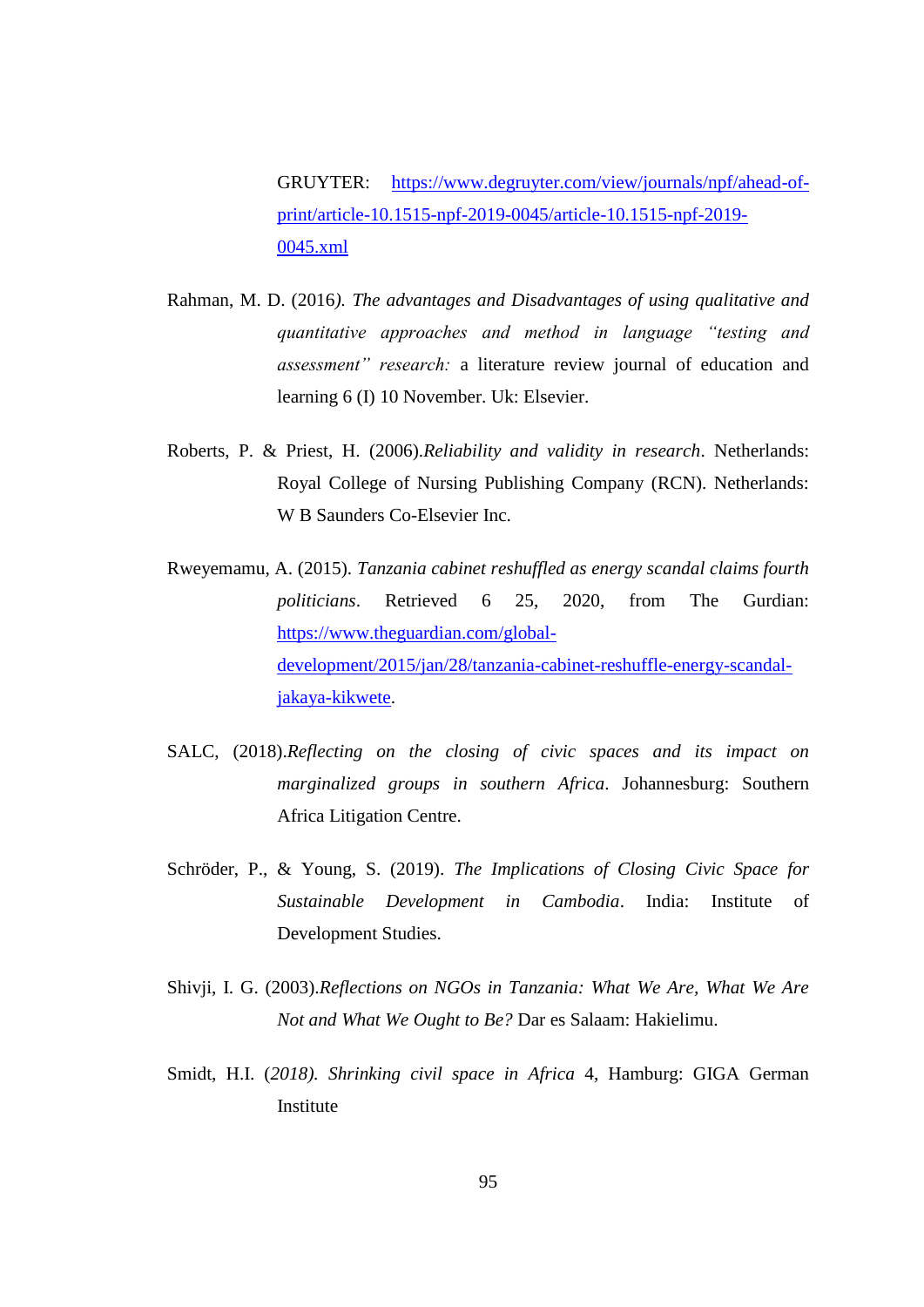GRUYTER: https://www.degruyter.com/view/journals/npf/ahead-of-print/article-10.1515-npf-2019-0045/article-10.1515-npf-2019-0045.xml

Rahman, M. D. (2016*). The advantages and Disadvantages of using qualitative and quantitative approaches and method in language "testing and assessment" research:* a literature review journal of education and learning 6 (I) 10 November. Uk: Elsevier.

Roberts, P. & Priest, H. (2006).*Reliability and validity in research*. Netherlands: Royal College of Nursing Publishing Company (RCN). Netherlands: W B Saunders Co-Elsevier Inc.

Rweyemamu, A. (2015). *Tanzania cabinet reshuffled as energy scandal claims fourth politicians*. Retrieved 6 25, 2020, from The Gurdian: https://www.theguardian.com/global-development/2015/jan/28/tanzania-cabinet-reshuffle-energy-scandal-jakaya-kikwete.

SALC, (2018).*Reflecting on the closing of civic spaces and its impact on marginalized groups in southern Africa*. Johannesburg: Southern Africa Litigation Centre.

Schröder, P., & Young, S. (2019). *The Implications of Closing Civic Space for Sustainable Development in Cambodia*. India: Institute of Development Studies.

Shivji, I. G. (2003).*Reflections on NGOs in Tanzania: What We Are, What We Are Not and What We Ought to Be?* Dar es Salaam: Hakielimu.

Smidt, H.I. (*2018). Shrinking civil space in Africa* 4, Hamburg: GIGA German Institute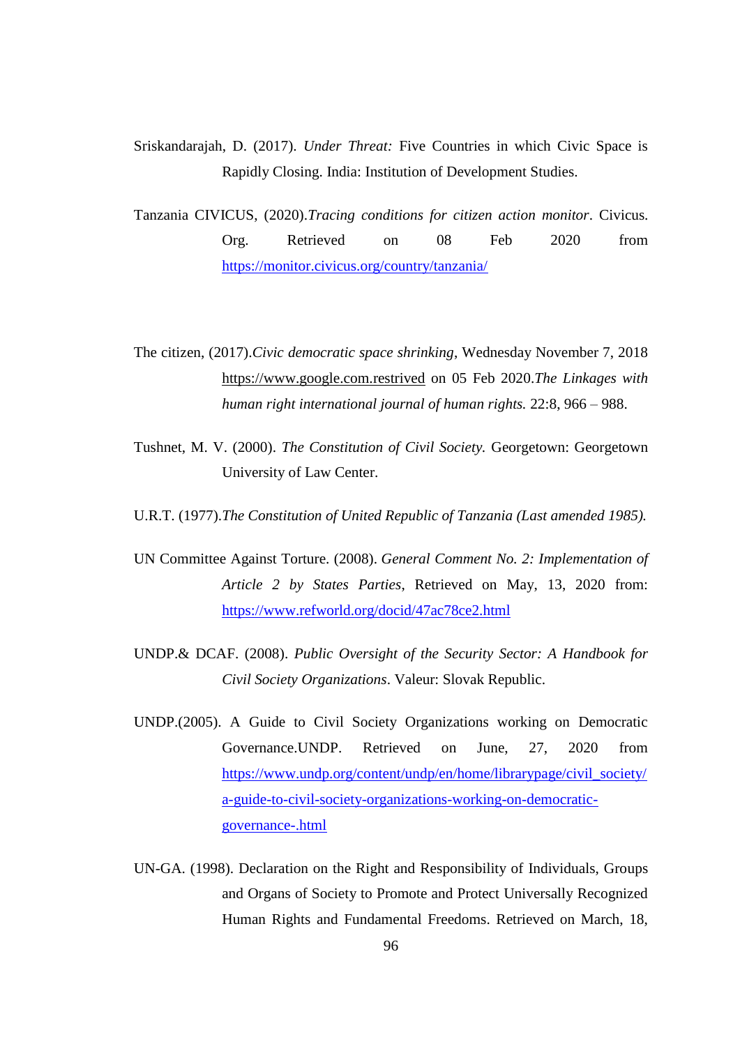Sriskandarajah, D. (2017). *Under Threat:* Five Countries in which Civic Space is Rapidly Closing. India: Institution of Development Studies.

Tanzania CIVICUS, (2020).*Tracing conditions for citizen action monitor*. Civicus. Org. Retrieved on 08 Feb 2020 from https://monitor.civicus.org/country/tanzania/

The citizen, (2017).*Civic democratic space shrinking*, Wednesday November 7, 2018 https://www.google.com.restrived on 05 Feb 2020.*The Linkages with human right international journal of human rights.* 22:8, 966 – 988.

Tushnet, M. V. (2000). *The Constitution of Civil Society.* Georgetown: Georgetown University of Law Center.

U.R.T. (1977).*The Constitution of United Republic of Tanzania (Last amended 1985).*

UN Committee Against Torture. (2008). *General Comment No. 2: Implementation of Article 2 by States Parties*, Retrieved on May, 13, 2020 from: https://www.refworld.org/docid/47ac78ce2.html

UNDP.& DCAF. (2008). *Public Oversight of the Security Sector: A Handbook for Civil Society Organizations*. Valeur: Slovak Republic.

UNDP.(2005). A Guide to Civil Society Organizations working on Democratic Governance.UNDP. Retrieved on June, 27, 2020 from https://www.undp.org/content/undp/en/home/librarypage/civil_society/a-guide-to-civil-society-organizations-working-on-democratic-governance-.html

UN-GA. (1998). Declaration on the Right and Responsibility of Individuals, Groups and Organs of Society to Promote and Protect Universally Recognized Human Rights and Fundamental Freedoms. Retrieved on March, 18,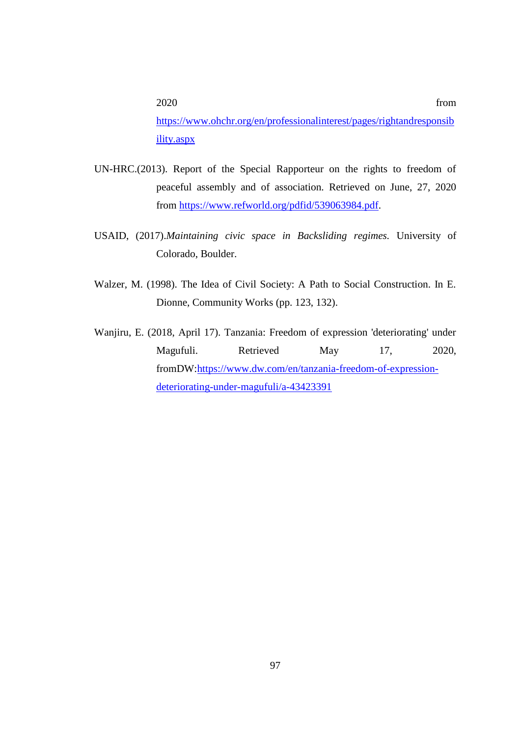2020 from https://www.ohchr.org/en/professionalinterest/pages/rightandresponsibility.aspx

UN-HRC.(2013). Report of the Special Rapporteur on the rights to freedom of peaceful assembly and of association. Retrieved on June, 27, 2020 from https://www.refworld.org/pdfid/539063984.pdf.

USAID, (2017).*Maintaining civic space in Backsliding regimes.* University of Colorado, Boulder.

Walzer, M. (1998). The Idea of Civil Society: A Path to Social Construction. In E. Dionne, Community Works (pp. 123, 132).

Wanjiru, E. (2018, April 17). Tanzania: Freedom of expression 'deteriorating' under Magufuli. Retrieved May 17, 2020, fromDW:https://www.dw.com/en/tanzania-freedom-of-expression-deteriorating-under-magufuli/a-43423391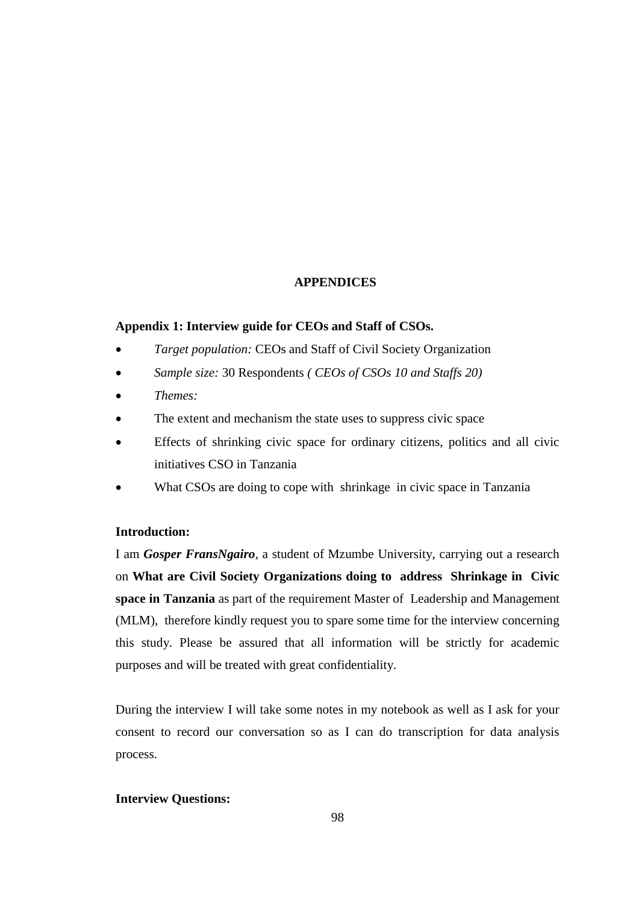# APPENDICES

## Appendix 1: Interview guide for CEOs and Staff of CSOs.

- *Target population:* CEOs and Staff of Civil Society Organization
- *Sample size:* 30 Respondents *( CEOs of CSOs 10 and Staffs 20)*
- *Themes:*
- The extent and mechanism the state uses to suppress civic space
- Effects of shrinking civic space for ordinary citizens, politics and all civic initiatives CSO in Tanzania
- What CSOs are doing to cope with shrinkage in civic space in Tanzania

**Introduction:**

I am ***Gosper FransNgairo***, a student of Mzumbe University, carrying out a research on **What are Civil Society Organizations doing to address Shrinkage in Civic space in Tanzania** as part of the requirement Master of Leadership and Management (MLM), therefore kindly request you to spare some time for the interview concerning this study. Please be assured that all information will be strictly for academic purposes and will be treated with great confidentiality.

During the interview I will take some notes in my notebook as well as I ask for your consent to record our conversation so as I can do transcription for data analysis process.

**Interview Questions:**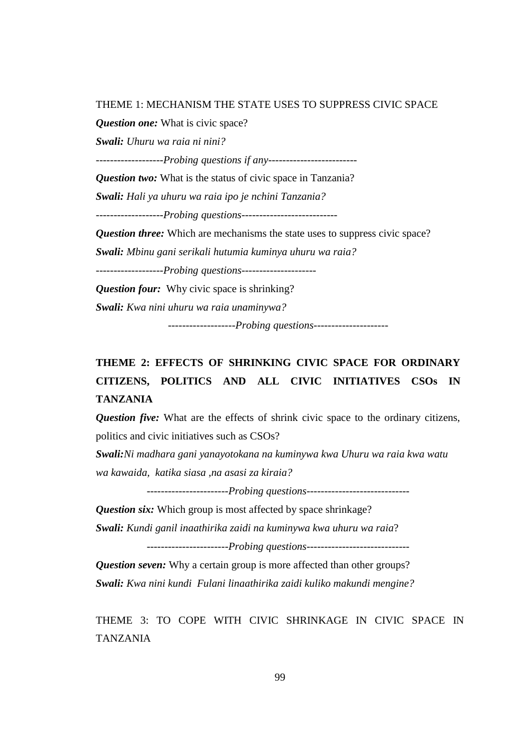THEME 1: MECHANISM THE STATE USES TO SUPPRESS CIVIC SPACE

***Question one:*** What is civic space?

***Swali:*** *Uhuru wa raia ni nini?*

-------------------*Probing questions if any*-------------------------

***Question two:*** What is the status of civic space in Tanzania?

***Swali:*** *Hali ya uhuru wa raia ipo je nchini Tanzania?*

-------------------*Probing questions*---------------------------

***Question three:*** Which are mechanisms the state uses to suppress civic space?

***Swali:*** *Mbinu gani serikali hutumia kuminya uhuru wa raia?*

-------------------*Probing questions*---------------------

***Question four:*** Why civic space is shrinking?

***Swali:*** *Kwa nini uhuru wa raia unaminywa?*

-------------------*Probing questions*---------------------

**THEME 2: EFFECTS OF SHRINKING CIVIC SPACE FOR ORDINARY CITIZENS, POLITICS AND ALL CIVIC INITIATIVES CSOs IN TANZANIA**

***Question five:*** What are the effects of shrink civic space to the ordinary citizens, politics and civic initiatives such as CSOs?

***Swali:****Ni madhara gani yanayotokana na kuminywa kwa Uhuru wa raia kwa watu wa kawaida, katika siasa ,na asasi za kiraia?*

----------------------*Probing questions*-----------------------------

***Question six:*** Which group is most affected by space shrinkage?

***Swali:*** *Kundi ganil inaathirika zaidi na kuminywa kwa uhuru wa raia*?

----------------------*Probing questions*-----------------------------

***Question seven:*** Why a certain group is more affected than other groups?

***Swali:*** *Kwa nini kundi Fulani linaathirika zaidi kuliko makundi mengine?*

THEME 3: TO COPE WITH CIVIC SHRINKAGE IN CIVIC SPACE IN TANZANIA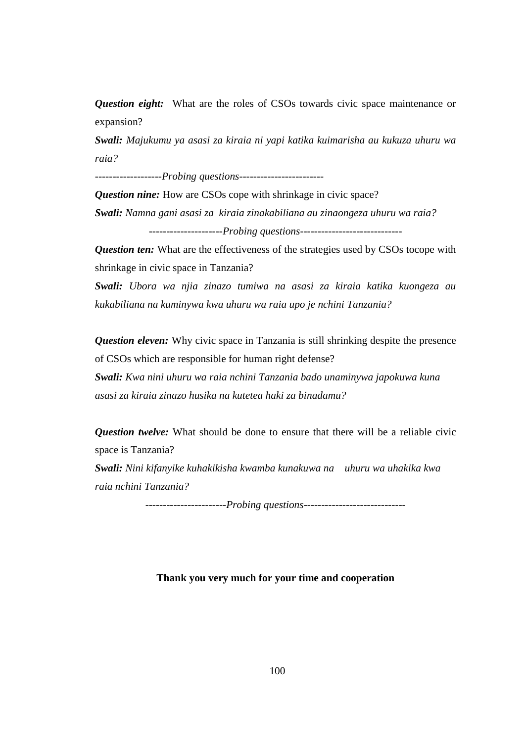***Question eight:*** What are the roles of CSOs towards civic space maintenance or expansion?

***Swali:*** *Majukumu ya asasi za kiraia ni yapi katika kuimarisha au kukuza uhuru wa raia?*

-------------------*Probing questions*------------------------

***Question nine:*** How are CSOs cope with shrinkage in civic space?

***Swali:*** *Namna gani asasi za kiraia zinakabiliana au zinaongeza uhuru wa raia?*

---------------------*Probing questions*-----------------------------

***Question ten:*** What are the effectiveness of the strategies used by CSOs tocope with shrinkage in civic space in Tanzania?

***Swali:*** *Ubora wa njia zinazo tumiwa na asasi za kiraia katika kuongeza au kukabiliana na kuminywa kwa uhuru wa raia upo je nchini Tanzania?*

***Question eleven:*** Why civic space in Tanzania is still shrinking despite the presence of CSOs which are responsible for human right defense?

***Swali:*** *Kwa nini uhuru wa raia nchini Tanzania bado unaminywa japokuwa kuna asasi za kiraia zinazo husika na kutetea haki za binadamu?*

***Question twelve:*** What should be done to ensure that there will be a reliable civic space is Tanzania?

***Swali:*** *Nini kifanyike kuhakikisha kwamba kunakuwa na uhuru wa uhakika kwa raia nchini Tanzania?*

-----------------------*Probing questions*-----------------------------

**Thank you very much for your time and cooperation**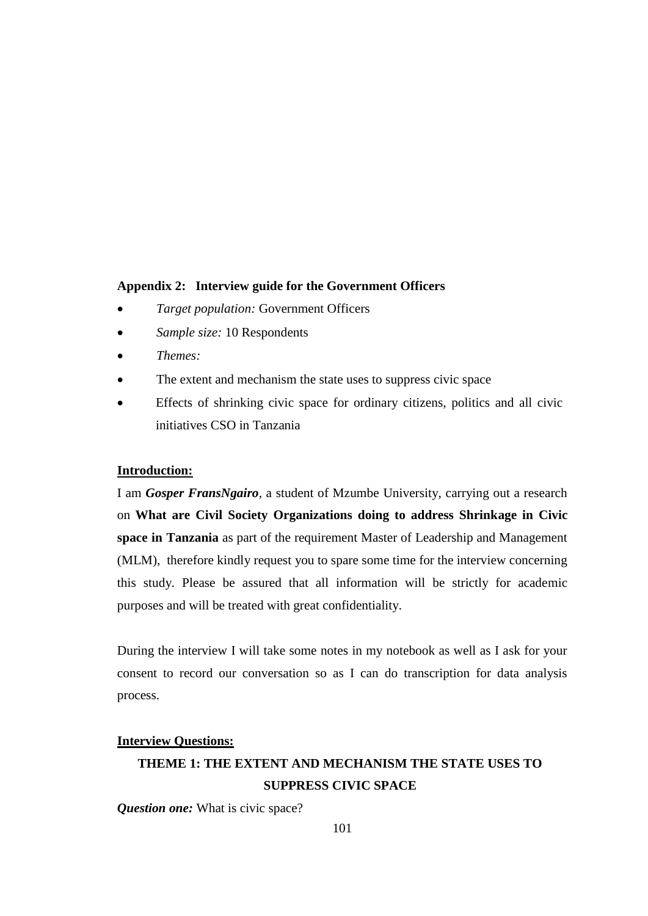**Appendix 2: Interview guide for the Government Officers**

- *Target population:* Government Officers
- *Sample size:* 10 Respondents
- *Themes:*
- The extent and mechanism the state uses to suppress civic space
- Effects of shrinking civic space for ordinary citizens, politics and all civic initiatives CSO in Tanzania

**Introduction:**

I am ***Gosper FransNgairo***, a student of Mzumbe University, carrying out a research on **What are Civil Society Organizations doing to address Shrinkage in Civic space in Tanzania** as part of the requirement Master of Leadership and Management (MLM), therefore kindly request you to spare some time for the interview concerning this study. Please be assured that all information will be strictly for academic purposes and will be treated with great confidentiality.

During the interview I will take some notes in my notebook as well as I ask for your consent to record our conversation so as I can do transcription for data analysis process.

**Interview Questions:**

**THEME 1: THE EXTENT AND MECHANISM THE STATE USES TO SUPPRESS CIVIC SPACE**

***Question one:*** What is civic space?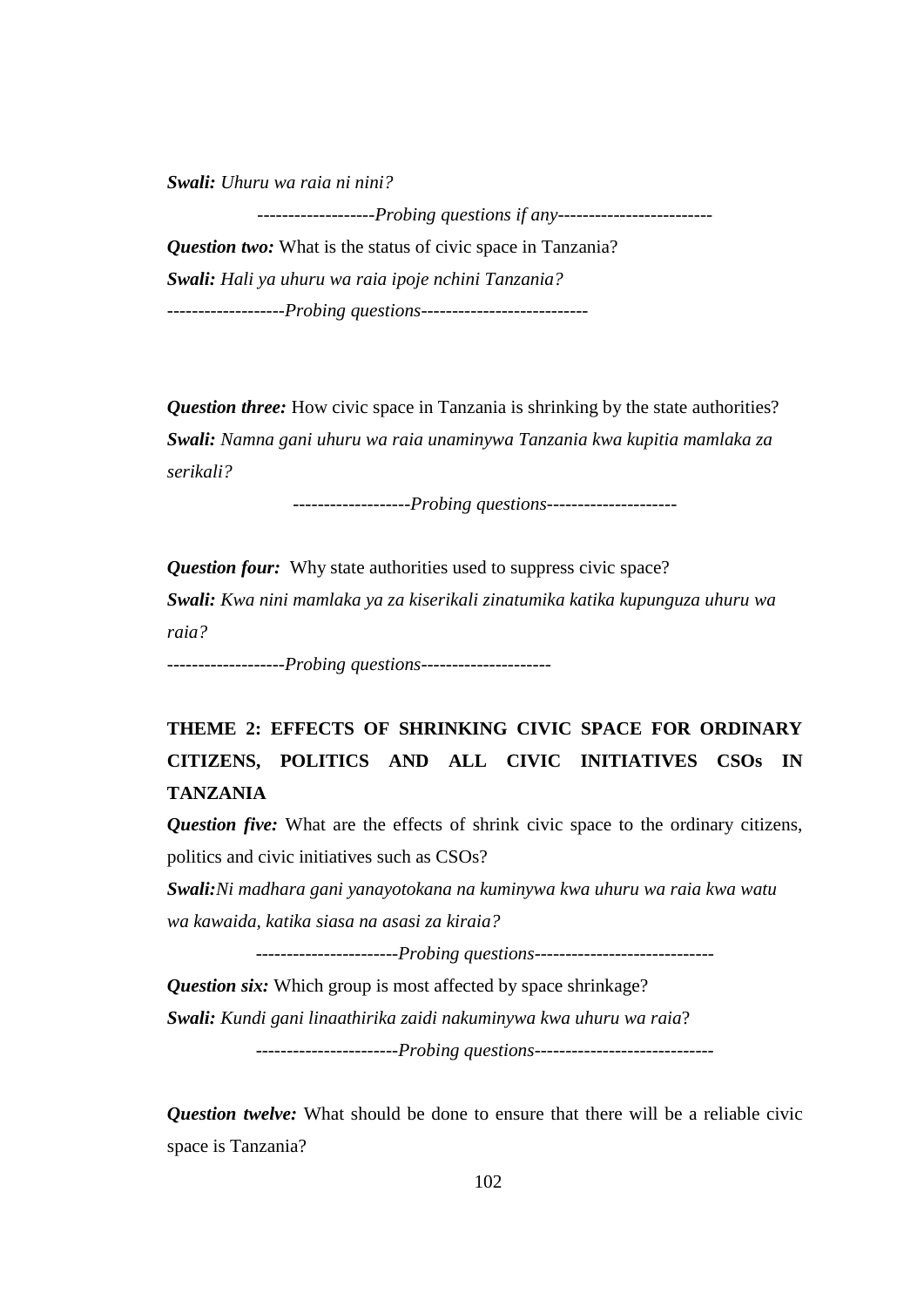***Swali:*** *Uhuru wa raia ni nini?*

-------------------*Probing questions if any*-------------------------

***Question two:*** What is the status of civic space in Tanzania?

***Swali:*** *Hali ya uhuru wa raia ipoje nchini Tanzania?*

-------------------*Probing questions*---------------------------

***Question three:*** How civic space in Tanzania is shrinking by the state authorities?

***Swali:*** *Namna gani uhuru wa raia unaminywa Tanzania kwa kupitia mamlaka za serikali?*

-------------------*Probing questions*---------------------

***Question four:*** Why state authorities used to suppress civic space?

***Swali:*** *Kwa nini mamlaka ya za kiserikali zinatumika katika kupunguza uhuru wa raia?*

-------------------*Probing questions*---------------------

**THEME 2: EFFECTS OF SHRINKING CIVIC SPACE FOR ORDINARY CITIZENS, POLITICS AND ALL CIVIC INITIATIVES CSOs IN TANZANIA**

***Question five:*** What are the effects of shrink civic space to the ordinary citizens, politics and civic initiatives such as CSOs?

***Swali:****Ni madhara gani yanayotokana na kuminywa kwa uhuru wa raia kwa watu wa kawaida, katika siasa na asasi za kiraia?*

----------------------*Probing questions*-----------------------------

***Question six:*** Which group is most affected by space shrinkage?

***Swali:*** *Kundi gani linaathirika zaidi nakuminywa kwa uhuru wa raia*?

----------------------*Probing questions*-----------------------------

***Question twelve:*** What should be done to ensure that there will be a reliable civic space is Tanzania?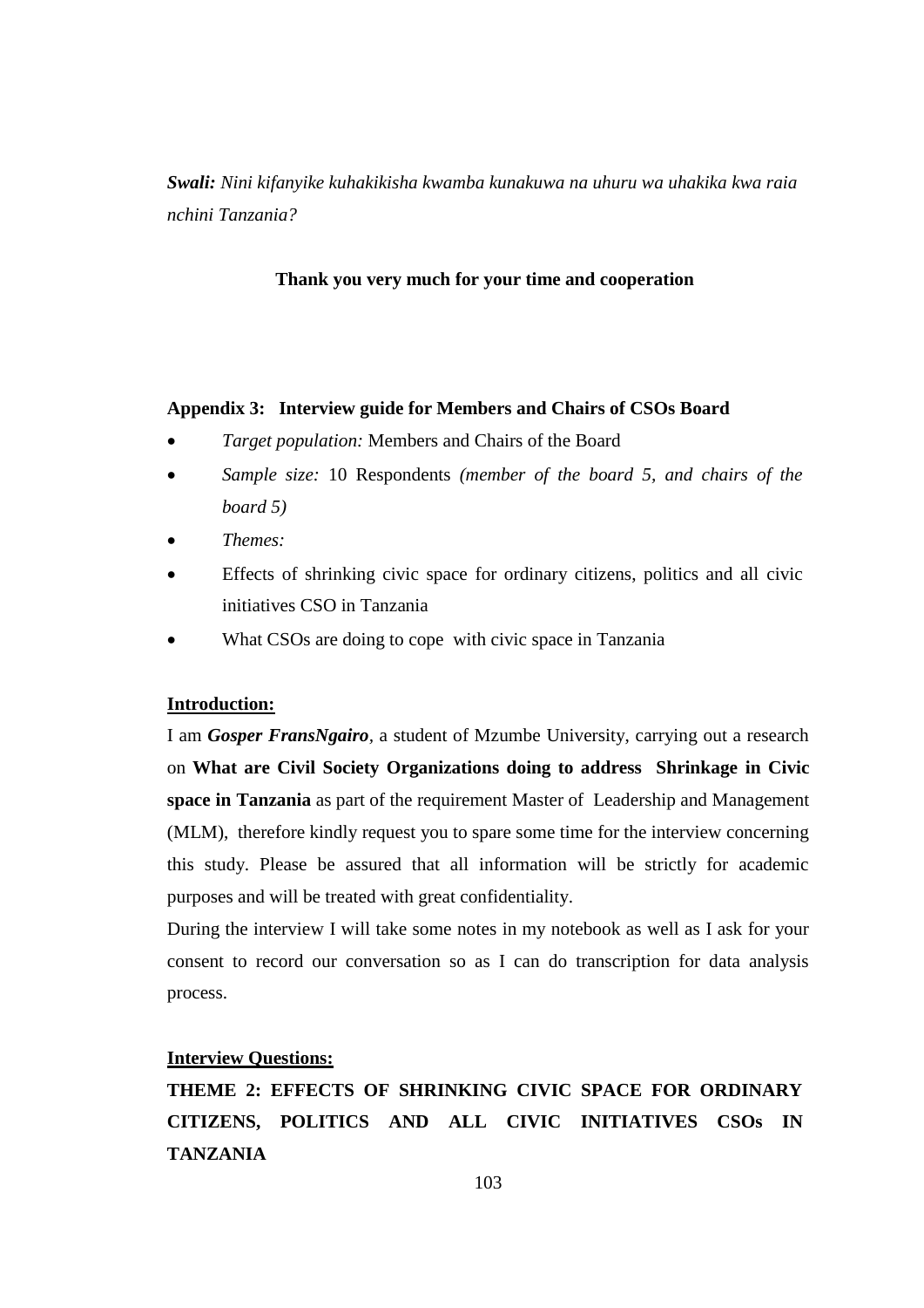***Swali:*** *Nini kifanyike kuhakikisha kwamba kunakuwa na uhuru wa uhakika kwa raia nchini Tanzania?*

**Thank you very much for your time and cooperation**

## Appendix 3: Interview guide for Members and Chairs of CSOs Board

- *Target population:* Members and Chairs of the Board
- *Sample size:* 10 Respondents *(member of the board 5, and chairs of the board 5)*
- *Themes:*
- Effects of shrinking civic space for ordinary citizens, politics and all civic initiatives CSO in Tanzania
- What CSOs are doing to cope with civic space in Tanzania

**Introduction:**

I am ***Gosper FransNgairo***, a student of Mzumbe University, carrying out a research on **What are Civil Society Organizations doing to address Shrinkage in Civic space in Tanzania** as part of the requirement Master of Leadership and Management (MLM), therefore kindly request you to spare some time for the interview concerning this study. Please be assured that all information will be strictly for academic purposes and will be treated with great confidentiality.

During the interview I will take some notes in my notebook as well as I ask for your consent to record our conversation so as I can do transcription for data analysis process.

**Interview Questions:**

**THEME 2: EFFECTS OF SHRINKING CIVIC SPACE FOR ORDINARY CITIZENS, POLITICS AND ALL CIVIC INITIATIVES CSOs IN TANZANIA**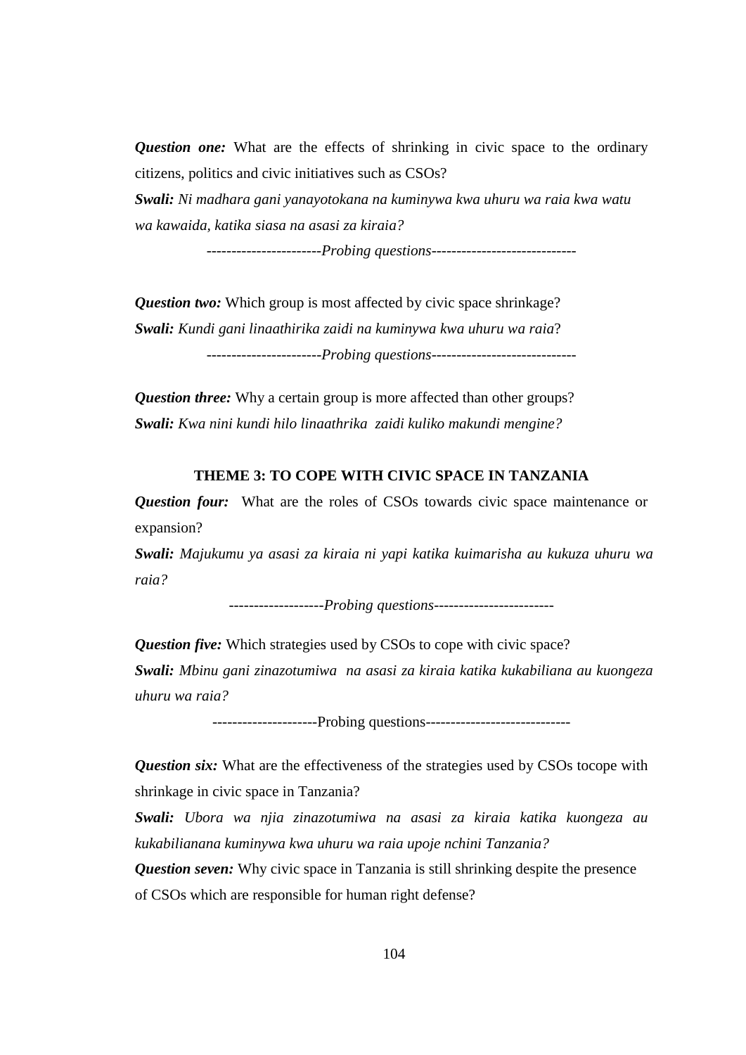***Question one:*** What are the effects of shrinking in civic space to the ordinary citizens, politics and civic initiatives such as CSOs?

***Swali:*** *Ni madhara gani yanayotokana na kuminywa kwa uhuru wa raia kwa watu wa kawaida, katika siasa na asasi za kiraia?*

----------------------*Probing questions*-----------------------------

***Question two:*** Which group is most affected by civic space shrinkage?

***Swali:*** *Kundi gani linaathirika zaidi na kuminywa kwa uhuru wa raia*?

----------------------*Probing questions*-----------------------------

***Question three:*** Why a certain group is more affected than other groups?

***Swali:*** *Kwa nini kundi hilo linaathrika zaidi kuliko makundi mengine?*

**THEME 3: TO COPE WITH CIVIC SPACE IN TANZANIA**

***Question four:*** What are the roles of CSOs towards civic space maintenance or expansion?

***Swali:*** *Majukumu ya asasi za kiraia ni yapi katika kuimarisha au kukuza uhuru wa raia?*

-------------------*Probing questions*------------------------

***Question five:*** Which strategies used by CSOs to cope with civic space?

***Swali:*** *Mbinu gani zinazotumiwa na asasi za kiraia katika kukabiliana au kuongeza uhuru wa raia?*

---------------------Probing questions-----------------------------

***Question six:*** What are the effectiveness of the strategies used by CSOs tocope with shrinkage in civic space in Tanzania?

***Swali:*** *Ubora wa njia zinazotumiwa na asasi za kiraia katika kuongeza au kukabilianana kuminywa kwa uhuru wa raia upoje nchini Tanzania?*

***Question seven:*** Why civic space in Tanzania is still shrinking despite the presence of CSOs which are responsible for human right defense?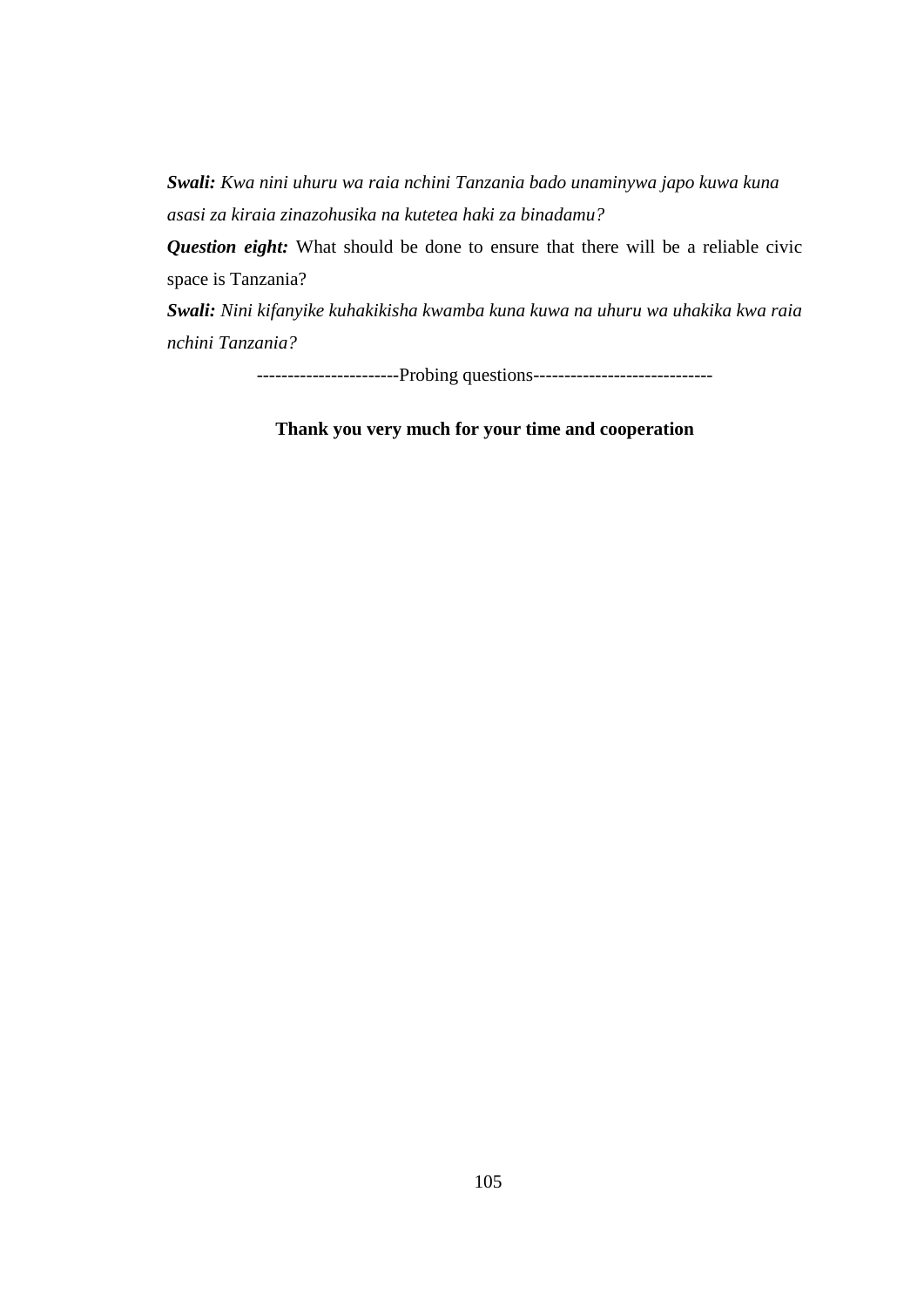***Swali:*** *Kwa nini uhuru wa raia nchini Tanzania bado unaminywa japo kuwa kuna asasi za kiraia zinazohusika na kutetea haki za binadamu?*

***Question eight:*** What should be done to ensure that there will be a reliable civic space is Tanzania?

***Swali:*** *Nini kifanyike kuhakikisha kwamba kuna kuwa na uhuru wa uhakika kwa raia nchini Tanzania?*

----------------------Probing questions----------------------------

**Thank you very much for your time and cooperation**